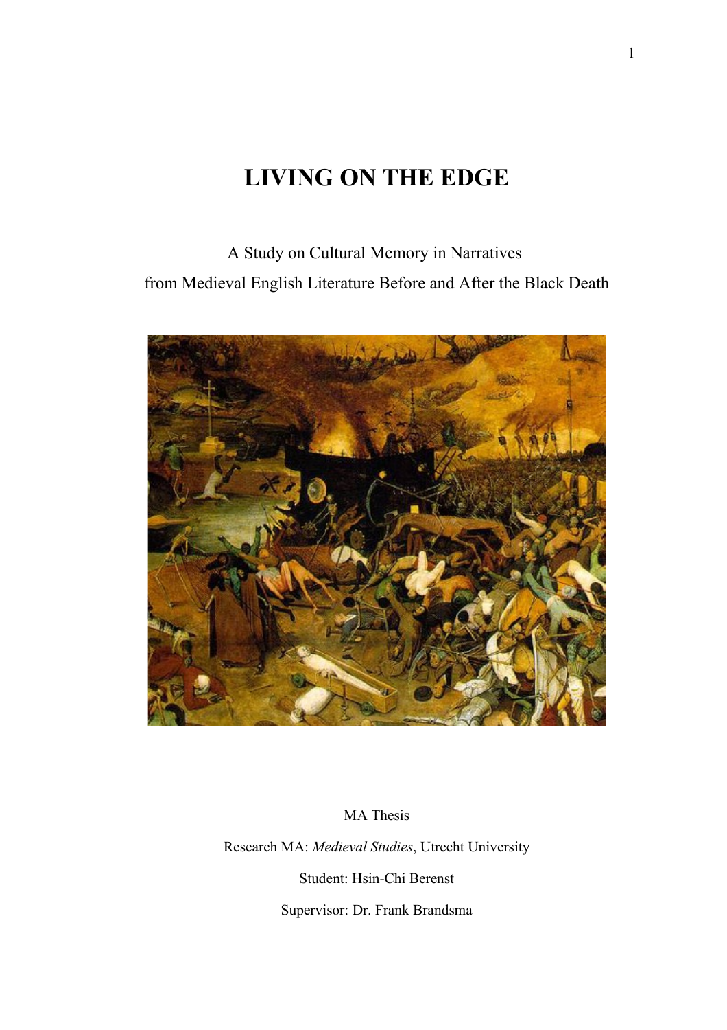# LIVING ON THE EDGE

A Study on Cultural Memory in Narratives
from Medieval English Literature Before and After the Black Death

MA Thesis

Research MA: *Medieval Studies*, Utrecht University

Student: Hsin-Chi Berenst

Supervisor: Dr. Frank Brandsma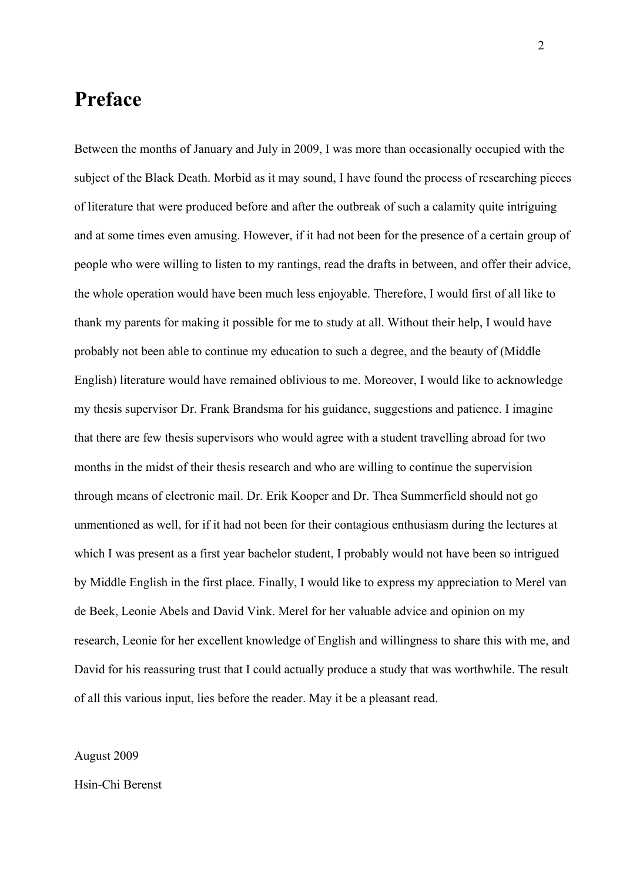# Preface

Between the months of January and July in 2009, I was more than occasionally occupied with the subject of the Black Death. Morbid as it may sound, I have found the process of researching pieces of literature that were produced before and after the outbreak of such a calamity quite intriguing and at some times even amusing. However, if it had not been for the presence of a certain group of people who were willing to listen to my rantings, read the drafts in between, and offer their advice, the whole operation would have been much less enjoyable. Therefore, I would first of all like to thank my parents for making it possible for me to study at all. Without their help, I would have probably not been able to continue my education to such a degree, and the beauty of (Middle English) literature would have remained oblivious to me. Moreover, I would like to acknowledge my thesis supervisor Dr. Frank Brandsma for his guidance, suggestions and patience. I imagine that there are few thesis supervisors who would agree with a student travelling abroad for two months in the midst of their thesis research and who are willing to continue the supervision through means of electronic mail. Dr. Erik Kooper and Dr. Thea Summerfield should not go unmentioned as well, for if it had not been for their contagious enthusiasm during the lectures at which I was present as a first year bachelor student, I probably would not have been so intrigued by Middle English in the first place. Finally, I would like to express my appreciation to Merel van de Beek, Leonie Abels and David Vink. Merel for her valuable advice and opinion on my research, Leonie for her excellent knowledge of English and willingness to share this with me, and David for his reassuring trust that I could actually produce a study that was worthwhile. The result of all this various input, lies before the reader. May it be a pleasant read.

August 2009

Hsin-Chi Berenst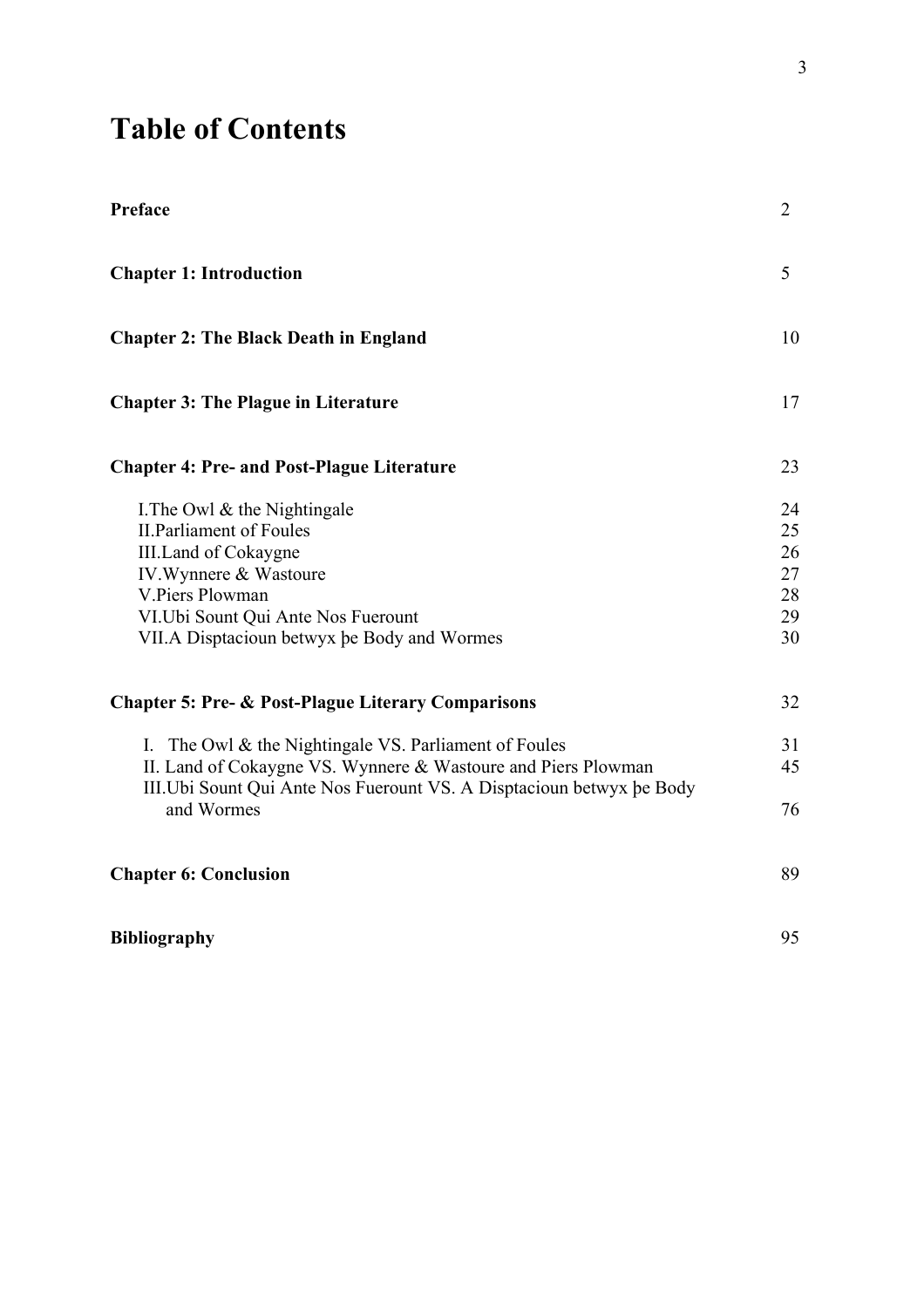# Table of Contents

| | |
|---|---|
| **Preface** | 2 |
| **Chapter 1: Introduction** | 5 |
| **Chapter 2: The Black Death in England** | 10 |
| **Chapter 3: The Plague in Literature** | 17 |
| **Chapter 4: Pre- and Post-Plague Literature** | 23 |
| I.The Owl & the Nightingale | 24 |
| II.Parliament of Foules | 25 |
| III.Land of Cokaygne | 26 |
| IV.Wynnere & Wastoure | 27 |
| V.Piers Plowman | 28 |
| VI.Ubi Sount Qui Ante Nos Fuerount | 29 |
| VII.A Disptacioun betwyx þe Body and Wormes | 30 |
| **Chapter 5: Pre- & Post-Plague Literary Comparisons** | 32 |
| I. The Owl & the Nightingale VS. Parliament of Foules | 31 |
| II. Land of Cokaygne VS. Wynnere & Wastoure and Piers Plowman | 45 |
| III.Ubi Sount Qui Ante Nos Fuerount VS. A Disptacioun betwyx þe Body and Wormes | 76 |
| **Chapter 6: Conclusion** | 89 |
| **Bibliography** | 95 |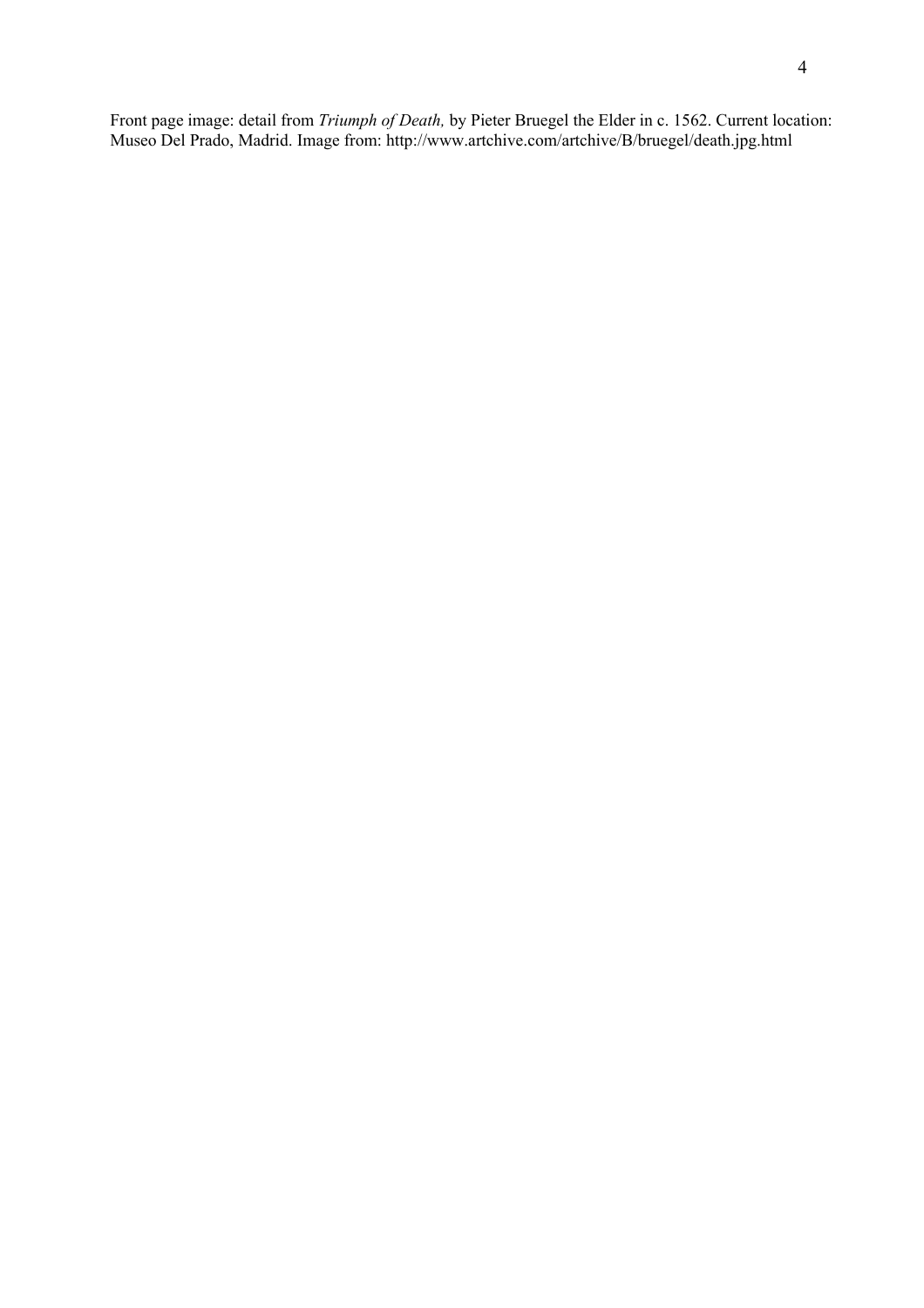Front page image: detail from *Triumph of Death,* by Pieter Bruegel the Elder in c. 1562. Current location: Museo Del Prado, Madrid. Image from: http://www.artchive.com/artchive/B/bruegel/death.jpg.html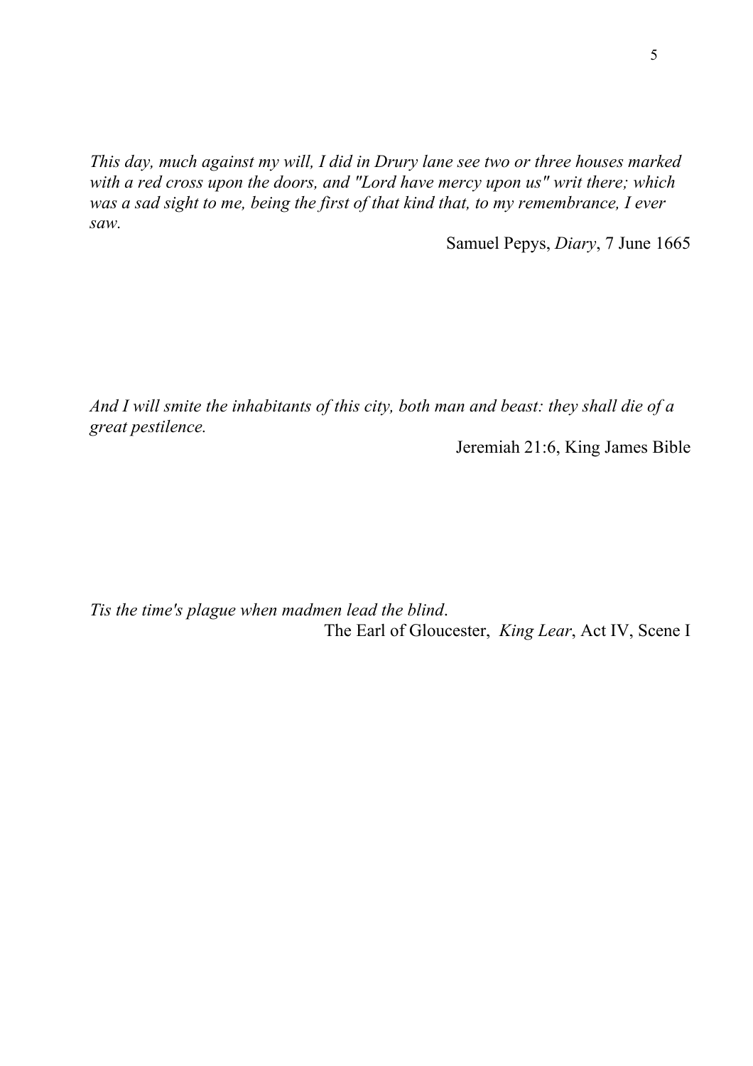*This day, much against my will, I did in Drury lane see two or three houses marked with a red cross upon the doors, and "Lord have mercy upon us" writ there; which was a sad sight to me, being the first of that kind that, to my remembrance, I ever saw.*

Samuel Pepys, *Diary*, 7 June 1665

*And I will smite the inhabitants of this city, both man and beast: they shall die of a great pestilence.*

Jeremiah 21:6, King James Bible

*Tis the time's plague when madmen lead the blind*.

The Earl of Gloucester, *King Lear*, Act IV, Scene I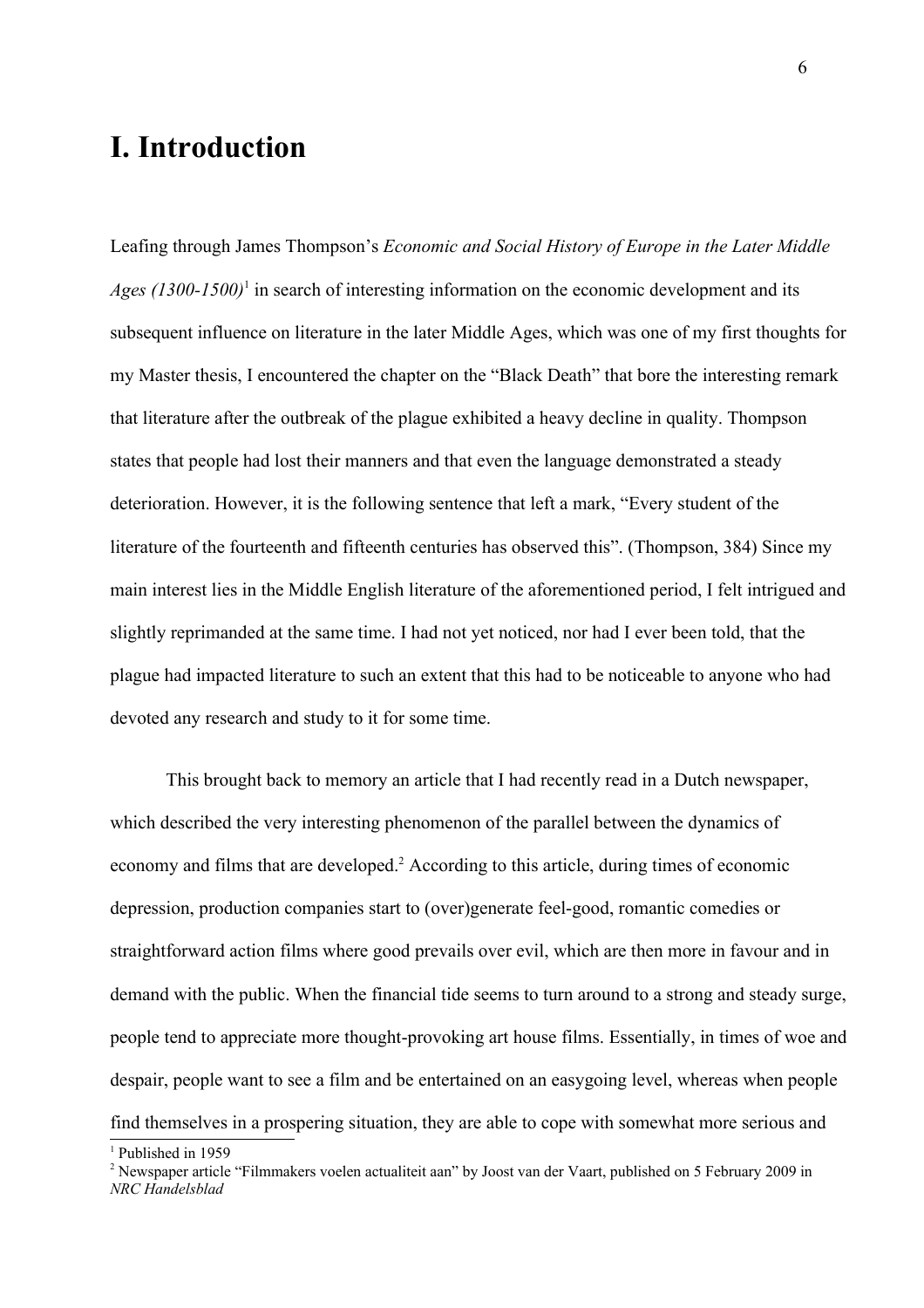# I. Introduction

Leafing through James Thompson's *Economic and Social History of Europe in the Later Middle Ages (1300-1500)*[1] in search of interesting information on the economic development and its subsequent influence on literature in the later Middle Ages, which was one of my first thoughts for my Master thesis, I encountered the chapter on the "Black Death" that bore the interesting remark that literature after the outbreak of the plague exhibited a heavy decline in quality. Thompson states that people had lost their manners and that even the language demonstrated a steady deterioration. However, it is the following sentence that left a mark, "Every student of the literature of the fourteenth and fifteenth centuries has observed this". (Thompson, 384) Since my main interest lies in the Middle English literature of the aforementioned period, I felt intrigued and slightly reprimanded at the same time. I had not yet noticed, nor had I ever been told, that the plague had impacted literature to such an extent that this had to be noticeable to anyone who had devoted any research and study to it for some time.

This brought back to memory an article that I had recently read in a Dutch newspaper, which described the very interesting phenomenon of the parallel between the dynamics of economy and films that are developed.[2] According to this article, during times of economic depression, production companies start to (over)generate feel-good, romantic comedies or straightforward action films where good prevails over evil, which are then more in favour and in demand with the public. When the financial tide seems to turn around to a strong and steady surge, people tend to appreciate more thought-provoking art house films. Essentially, in times of woe and despair, people want to see a film and be entertained on an easygoing level, whereas when people find themselves in a prospering situation, they are able to cope with somewhat more serious and

[1] Published in 1959

[2] Newspaper article "Filmmakers voelen actualiteit aan" by Joost van der Vaart, published on 5 February 2009 in *NRC Handelsblad*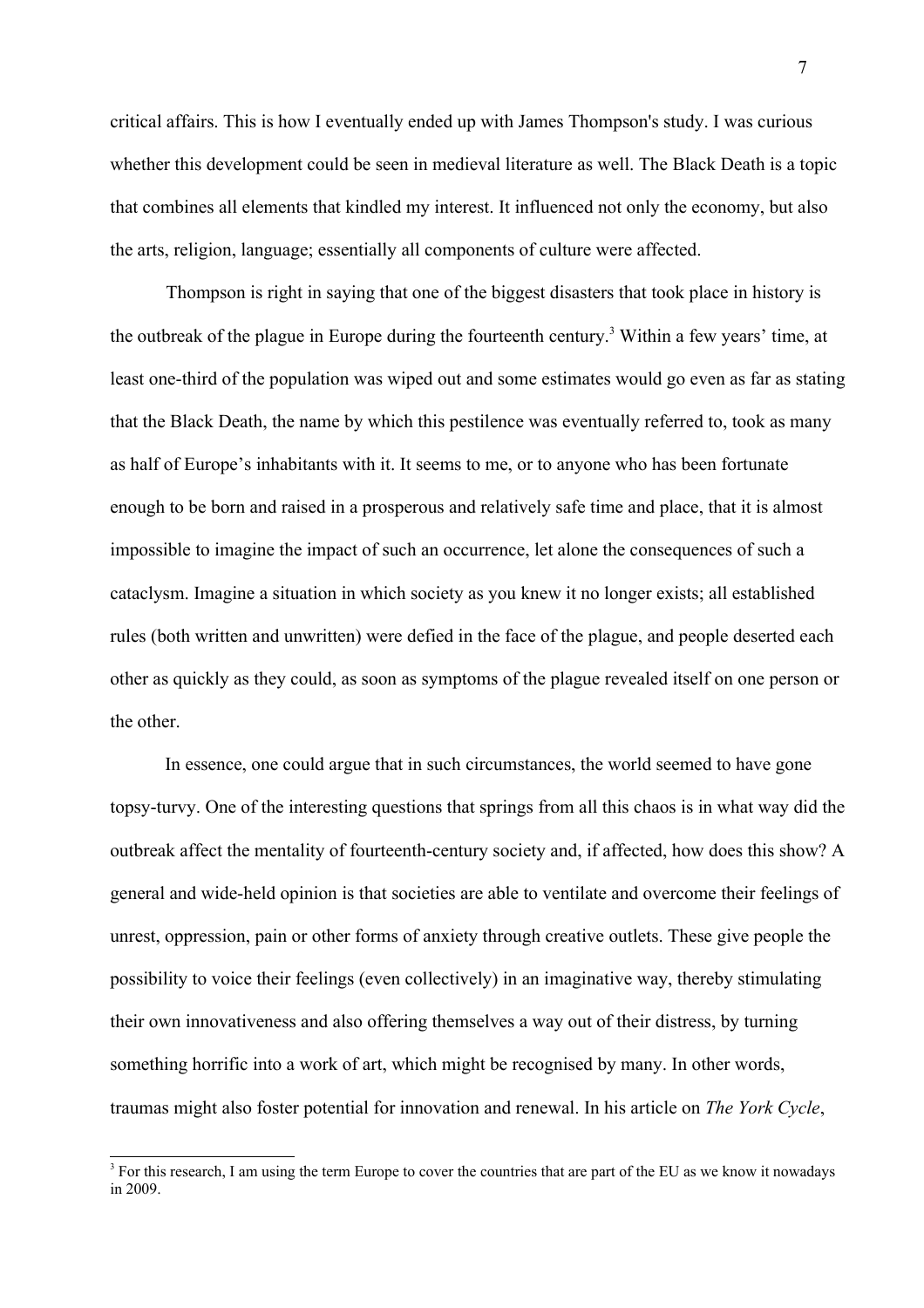critical affairs. This is how I eventually ended up with James Thompson's study. I was curious whether this development could be seen in medieval literature as well. The Black Death is a topic that combines all elements that kindled my interest. It influenced not only the economy, but also the arts, religion, language; essentially all components of culture were affected.

Thompson is right in saying that one of the biggest disasters that took place in history is the outbreak of the plague in Europe during the fourteenth century.[3] Within a few years' time, at least one-third of the population was wiped out and some estimates would go even as far as stating that the Black Death, the name by which this pestilence was eventually referred to, took as many as half of Europe's inhabitants with it. It seems to me, or to anyone who has been fortunate enough to be born and raised in a prosperous and relatively safe time and place, that it is almost impossible to imagine the impact of such an occurrence, let alone the consequences of such a cataclysm. Imagine a situation in which society as you knew it no longer exists; all established rules (both written and unwritten) were defied in the face of the plague, and people deserted each other as quickly as they could, as soon as symptoms of the plague revealed itself on one person or the other.

In essence, one could argue that in such circumstances, the world seemed to have gone topsy-turvy. One of the interesting questions that springs from all this chaos is in what way did the outbreak affect the mentality of fourteenth-century society and, if affected, how does this show? A general and wide-held opinion is that societies are able to ventilate and overcome their feelings of unrest, oppression, pain or other forms of anxiety through creative outlets. These give people the possibility to voice their feelings (even collectively) in an imaginative way, thereby stimulating their own innovativeness and also offering themselves a way out of their distress, by turning something horrific into a work of art, which might be recognised by many. In other words, traumas might also foster potential for innovation and renewal. In his article on *The York Cycle*,

[3] For this research, I am using the term Europe to cover the countries that are part of the EU as we know it nowadays in 2009.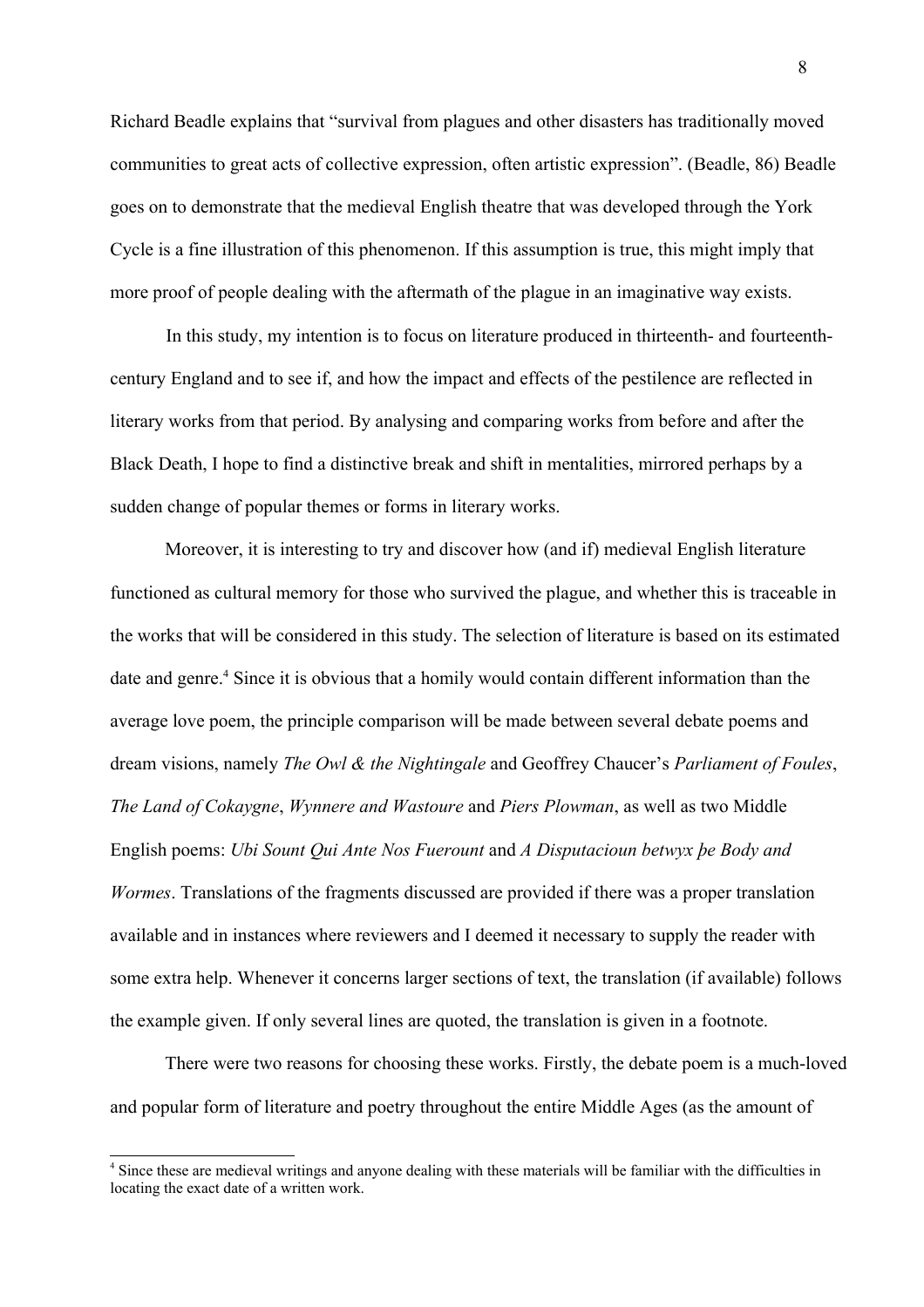Richard Beadle explains that "survival from plagues and other disasters has traditionally moved communities to great acts of collective expression, often artistic expression". (Beadle, 86) Beadle goes on to demonstrate that the medieval English theatre that was developed through the York Cycle is a fine illustration of this phenomenon. If this assumption is true, this might imply that more proof of people dealing with the aftermath of the plague in an imaginative way exists.

In this study, my intention is to focus on literature produced in thirteenth- and fourteenth-century England and to see if, and how the impact and effects of the pestilence are reflected in literary works from that period. By analysing and comparing works from before and after the Black Death, I hope to find a distinctive break and shift in mentalities, mirrored perhaps by a sudden change of popular themes or forms in literary works.

Moreover, it is interesting to try and discover how (and if) medieval English literature functioned as cultural memory for those who survived the plague, and whether this is traceable in the works that will be considered in this study. The selection of literature is based on its estimated date and genre.[4] Since it is obvious that a homily would contain different information than the average love poem, the principle comparison will be made between several debate poems and dream visions, namely *The Owl & the Nightingale* and Geoffrey Chaucer's *Parliament of Foules*, *The Land of Cokaygne*, *Wynnere and Wastoure* and *Piers Plowman*, as well as two Middle English poems: *Ubi Sount Qui Ante Nos Fuerount* and *A Disputacioun betwyx þe Body and Wormes*. Translations of the fragments discussed are provided if there was a proper translation available and in instances where reviewers and I deemed it necessary to supply the reader with some extra help. Whenever it concerns larger sections of text, the translation (if available) follows the example given. If only several lines are quoted, the translation is given in a footnote.

There were two reasons for choosing these works. Firstly, the debate poem is a much-loved and popular form of literature and poetry throughout the entire Middle Ages (as the amount of

[4] Since these are medieval writings and anyone dealing with these materials will be familiar with the difficulties in locating the exact date of a written work.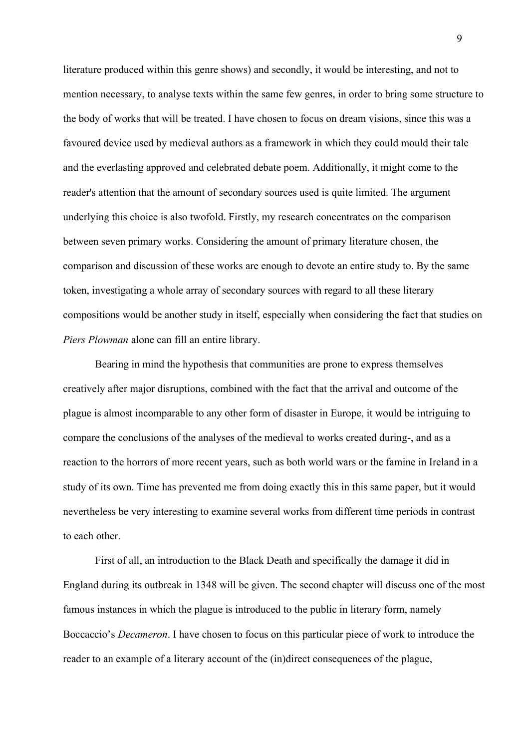literature produced within this genre shows) and secondly, it would be interesting, and not to mention necessary, to analyse texts within the same few genres, in order to bring some structure to the body of works that will be treated. I have chosen to focus on dream visions, since this was a favoured device used by medieval authors as a framework in which they could mould their tale and the everlasting approved and celebrated debate poem. Additionally, it might come to the reader's attention that the amount of secondary sources used is quite limited. The argument underlying this choice is also twofold. Firstly, my research concentrates on the comparison between seven primary works. Considering the amount of primary literature chosen, the comparison and discussion of these works are enough to devote an entire study to. By the same token, investigating a whole array of secondary sources with regard to all these literary compositions would be another study in itself, especially when considering the fact that studies on *Piers Plowman* alone can fill an entire library.

Bearing in mind the hypothesis that communities are prone to express themselves creatively after major disruptions, combined with the fact that the arrival and outcome of the plague is almost incomparable to any other form of disaster in Europe, it would be intriguing to compare the conclusions of the analyses of the medieval to works created during-, and as a reaction to the horrors of more recent years, such as both world wars or the famine in Ireland in a study of its own. Time has prevented me from doing exactly this in this same paper, but it would nevertheless be very interesting to examine several works from different time periods in contrast to each other.

First of all, an introduction to the Black Death and specifically the damage it did in England during its outbreak in 1348 will be given. The second chapter will discuss one of the most famous instances in which the plague is introduced to the public in literary form, namely Boccaccio's *Decameron*. I have chosen to focus on this particular piece of work to introduce the reader to an example of a literary account of the (in)direct consequences of the plague,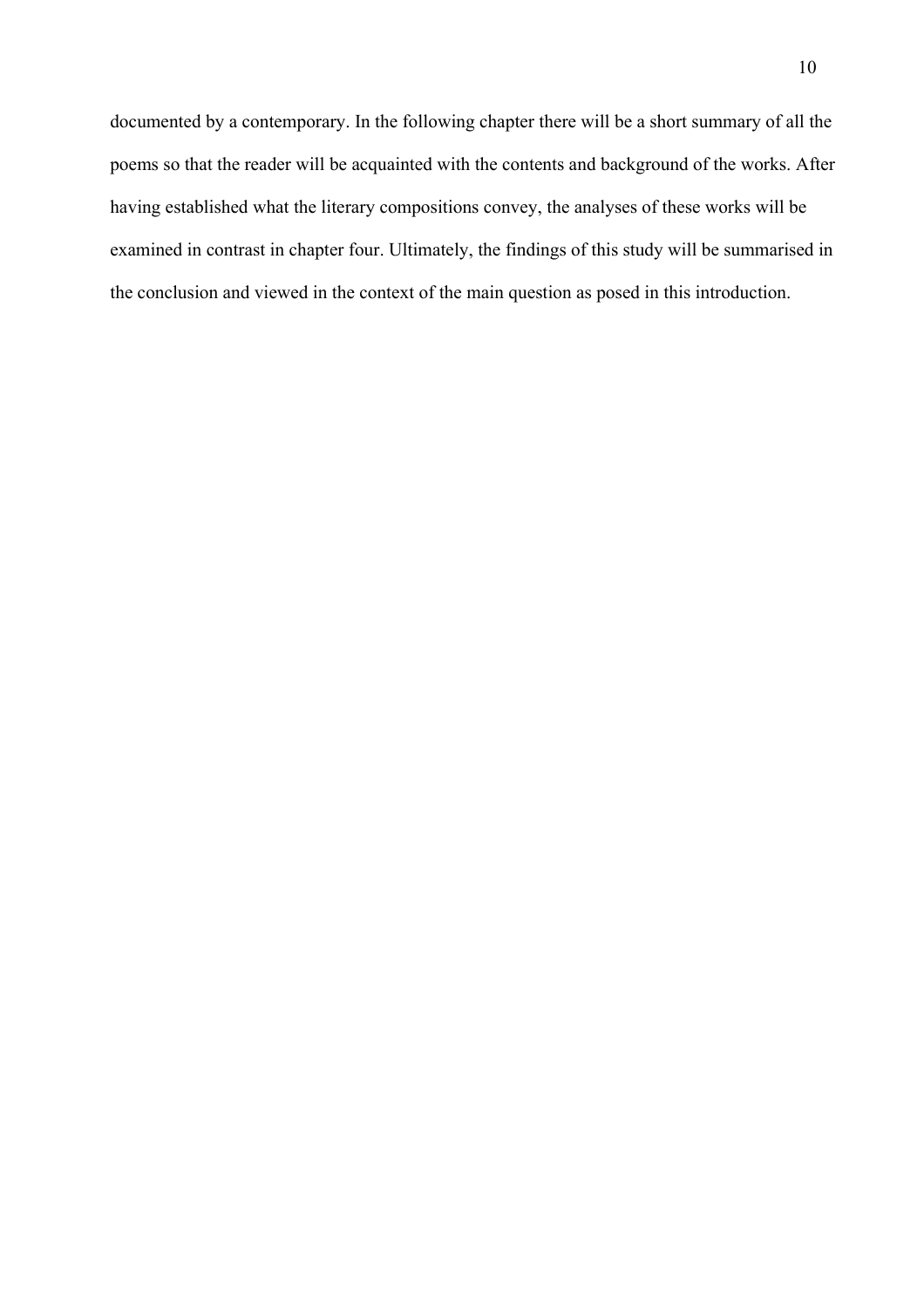documented by a contemporary. In the following chapter there will be a short summary of all the poems so that the reader will be acquainted with the contents and background of the works. After having established what the literary compositions convey, the analyses of these works will be examined in contrast in chapter four. Ultimately, the findings of this study will be summarised in the conclusion and viewed in the context of the main question as posed in this introduction.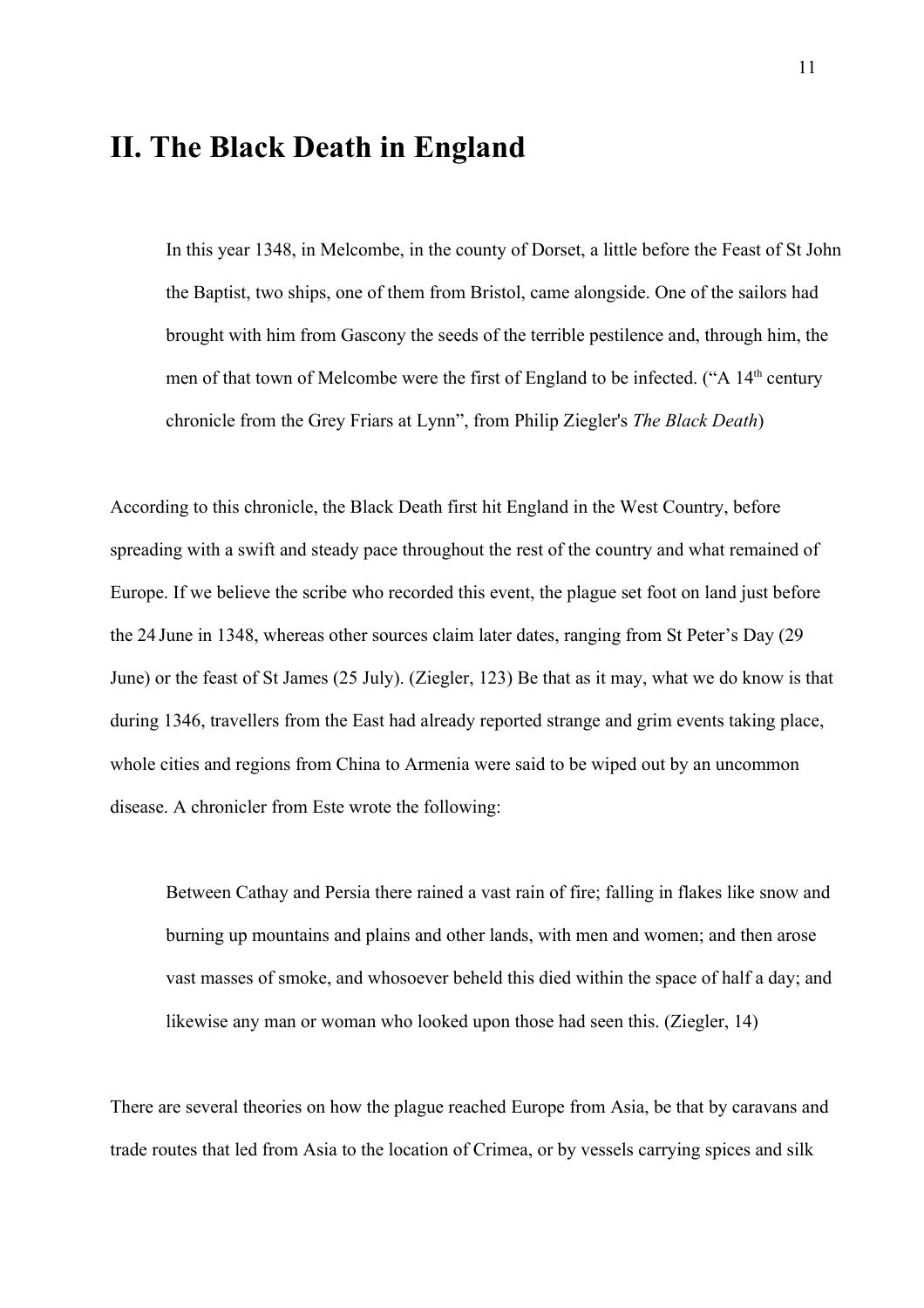# II. The Black Death in England

> In this year 1348, in Melcombe, in the county of Dorset, a little before the Feast of St John the Baptist, two ships, one of them from Bristol, came alongside. One of the sailors had brought with him from Gascony the seeds of the terrible pestilence and, through him, the men of that town of Melcombe were the first of England to be infected. ("A 14th century chronicle from the Grey Friars at Lynn", from Philip Ziegler's *The Black Death*)

According to this chronicle, the Black Death first hit England in the West Country, before spreading with a swift and steady pace throughout the rest of the country and what remained of Europe. If we believe the scribe who recorded this event, the plague set foot on land just before the 24 June in 1348, whereas other sources claim later dates, ranging from St Peter's Day (29 June) or the feast of St James (25 July). (Ziegler, 123) Be that as it may, what we do know is that during 1346, travellers from the East had already reported strange and grim events taking place, whole cities and regions from China to Armenia were said to be wiped out by an uncommon disease. A chronicler from Este wrote the following:

> Between Cathay and Persia there rained a vast rain of fire; falling in flakes like snow and burning up mountains and plains and other lands, with men and women; and then arose vast masses of smoke, and whosoever beheld this died within the space of half a day; and likewise any man or woman who looked upon those had seen this. (Ziegler, 14)

There are several theories on how the plague reached Europe from Asia, be that by caravans and trade routes that led from Asia to the location of Crimea, or by vessels carrying spices and silk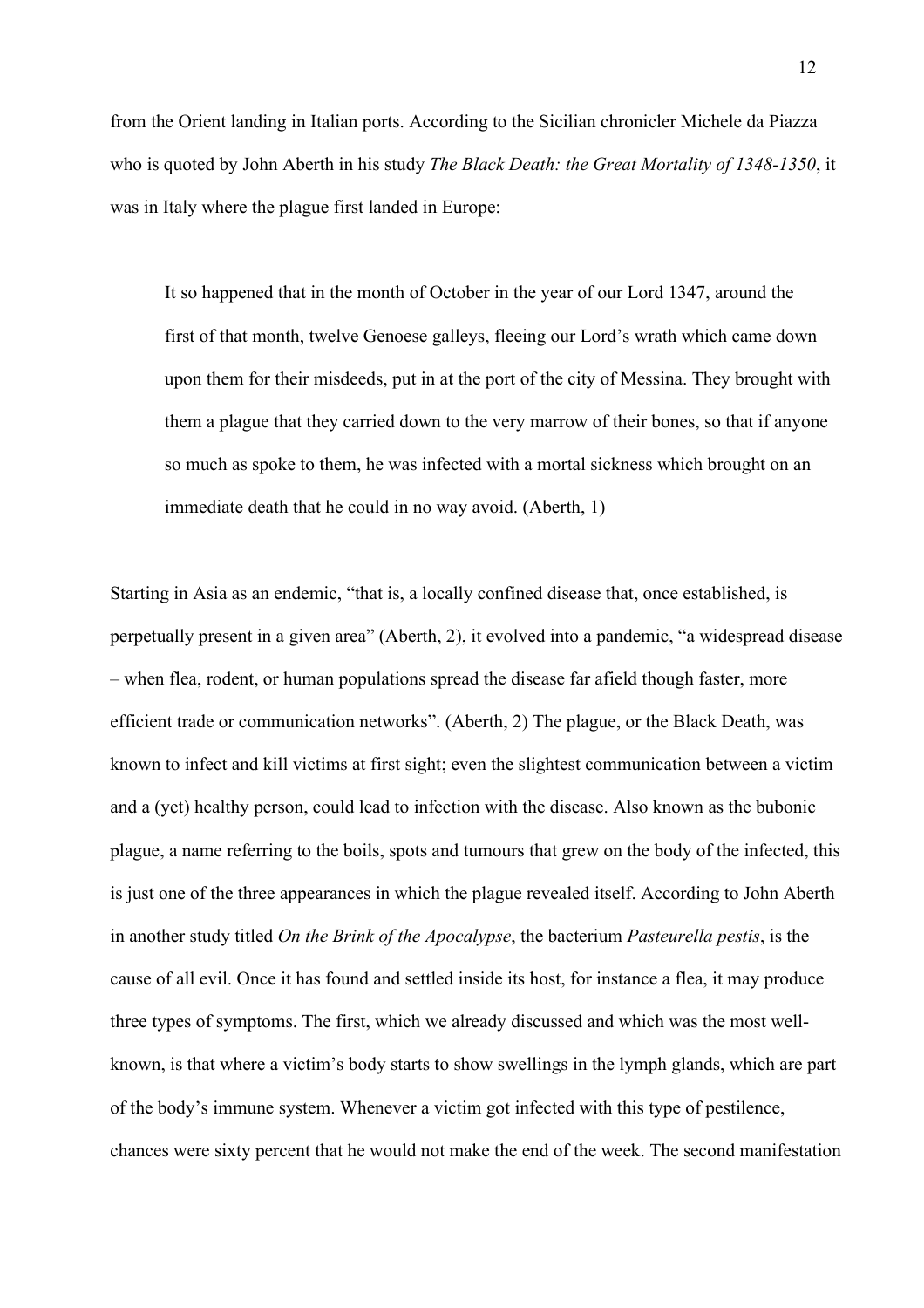from the Orient landing in Italian ports. According to the Sicilian chronicler Michele da Piazza who is quoted by John Aberth in his study *The Black Death: the Great Mortality of 1348-1350*, it was in Italy where the plague first landed in Europe:

> It so happened that in the month of October in the year of our Lord 1347, around the first of that month, twelve Genoese galleys, fleeing our Lord's wrath which came down upon them for their misdeeds, put in at the port of the city of Messina. They brought with them a plague that they carried down to the very marrow of their bones, so that if anyone so much as spoke to them, he was infected with a mortal sickness which brought on an immediate death that he could in no way avoid. (Aberth, 1)

Starting in Asia as an endemic, "that is, a locally confined disease that, once established, is perpetually present in a given area" (Aberth, 2), it evolved into a pandemic, "a widespread disease – when flea, rodent, or human populations spread the disease far afield though faster, more efficient trade or communication networks". (Aberth, 2) The plague, or the Black Death, was known to infect and kill victims at first sight; even the slightest communication between a victim and a (yet) healthy person, could lead to infection with the disease. Also known as the bubonic plague, a name referring to the boils, spots and tumours that grew on the body of the infected, this is just one of the three appearances in which the plague revealed itself. According to John Aberth in another study titled *On the Brink of the Apocalypse*, the bacterium *Pasteurella pestis*, is the cause of all evil. Once it has found and settled inside its host, for instance a flea, it may produce three types of symptoms. The first, which we already discussed and which was the most well-known, is that where a victim's body starts to show swellings in the lymph glands, which are part of the body's immune system. Whenever a victim got infected with this type of pestilence, chances were sixty percent that he would not make the end of the week. The second manifestation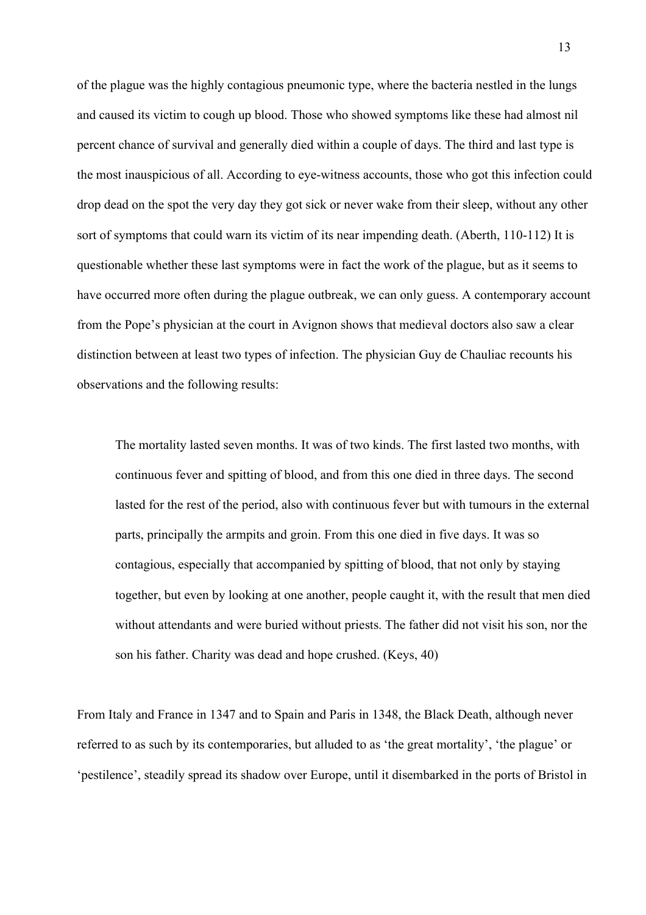of the plague was the highly contagious pneumonic type, where the bacteria nestled in the lungs and caused its victim to cough up blood. Those who showed symptoms like these had almost nil percent chance of survival and generally died within a couple of days. The third and last type is the most inauspicious of all. According to eye-witness accounts, those who got this infection could drop dead on the spot the very day they got sick or never wake from their sleep, without any other sort of symptoms that could warn its victim of its near impending death. (Aberth, 110-112) It is questionable whether these last symptoms were in fact the work of the plague, but as it seems to have occurred more often during the plague outbreak, we can only guess. A contemporary account from the Pope's physician at the court in Avignon shows that medieval doctors also saw a clear distinction between at least two types of infection. The physician Guy de Chauliac recounts his observations and the following results:

> The mortality lasted seven months. It was of two kinds. The first lasted two months, with continuous fever and spitting of blood, and from this one died in three days. The second lasted for the rest of the period, also with continuous fever but with tumours in the external parts, principally the armpits and groin. From this one died in five days. It was so contagious, especially that accompanied by spitting of blood, that not only by staying together, but even by looking at one another, people caught it, with the result that men died without attendants and were buried without priests. The father did not visit his son, nor the son his father. Charity was dead and hope crushed. (Keys, 40)

From Italy and France in 1347 and to Spain and Paris in 1348, the Black Death, although never referred to as such by its contemporaries, but alluded to as 'the great mortality', 'the plague' or 'pestilence', steadily spread its shadow over Europe, until it disembarked in the ports of Bristol in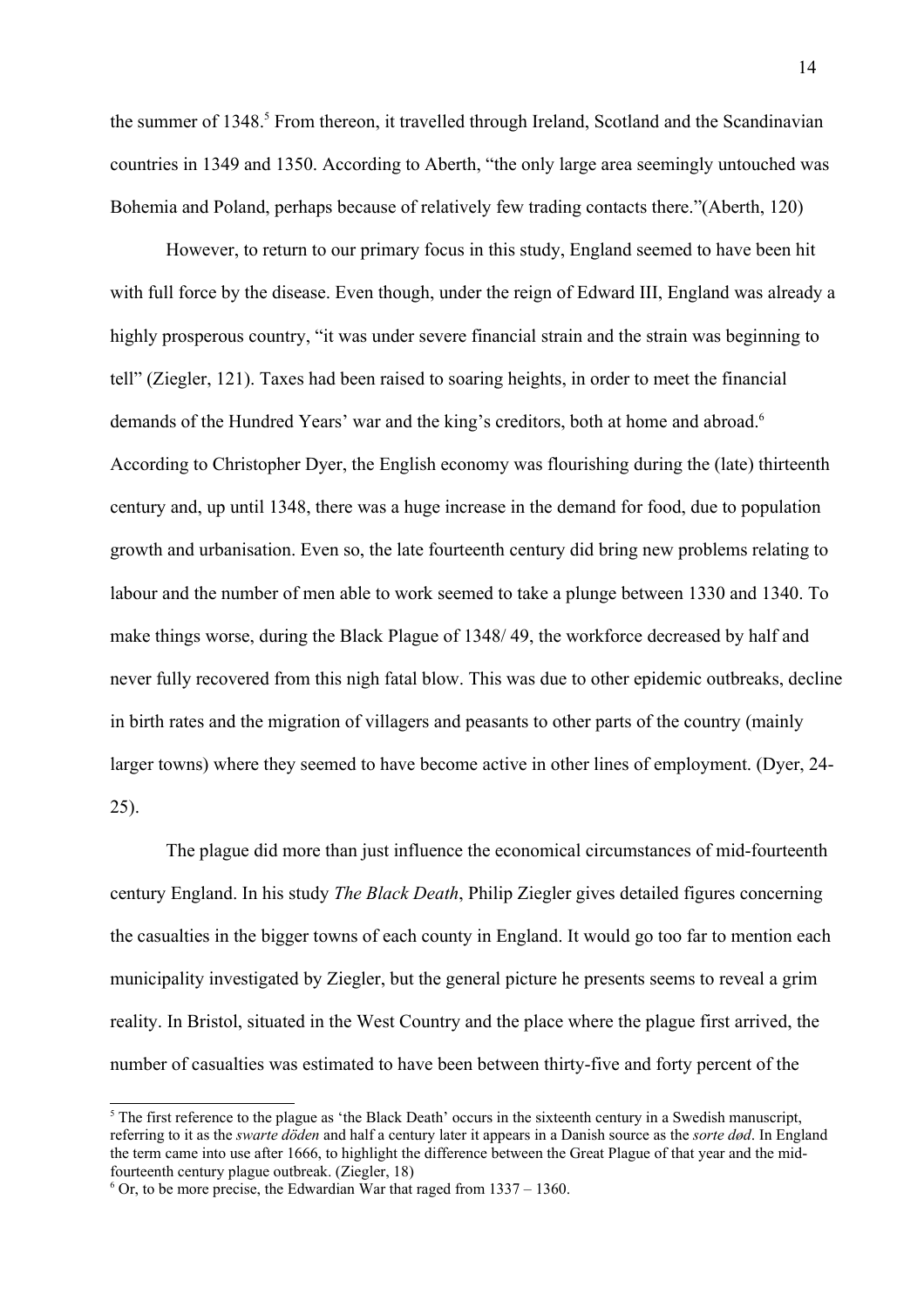the summer of 1348.[5] From thereon, it travelled through Ireland, Scotland and the Scandinavian countries in 1349 and 1350. According to Aberth, "the only large area seemingly untouched was Bohemia and Poland, perhaps because of relatively few trading contacts there."(Aberth, 120)

However, to return to our primary focus in this study, England seemed to have been hit with full force by the disease. Even though, under the reign of Edward III, England was already a highly prosperous country, "it was under severe financial strain and the strain was beginning to tell" (Ziegler, 121). Taxes had been raised to soaring heights, in order to meet the financial demands of the Hundred Years' war and the king's creditors, both at home and abroad.[6] According to Christopher Dyer, the English economy was flourishing during the (late) thirteenth century and, up until 1348, there was a huge increase in the demand for food, due to population growth and urbanisation. Even so, the late fourteenth century did bring new problems relating to labour and the number of men able to work seemed to take a plunge between 1330 and 1340. To make things worse, during the Black Plague of 1348/ 49, the workforce decreased by half and never fully recovered from this nigh fatal blow. This was due to other epidemic outbreaks, decline in birth rates and the migration of villagers and peasants to other parts of the country (mainly larger towns) where they seemed to have become active in other lines of employment. (Dyer, 24-25).

The plague did more than just influence the economical circumstances of mid-fourteenth century England. In his study *The Black Death*, Philip Ziegler gives detailed figures concerning the casualties in the bigger towns of each county in England. It would go too far to mention each municipality investigated by Ziegler, but the general picture he presents seems to reveal a grim reality. In Bristol, situated in the West Country and the place where the plague first arrived, the number of casualties was estimated to have been between thirty-five and forty percent of the

[5] The first reference to the plague as 'the Black Death' occurs in the sixteenth century in a Swedish manuscript, referring to it as the *swarte döden* and half a century later it appears in a Danish source as the *sorte død*. In England the term came into use after 1666, to highlight the difference between the Great Plague of that year and the mid-fourteenth century plague outbreak. (Ziegler, 18)

[6] Or, to be more precise, the Edwardian War that raged from 1337 – 1360.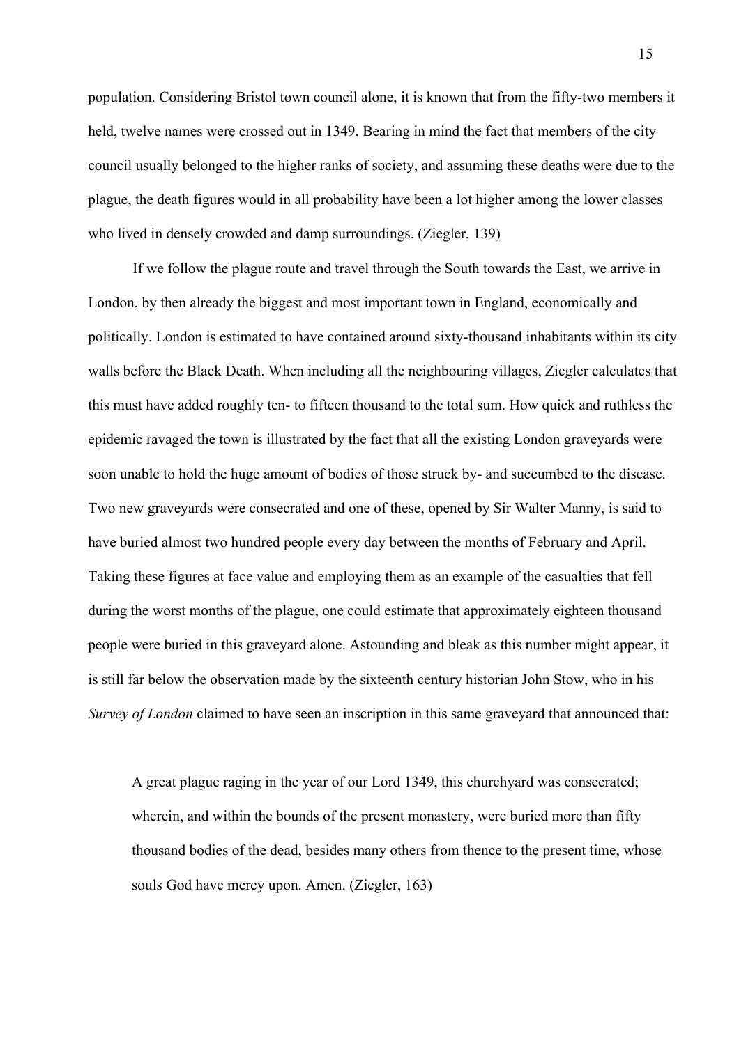population. Considering Bristol town council alone, it is known that from the fifty-two members it held, twelve names were crossed out in 1349. Bearing in mind the fact that members of the city council usually belonged to the higher ranks of society, and assuming these deaths were due to the plague, the death figures would in all probability have been a lot higher among the lower classes who lived in densely crowded and damp surroundings. (Ziegler, 139)

If we follow the plague route and travel through the South towards the East, we arrive in London, by then already the biggest and most important town in England, economically and politically. London is estimated to have contained around sixty-thousand inhabitants within its city walls before the Black Death. When including all the neighbouring villages, Ziegler calculates that this must have added roughly ten- to fifteen thousand to the total sum. How quick and ruthless the epidemic ravaged the town is illustrated by the fact that all the existing London graveyards were soon unable to hold the huge amount of bodies of those struck by- and succumbed to the disease. Two new graveyards were consecrated and one of these, opened by Sir Walter Manny, is said to have buried almost two hundred people every day between the months of February and April. Taking these figures at face value and employing them as an example of the casualties that fell during the worst months of the plague, one could estimate that approximately eighteen thousand people were buried in this graveyard alone. Astounding and bleak as this number might appear, it is still far below the observation made by the sixteenth century historian John Stow, who in his *Survey of London* claimed to have seen an inscription in this same graveyard that announced that:

> A great plague raging in the year of our Lord 1349, this churchyard was consecrated; wherein, and within the bounds of the present monastery, were buried more than fifty thousand bodies of the dead, besides many others from thence to the present time, whose souls God have mercy upon. Amen. (Ziegler, 163)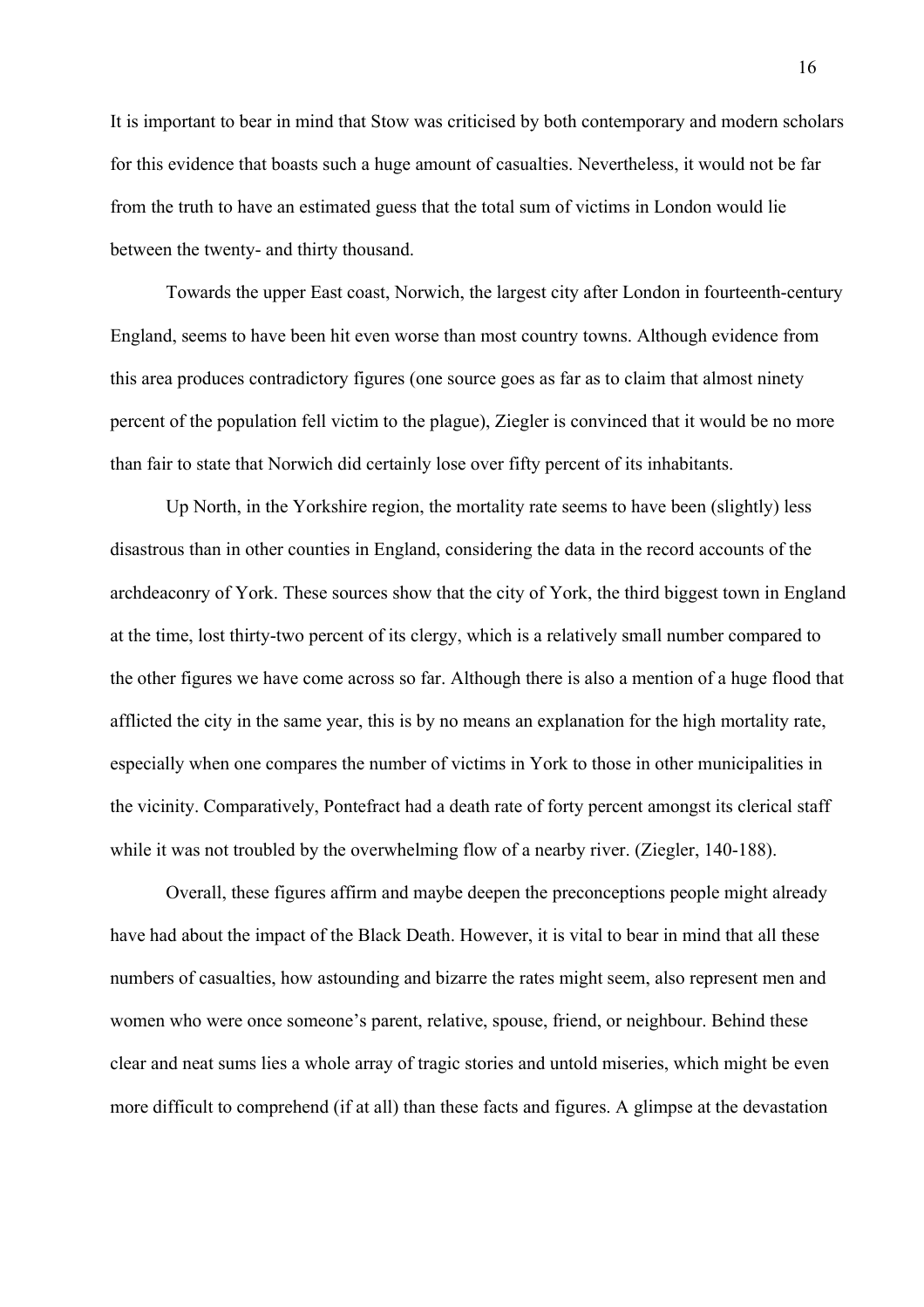It is important to bear in mind that Stow was criticised by both contemporary and modern scholars for this evidence that boasts such a huge amount of casualties. Nevertheless, it would not be far from the truth to have an estimated guess that the total sum of victims in London would lie between the twenty- and thirty thousand.

Towards the upper East coast, Norwich, the largest city after London in fourteenth-century England, seems to have been hit even worse than most country towns. Although evidence from this area produces contradictory figures (one source goes as far as to claim that almost ninety percent of the population fell victim to the plague), Ziegler is convinced that it would be no more than fair to state that Norwich did certainly lose over fifty percent of its inhabitants.

Up North, in the Yorkshire region, the mortality rate seems to have been (slightly) less disastrous than in other counties in England, considering the data in the record accounts of the archdeaconry of York. These sources show that the city of York, the third biggest town in England at the time, lost thirty-two percent of its clergy, which is a relatively small number compared to the other figures we have come across so far. Although there is also a mention of a huge flood that afflicted the city in the same year, this is by no means an explanation for the high mortality rate, especially when one compares the number of victims in York to those in other municipalities in the vicinity. Comparatively, Pontefract had a death rate of forty percent amongst its clerical staff while it was not troubled by the overwhelming flow of a nearby river. (Ziegler, 140-188).

Overall, these figures affirm and maybe deepen the preconceptions people might already have had about the impact of the Black Death. However, it is vital to bear in mind that all these numbers of casualties, how astounding and bizarre the rates might seem, also represent men and women who were once someone's parent, relative, spouse, friend, or neighbour. Behind these clear and neat sums lies a whole array of tragic stories and untold miseries, which might be even more difficult to comprehend (if at all) than these facts and figures. A glimpse at the devastation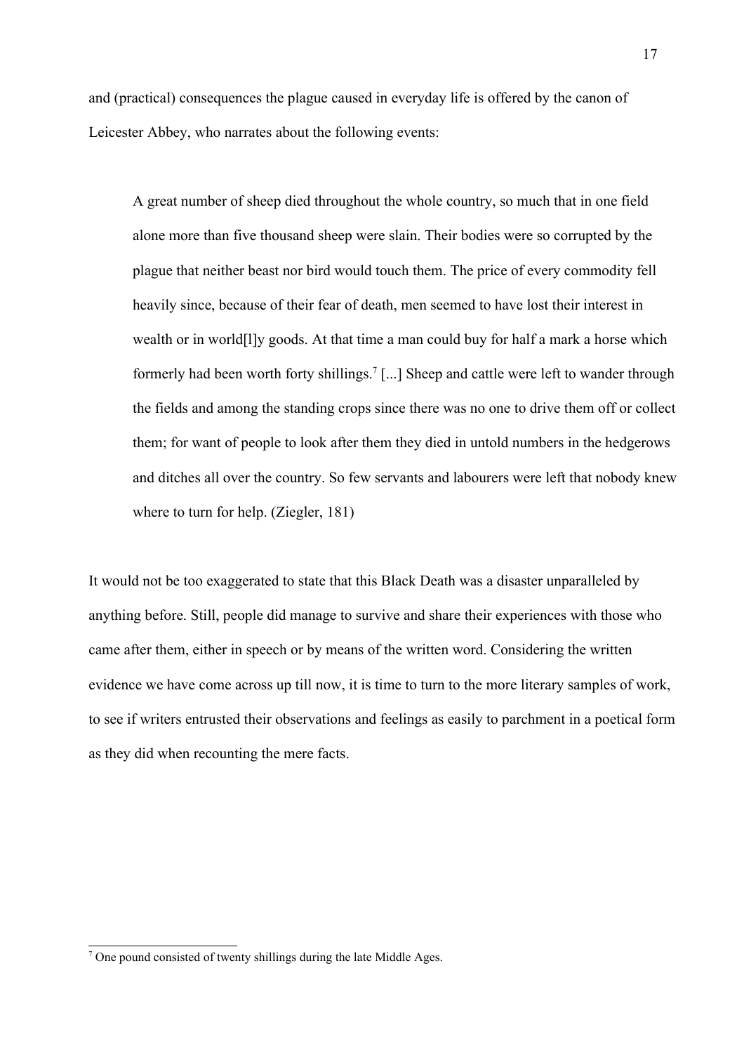and (practical) consequences the plague caused in everyday life is offered by the canon of Leicester Abbey, who narrates about the following events:

> A great number of sheep died throughout the whole country, so much that in one field alone more than five thousand sheep were slain. Their bodies were so corrupted by the plague that neither beast nor bird would touch them. The price of every commodity fell heavily since, because of their fear of death, men seemed to have lost their interest in wealth or in world[l]y goods. At that time a man could buy for half a mark a horse which formerly had been worth forty shillings.[7] [...] Sheep and cattle were left to wander through the fields and among the standing crops since there was no one to drive them off or collect them; for want of people to look after them they died in untold numbers in the hedgerows and ditches all over the country. So few servants and labourers were left that nobody knew where to turn for help. (Ziegler, 181)

It would not be too exaggerated to state that this Black Death was a disaster unparalleled by anything before. Still, people did manage to survive and share their experiences with those who came after them, either in speech or by means of the written word. Considering the written evidence we have come across up till now, it is time to turn to the more literary samples of work, to see if writers entrusted their observations and feelings as easily to parchment in a poetical form as they did when recounting the mere facts.

---

[7] One pound consisted of twenty shillings during the late Middle Ages.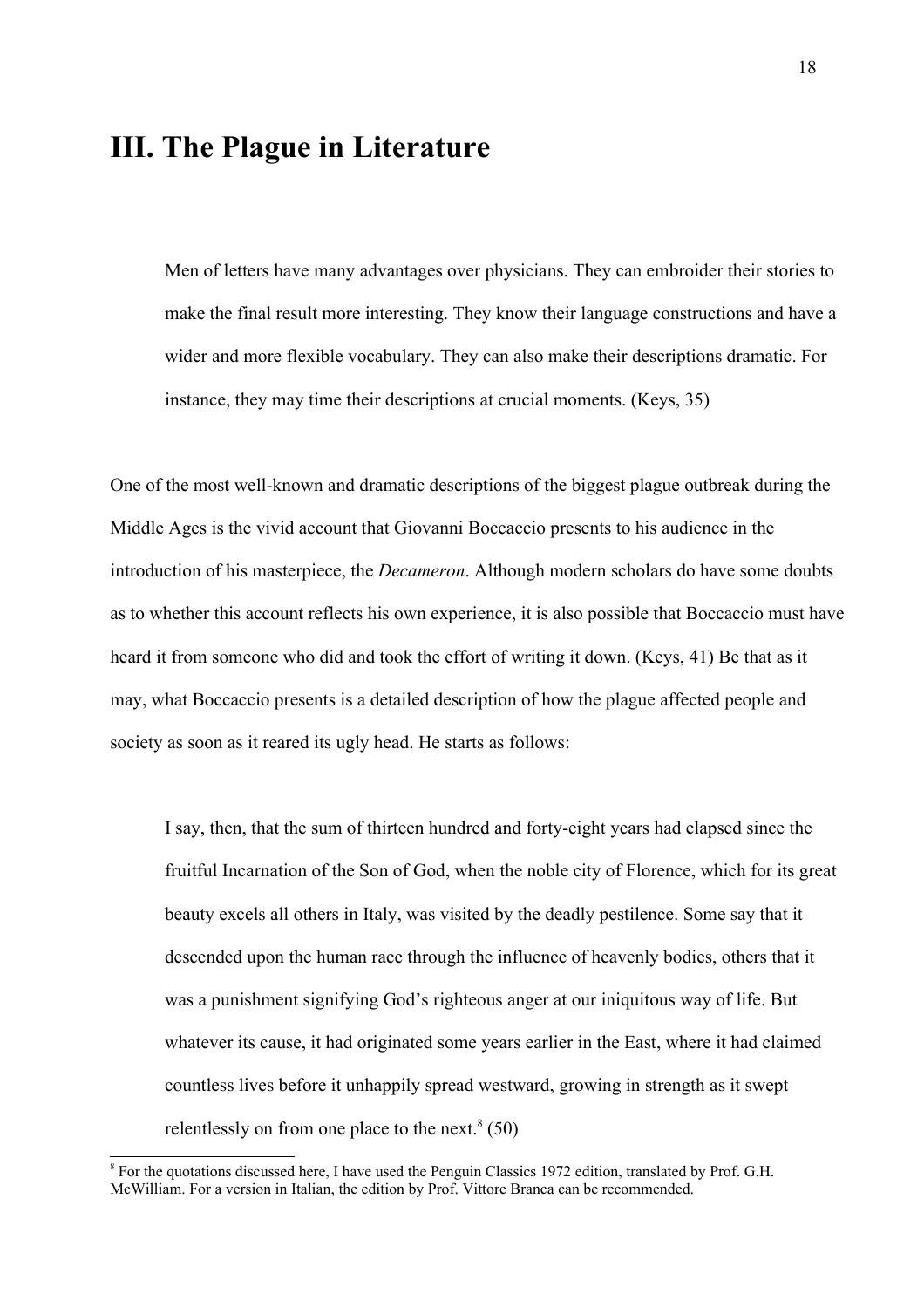# III. The Plague in Literature

> Men of letters have many advantages over physicians. They can embroider their stories to make the final result more interesting. They know their language constructions and have a wider and more flexible vocabulary. They can also make their descriptions dramatic. For instance, they may time their descriptions at crucial moments. (Keys, 35)

One of the most well-known and dramatic descriptions of the biggest plague outbreak during the Middle Ages is the vivid account that Giovanni Boccaccio presents to his audience in the introduction of his masterpiece, the *Decameron*. Although modern scholars do have some doubts as to whether this account reflects his own experience, it is also possible that Boccaccio must have heard it from someone who did and took the effort of writing it down. (Keys, 41) Be that as it may, what Boccaccio presents is a detailed description of how the plague affected people and society as soon as it reared its ugly head. He starts as follows:

> I say, then, that the sum of thirteen hundred and forty-eight years had elapsed since the fruitful Incarnation of the Son of God, when the noble city of Florence, which for its great beauty excels all others in Italy, was visited by the deadly pestilence. Some say that it descended upon the human race through the influence of heavenly bodies, others that it was a punishment signifying God's righteous anger at our iniquitous way of life. But whatever its cause, it had originated some years earlier in the East, where it had claimed countless lives before it unhappily spread westward, growing in strength as it swept relentlessly on from one place to the next.[8] (50)

[8] For the quotations discussed here, I have used the Penguin Classics 1972 edition, translated by Prof. G.H. McWilliam. For a version in Italian, the edition by Prof. Vittore Branca can be recommended.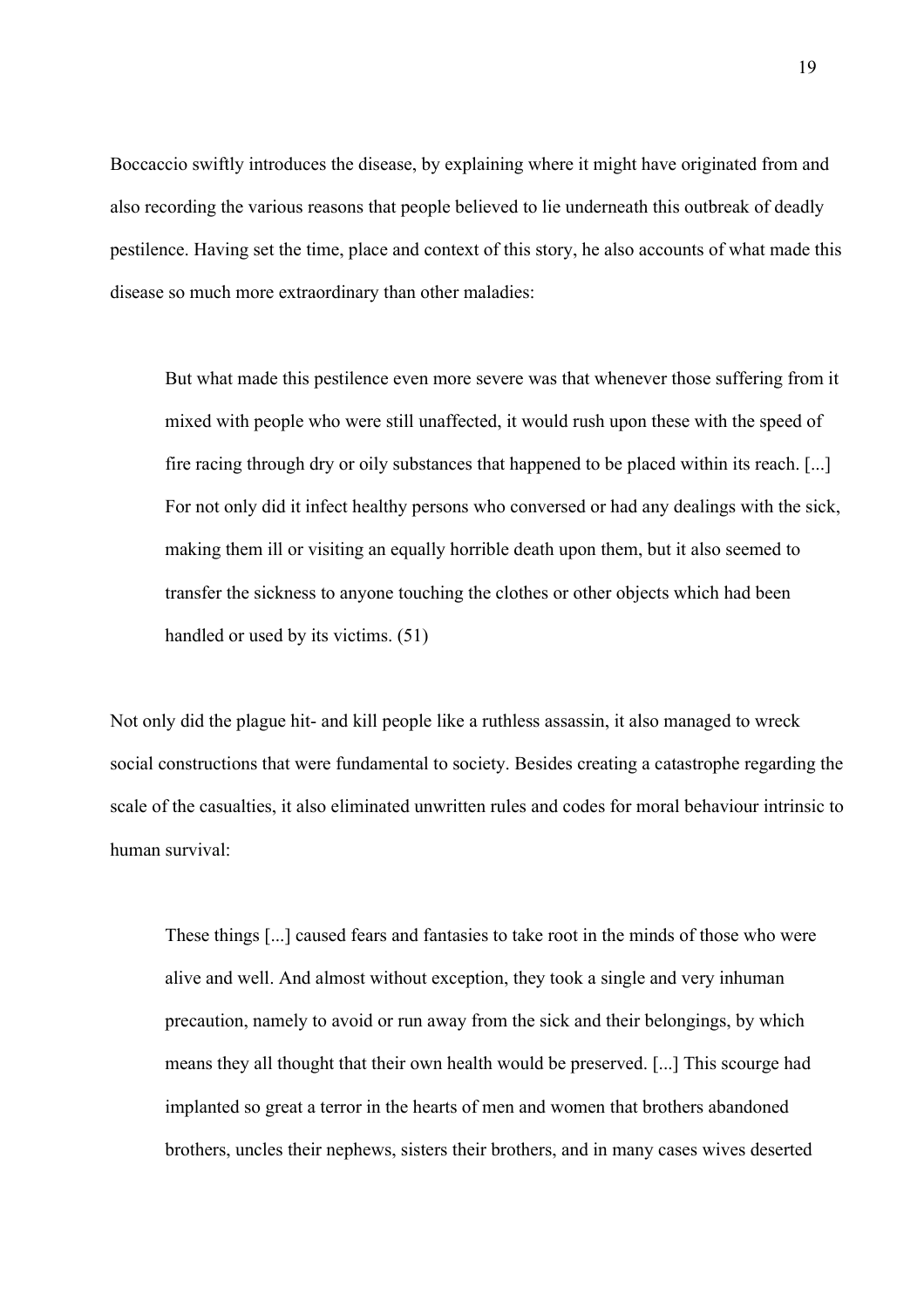Boccaccio swiftly introduces the disease, by explaining where it might have originated from and also recording the various reasons that people believed to lie underneath this outbreak of deadly pestilence. Having set the time, place and context of this story, he also accounts of what made this disease so much more extraordinary than other maladies:

> But what made this pestilence even more severe was that whenever those suffering from it mixed with people who were still unaffected, it would rush upon these with the speed of fire racing through dry or oily substances that happened to be placed within its reach. [...] For not only did it infect healthy persons who conversed or had any dealings with the sick, making them ill or visiting an equally horrible death upon them, but it also seemed to transfer the sickness to anyone touching the clothes or other objects which had been handled or used by its victims. (51)

Not only did the plague hit- and kill people like a ruthless assassin, it also managed to wreck social constructions that were fundamental to society. Besides creating a catastrophe regarding the scale of the casualties, it also eliminated unwritten rules and codes for moral behaviour intrinsic to human survival:

> These things [...] caused fears and fantasies to take root in the minds of those who were alive and well. And almost without exception, they took a single and very inhuman precaution, namely to avoid or run away from the sick and their belongings, by which means they all thought that their own health would be preserved. [...] This scourge had implanted so great a terror in the hearts of men and women that brothers abandoned brothers, uncles their nephews, sisters their brothers, and in many cases wives deserted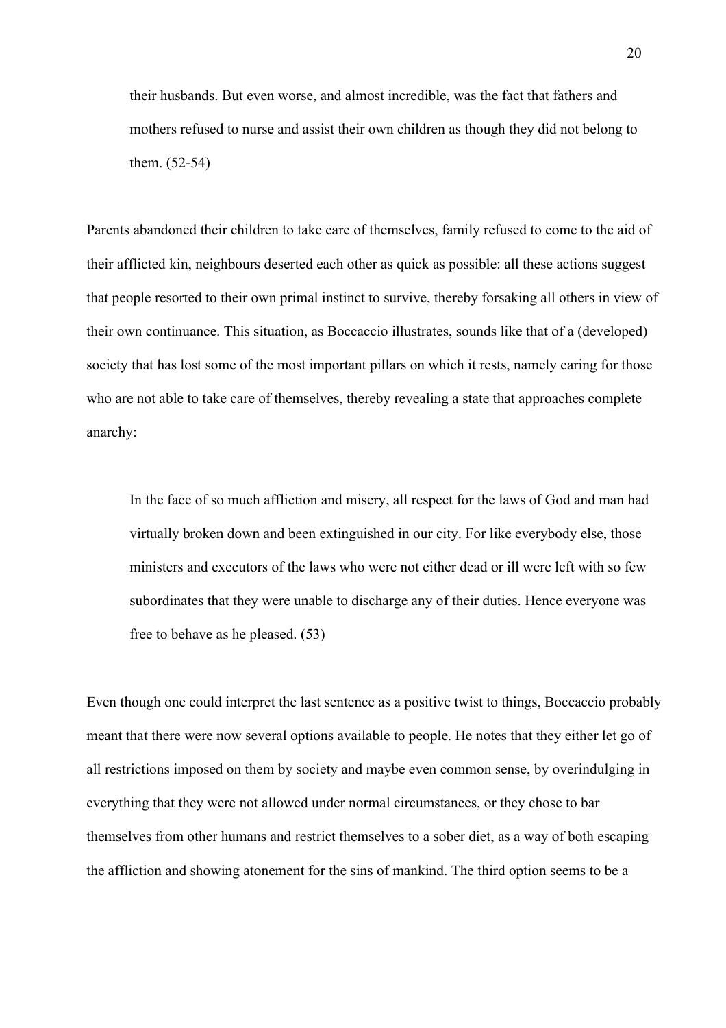> their husbands. But even worse, and almost incredible, was the fact that fathers and mothers refused to nurse and assist their own children as though they did not belong to them. (52-54)

Parents abandoned their children to take care of themselves, family refused to come to the aid of their afflicted kin, neighbours deserted each other as quick as possible: all these actions suggest that people resorted to their own primal instinct to survive, thereby forsaking all others in view of their own continuance. This situation, as Boccaccio illustrates, sounds like that of a (developed) society that has lost some of the most important pillars on which it rests, namely caring for those who are not able to take care of themselves, thereby revealing a state that approaches complete anarchy:

> In the face of so much affliction and misery, all respect for the laws of God and man had virtually broken down and been extinguished in our city. For like everybody else, those ministers and executors of the laws who were not either dead or ill were left with so few subordinates that they were unable to discharge any of their duties. Hence everyone was free to behave as he pleased. (53)

Even though one could interpret the last sentence as a positive twist to things, Boccaccio probably meant that there were now several options available to people. He notes that they either let go of all restrictions imposed on them by society and maybe even common sense, by overindulging in everything that they were not allowed under normal circumstances, or they chose to bar themselves from other humans and restrict themselves to a sober diet, as a way of both escaping the affliction and showing atonement for the sins of mankind. The third option seems to be a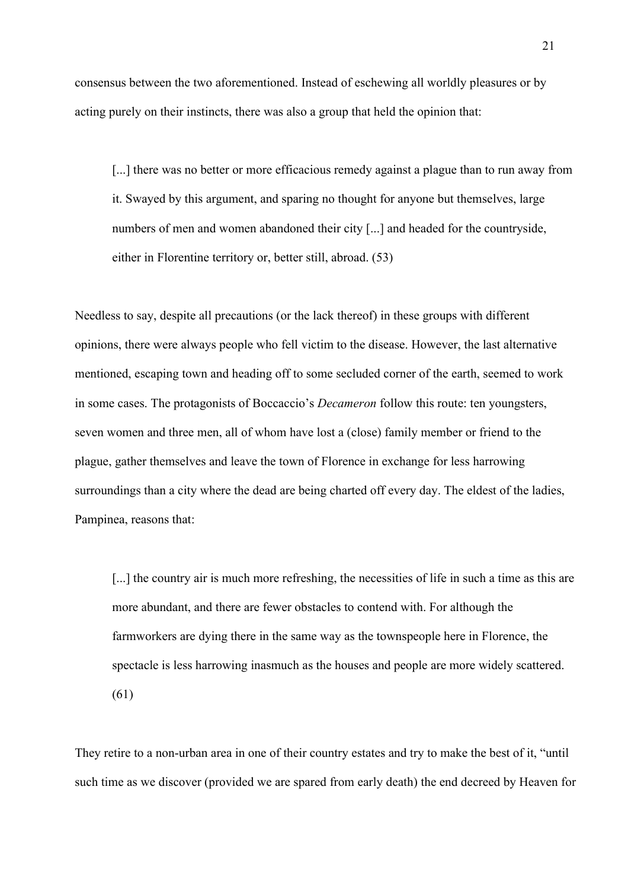consensus between the two aforementioned. Instead of eschewing all worldly pleasures or by acting purely on their instincts, there was also a group that held the opinion that:

> [...] there was no better or more efficacious remedy against a plague than to run away from it. Swayed by this argument, and sparing no thought for anyone but themselves, large numbers of men and women abandoned their city [...] and headed for the countryside, either in Florentine territory or, better still, abroad. (53)

Needless to say, despite all precautions (or the lack thereof) in these groups with different opinions, there were always people who fell victim to the disease. However, the last alternative mentioned, escaping town and heading off to some secluded corner of the earth, seemed to work in some cases. The protagonists of Boccaccio's *Decameron* follow this route: ten youngsters, seven women and three men, all of whom have lost a (close) family member or friend to the plague, gather themselves and leave the town of Florence in exchange for less harrowing surroundings than a city where the dead are being charted off every day. The eldest of the ladies, Pampinea, reasons that:

> [...] the country air is much more refreshing, the necessities of life in such a time as this are more abundant, and there are fewer obstacles to contend with. For although the farmworkers are dying there in the same way as the townspeople here in Florence, the spectacle is less harrowing inasmuch as the houses and people are more widely scattered. (61)

They retire to a non-urban area in one of their country estates and try to make the best of it, "until such time as we discover (provided we are spared from early death) the end decreed by Heaven for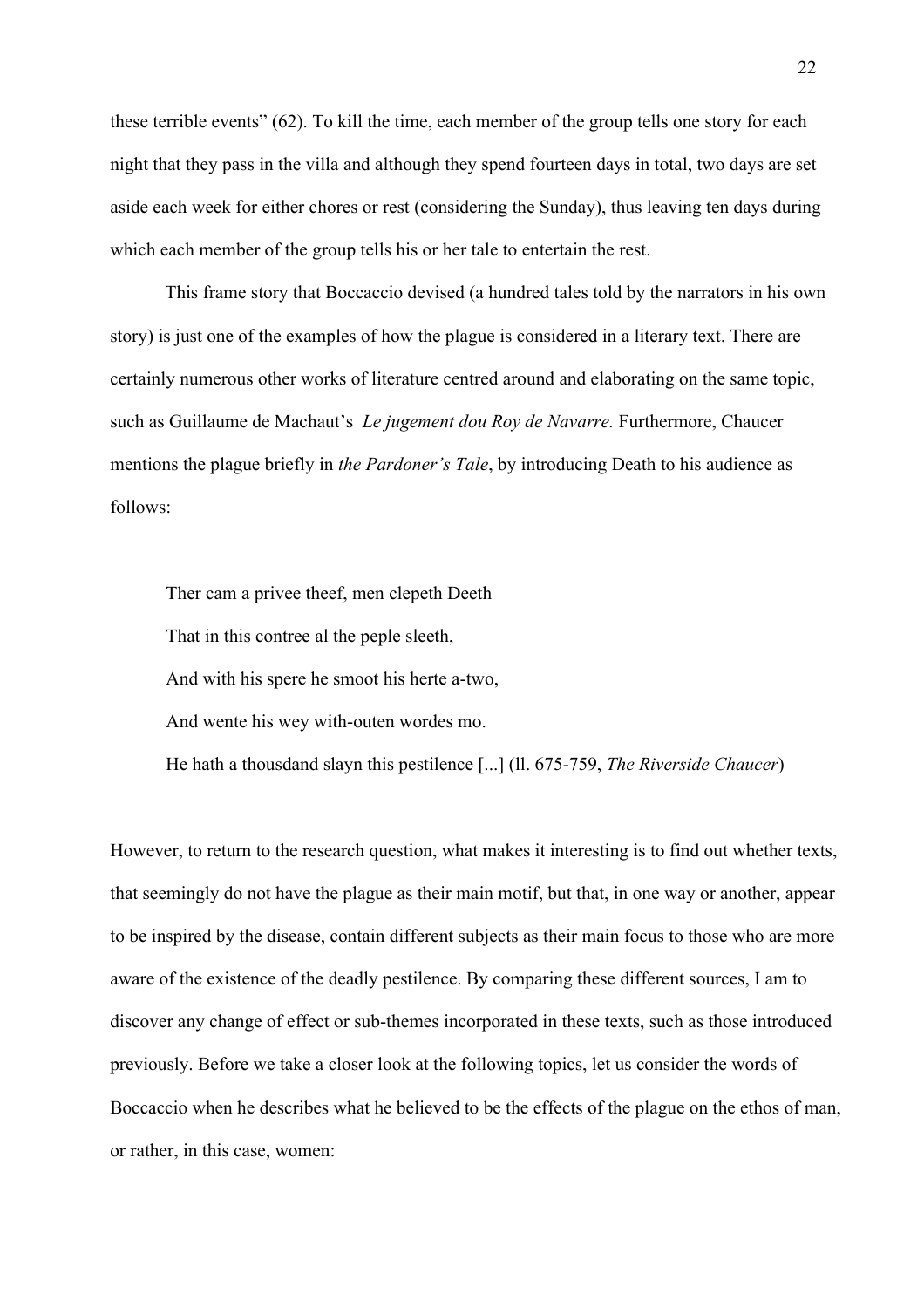these terrible events" (62). To kill the time, each member of the group tells one story for each night that they pass in the villa and although they spend fourteen days in total, two days are set aside each week for either chores or rest (considering the Sunday), thus leaving ten days during which each member of the group tells his or her tale to entertain the rest.

This frame story that Boccaccio devised (a hundred tales told by the narrators in his own story) is just one of the examples of how the plague is considered in a literary text. There are certainly numerous other works of literature centred around and elaborating on the same topic, such as Guillaume de Machaut's *Le jugement dou Roy de Navarre.* Furthermore, Chaucer mentions the plague briefly in *the Pardoner's Tale*, by introducing Death to his audience as follows:

> Ther cam a privee theef, men clepeth Deeth
> That in this contree al the peple sleeth,
> And with his spere he smoot his herte a-two,
> And wente his wey with-outen wordes mo.
> He hath a thousdand slayn this pestilence [...] (ll. 675-759, *The Riverside Chaucer*)

However, to return to the research question, what makes it interesting is to find out whether texts, that seemingly do not have the plague as their main motif, but that, in one way or another, appear to be inspired by the disease, contain different subjects as their main focus to those who are more aware of the existence of the deadly pestilence. By comparing these different sources, I am to discover any change of effect or sub-themes incorporated in these texts, such as those introduced previously. Before we take a closer look at the following topics, let us consider the words of Boccaccio when he describes what he believed to be the effects of the plague on the ethos of man, or rather, in this case, women: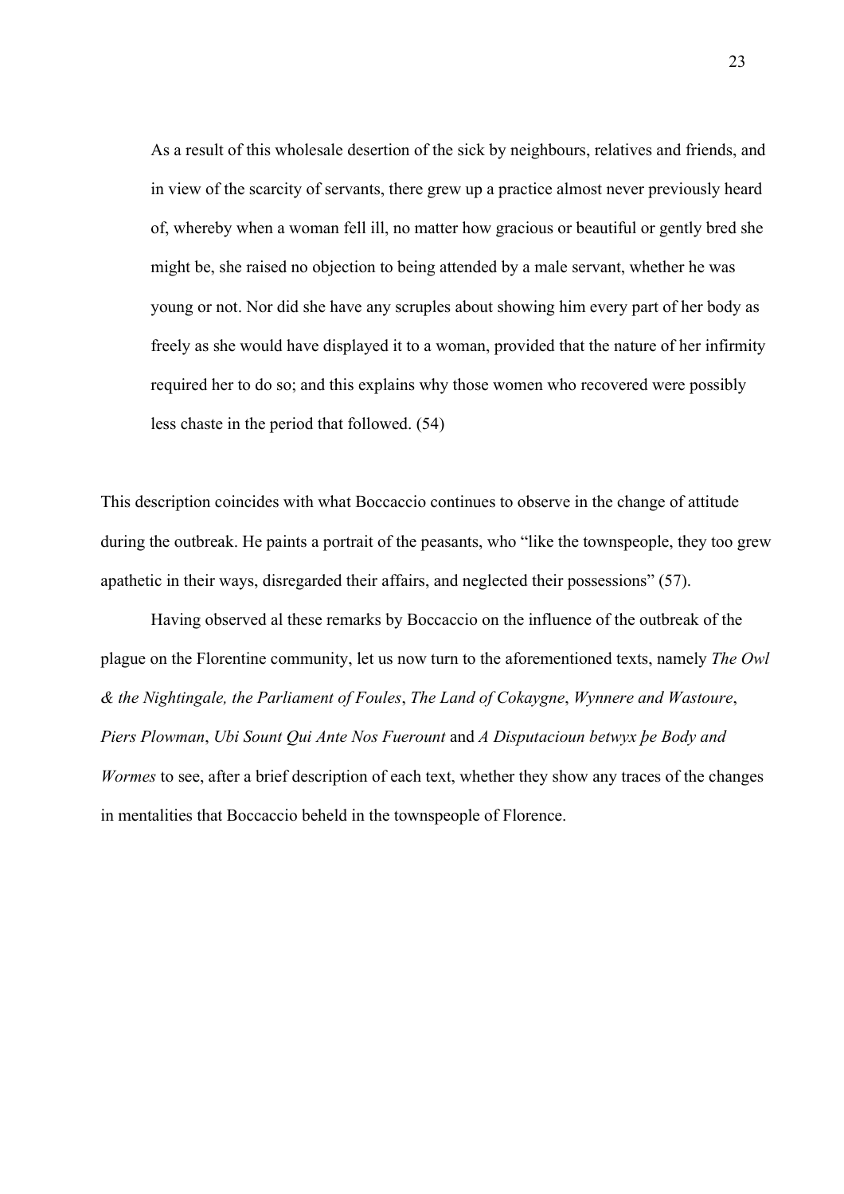> As a result of this wholesale desertion of the sick by neighbours, relatives and friends, and in view of the scarcity of servants, there grew up a practice almost never previously heard of, whereby when a woman fell ill, no matter how gracious or beautiful or gently bred she might be, she raised no objection to being attended by a male servant, whether he was young or not. Nor did she have any scruples about showing him every part of her body as freely as she would have displayed it to a woman, provided that the nature of her infirmity required her to do so; and this explains why those women who recovered were possibly less chaste in the period that followed. (54)

This description coincides with what Boccaccio continues to observe in the change of attitude during the outbreak. He paints a portrait of the peasants, who "like the townspeople, they too grew apathetic in their ways, disregarded their affairs, and neglected their possessions" (57).

Having observed al these remarks by Boccaccio on the influence of the outbreak of the plague on the Florentine community, let us now turn to the aforementioned texts, namely *The Owl & the Nightingale, the Parliament of Foules*, *The Land of Cokaygne*, *Wynnere and Wastoure*, *Piers Plowman*, *Ubi Sount Qui Ante Nos Fuerount* and *A Disputacioun betwyx þe Body and Wormes* to see, after a brief description of each text, whether they show any traces of the changes in mentalities that Boccaccio beheld in the townspeople of Florence.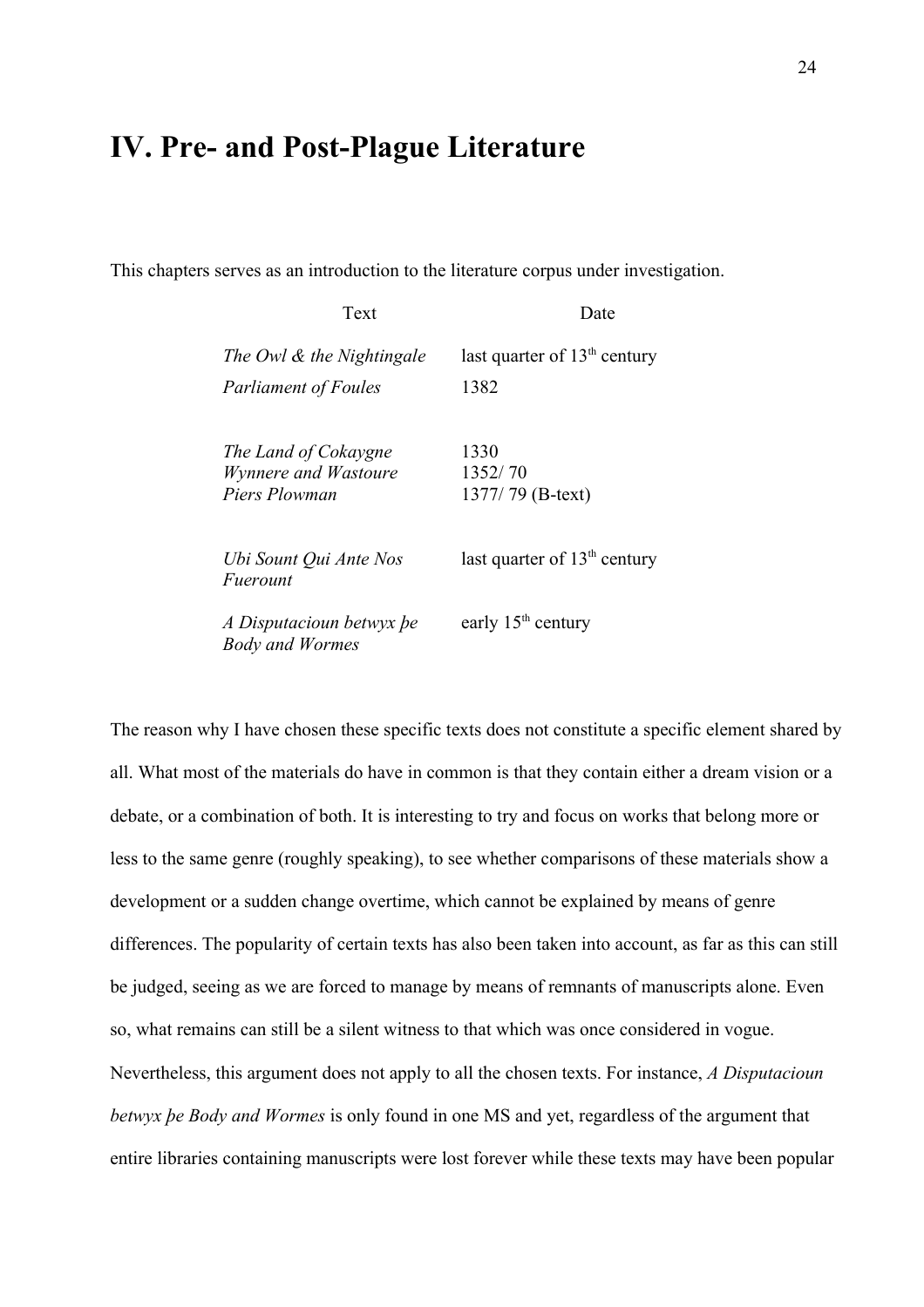# IV. Pre- and Post-Plague Literature

This chapters serves as an introduction to the literature corpus under investigation.

| Text | Date |
|---|---|
| *The Owl & the Nightingale* | last quarter of 13th century |
| *Parliament of Foules* | 1382 |
| | |
| *The Land of Cokaygne* | 1330 |
| *Wynnere and Wastoure* | 1352/ 70 |
| *Piers Plowman* | 1377/ 79 (B-text) |
| | |
| *Ubi Sount Qui Ante Nos Fuerount* | last quarter of 13th century |
| *A Disputacioun betwyx þe Body and Wormes* | early 15th century |

The reason why I have chosen these specific texts does not constitute a specific element shared by all. What most of the materials do have in common is that they contain either a dream vision or a debate, or a combination of both. It is interesting to try and focus on works that belong more or less to the same genre (roughly speaking), to see whether comparisons of these materials show a development or a sudden change overtime, which cannot be explained by means of genre differences. The popularity of certain texts has also been taken into account, as far as this can still be judged, seeing as we are forced to manage by means of remnants of manuscripts alone. Even so, what remains can still be a silent witness to that which was once considered in vogue. Nevertheless, this argument does not apply to all the chosen texts. For instance, *A Disputacioun betwyx þe Body and Wormes* is only found in one MS and yet, regardless of the argument that entire libraries containing manuscripts were lost forever while these texts may have been popular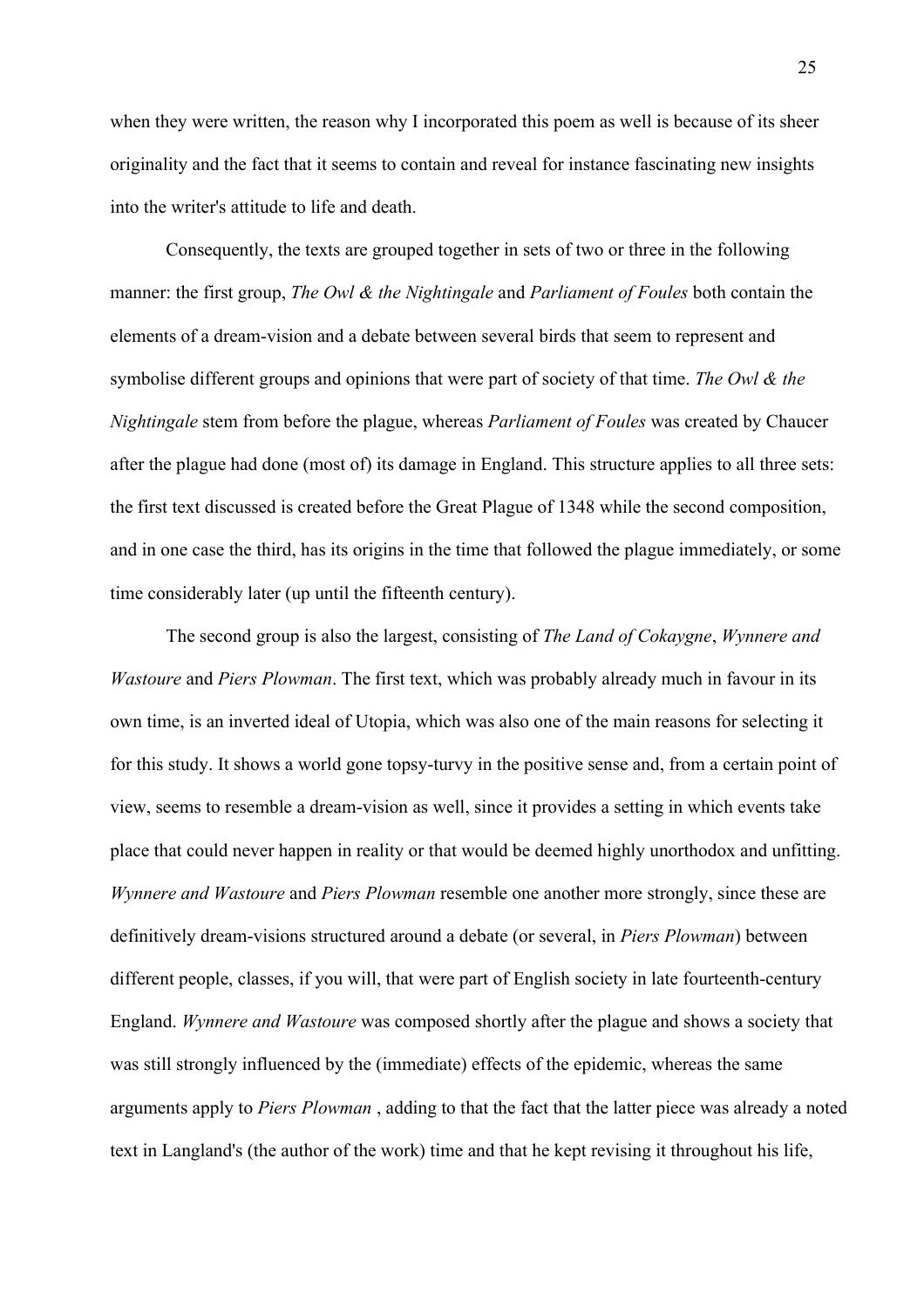when they were written, the reason why I incorporated this poem as well is because of its sheer originality and the fact that it seems to contain and reveal for instance fascinating new insights into the writer's attitude to life and death.

Consequently, the texts are grouped together in sets of two or three in the following manner: the first group, *The Owl & the Nightingale* and *Parliament of Foules* both contain the elements of a dream-vision and a debate between several birds that seem to represent and symbolise different groups and opinions that were part of society of that time. *The Owl & the Nightingale* stem from before the plague, whereas *Parliament of Foules* was created by Chaucer after the plague had done (most of) its damage in England. This structure applies to all three sets: the first text discussed is created before the Great Plague of 1348 while the second composition, and in one case the third, has its origins in the time that followed the plague immediately, or some time considerably later (up until the fifteenth century).

The second group is also the largest, consisting of *The Land of Cokaygne*, *Wynnere and Wastoure* and *Piers Plowman*. The first text, which was probably already much in favour in its own time, is an inverted ideal of Utopia, which was also one of the main reasons for selecting it for this study. It shows a world gone topsy-turvy in the positive sense and, from a certain point of view, seems to resemble a dream-vision as well, since it provides a setting in which events take place that could never happen in reality or that would be deemed highly unorthodox and unfitting. *Wynnere and Wastoure* and *Piers Plowman* resemble one another more strongly, since these are definitively dream-visions structured around a debate (or several, in *Piers Plowman*) between different people, classes, if you will, that were part of English society in late fourteenth-century England. *Wynnere and Wastoure* was composed shortly after the plague and shows a society that was still strongly influenced by the (immediate) effects of the epidemic, whereas the same arguments apply to *Piers Plowman* , adding to that the fact that the latter piece was already a noted text in Langland's (the author of the work) time and that he kept revising it throughout his life,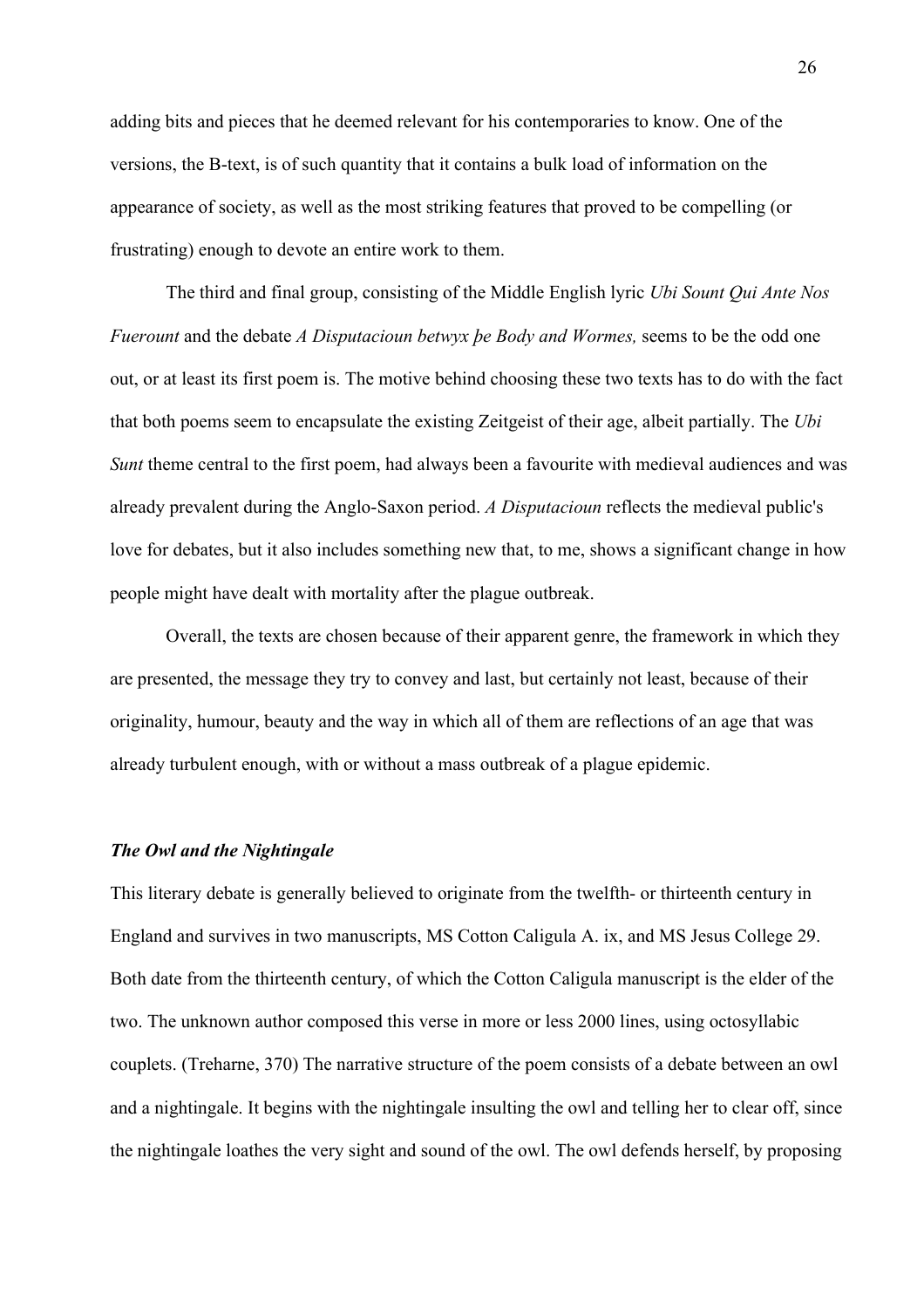adding bits and pieces that he deemed relevant for his contemporaries to know. One of the versions, the B-text, is of such quantity that it contains a bulk load of information on the appearance of society, as well as the most striking features that proved to be compelling (or frustrating) enough to devote an entire work to them.

The third and final group, consisting of the Middle English lyric *Ubi Sount Qui Ante Nos Fuerount* and the debate *A Disputacioun betwyx þe Body and Wormes,* seems to be the odd one out, or at least its first poem is. The motive behind choosing these two texts has to do with the fact that both poems seem to encapsulate the existing Zeitgeist of their age, albeit partially. The *Ubi Sunt* theme central to the first poem, had always been a favourite with medieval audiences and was already prevalent during the Anglo-Saxon period. *A Disputacioun* reflects the medieval public's love for debates, but it also includes something new that, to me, shows a significant change in how people might have dealt with mortality after the plague outbreak.

Overall, the texts are chosen because of their apparent genre, the framework in which they are presented, the message they try to convey and last, but certainly not least, because of their originality, humour, beauty and the way in which all of them are reflections of an age that was already turbulent enough, with or without a mass outbreak of a plague epidemic.

### *The Owl and the Nightingale*

This literary debate is generally believed to originate from the twelfth- or thirteenth century in England and survives in two manuscripts, MS Cotton Caligula A. ix, and MS Jesus College 29. Both date from the thirteenth century, of which the Cotton Caligula manuscript is the elder of the two. The unknown author composed this verse in more or less 2000 lines, using octosyllabic couplets. (Treharne, 370) The narrative structure of the poem consists of a debate between an owl and a nightingale. It begins with the nightingale insulting the owl and telling her to clear off, since the nightingale loathes the very sight and sound of the owl. The owl defends herself, by proposing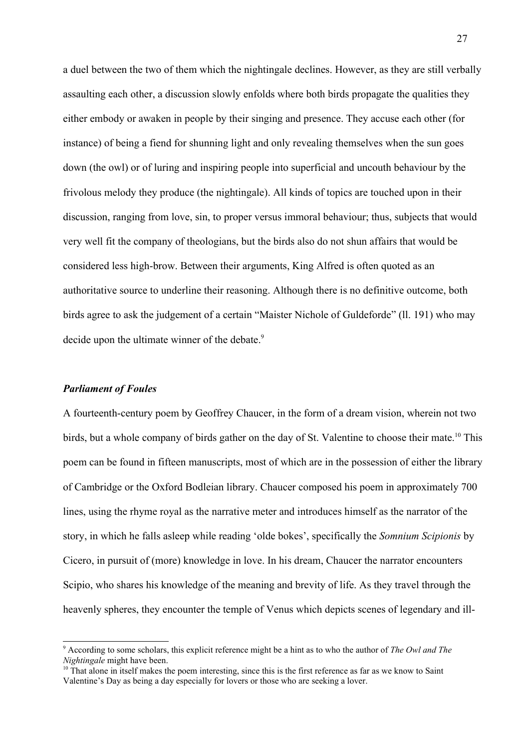a duel between the two of them which the nightingale declines. However, as they are still verbally assaulting each other, a discussion slowly enfolds where both birds propagate the qualities they either embody or awaken in people by their singing and presence. They accuse each other (for instance) of being a fiend for shunning light and only revealing themselves when the sun goes down (the owl) or of luring and inspiring people into superficial and uncouth behaviour by the frivolous melody they produce (the nightingale). All kinds of topics are touched upon in their discussion, ranging from love, sin, to proper versus immoral behaviour; thus, subjects that would very well fit the company of theologians, but the birds also do not shun affairs that would be considered less high-brow. Between their arguments, King Alfred is often quoted as an authoritative source to underline their reasoning. Although there is no definitive outcome, both birds agree to ask the judgement of a certain "Maister Nichole of Guldeforde" (ll. 191) who may decide upon the ultimate winner of the debate.[9]

### *Parliament of Foules*

A fourteenth-century poem by Geoffrey Chaucer, in the form of a dream vision, wherein not two birds, but a whole company of birds gather on the day of St. Valentine to choose their mate.[10] This poem can be found in fifteen manuscripts, most of which are in the possession of either the library of Cambridge or the Oxford Bodleian library. Chaucer composed his poem in approximately 700 lines, using the rhyme royal as the narrative meter and introduces himself as the narrator of the story, in which he falls asleep while reading 'olde bokes', specifically the *Somnium Scipionis* by Cicero, in pursuit of (more) knowledge in love. In his dream, Chaucer the narrator encounters Scipio, who shares his knowledge of the meaning and brevity of life. As they travel through the heavenly spheres, they encounter the temple of Venus which depicts scenes of legendary and ill-

---

[9] According to some scholars, this explicit reference might be a hint as to who the author of *The Owl and The Nightingale* might have been.

[10] That alone in itself makes the poem interesting, since this is the first reference as far as we know to Saint Valentine's Day as being a day especially for lovers or those who are seeking a lover.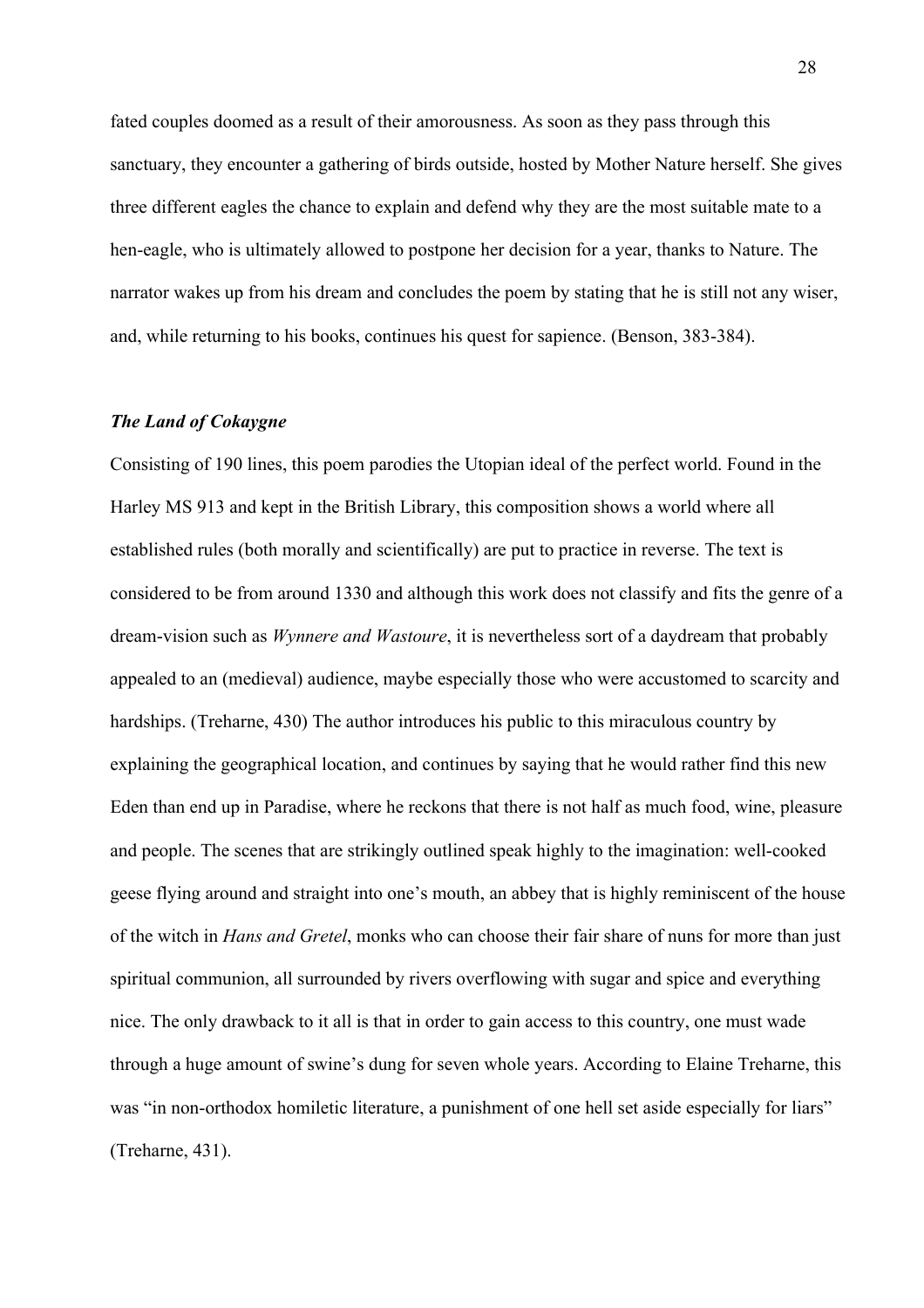fated couples doomed as a result of their amorousness. As soon as they pass through this sanctuary, they encounter a gathering of birds outside, hosted by Mother Nature herself. She gives three different eagles the chance to explain and defend why they are the most suitable mate to a hen-eagle, who is ultimately allowed to postpone her decision for a year, thanks to Nature. The narrator wakes up from his dream and concludes the poem by stating that he is still not any wiser, and, while returning to his books, continues his quest for sapience. (Benson, 383-384).

### *The Land of Cokaygne*

Consisting of 190 lines, this poem parodies the Utopian ideal of the perfect world. Found in the Harley MS 913 and kept in the British Library, this composition shows a world where all established rules (both morally and scientifically) are put to practice in reverse. The text is considered to be from around 1330 and although this work does not classify and fits the genre of a dream-vision such as *Wynnere and Wastoure*, it is nevertheless sort of a daydream that probably appealed to an (medieval) audience, maybe especially those who were accustomed to scarcity and hardships. (Treharne, 430) The author introduces his public to this miraculous country by explaining the geographical location, and continues by saying that he would rather find this new Eden than end up in Paradise, where he reckons that there is not half as much food, wine, pleasure and people. The scenes that are strikingly outlined speak highly to the imagination: well-cooked geese flying around and straight into one's mouth, an abbey that is highly reminiscent of the house of the witch in *Hans and Gretel*, monks who can choose their fair share of nuns for more than just spiritual communion, all surrounded by rivers overflowing with sugar and spice and everything nice. The only drawback to it all is that in order to gain access to this country, one must wade through a huge amount of swine's dung for seven whole years. According to Elaine Treharne, this was "in non-orthodox homiletic literature, a punishment of one hell set aside especially for liars" (Treharne, 431).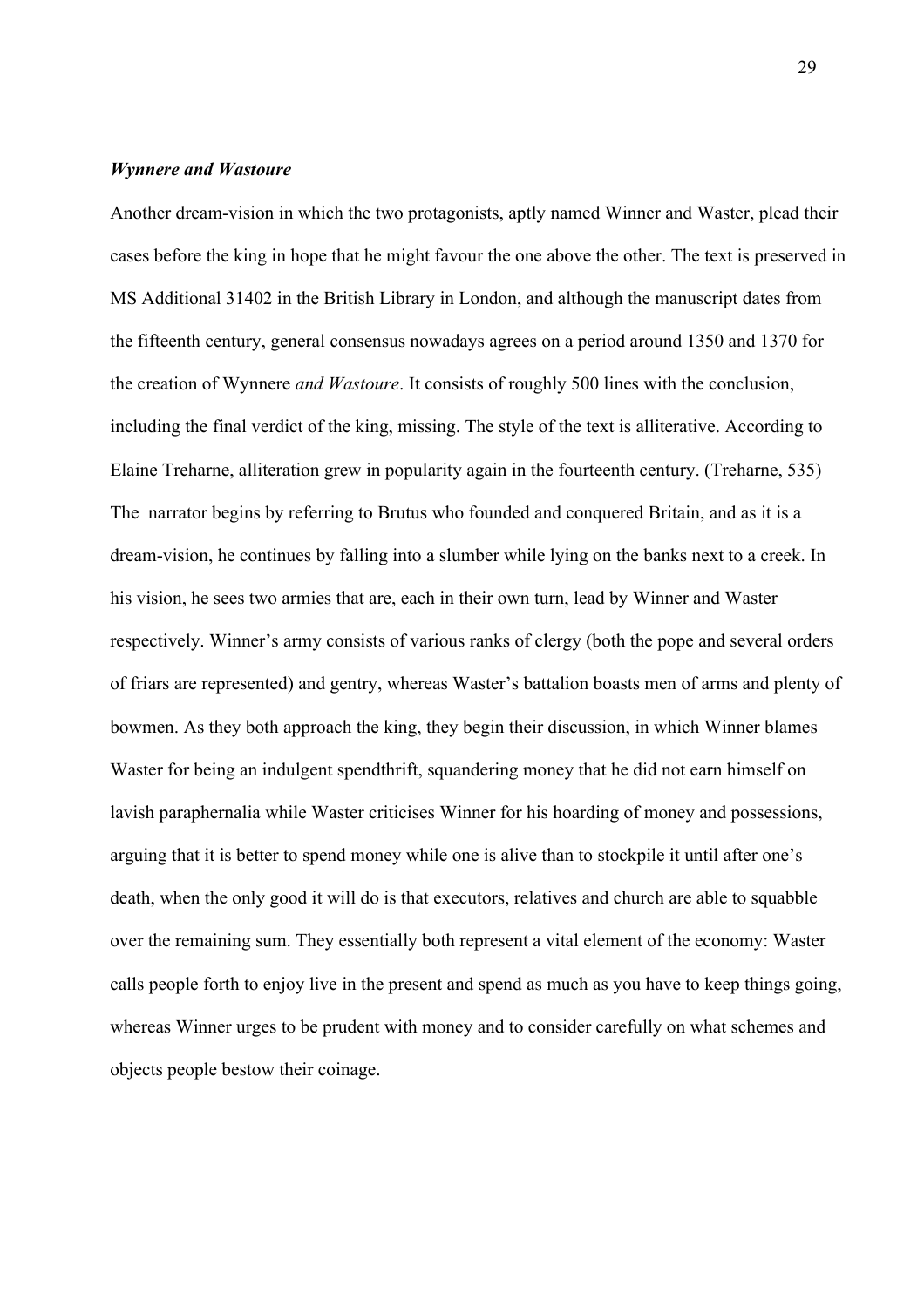### *Wynnere and Wastoure*

Another dream-vision in which the two protagonists, aptly named Winner and Waster, plead their cases before the king in hope that he might favour the one above the other. The text is preserved in MS Additional 31402 in the British Library in London, and although the manuscript dates from the fifteenth century, general consensus nowadays agrees on a period around 1350 and 1370 for the creation of Wynnere *and Wastoure*. It consists of roughly 500 lines with the conclusion, including the final verdict of the king, missing. The style of the text is alliterative. According to Elaine Treharne, alliteration grew in popularity again in the fourteenth century. (Treharne, 535) The narrator begins by referring to Brutus who founded and conquered Britain, and as it is a dream-vision, he continues by falling into a slumber while lying on the banks next to a creek. In his vision, he sees two armies that are, each in their own turn, lead by Winner and Waster respectively. Winner's army consists of various ranks of clergy (both the pope and several orders of friars are represented) and gentry, whereas Waster's battalion boasts men of arms and plenty of bowmen. As they both approach the king, they begin their discussion, in which Winner blames Waster for being an indulgent spendthrift, squandering money that he did not earn himself on lavish paraphernalia while Waster criticises Winner for his hoarding of money and possessions, arguing that it is better to spend money while one is alive than to stockpile it until after one's death, when the only good it will do is that executors, relatives and church are able to squabble over the remaining sum. They essentially both represent a vital element of the economy: Waster calls people forth to enjoy live in the present and spend as much as you have to keep things going, whereas Winner urges to be prudent with money and to consider carefully on what schemes and objects people bestow their coinage.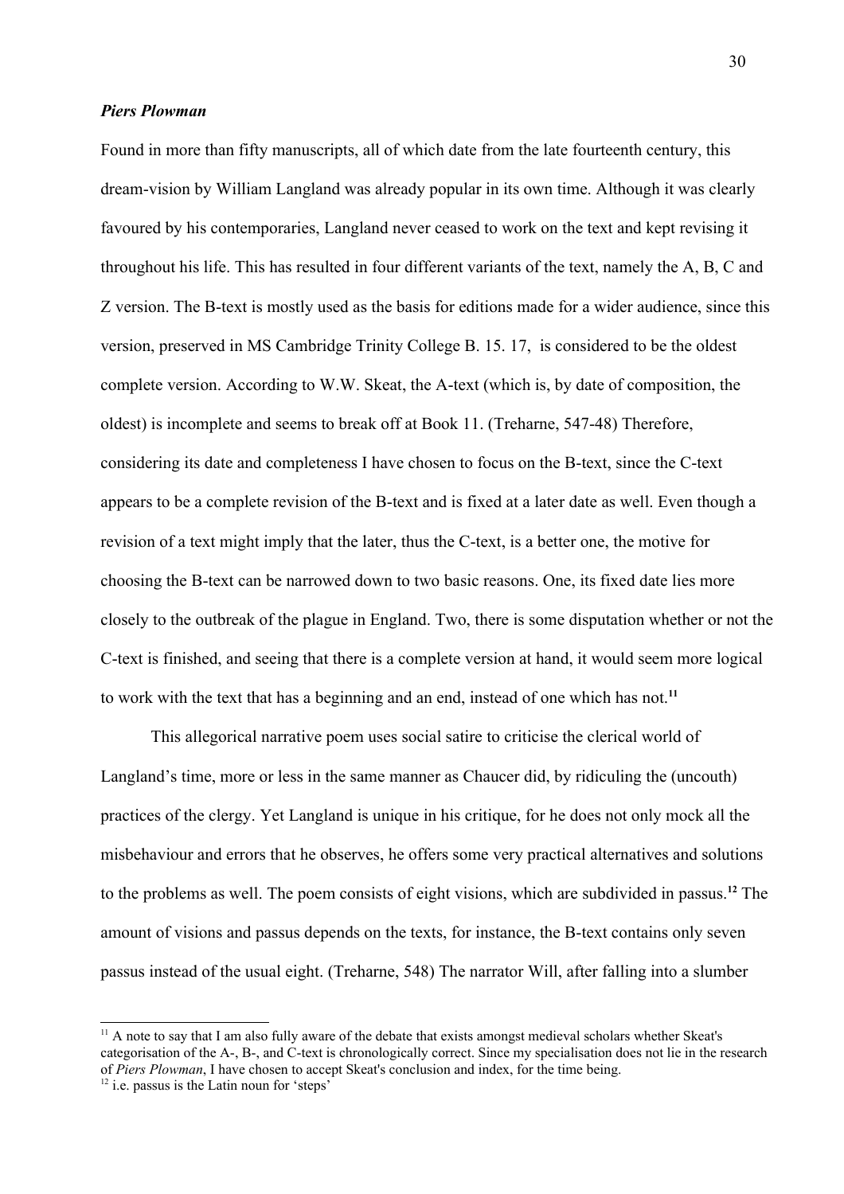***Piers Plowman***

Found in more than fifty manuscripts, all of which date from the late fourteenth century, this dream-vision by William Langland was already popular in its own time. Although it was clearly favoured by his contemporaries, Langland never ceased to work on the text and kept revising it throughout his life. This has resulted in four different variants of the text, namely the A, B, C and Z version. The B-text is mostly used as the basis for editions made for a wider audience, since this version, preserved in MS Cambridge Trinity College B. 15. 17, is considered to be the oldest complete version. According to W.W. Skeat, the A-text (which is, by date of composition, the oldest) is incomplete and seems to break off at Book 11. (Treharne, 547-48) Therefore, considering its date and completeness I have chosen to focus on the B-text, since the C-text appears to be a complete revision of the B-text and is fixed at a later date as well. Even though a revision of a text might imply that the later, thus the C-text, is a better one, the motive for choosing the B-text can be narrowed down to two basic reasons. One, its fixed date lies more closely to the outbreak of the plague in England. Two, there is some disputation whether or not the C-text is finished, and seeing that there is a complete version at hand, it would seem more logical to work with the text that has a beginning and an end, instead of one which has not.[11]

This allegorical narrative poem uses social satire to criticise the clerical world of Langland's time, more or less in the same manner as Chaucer did, by ridiculing the (uncouth) practices of the clergy. Yet Langland is unique in his critique, for he does not only mock all the misbehaviour and errors that he observes, he offers some very practical alternatives and solutions to the problems as well. The poem consists of eight visions, which are subdivided in passus.[12] The amount of visions and passus depends on the texts, for instance, the B-text contains only seven passus instead of the usual eight. (Treharne, 548) The narrator Will, after falling into a slumber

---

[11] A note to say that I am also fully aware of the debate that exists amongst medieval scholars whether Skeat's categorisation of the A-, B-, and C-text is chronologically correct. Since my specialisation does not lie in the research of *Piers Plowman*, I have chosen to accept Skeat's conclusion and index, for the time being.

[12] i.e. passus is the Latin noun for 'steps'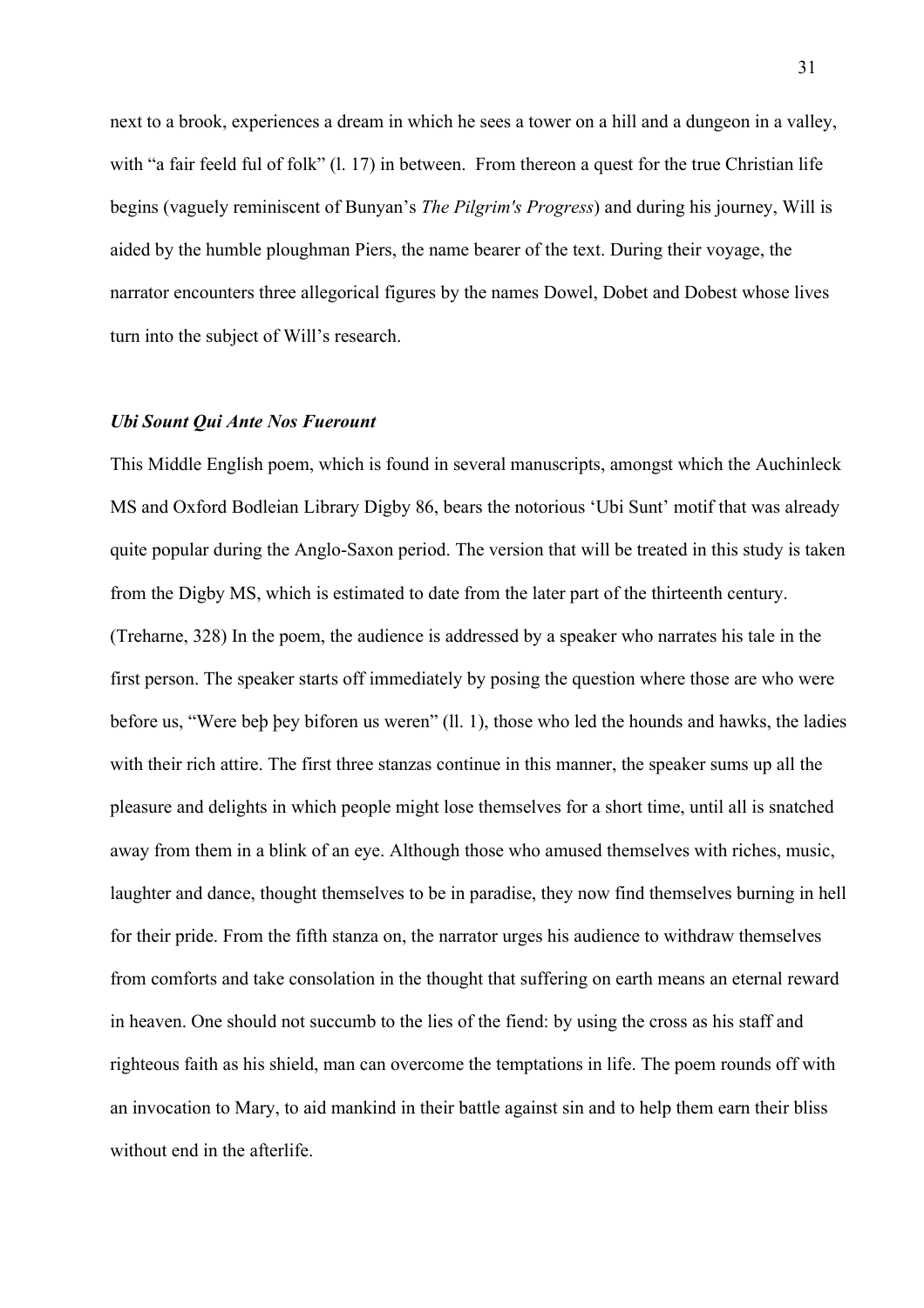next to a brook, experiences a dream in which he sees a tower on a hill and a dungeon in a valley, with "a fair feeld ful of folk" (l. 17) in between.  From thereon a quest for the true Christian life begins (vaguely reminiscent of Bunyan's *The Pilgrim's Progress*) and during his journey, Will is aided by the humble ploughman Piers, the name bearer of the text. During their voyage, the narrator encounters three allegorical figures by the names Dowel, Dobet and Dobest whose lives turn into the subject of Will's research.

### *Ubi Sount Qui Ante Nos Fuerount*

This Middle English poem, which is found in several manuscripts, amongst which the Auchinleck MS and Oxford Bodleian Library Digby 86, bears the notorious 'Ubi Sunt' motif that was already quite popular during the Anglo-Saxon period. The version that will be treated in this study is taken from the Digby MS, which is estimated to date from the later part of the thirteenth century. (Treharne, 328) In the poem, the audience is addressed by a speaker who narrates his tale in the first person. The speaker starts off immediately by posing the question where those are who were before us, "Were beþ þey biforen us weren" (ll. 1), those who led the hounds and hawks, the ladies with their rich attire. The first three stanzas continue in this manner, the speaker sums up all the pleasure and delights in which people might lose themselves for a short time, until all is snatched away from them in a blink of an eye. Although those who amused themselves with riches, music, laughter and dance, thought themselves to be in paradise, they now find themselves burning in hell for their pride. From the fifth stanza on, the narrator urges his audience to withdraw themselves from comforts and take consolation in the thought that suffering on earth means an eternal reward in heaven. One should not succumb to the lies of the fiend: by using the cross as his staff and righteous faith as his shield, man can overcome the temptations in life. The poem rounds off with an invocation to Mary, to aid mankind in their battle against sin and to help them earn their bliss without end in the afterlife.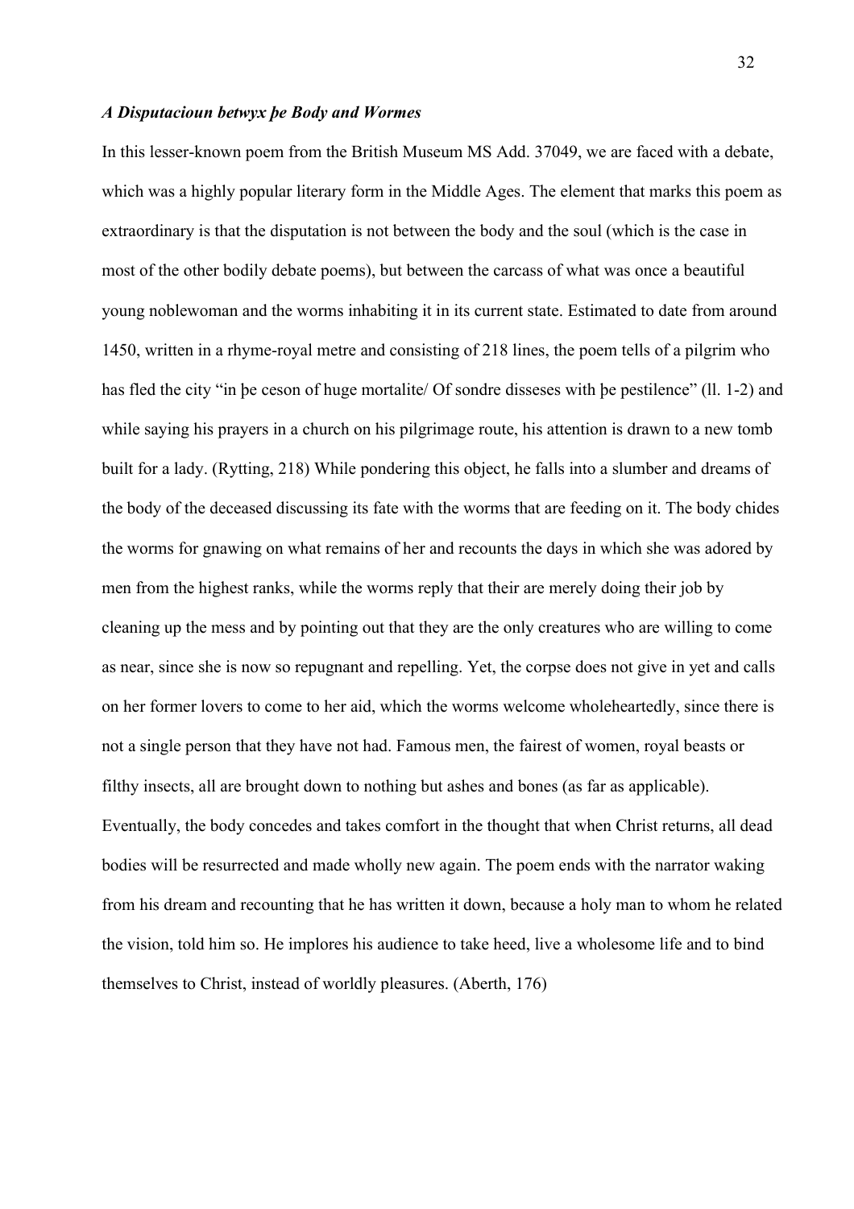### *A Disputacioun betwyx þe Body and Wormes*

In this lesser-known poem from the British Museum MS Add. 37049, we are faced with a debate, which was a highly popular literary form in the Middle Ages. The element that marks this poem as extraordinary is that the disputation is not between the body and the soul (which is the case in most of the other bodily debate poems), but between the carcass of what was once a beautiful young noblewoman and the worms inhabiting it in its current state. Estimated to date from around 1450, written in a rhyme-royal metre and consisting of 218 lines, the poem tells of a pilgrim who has fled the city "in þe ceson of huge mortalite/ Of sondre disseses with þe pestilence" (ll. 1-2) and while saying his prayers in a church on his pilgrimage route, his attention is drawn to a new tomb built for a lady. (Rytting, 218) While pondering this object, he falls into a slumber and dreams of the body of the deceased discussing its fate with the worms that are feeding on it. The body chides the worms for gnawing on what remains of her and recounts the days in which she was adored by men from the highest ranks, while the worms reply that their are merely doing their job by cleaning up the mess and by pointing out that they are the only creatures who are willing to come as near, since she is now so repugnant and repelling. Yet, the corpse does not give in yet and calls on her former lovers to come to her aid, which the worms welcome wholeheartedly, since there is not a single person that they have not had. Famous men, the fairest of women, royal beasts or filthy insects, all are brought down to nothing but ashes and bones (as far as applicable). Eventually, the body concedes and takes comfort in the thought that when Christ returns, all dead bodies will be resurrected and made wholly new again. The poem ends with the narrator waking from his dream and recounting that he has written it down, because a holy man to whom he related the vision, told him so. He implores his audience to take heed, live a wholesome life and to bind themselves to Christ, instead of worldly pleasures. (Aberth, 176)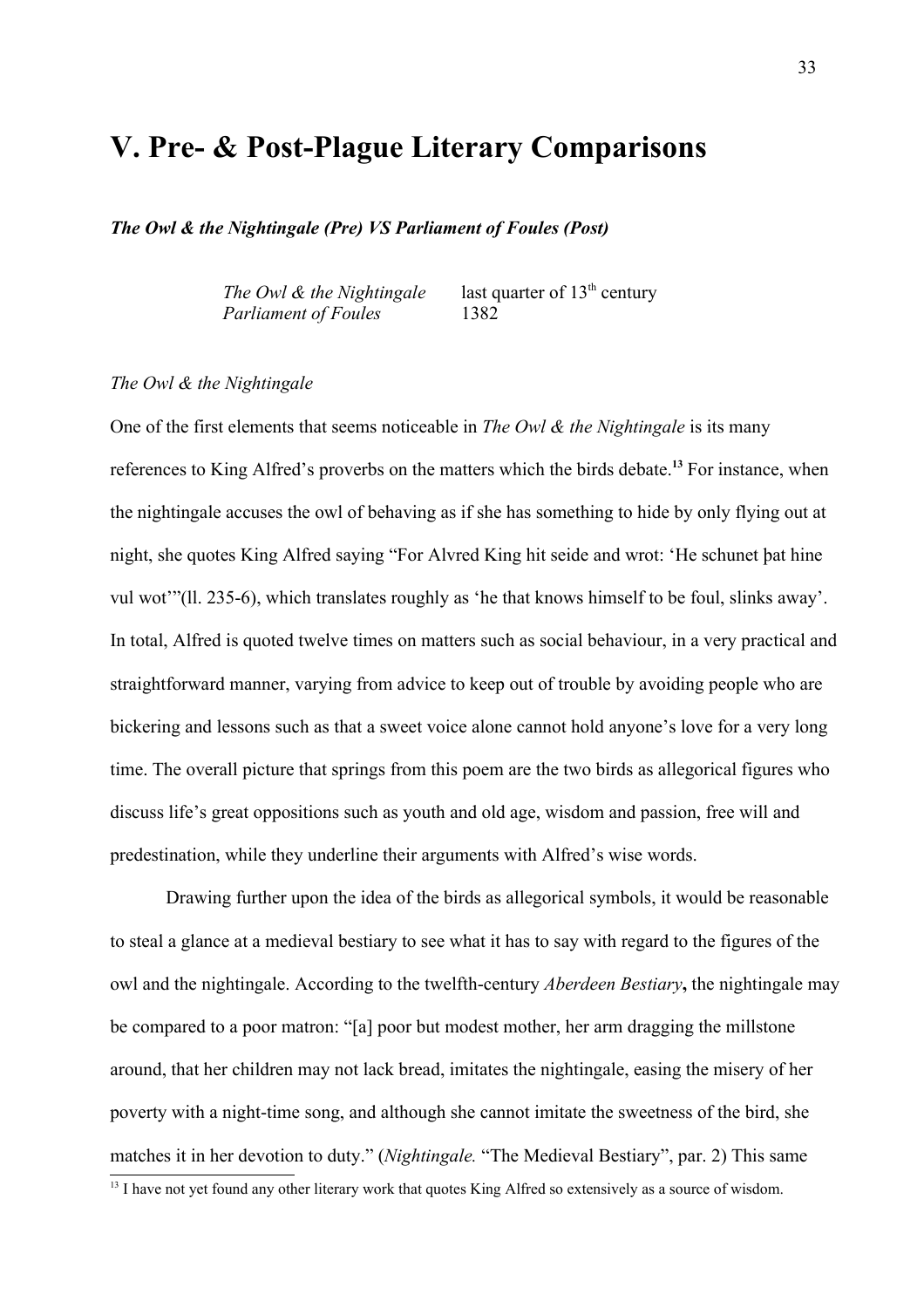# V. Pre- & Post-Plague Literary Comparisons

***The Owl & the Nightingale (Pre) VS Parliament of Foules (Post)***

| | |
|---|---|
| *The Owl & the Nightingale* | last quarter of 13th century |
| *Parliament of Foules* | 1382 |

*The Owl & the Nightingale*

One of the first elements that seems noticeable in *The Owl & the Nightingale* is its many references to King Alfred's proverbs on the matters which the birds debate.[13] For instance, when the nightingale accuses the owl of behaving as if she has something to hide by only flying out at night, she quotes King Alfred saying "For Alvred King hit seide and wrot: 'He schunet þat hine vul wot'"(ll. 235-6), which translates roughly as 'he that knows himself to be foul, slinks away'. In total, Alfred is quoted twelve times on matters such as social behaviour, in a very practical and straightforward manner, varying from advice to keep out of trouble by avoiding people who are bickering and lessons such as that a sweet voice alone cannot hold anyone's love for a very long time. The overall picture that springs from this poem are the two birds as allegorical figures who discuss life's great oppositions such as youth and old age, wisdom and passion, free will and predestination, while they underline their arguments with Alfred's wise words.

Drawing further upon the idea of the birds as allegorical symbols, it would be reasonable to steal a glance at a medieval bestiary to see what it has to say with regard to the figures of the owl and the nightingale. According to the twelfth-century *Aberdeen Bestiary***,** the nightingale may be compared to a poor matron: "[a] poor but modest mother, her arm dragging the millstone around, that her children may not lack bread, imitates the nightingale, easing the misery of her poverty with a night-time song, and although she cannot imitate the sweetness of the bird, she matches it in her devotion to duty." (*Nightingale.* "The Medieval Bestiary", par. 2) This same

[13] I have not yet found any other literary work that quotes King Alfred so extensively as a source of wisdom.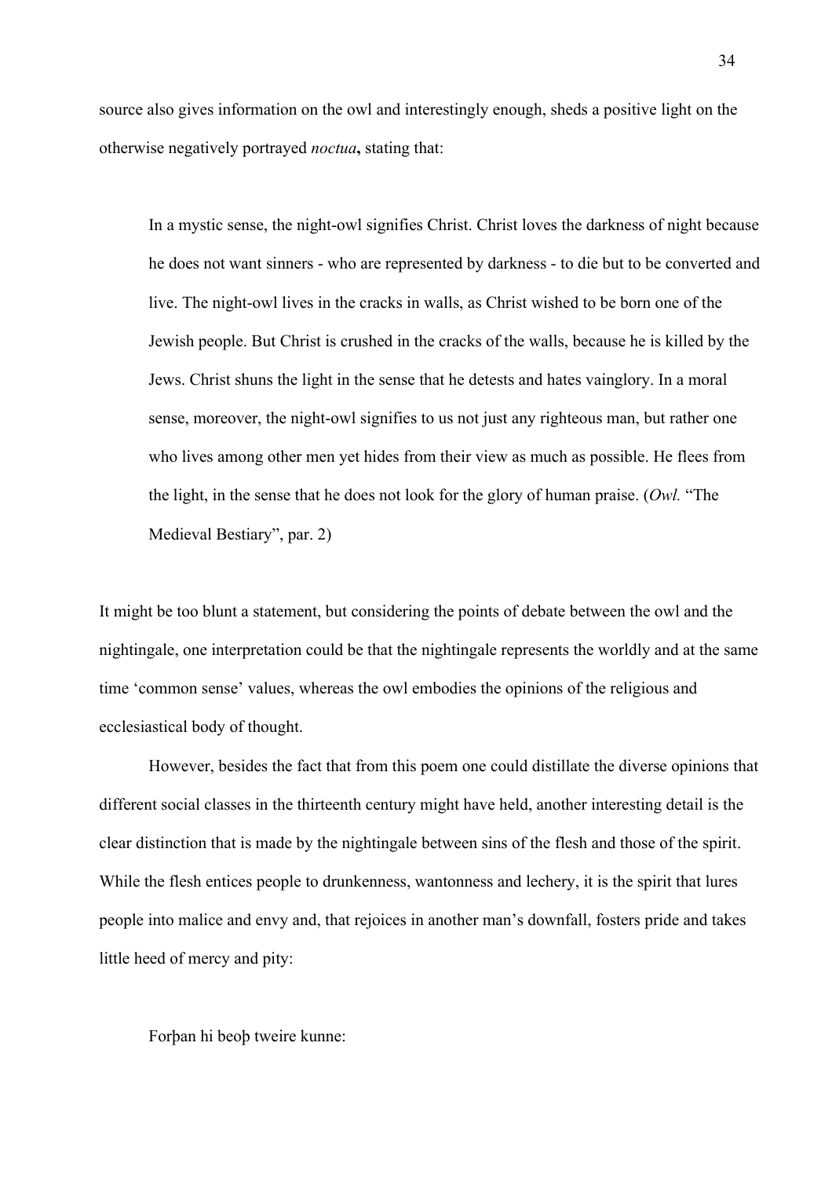source also gives information on the owl and interestingly enough, sheds a positive light on the otherwise negatively portrayed *noctua***,** stating that:

> In a mystic sense, the night-owl signifies Christ. Christ loves the darkness of night because he does not want sinners - who are represented by darkness - to die but to be converted and live. The night-owl lives in the cracks in walls, as Christ wished to be born one of the Jewish people. But Christ is crushed in the cracks of the walls, because he is killed by the Jews. Christ shuns the light in the sense that he detests and hates vainglory. In a moral sense, moreover, the night-owl signifies to us not just any righteous man, but rather one who lives among other men yet hides from their view as much as possible. He flees from the light, in the sense that he does not look for the glory of human praise. (*Owl.* "The Medieval Bestiary", par. 2)

It might be too blunt a statement, but considering the points of debate between the owl and the nightingale, one interpretation could be that the nightingale represents the worldly and at the same time 'common sense' values, whereas the owl embodies the opinions of the religious and ecclesiastical body of thought.

However, besides the fact that from this poem one could distillate the diverse opinions that different social classes in the thirteenth century might have held, another interesting detail is the clear distinction that is made by the nightingale between sins of the flesh and those of the spirit. While the flesh entices people to drunkenness, wantonness and lechery, it is the spirit that lures people into malice and envy and, that rejoices in another man's downfall, fosters pride and takes little heed of mercy and pity:

> Forþan hi beoþ tweire kunne: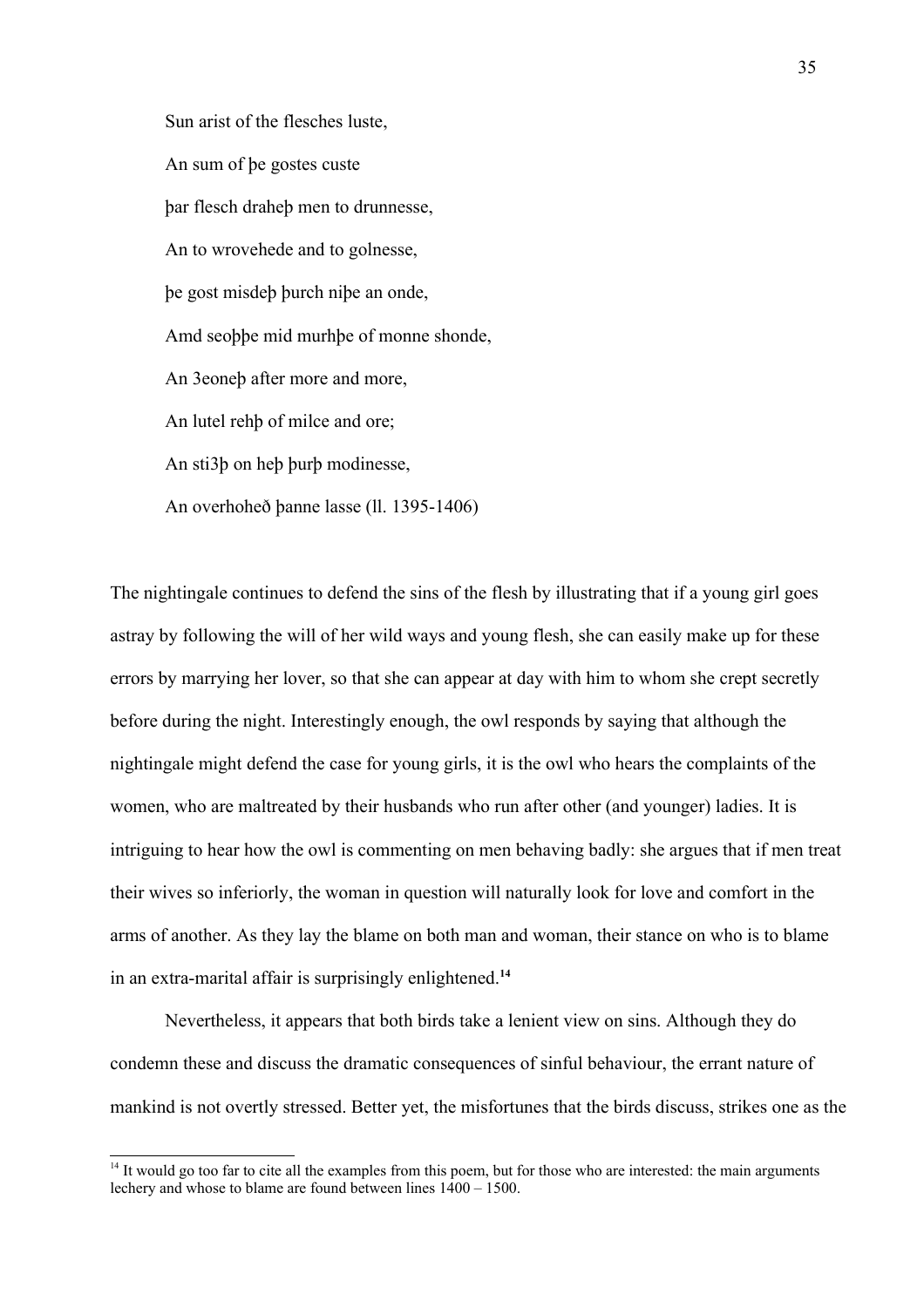Sun arist of the flesches luste,

An sum of þe gostes custe

þar flesch draheþ men to drunnesse,

An to wrovehede and to golnesse,

þe gost misdeþ þurch niþe an onde,

Amd seoþþe mid murhþe of monne shonde,

An 3eoneþ after more and more,

An lutel rehþ of milce and ore;

An sti3þ on heþ þurþ modinesse,

An overhoheð þanne lasse (ll. 1395-1406)

The nightingale continues to defend the sins of the flesh by illustrating that if a young girl goes astray by following the will of her wild ways and young flesh, she can easily make up for these errors by marrying her lover, so that she can appear at day with him to whom she crept secretly before during the night. Interestingly enough, the owl responds by saying that although the nightingale might defend the case for young girls, it is the owl who hears the complaints of the women, who are maltreated by their husbands who run after other (and younger) ladies. It is intriguing to hear how the owl is commenting on men behaving badly: she argues that if men treat their wives so inferiorly, the woman in question will naturally look for love and comfort in the arms of another. As they lay the blame on both man and woman, their stance on who is to blame in an extra-marital affair is surprisingly enlightened.[14]

Nevertheless, it appears that both birds take a lenient view on sins. Although they do condemn these and discuss the dramatic consequences of sinful behaviour, the errant nature of mankind is not overtly stressed. Better yet, the misfortunes that the birds discuss, strikes one as the

[14] It would go too far to cite all the examples from this poem, but for those who are interested: the main arguments lechery and whose to blame are found between lines 1400 – 1500.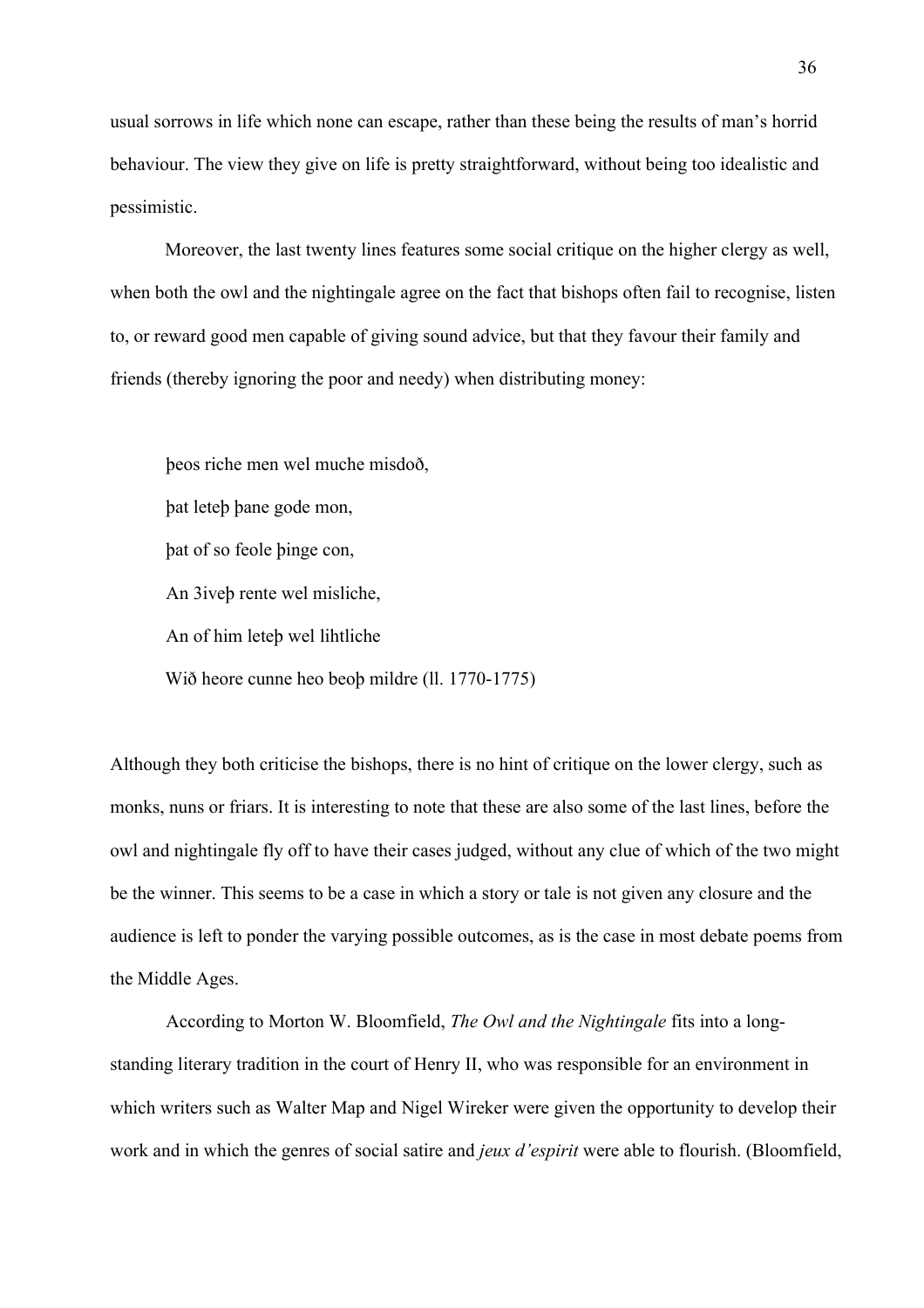usual sorrows in life which none can escape, rather than these being the results of man's horrid behaviour. The view they give on life is pretty straightforward, without being too idealistic and pessimistic.

Moreover, the last twenty lines features some social critique on the higher clergy as well, when both the owl and the nightingale agree on the fact that bishops often fail to recognise, listen to, or reward good men capable of giving sound advice, but that they favour their family and friends (thereby ignoring the poor and needy) when distributing money:

> þeos riche men wel muche misdoð,
> þat leteþ þane gode mon,
> þat of so feole þinge con,
> An 3iveþ rente wel misliche,
> An of him leteþ wel lihtliche
> Wið heore cunne heo beoþ mildre (ll. 1770-1775)

Although they both criticise the bishops, there is no hint of critique on the lower clergy, such as monks, nuns or friars. It is interesting to note that these are also some of the last lines, before the owl and nightingale fly off to have their cases judged, without any clue of which of the two might be the winner. This seems to be a case in which a story or tale is not given any closure and the audience is left to ponder the varying possible outcomes, as is the case in most debate poems from the Middle Ages.

According to Morton W. Bloomfield, *The Owl and the Nightingale* fits into a long-standing literary tradition in the court of Henry II, who was responsible for an environment in which writers such as Walter Map and Nigel Wireker were given the opportunity to develop their work and in which the genres of social satire and *jeux d'espirit* were able to flourish. (Bloomfield,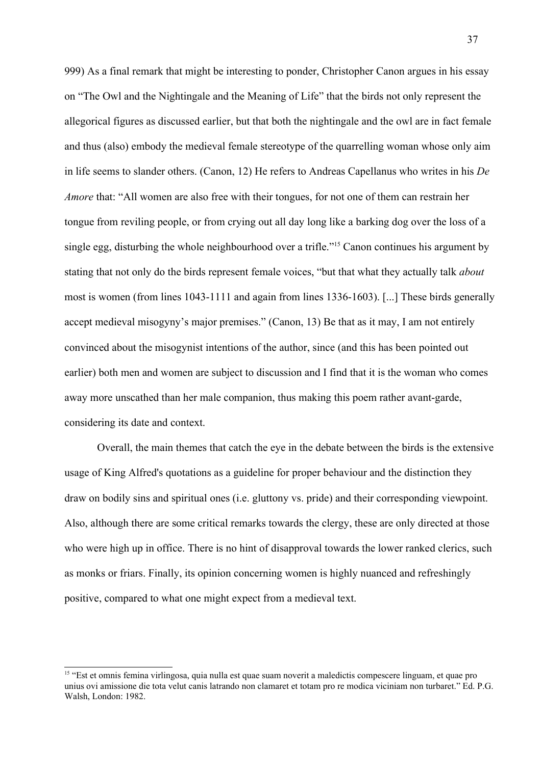999) As a final remark that might be interesting to ponder, Christopher Canon argues in his essay on "The Owl and the Nightingale and the Meaning of Life" that the birds not only represent the allegorical figures as discussed earlier, but that both the nightingale and the owl are in fact female and thus (also) embody the medieval female stereotype of the quarrelling woman whose only aim in life seems to slander others. (Canon, 12) He refers to Andreas Capellanus who writes in his *De Amore* that: "All women are also free with their tongues, for not one of them can restrain her tongue from reviling people, or from crying out all day long like a barking dog over the loss of a single egg, disturbing the whole neighbourhood over a trifle."[15] Canon continues his argument by stating that not only do the birds represent female voices, "but that what they actually talk *about* most is women (from lines 1043-1111 and again from lines 1336-1603). [...] These birds generally accept medieval misogyny's major premises." (Canon, 13) Be that as it may, I am not entirely convinced about the misogynist intentions of the author, since (and this has been pointed out earlier) both men and women are subject to discussion and I find that it is the woman who comes away more unscathed than her male companion, thus making this poem rather avant-garde, considering its date and context.

Overall, the main themes that catch the eye in the debate between the birds is the extensive usage of King Alfred's quotations as a guideline for proper behaviour and the distinction they draw on bodily sins and spiritual ones (i.e. gluttony vs. pride) and their corresponding viewpoint. Also, although there are some critical remarks towards the clergy, these are only directed at those who were high up in office. There is no hint of disapproval towards the lower ranked clerics, such as monks or friars. Finally, its opinion concerning women is highly nuanced and refreshingly positive, compared to what one might expect from a medieval text.

[15] "Est et omnis femina virlingosa, quia nulla est quae suam noverit a maledictis compescere linguam, et quae pro unius ovi amissione die tota velut canis latrando non clamaret et totam pro re modica viciniam non turbaret." Ed. P.G. Walsh, London: 1982.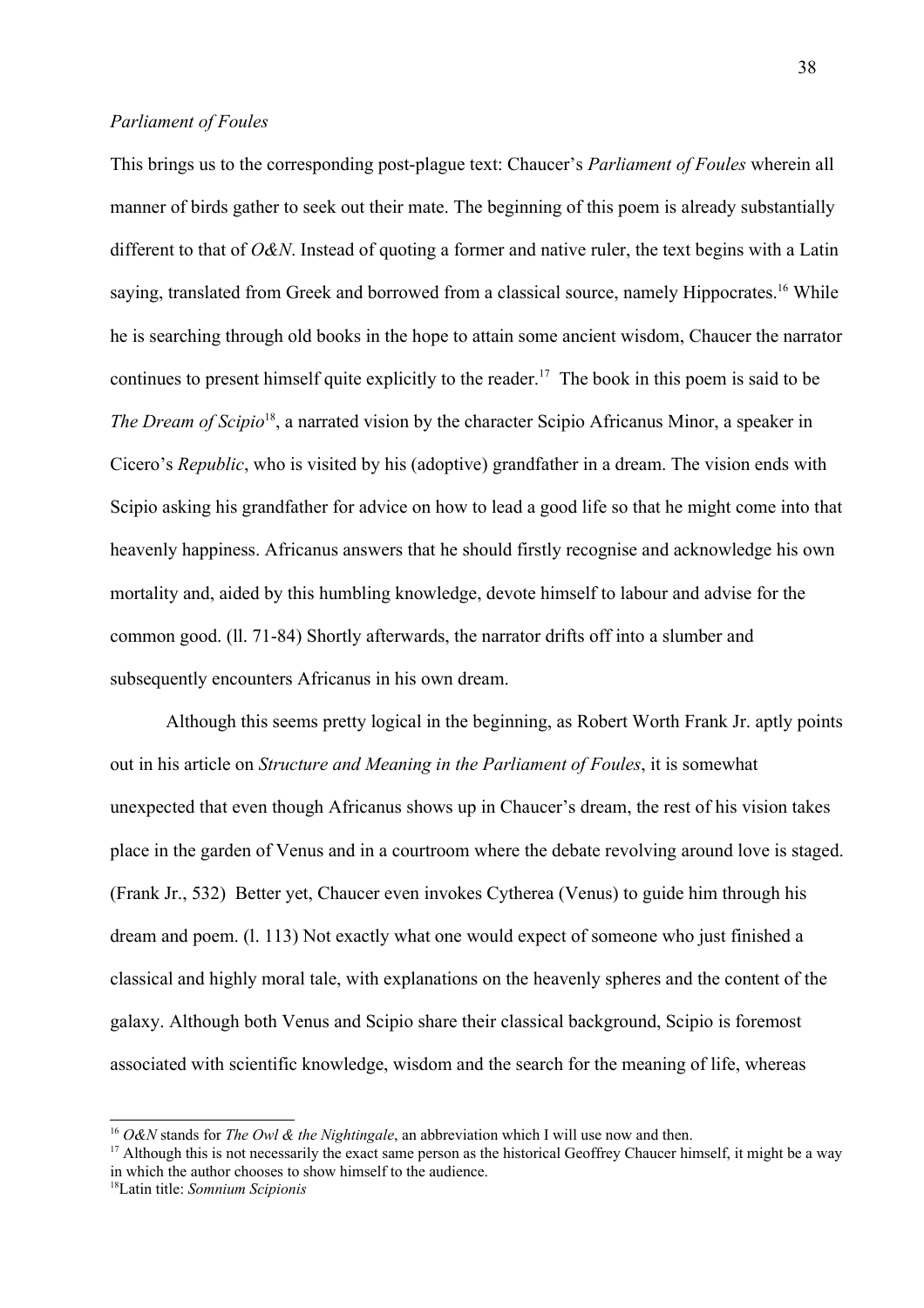*Parliament of Foules*

This brings us to the corresponding post-plague text: Chaucer's *Parliament of Foules* wherein all manner of birds gather to seek out their mate. The beginning of this poem is already substantially different to that of *O&N*. Instead of quoting a former and native ruler, the text begins with a Latin saying, translated from Greek and borrowed from a classical source, namely Hippocrates.[16] While he is searching through old books in the hope to attain some ancient wisdom, Chaucer the narrator continues to present himself quite explicitly to the reader.[17] The book in this poem is said to be *The Dream of Scipio*[18], a narrated vision by the character Scipio Africanus Minor, a speaker in Cicero's *Republic*, who is visited by his (adoptive) grandfather in a dream. The vision ends with Scipio asking his grandfather for advice on how to lead a good life so that he might come into that heavenly happiness. Africanus answers that he should firstly recognise and acknowledge his own mortality and, aided by this humbling knowledge, devote himself to labour and advise for the common good. (ll. 71-84) Shortly afterwards, the narrator drifts off into a slumber and subsequently encounters Africanus in his own dream.

Although this seems pretty logical in the beginning, as Robert Worth Frank Jr. aptly points out in his article on *Structure and Meaning in the Parliament of Foules*, it is somewhat unexpected that even though Africanus shows up in Chaucer's dream, the rest of his vision takes place in the garden of Venus and in a courtroom where the debate revolving around love is staged. (Frank Jr., 532) Better yet, Chaucer even invokes Cytherea (Venus) to guide him through his dream and poem. (l. 113) Not exactly what one would expect of someone who just finished a classical and highly moral tale, with explanations on the heavenly spheres and the content of the galaxy. Although both Venus and Scipio share their classical background, Scipio is foremost associated with scientific knowledge, wisdom and the search for the meaning of life, whereas

---

[16] *O&N* stands for *The Owl & the Nightingale*, an abbreviation which I will use now and then.

[17] Although this is not necessarily the exact same person as the historical Geoffrey Chaucer himself, it might be a way in which the author chooses to show himself to the audience.

[18] Latin title: *Somnium Scipionis*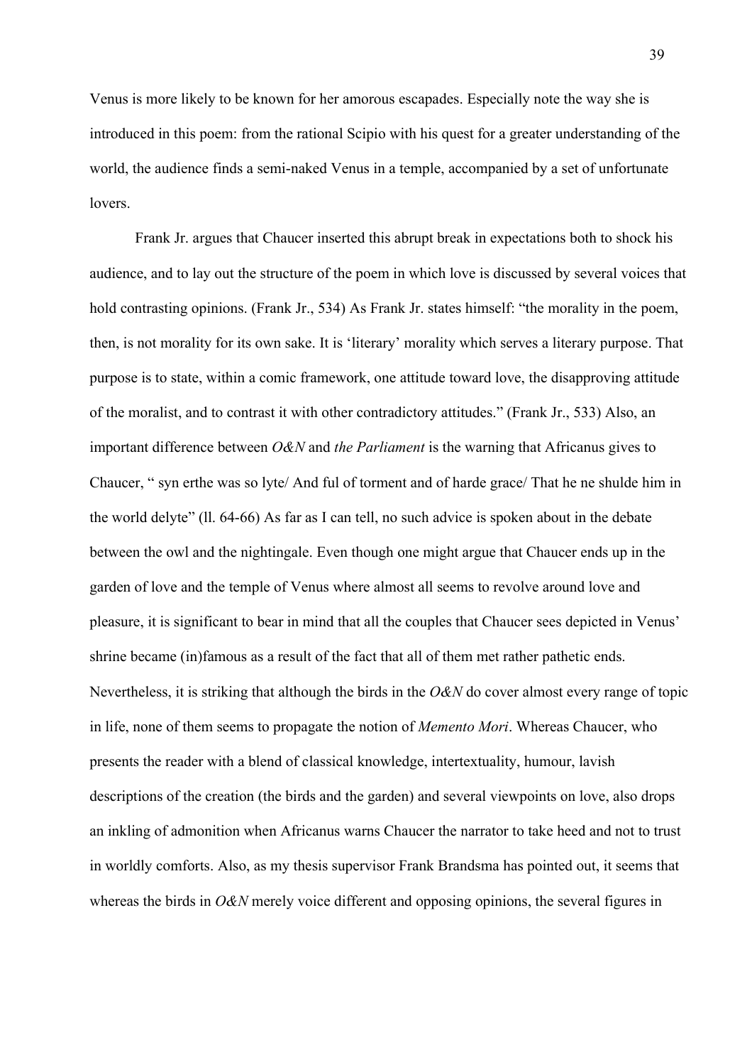Venus is more likely to be known for her amorous escapades. Especially note the way she is introduced in this poem: from the rational Scipio with his quest for a greater understanding of the world, the audience finds a semi-naked Venus in a temple, accompanied by a set of unfortunate lovers.

Frank Jr. argues that Chaucer inserted this abrupt break in expectations both to shock his audience, and to lay out the structure of the poem in which love is discussed by several voices that hold contrasting opinions. (Frank Jr., 534) As Frank Jr. states himself: "the morality in the poem, then, is not morality for its own sake. It is 'literary' morality which serves a literary purpose. That purpose is to state, within a comic framework, one attitude toward love, the disapproving attitude of the moralist, and to contrast it with other contradictory attitudes." (Frank Jr., 533) Also, an important difference between *O&N* and *the Parliament* is the warning that Africanus gives to Chaucer, " syn erthe was so lyte/ And ful of torment and of harde grace/ That he ne shulde him in the world delyte" (ll. 64-66) As far as I can tell, no such advice is spoken about in the debate between the owl and the nightingale. Even though one might argue that Chaucer ends up in the garden of love and the temple of Venus where almost all seems to revolve around love and pleasure, it is significant to bear in mind that all the couples that Chaucer sees depicted in Venus' shrine became (in)famous as a result of the fact that all of them met rather pathetic ends. Nevertheless, it is striking that although the birds in the *O&N* do cover almost every range of topic in life, none of them seems to propagate the notion of *Memento Mori*. Whereas Chaucer, who presents the reader with a blend of classical knowledge, intertextuality, humour, lavish descriptions of the creation (the birds and the garden) and several viewpoints on love, also drops an inkling of admonition when Africanus warns Chaucer the narrator to take heed and not to trust in worldly comforts. Also, as my thesis supervisor Frank Brandsma has pointed out, it seems that whereas the birds in *O&N* merely voice different and opposing opinions, the several figures in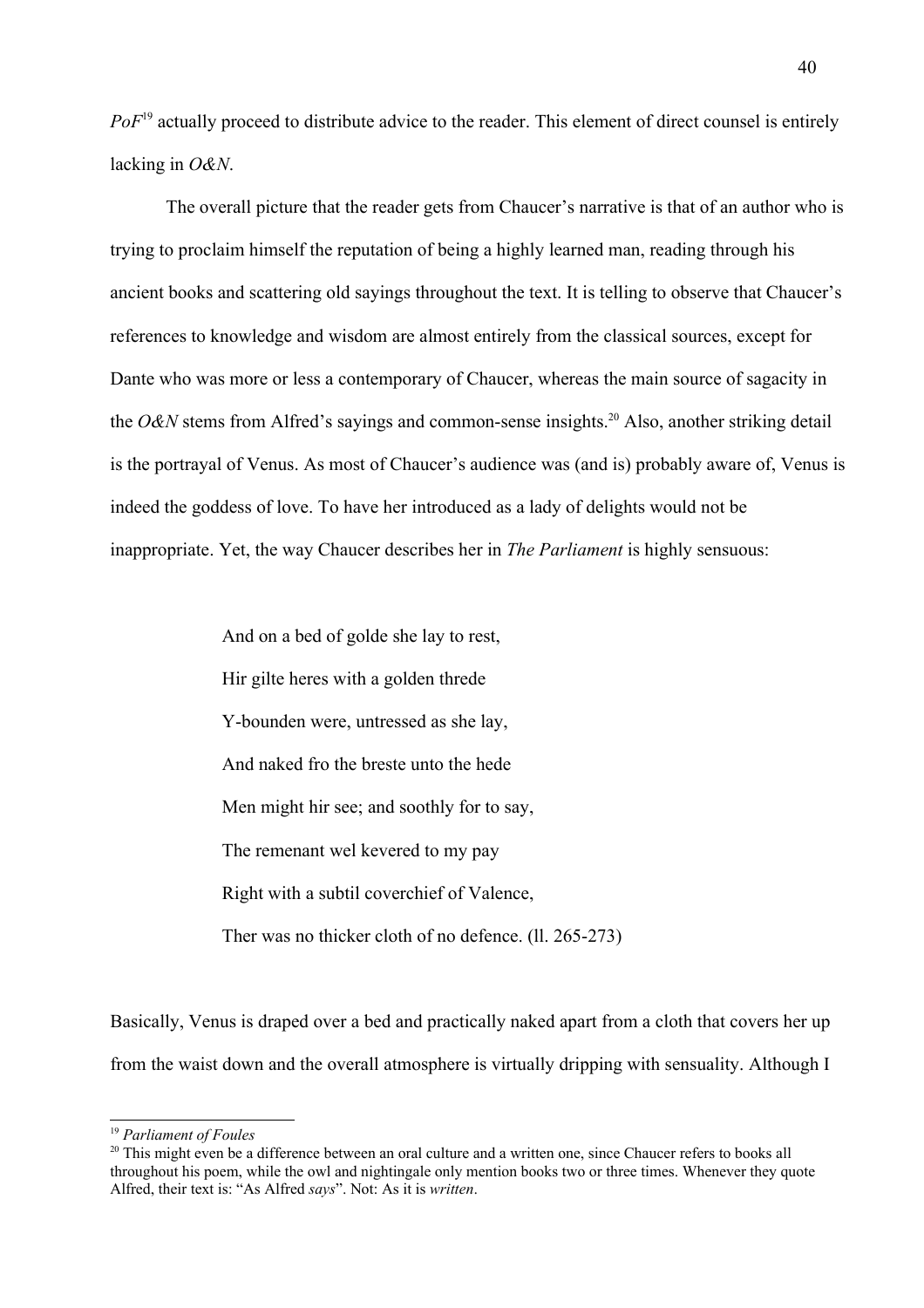*PoF*[19] actually proceed to distribute advice to the reader. This element of direct counsel is entirely lacking in *O&N*.

The overall picture that the reader gets from Chaucer's narrative is that of an author who is trying to proclaim himself the reputation of being a highly learned man, reading through his ancient books and scattering old sayings throughout the text. It is telling to observe that Chaucer's references to knowledge and wisdom are almost entirely from the classical sources, except for Dante who was more or less a contemporary of Chaucer, whereas the main source of sagacity in the *O&N* stems from Alfred's sayings and common-sense insights.[20] Also, another striking detail is the portrayal of Venus. As most of Chaucer's audience was (and is) probably aware of, Venus is indeed the goddess of love. To have her introduced as a lady of delights would not be inappropriate. Yet, the way Chaucer describes her in *The Parliament* is highly sensuous:

> And on a bed of golde she lay to rest,
> Hir gilte heres with a golden threde
> Y-bounden were, untressed as she lay,
> And naked fro the breste unto the hede
> Men might hir see; and soothly for to say,
> The remenant wel kevered to my pay
> Right with a subtil coverchief of Valence,
> Ther was no thicker cloth of no defence. (ll. 265-273)

Basically, Venus is draped over a bed and practically naked apart from a cloth that covers her up from the waist down and the overall atmosphere is virtually dripping with sensuality. Although I

---

[19] *Parliament of Foules*

[20] This might even be a difference between an oral culture and a written one, since Chaucer refers to books all throughout his poem, while the owl and nightingale only mention books two or three times. Whenever they quote Alfred, their text is: "As Alfred *says*". Not: As it is *written*.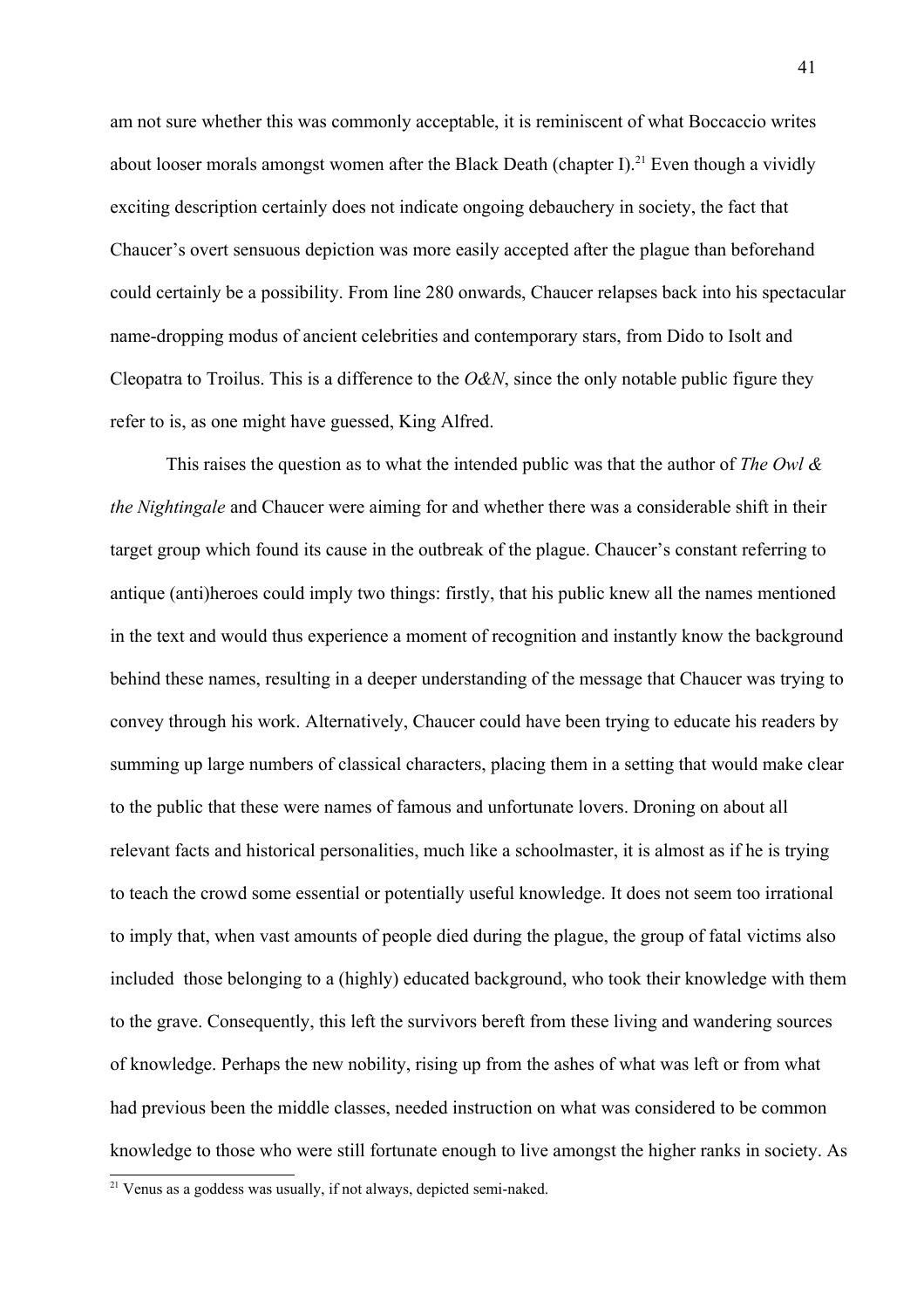am not sure whether this was commonly acceptable, it is reminiscent of what Boccaccio writes about looser morals amongst women after the Black Death (chapter I).[21] Even though a vividly exciting description certainly does not indicate ongoing debauchery in society, the fact that Chaucer's overt sensuous depiction was more easily accepted after the plague than beforehand could certainly be a possibility. From line 280 onwards, Chaucer relapses back into his spectacular name-dropping modus of ancient celebrities and contemporary stars, from Dido to Isolt and Cleopatra to Troilus. This is a difference to the *O&N*, since the only notable public figure they refer to is, as one might have guessed, King Alfred.

This raises the question as to what the intended public was that the author of *The Owl & the Nightingale* and Chaucer were aiming for and whether there was a considerable shift in their target group which found its cause in the outbreak of the plague. Chaucer's constant referring to antique (anti)heroes could imply two things: firstly, that his public knew all the names mentioned in the text and would thus experience a moment of recognition and instantly know the background behind these names, resulting in a deeper understanding of the message that Chaucer was trying to convey through his work. Alternatively, Chaucer could have been trying to educate his readers by summing up large numbers of classical characters, placing them in a setting that would make clear to the public that these were names of famous and unfortunate lovers. Droning on about all relevant facts and historical personalities, much like a schoolmaster, it is almost as if he is trying to teach the crowd some essential or potentially useful knowledge. It does not seem too irrational to imply that, when vast amounts of people died during the plague, the group of fatal victims also included those belonging to a (highly) educated background, who took their knowledge with them to the grave. Consequently, this left the survivors bereft from these living and wandering sources of knowledge. Perhaps the new nobility, rising up from the ashes of what was left or from what had previous been the middle classes, needed instruction on what was considered to be common knowledge to those who were still fortunate enough to live amongst the higher ranks in society. As

[21] Venus as a goddess was usually, if not always, depicted semi-naked.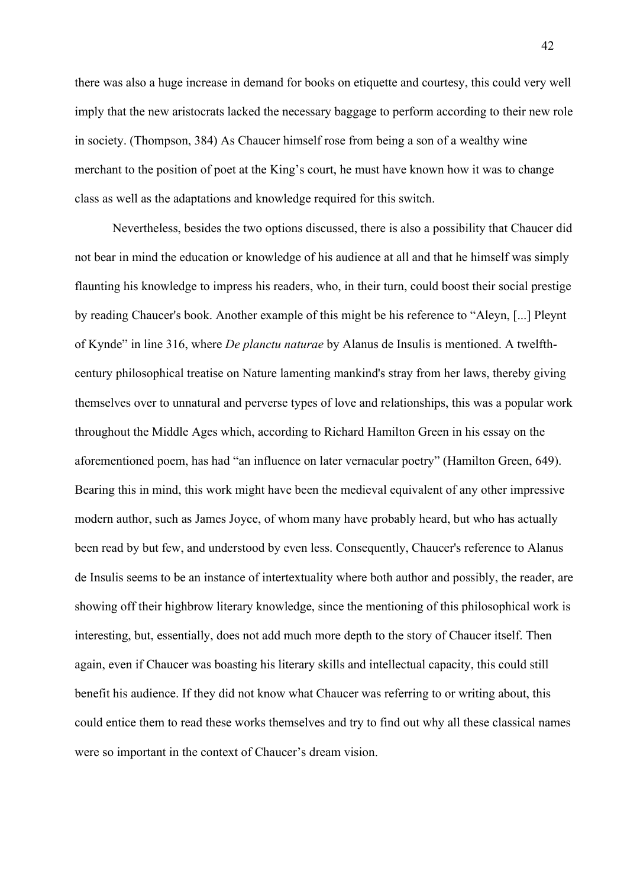there was also a huge increase in demand for books on etiquette and courtesy, this could very well imply that the new aristocrats lacked the necessary baggage to perform according to their new role in society. (Thompson, 384) As Chaucer himself rose from being a son of a wealthy wine merchant to the position of poet at the King's court, he must have known how it was to change class as well as the adaptations and knowledge required for this switch.

Nevertheless, besides the two options discussed, there is also a possibility that Chaucer did not bear in mind the education or knowledge of his audience at all and that he himself was simply flaunting his knowledge to impress his readers, who, in their turn, could boost their social prestige by reading Chaucer's book. Another example of this might be his reference to "Aleyn, [...] Pleynt of Kynde" in line 316, where *De planctu naturae* by Alanus de Insulis is mentioned. A twelfth-century philosophical treatise on Nature lamenting mankind's stray from her laws, thereby giving themselves over to unnatural and perverse types of love and relationships, this was a popular work throughout the Middle Ages which, according to Richard Hamilton Green in his essay on the aforementioned poem, has had "an influence on later vernacular poetry" (Hamilton Green, 649). Bearing this in mind, this work might have been the medieval equivalent of any other impressive modern author, such as James Joyce, of whom many have probably heard, but who has actually been read by but few, and understood by even less. Consequently, Chaucer's reference to Alanus de Insulis seems to be an instance of intertextuality where both author and possibly, the reader, are showing off their highbrow literary knowledge, since the mentioning of this philosophical work is interesting, but, essentially, does not add much more depth to the story of Chaucer itself. Then again, even if Chaucer was boasting his literary skills and intellectual capacity, this could still benefit his audience. If they did not know what Chaucer was referring to or writing about, this could entice them to read these works themselves and try to find out why all these classical names were so important in the context of Chaucer's dream vision.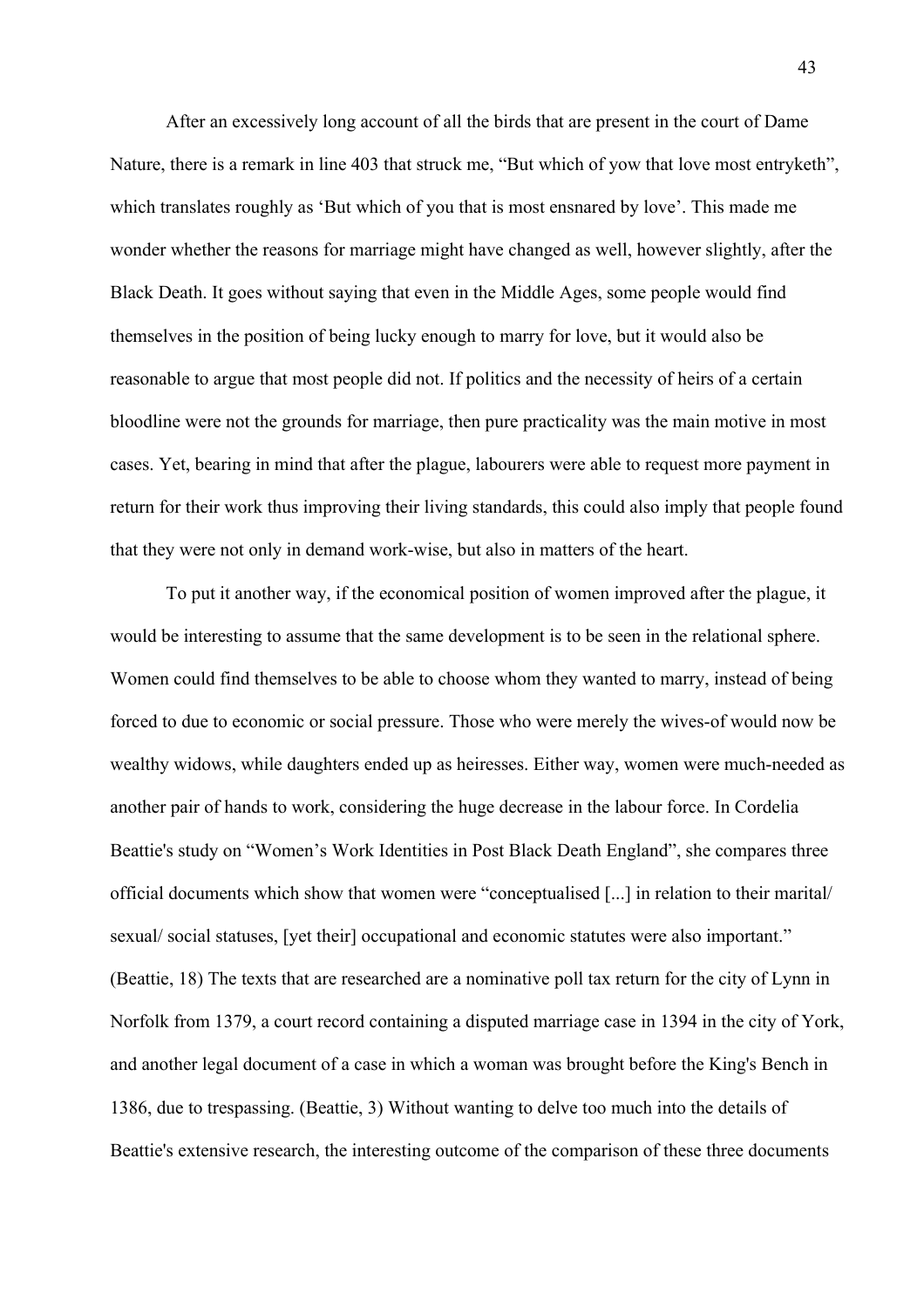After an excessively long account of all the birds that are present in the court of Dame Nature, there is a remark in line 403 that struck me, "But which of yow that love most entryketh", which translates roughly as 'But which of you that is most ensnared by love'. This made me wonder whether the reasons for marriage might have changed as well, however slightly, after the Black Death. It goes without saying that even in the Middle Ages, some people would find themselves in the position of being lucky enough to marry for love, but it would also be reasonable to argue that most people did not. If politics and the necessity of heirs of a certain bloodline were not the grounds for marriage, then pure practicality was the main motive in most cases. Yet, bearing in mind that after the plague, labourers were able to request more payment in return for their work thus improving their living standards, this could also imply that people found that they were not only in demand work-wise, but also in matters of the heart.

To put it another way, if the economical position of women improved after the plague, it would be interesting to assume that the same development is to be seen in the relational sphere. Women could find themselves to be able to choose whom they wanted to marry, instead of being forced to due to economic or social pressure. Those who were merely the wives-of would now be wealthy widows, while daughters ended up as heiresses. Either way, women were much-needed as another pair of hands to work, considering the huge decrease in the labour force. In Cordelia Beattie's study on "Women's Work Identities in Post Black Death England", she compares three official documents which show that women were "conceptualised [...] in relation to their marital/ sexual/ social statuses, [yet their] occupational and economic statutes were also important." (Beattie, 18) The texts that are researched are a nominative poll tax return for the city of Lynn in Norfolk from 1379, a court record containing a disputed marriage case in 1394 in the city of York, and another legal document of a case in which a woman was brought before the King's Bench in 1386, due to trespassing. (Beattie, 3) Without wanting to delve too much into the details of Beattie's extensive research, the interesting outcome of the comparison of these three documents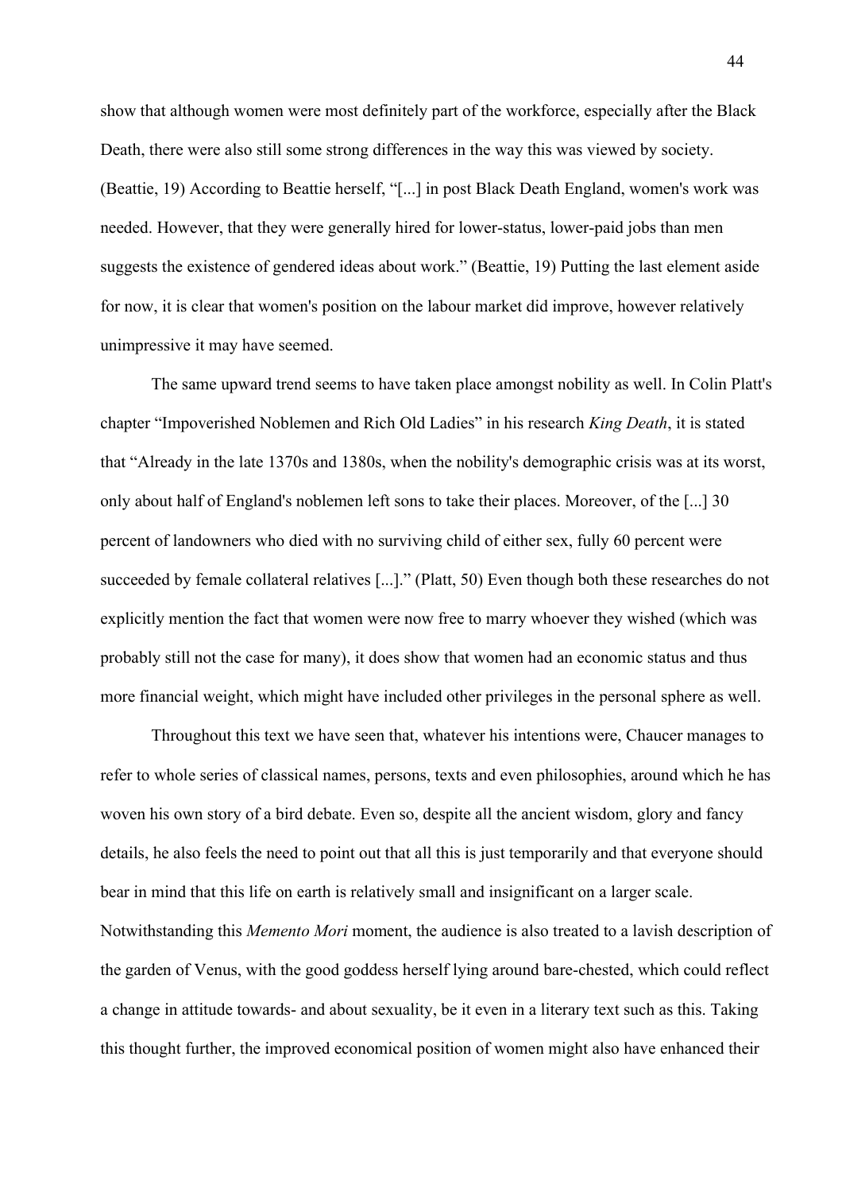show that although women were most definitely part of the workforce, especially after the Black Death, there were also still some strong differences in the way this was viewed by society. (Beattie, 19) According to Beattie herself, "[...] in post Black Death England, women's work was needed. However, that they were generally hired for lower-status, lower-paid jobs than men suggests the existence of gendered ideas about work." (Beattie, 19) Putting the last element aside for now, it is clear that women's position on the labour market did improve, however relatively unimpressive it may have seemed.

The same upward trend seems to have taken place amongst nobility as well. In Colin Platt's chapter "Impoverished Noblemen and Rich Old Ladies" in his research *King Death*, it is stated that "Already in the late 1370s and 1380s, when the nobility's demographic crisis was at its worst, only about half of England's noblemen left sons to take their places. Moreover, of the [...] 30 percent of landowners who died with no surviving child of either sex, fully 60 percent were succeeded by female collateral relatives [...]." (Platt, 50) Even though both these researches do not explicitly mention the fact that women were now free to marry whoever they wished (which was probably still not the case for many), it does show that women had an economic status and thus more financial weight, which might have included other privileges in the personal sphere as well.

Throughout this text we have seen that, whatever his intentions were, Chaucer manages to refer to whole series of classical names, persons, texts and even philosophies, around which he has woven his own story of a bird debate. Even so, despite all the ancient wisdom, glory and fancy details, he also feels the need to point out that all this is just temporarily and that everyone should bear in mind that this life on earth is relatively small and insignificant on a larger scale. Notwithstanding this *Memento Mori* moment, the audience is also treated to a lavish description of the garden of Venus, with the good goddess herself lying around bare-chested, which could reflect a change in attitude towards- and about sexuality, be it even in a literary text such as this. Taking this thought further, the improved economical position of women might also have enhanced their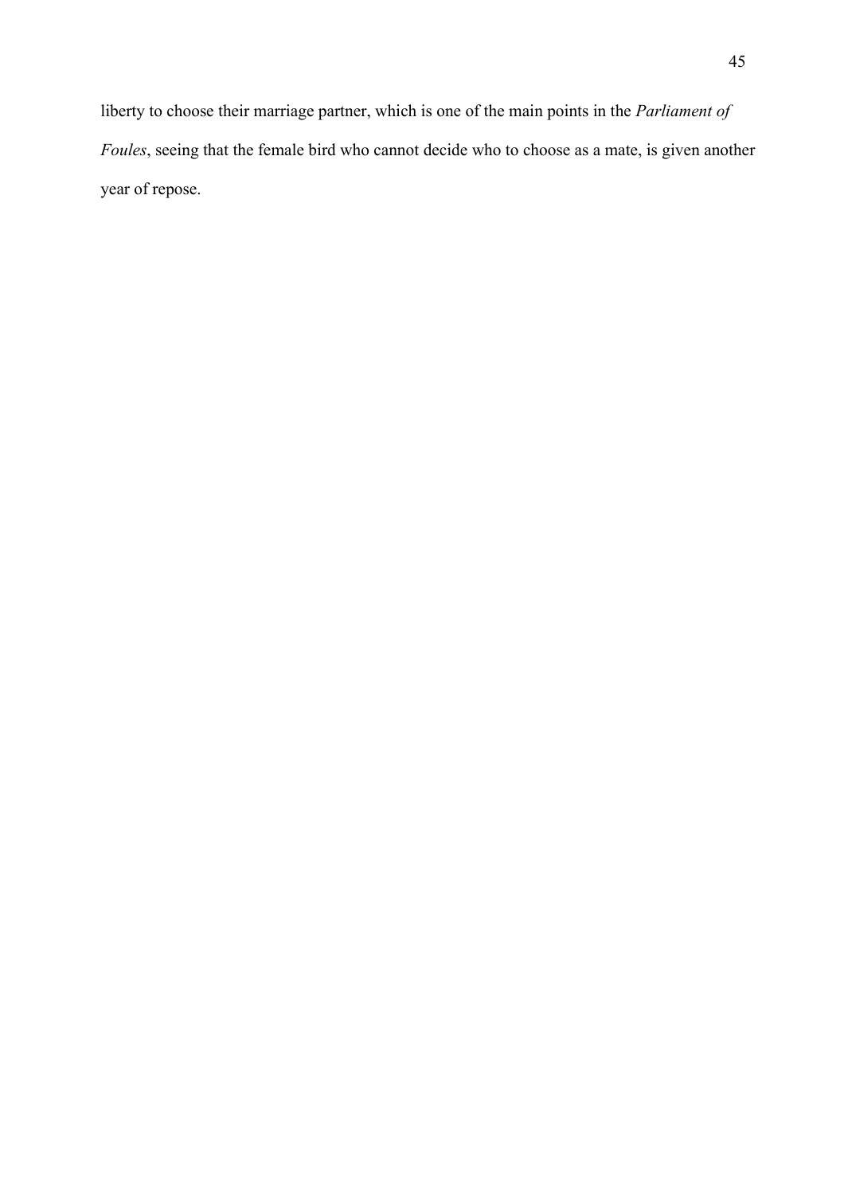liberty to choose their marriage partner, which is one of the main points in the *Parliament of Foules*, seeing that the female bird who cannot decide who to choose as a mate, is given another year of repose.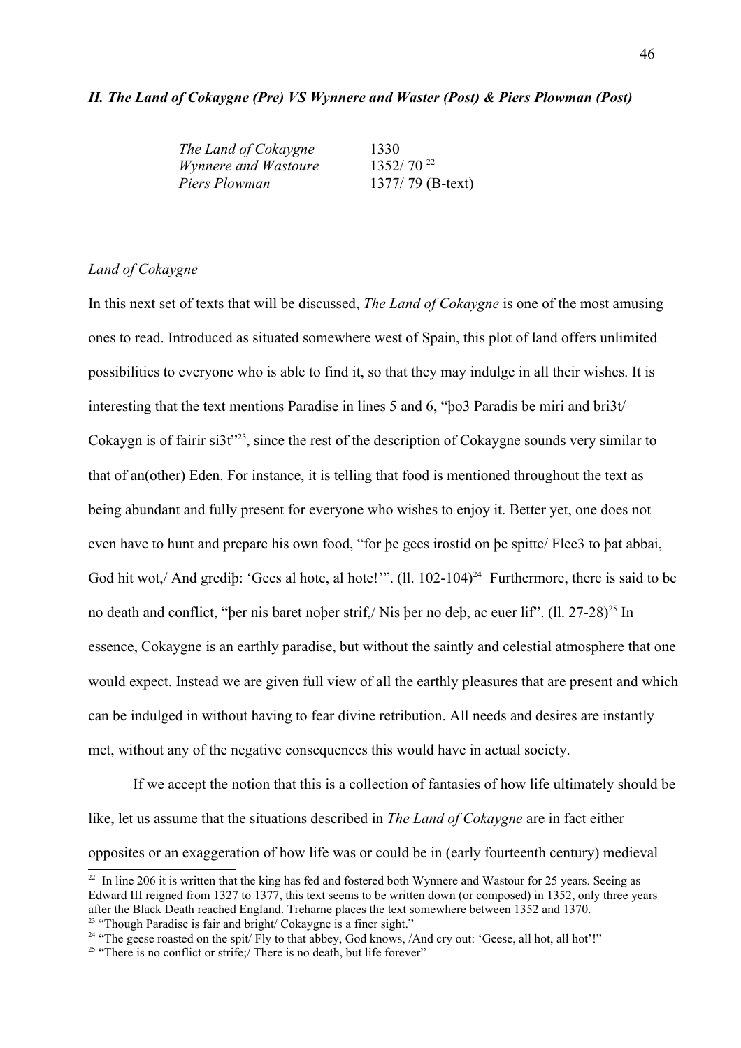### *II. The Land of Cokaygne (Pre) VS Wynnere and Waster (Post) & Piers Plowman (Post)*

| | |
|---|---|
| *The Land of Cokaygne* | 1330 |
| *Wynnere and Wastoure* | 1352/ 70 [22] |
| *Piers Plowman* | 1377/ 79 (B-text) |

*Land of Cokaygne*

In this next set of texts that will be discussed, *The Land of Cokaygne* is one of the most amusing ones to read. Introduced as situated somewhere west of Spain, this plot of land offers unlimited possibilities to everyone who is able to find it, so that they may indulge in all their wishes. It is interesting that the text mentions Paradise in lines 5 and 6, "þo3 Paradis be miri and bri3t/ Cokaygn is of fairir si3t"[23], since the rest of the description of Cokaygne sounds very similar to that of an(other) Eden. For instance, it is telling that food is mentioned throughout the text as being abundant and fully present for everyone who wishes to enjoy it. Better yet, one does not even have to hunt and prepare his own food, "for þe gees irostid on þe spitte/ Flee3 to þat abbai, God hit wot,/ And grediþ: 'Gees al hote, al hote!'". (ll. 102-104)[24] Furthermore, there is said to be no death and conflict, "þer nis baret noþer strif,/ Nis þer no deþ, ac euer lif". (ll. 27-28)[25] In essence, Cokaygne is an earthly paradise, but without the saintly and celestial atmosphere that one would expect. Instead we are given full view of all the earthly pleasures that are present and which can be indulged in without having to fear divine retribution. All needs and desires are instantly met, without any of the negative consequences this would have in actual society.

If we accept the notion that this is a collection of fantasies of how life ultimately should be like, let us assume that the situations described in *The Land of Cokaygne* are in fact either opposites or an exaggeration of how life was or could be in (early fourteenth century) medieval

---

[22] In line 206 it is written that the king has fed and fostered both Wynnere and Wastour for 25 years. Seeing as Edward III reigned from 1327 to 1377, this text seems to be written down (or composed) in 1352, only three years after the Black Death reached England. Treharne places the text somewhere between 1352 and 1370.

[23] "Though Paradise is fair and bright/ Cokaygne is a finer sight."

[24] "The geese roasted on the spit/ Fly to that abbey, God knows, /And cry out: 'Geese, all hot, all hot'!"

[25] "There is no conflict or strife;/ There is no death, but life forever"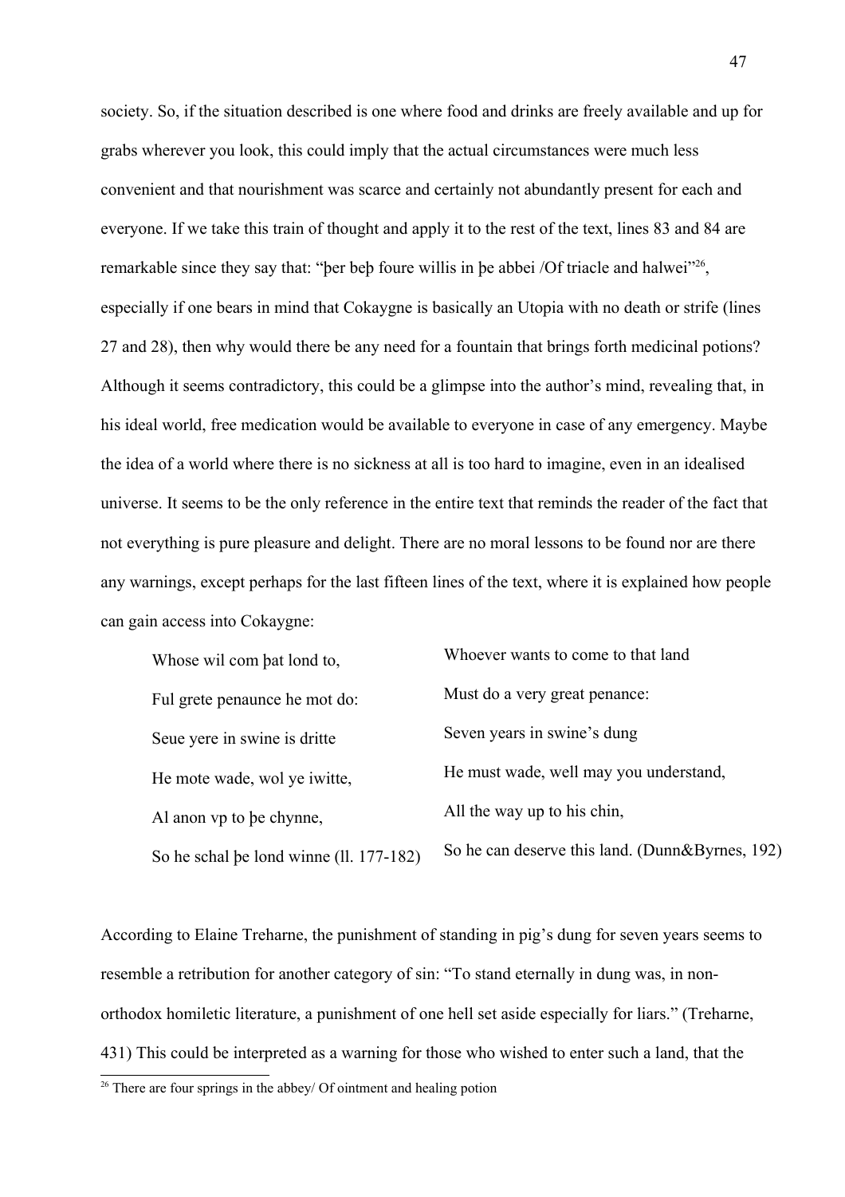society. So, if the situation described is one where food and drinks are freely available and up for grabs wherever you look, this could imply that the actual circumstances were much less convenient and that nourishment was scarce and certainly not abundantly present for each and everyone. If we take this train of thought and apply it to the rest of the text, lines 83 and 84 are remarkable since they say that: "þer beþ foure willis in þe abbei /Of triacle and halwei"[26], especially if one bears in mind that Cokaygne is basically an Utopia with no death or strife (lines 27 and 28), then why would there be any need for a fountain that brings forth medicinal potions? Although it seems contradictory, this could be a glimpse into the author's mind, revealing that, in his ideal world, free medication would be available to everyone in case of any emergency. Maybe the idea of a world where there is no sickness at all is too hard to imagine, even in an idealised universe. It seems to be the only reference in the entire text that reminds the reader of the fact that not everything is pure pleasure and delight. There are no moral lessons to be found nor are there any warnings, except perhaps for the last fifteen lines of the text, where it is explained how people can gain access into Cokaygne:

| | |
|---|---|
| Whose wil com þat lond to, | Whoever wants to come to that land |
| Ful grete penaunce he mot do: | Must do a very great penance: |
| Seue yere in swine is dritte | Seven years in swine's dung |
| He mote wade, wol ye iwitte, | He must wade, well may you understand, |
| Al anon vp to þe chynne, | All the way up to his chin, |
| So he schal þe lond winne (ll. 177-182) | So he can deserve this land. (Dunn&Byrnes, 192) |

According to Elaine Treharne, the punishment of standing in pig's dung for seven years seems to resemble a retribution for another category of sin: "To stand eternally in dung was, in non-orthodox homiletic literature, a punishment of one hell set aside especially for liars." (Treharne, 431) This could be interpreted as a warning for those who wished to enter such a land, that the

[26] There are four springs in the abbey/ Of ointment and healing potion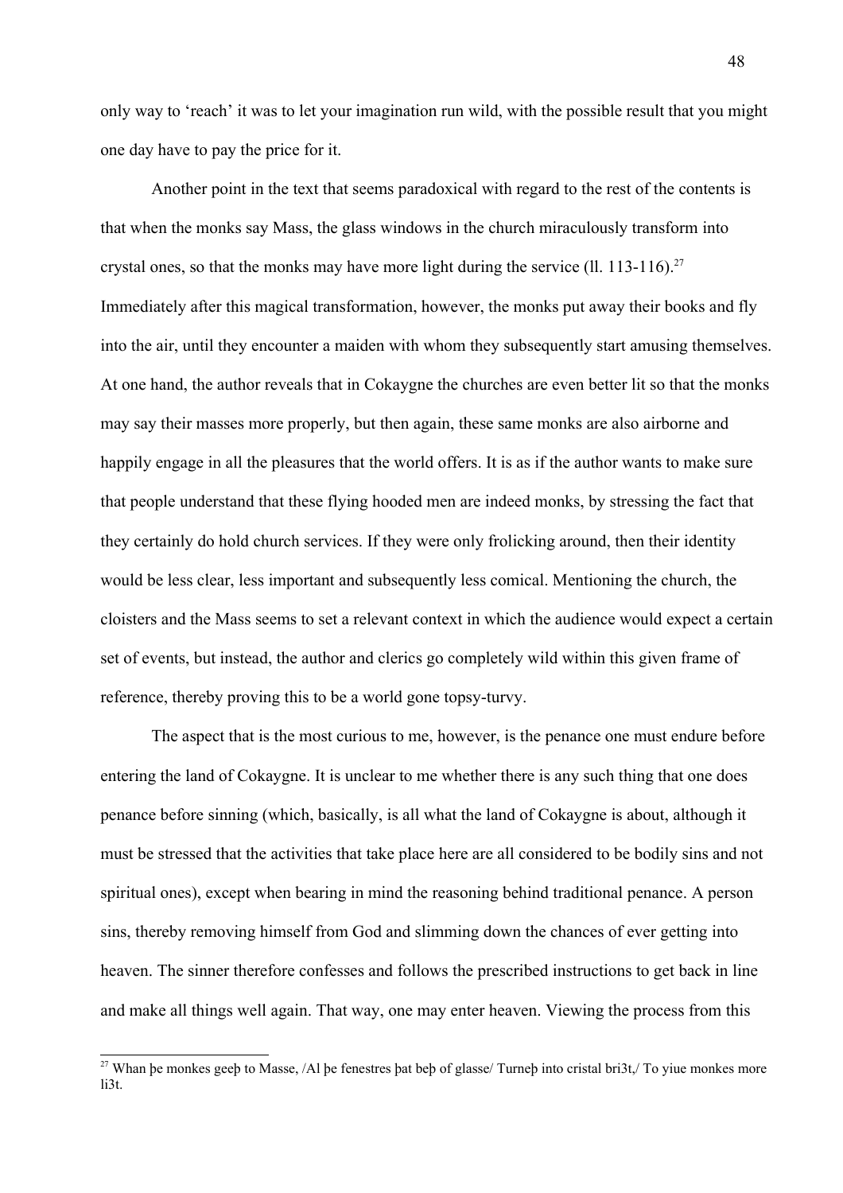only way to 'reach' it was to let your imagination run wild, with the possible result that you might one day have to pay the price for it.

Another point in the text that seems paradoxical with regard to the rest of the contents is that when the monks say Mass, the glass windows in the church miraculously transform into crystal ones, so that the monks may have more light during the service (ll. 113-116).[27] Immediately after this magical transformation, however, the monks put away their books and fly into the air, until they encounter a maiden with whom they subsequently start amusing themselves. At one hand, the author reveals that in Cokaygne the churches are even better lit so that the monks may say their masses more properly, but then again, these same monks are also airborne and happily engage in all the pleasures that the world offers. It is as if the author wants to make sure that people understand that these flying hooded men are indeed monks, by stressing the fact that they certainly do hold church services. If they were only frolicking around, then their identity would be less clear, less important and subsequently less comical. Mentioning the church, the cloisters and the Mass seems to set a relevant context in which the audience would expect a certain set of events, but instead, the author and clerics go completely wild within this given frame of reference, thereby proving this to be a world gone topsy-turvy.

The aspect that is the most curious to me, however, is the penance one must endure before entering the land of Cokaygne. It is unclear to me whether there is any such thing that one does penance before sinning (which, basically, is all what the land of Cokaygne is about, although it must be stressed that the activities that take place here are all considered to be bodily sins and not spiritual ones), except when bearing in mind the reasoning behind traditional penance. A person sins, thereby removing himself from God and slimming down the chances of ever getting into heaven. The sinner therefore confesses and follows the prescribed instructions to get back in line and make all things well again. That way, one may enter heaven. Viewing the process from this

---

[27] Whan þe monkes geeþ to Masse, /Al þe fenestres þat beþ of glasse/ Turneþ into cristal bri3t,/ To yiue monkes more li3t.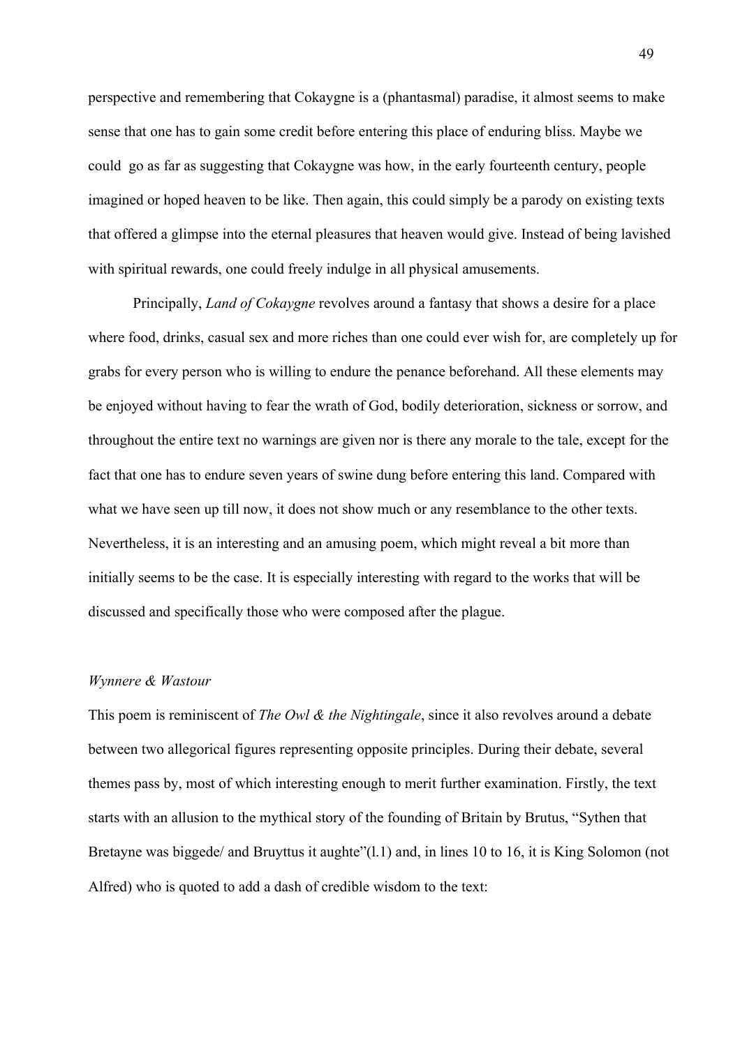perspective and remembering that Cokaygne is a (phantasmal) paradise, it almost seems to make sense that one has to gain some credit before entering this place of enduring bliss. Maybe we could go as far as suggesting that Cokaygne was how, in the early fourteenth century, people imagined or hoped heaven to be like. Then again, this could simply be a parody on existing texts that offered a glimpse into the eternal pleasures that heaven would give. Instead of being lavished with spiritual rewards, one could freely indulge in all physical amusements.

Principally, *Land of Cokaygne* revolves around a fantasy that shows a desire for a place where food, drinks, casual sex and more riches than one could ever wish for, are completely up for grabs for every person who is willing to endure the penance beforehand. All these elements may be enjoyed without having to fear the wrath of God, bodily deterioration, sickness or sorrow, and throughout the entire text no warnings are given nor is there any morale to the tale, except for the fact that one has to endure seven years of swine dung before entering this land. Compared with what we have seen up till now, it does not show much or any resemblance to the other texts. Nevertheless, it is an interesting and an amusing poem, which might reveal a bit more than initially seems to be the case. It is especially interesting with regard to the works that will be discussed and specifically those who were composed after the plague.

*Wynnere & Wastour*

This poem is reminiscent of *The Owl & the Nightingale*, since it also revolves around a debate between two allegorical figures representing opposite principles. During their debate, several themes pass by, most of which interesting enough to merit further examination. Firstly, the text starts with an allusion to the mythical story of the founding of Britain by Brutus, "Sythen that Bretayne was biggede/ and Bruyttus it aughte"(l.1) and, in lines 10 to 16, it is King Solomon (not Alfred) who is quoted to add a dash of credible wisdom to the text: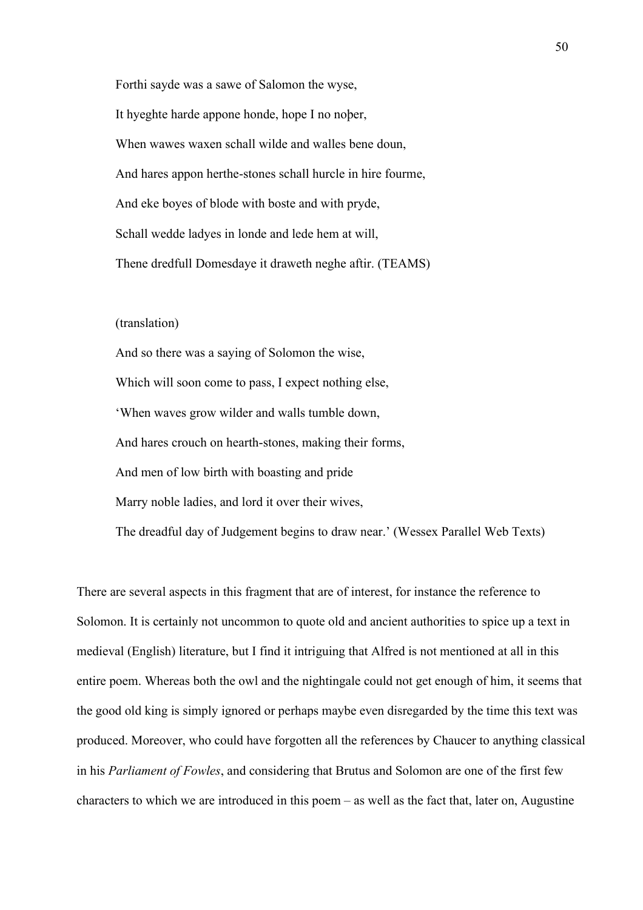Forthi sayde was a sawe of Salomon the wyse,

It hyeghte harde appone honde, hope I no noþer,

When wawes waxen schall wilde and walles bene doun,

And hares appon herthe-stones schall hurcle in hire fourme,

And eke boyes of blode with boste and with pryde,

Schall wedde ladyes in londe and lede hem at will,

Thene dredfull Domesdaye it draweth neghe aftir. (TEAMS)

(translation)

And so there was a saying of Solomon the wise,

Which will soon come to pass, I expect nothing else,

'When waves grow wilder and walls tumble down,

And hares crouch on hearth-stones, making their forms,

And men of low birth with boasting and pride

Marry noble ladies, and lord it over their wives,

The dreadful day of Judgement begins to draw near.' (Wessex Parallel Web Texts)

There are several aspects in this fragment that are of interest, for instance the reference to Solomon. It is certainly not uncommon to quote old and ancient authorities to spice up a text in medieval (English) literature, but I find it intriguing that Alfred is not mentioned at all in this entire poem. Whereas both the owl and the nightingale could not get enough of him, it seems that the good old king is simply ignored or perhaps maybe even disregarded by the time this text was produced. Moreover, who could have forgotten all the references by Chaucer to anything classical in his *Parliament of Fowles*, and considering that Brutus and Solomon are one of the first few characters to which we are introduced in this poem – as well as the fact that, later on, Augustine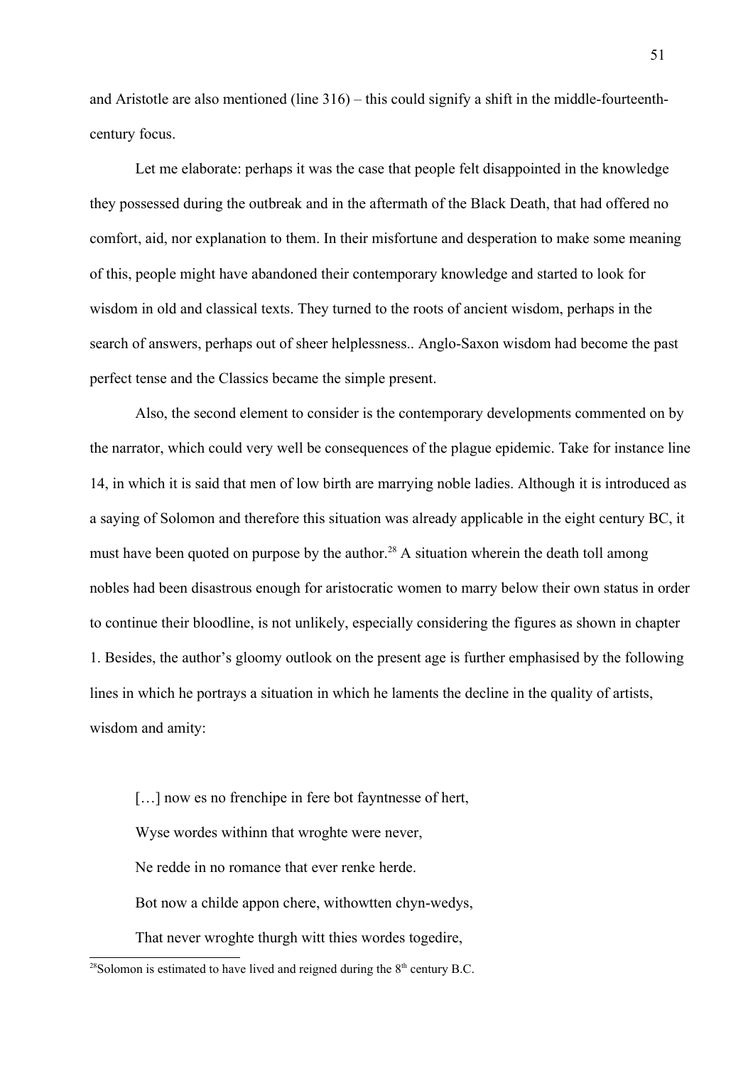and Aristotle are also mentioned (line 316) – this could signify a shift in the middle-fourteenth-century focus.

Let me elaborate: perhaps it was the case that people felt disappointed in the knowledge they possessed during the outbreak and in the aftermath of the Black Death, that had offered no comfort, aid, nor explanation to them. In their misfortune and desperation to make some meaning of this, people might have abandoned their contemporary knowledge and started to look for wisdom in old and classical texts. They turned to the roots of ancient wisdom, perhaps in the search of answers, perhaps out of sheer helplessness.. Anglo-Saxon wisdom had become the past perfect tense and the Classics became the simple present.

Also, the second element to consider is the contemporary developments commented on by the narrator, which could very well be consequences of the plague epidemic. Take for instance line 14, in which it is said that men of low birth are marrying noble ladies. Although it is introduced as a saying of Solomon and therefore this situation was already applicable in the eight century BC, it must have been quoted on purpose by the author.[28] A situation wherein the death toll among nobles had been disastrous enough for aristocratic women to marry below their own status in order to continue their bloodline, is not unlikely, especially considering the figures as shown in chapter 1. Besides, the author's gloomy outlook on the present age is further emphasised by the following lines in which he portrays a situation in which he laments the decline in the quality of artists, wisdom and amity:

> […] now es no frenchipe in fere bot fayntnesse of hert,
> Wyse wordes withinn that wroghte were never,
> Ne redde in no romance that ever renke herde.
> Bot now a childe appon chere, withowtten chyn-wedys,
> That never wroghte thurgh witt thies wordes togedire,

[28] Solomon is estimated to have lived and reigned during the 8th century B.C.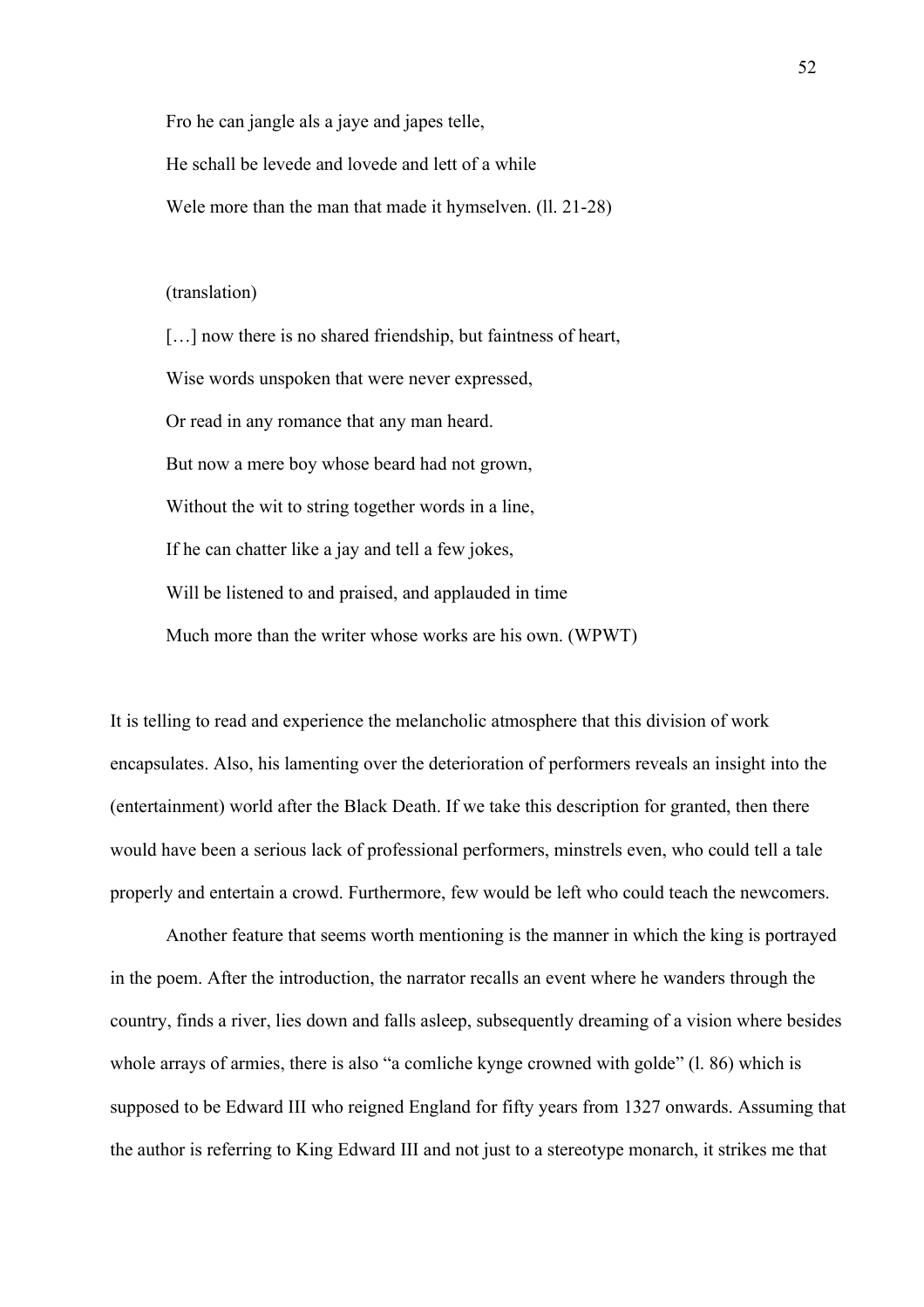> Fro he can jangle als a jaye and japes telle,
>
> He schall be levede and lovede and lett of a while
>
> Wele more than the man that made it hymselven. (ll. 21-28)
>
> (translation)
>
> […] now there is no shared friendship, but faintness of heart,
>
> Wise words unspoken that were never expressed,
>
> Or read in any romance that any man heard.
>
> But now a mere boy whose beard had not grown,
>
> Without the wit to string together words in a line,
>
> If he can chatter like a jay and tell a few jokes,
>
> Will be listened to and praised, and applauded in time
>
> Much more than the writer whose works are his own. (WPWT)

It is telling to read and experience the melancholic atmosphere that this division of work encapsulates. Also, his lamenting over the deterioration of performers reveals an insight into the (entertainment) world after the Black Death. If we take this description for granted, then there would have been a serious lack of professional performers, minstrels even, who could tell a tale properly and entertain a crowd. Furthermore, few would be left who could teach the newcomers.

Another feature that seems worth mentioning is the manner in which the king is portrayed in the poem. After the introduction, the narrator recalls an event where he wanders through the country, finds a river, lies down and falls asleep, subsequently dreaming of a vision where besides whole arrays of armies, there is also "a comliche kynge crowned with golde" (l. 86) which is supposed to be Edward III who reigned England for fifty years from 1327 onwards. Assuming that the author is referring to King Edward III and not just to a stereotype monarch, it strikes me that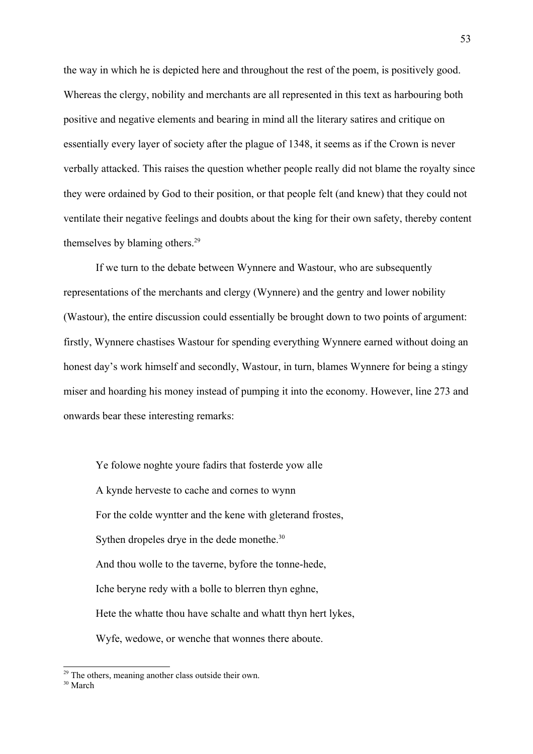the way in which he is depicted here and throughout the rest of the poem, is positively good. Whereas the clergy, nobility and merchants are all represented in this text as harbouring both positive and negative elements and bearing in mind all the literary satires and critique on essentially every layer of society after the plague of 1348, it seems as if the Crown is never verbally attacked. This raises the question whether people really did not blame the royalty since they were ordained by God to their position, or that people felt (and knew) that they could not ventilate their negative feelings and doubts about the king for their own safety, thereby content themselves by blaming others.[29]

If we turn to the debate between Wynnere and Wastour, who are subsequently representations of the merchants and clergy (Wynnere) and the gentry and lower nobility (Wastour), the entire discussion could essentially be brought down to two points of argument: firstly, Wynnere chastises Wastour for spending everything Wynnere earned without doing an honest day's work himself and secondly, Wastour, in turn, blames Wynnere for being a stingy miser and hoarding his money instead of pumping it into the economy. However, line 273 and onwards bear these interesting remarks:

> Ye folowe noghte youre fadirs that fosterde yow alle
>
> A kynde herveste to cache and cornes to wynn
>
> For the colde wyntter and the kene with gleterand frostes,
>
> Sythen dropeles drye in the dede monethe.[30]
>
> And thou wolle to the taverne, byfore the tonne-hede,
>
> Iche beryne redy with a bolle to blerren thyn eghne,
>
> Hete the whatte thou have schalte and whatt thyn hert lykes,
>
> Wyfe, wedowe, or wenche that wonnes there aboute.

[29] The others, meaning another class outside their own.

[30] March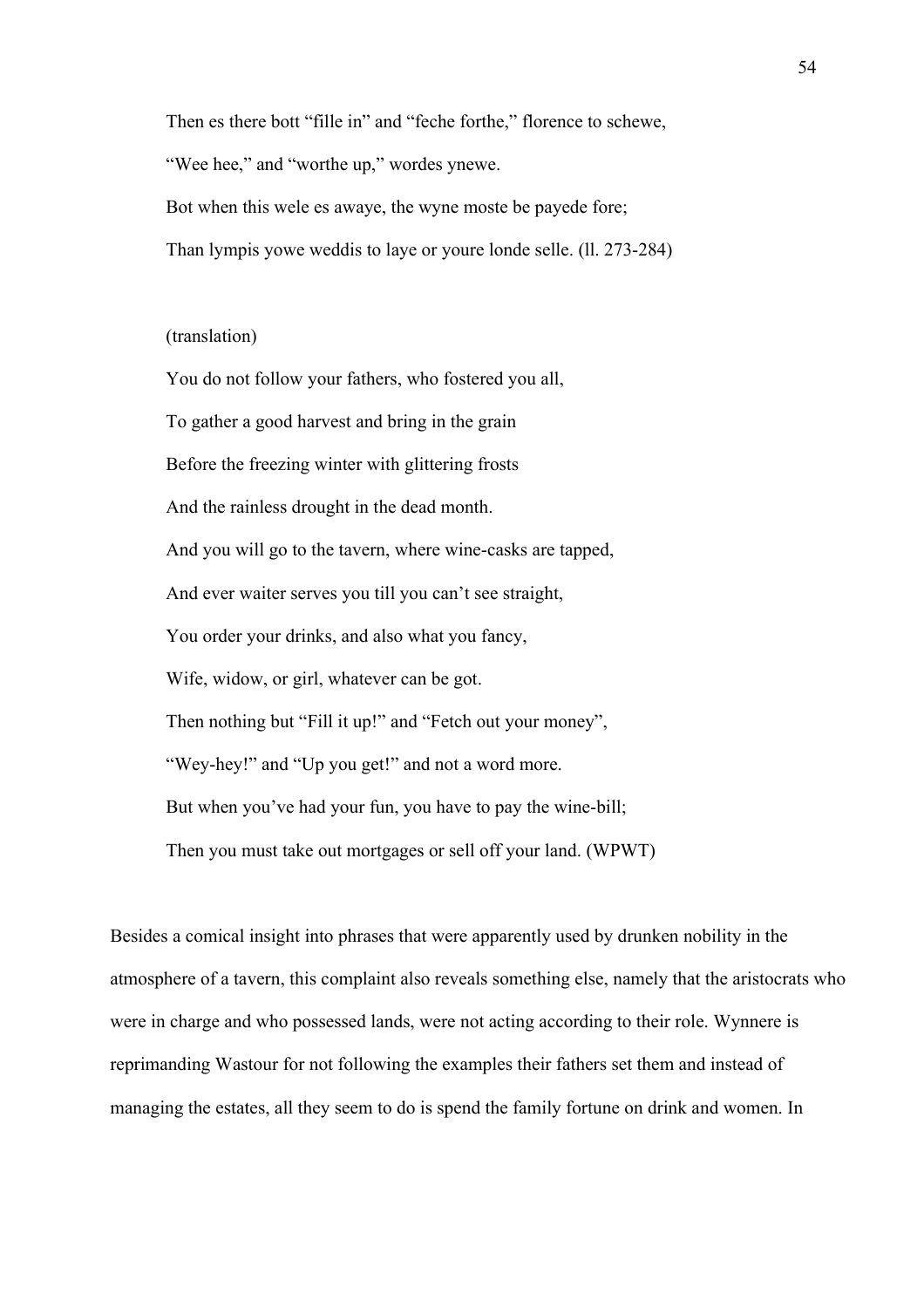> Then es there bott "fille in" and "feche forthe," florence to schewe,
>
> "Wee hee," and "worthe up," wordes ynewe.
>
> Bot when this wele es awaye, the wyne moste be payede fore;
>
> Than lympis yowe weddis to laye or youre londe selle. (ll. 273-284)
>
> (translation)
>
> You do not follow your fathers, who fostered you all,
>
> To gather a good harvest and bring in the grain
>
> Before the freezing winter with glittering frosts
>
> And the rainless drought in the dead month.
>
> And you will go to the tavern, where wine-casks are tapped,
>
> And ever waiter serves you till you can't see straight,
>
> You order your drinks, and also what you fancy,
>
> Wife, widow, or girl, whatever can be got.
>
> Then nothing but "Fill it up!" and "Fetch out your money",
>
> "Wey-hey!" and "Up you get!" and not a word more.
>
> But when you've had your fun, you have to pay the wine-bill;
>
> Then you must take out mortgages or sell off your land. (WPWT)

Besides a comical insight into phrases that were apparently used by drunken nobility in the atmosphere of a tavern, this complaint also reveals something else, namely that the aristocrats who were in charge and who possessed lands, were not acting according to their role. Wynnere is reprimanding Wastour for not following the examples their fathers set them and instead of managing the estates, all they seem to do is spend the family fortune on drink and women. In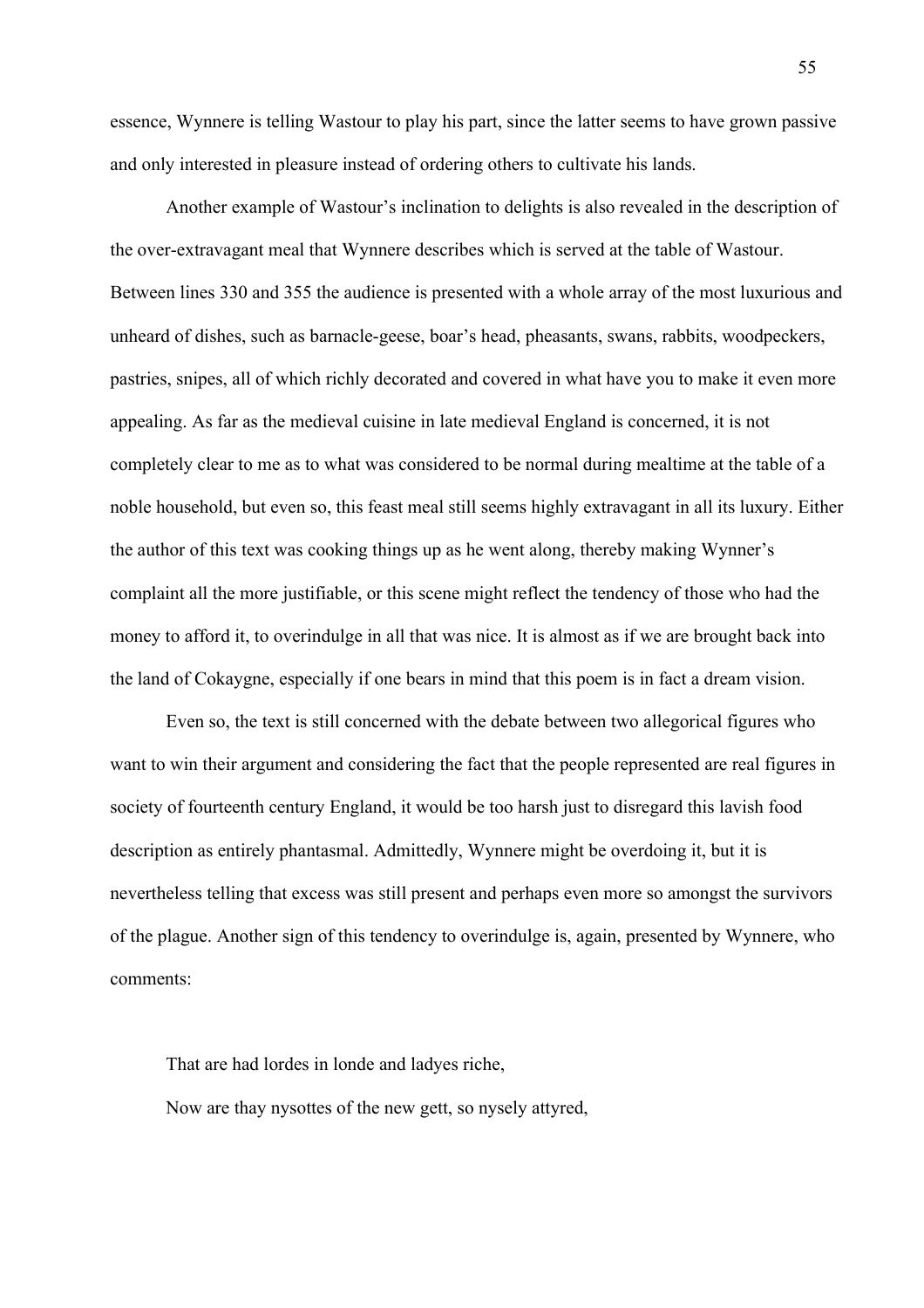essence, Wynnere is telling Wastour to play his part, since the latter seems to have grown passive and only interested in pleasure instead of ordering others to cultivate his lands.

Another example of Wastour's inclination to delights is also revealed in the description of the over-extravagant meal that Wynnere describes which is served at the table of Wastour. Between lines 330 and 355 the audience is presented with a whole array of the most luxurious and unheard of dishes, such as barnacle-geese, boar's head, pheasants, swans, rabbits, woodpeckers, pastries, snipes, all of which richly decorated and covered in what have you to make it even more appealing. As far as the medieval cuisine in late medieval England is concerned, it is not completely clear to me as to what was considered to be normal during mealtime at the table of a noble household, but even so, this feast meal still seems highly extravagant in all its luxury. Either the author of this text was cooking things up as he went along, thereby making Wynner's complaint all the more justifiable, or this scene might reflect the tendency of those who had the money to afford it, to overindulge in all that was nice. It is almost as if we are brought back into the land of Cokaygne, especially if one bears in mind that this poem is in fact a dream vision.

Even so, the text is still concerned with the debate between two allegorical figures who want to win their argument and considering the fact that the people represented are real figures in society of fourteenth century England, it would be too harsh just to disregard this lavish food description as entirely phantasmal. Admittedly, Wynnere might be overdoing it, but it is nevertheless telling that excess was still present and perhaps even more so amongst the survivors of the plague. Another sign of this tendency to overindulge is, again, presented by Wynnere, who comments:

> That are had lordes in londe and ladyes riche,
>
> Now are thay nysottes of the new gett, so nysely attyred,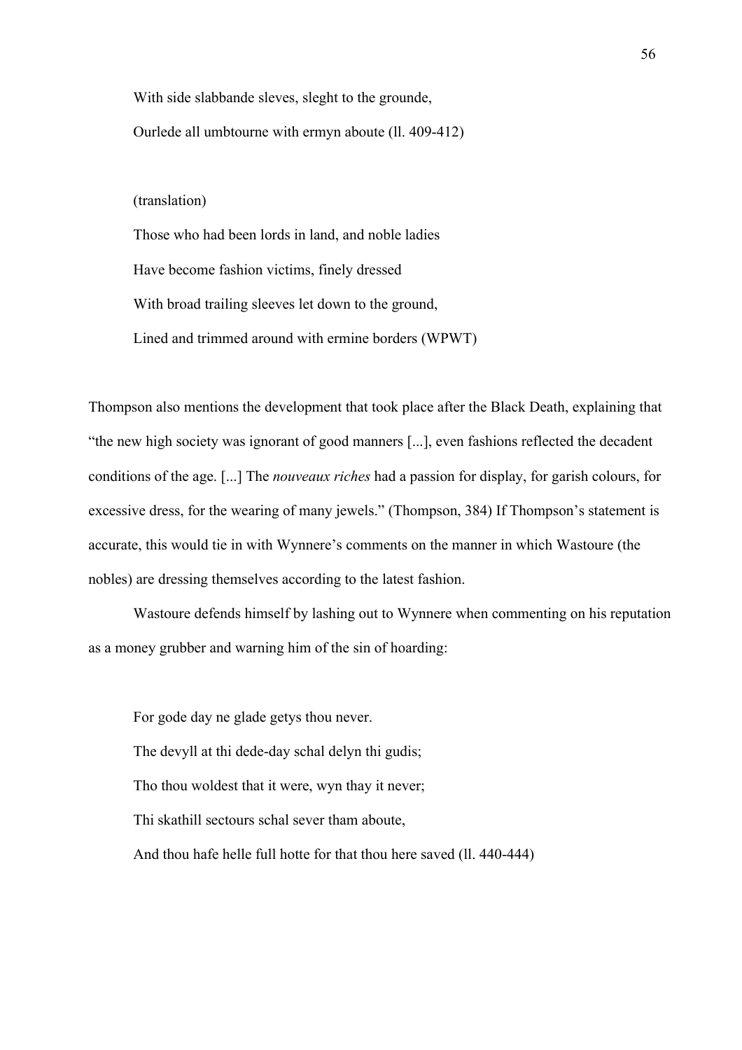With side slabbande sleves, sleght to the grounde,

Ourlede all umbtourne with ermyn aboute (ll. 409-412)

(translation)

Those who had been lords in land, and noble ladies

Have become fashion victims, finely dressed

With broad trailing sleeves let down to the ground,

Lined and trimmed around with ermine borders (WPWT)

Thompson also mentions the development that took place after the Black Death, explaining that "the new high society was ignorant of good manners [...], even fashions reflected the decadent conditions of the age. [...] The *nouveaux riches* had a passion for display, for garish colours, for excessive dress, for the wearing of many jewels." (Thompson, 384) If Thompson's statement is accurate, this would tie in with Wynnere's comments on the manner in which Wastoure (the nobles) are dressing themselves according to the latest fashion.

Wastoure defends himself by lashing out to Wynnere when commenting on his reputation as a money grubber and warning him of the sin of hoarding:

For gode day ne glade getys thou never.

The devyll at thi dede-day schal delyn thi gudis;

Tho thou woldest that it were, wyn thay it never;

Thi skathill sectours schal sever tham aboute,

And thou hafe helle full hotte for that thou here saved (ll. 440-444)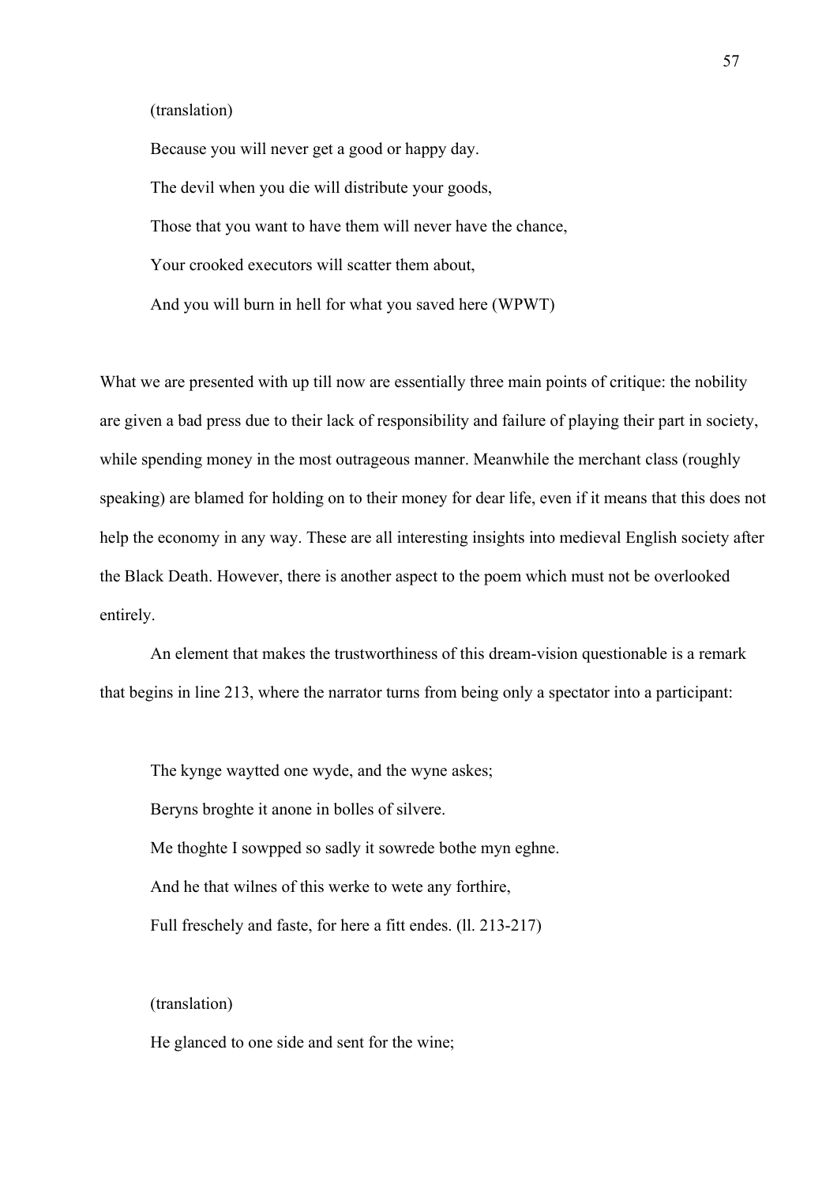(translation)

Because you will never get a good or happy day.

The devil when you die will distribute your goods,

Those that you want to have them will never have the chance,

Your crooked executors will scatter them about,

And you will burn in hell for what you saved here (WPWT)

What we are presented with up till now are essentially three main points of critique: the nobility are given a bad press due to their lack of responsibility and failure of playing their part in society, while spending money in the most outrageous manner. Meanwhile the merchant class (roughly speaking) are blamed for holding on to their money for dear life, even if it means that this does not help the economy in any way. These are all interesting insights into medieval English society after the Black Death. However, there is another aspect to the poem which must not be overlooked entirely.

An element that makes the trustworthiness of this dream-vision questionable is a remark that begins in line 213, where the narrator turns from being only a spectator into a participant:

> The kynge waytted one wyde, and the wyne askes;
>
> Beryns broghte it anone in bolles of silvere.
>
> Me thoghte I sowpped so sadly it sowrede bothe myn eghne.
>
> And he that wilnes of this werke to wete any forthire,
>
> Full freschely and faste, for here a fitt endes. (ll. 213-217)

(translation)

He glanced to one side and sent for the wine;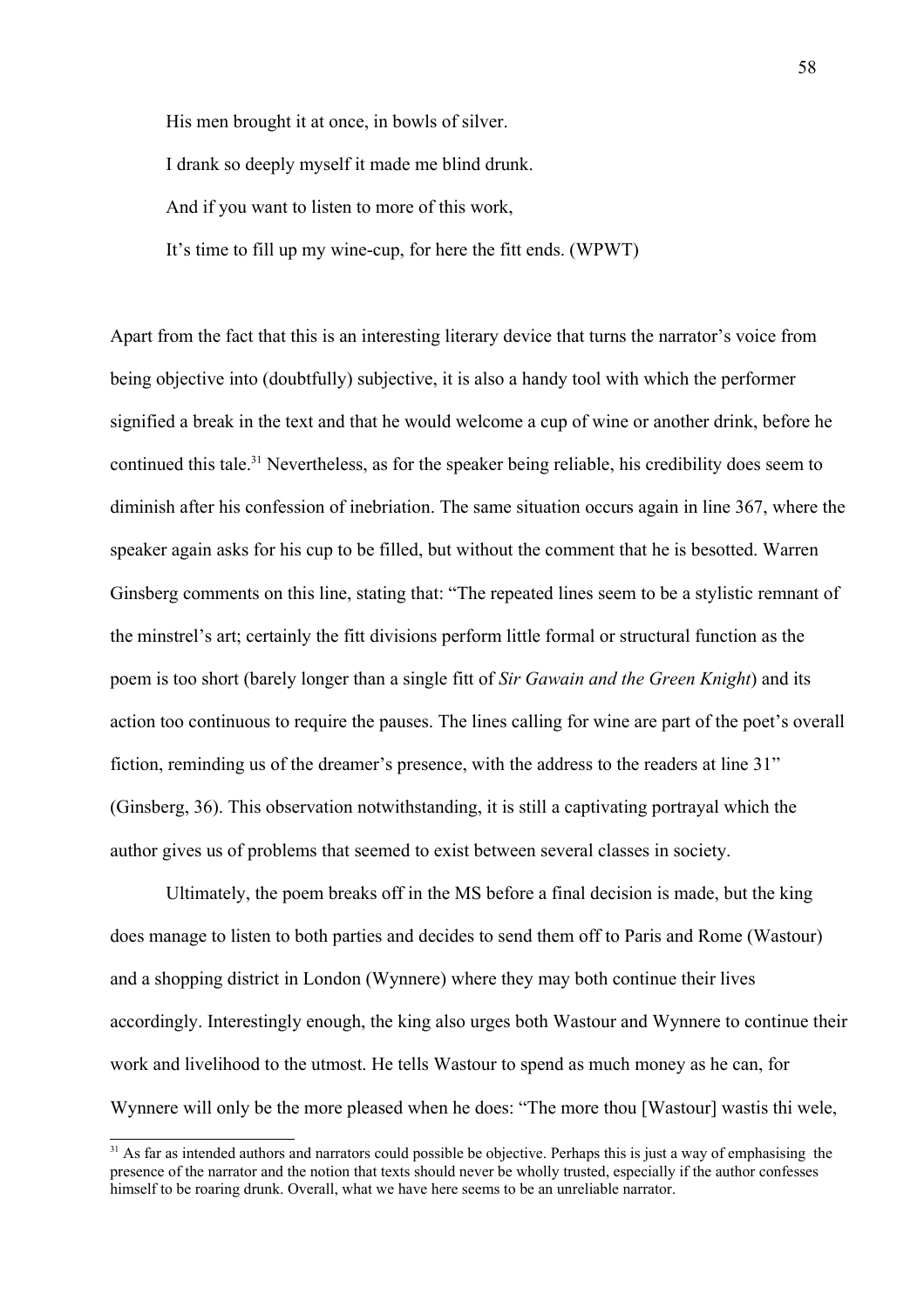> His men brought it at once, in bowls of silver.
>
> I drank so deeply myself it made me blind drunk.
>
> And if you want to listen to more of this work,
>
> It's time to fill up my wine-cup, for here the fitt ends. (WPWT)

Apart from the fact that this is an interesting literary device that turns the narrator's voice from being objective into (doubtfully) subjective, it is also a handy tool with which the performer signified a break in the text and that he would welcome a cup of wine or another drink, before he continued this tale.[31] Nevertheless, as for the speaker being reliable, his credibility does seem to diminish after his confession of inebriation. The same situation occurs again in line 367, where the speaker again asks for his cup to be filled, but without the comment that he is besotted. Warren Ginsberg comments on this line, stating that: "The repeated lines seem to be a stylistic remnant of the minstrel's art; certainly the fitt divisions perform little formal or structural function as the poem is too short (barely longer than a single fitt of *Sir Gawain and the Green Knight*) and its action too continuous to require the pauses. The lines calling for wine are part of the poet's overall fiction, reminding us of the dreamer's presence, with the address to the readers at line 31" (Ginsberg, 36). This observation notwithstanding, it is still a captivating portrayal which the author gives us of problems that seemed to exist between several classes in society.

Ultimately, the poem breaks off in the MS before a final decision is made, but the king does manage to listen to both parties and decides to send them off to Paris and Rome (Wastour) and a shopping district in London (Wynnere) where they may both continue their lives accordingly. Interestingly enough, the king also urges both Wastour and Wynnere to continue their work and livelihood to the utmost. He tells Wastour to spend as much money as he can, for Wynnere will only be the more pleased when he does: "The more thou [Wastour] wastis thi wele,

---

[31] As far as intended authors and narrators could possible be objective. Perhaps this is just a way of emphasising the presence of the narrator and the notion that texts should never be wholly trusted, especially if the author confesses himself to be roaring drunk. Overall, what we have here seems to be an unreliable narrator.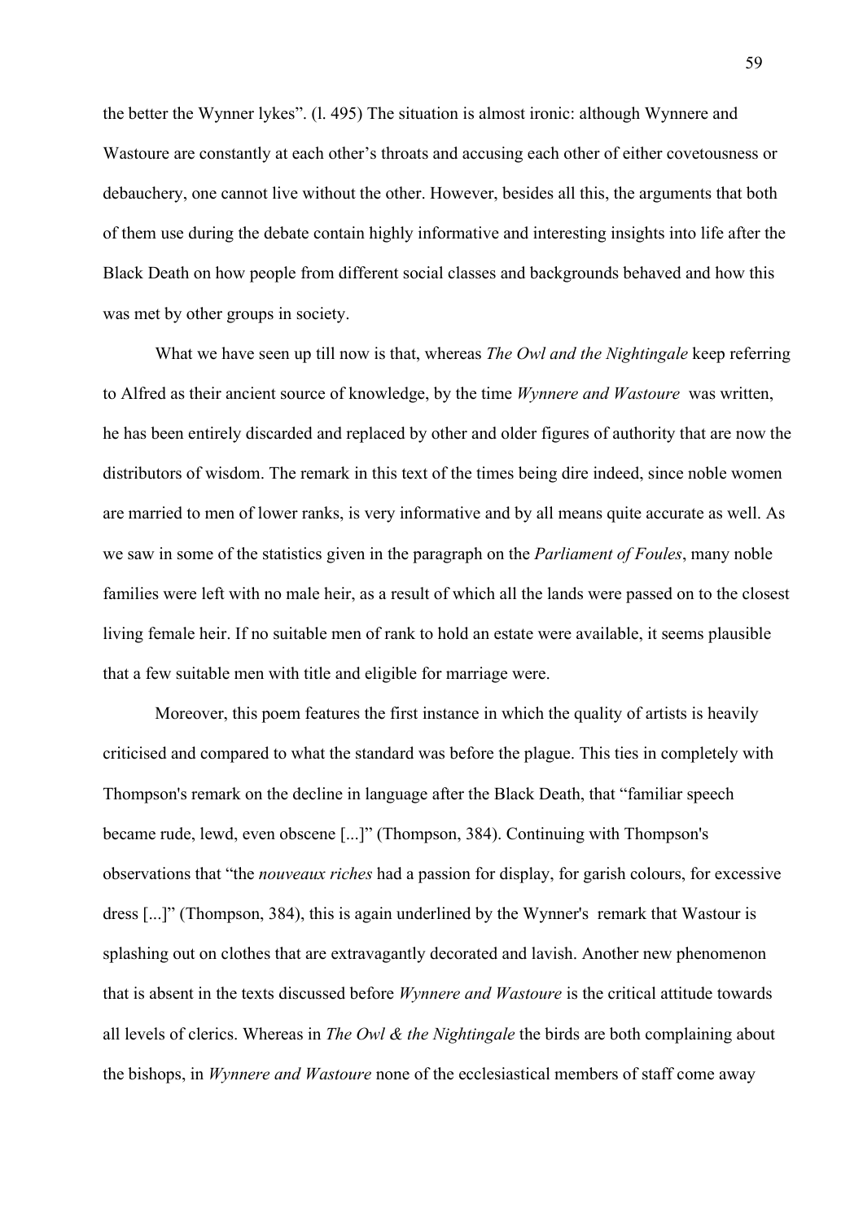the better the Wynner lykes". (l. 495) The situation is almost ironic: although Wynnere and Wastoure are constantly at each other's throats and accusing each other of either covetousness or debauchery, one cannot live without the other. However, besides all this, the arguments that both of them use during the debate contain highly informative and interesting insights into life after the Black Death on how people from different social classes and backgrounds behaved and how this was met by other groups in society.

What we have seen up till now is that, whereas *The Owl and the Nightingale* keep referring to Alfred as their ancient source of knowledge, by the time *Wynnere and Wastoure* was written, he has been entirely discarded and replaced by other and older figures of authority that are now the distributors of wisdom. The remark in this text of the times being dire indeed, since noble women are married to men of lower ranks, is very informative and by all means quite accurate as well. As we saw in some of the statistics given in the paragraph on the *Parliament of Foules*, many noble families were left with no male heir, as a result of which all the lands were passed on to the closest living female heir. If no suitable men of rank to hold an estate were available, it seems plausible that a few suitable men with title and eligible for marriage were.

Moreover, this poem features the first instance in which the quality of artists is heavily criticised and compared to what the standard was before the plague. This ties in completely with Thompson's remark on the decline in language after the Black Death, that "familiar speech became rude, lewd, even obscene [...]" (Thompson, 384). Continuing with Thompson's observations that "the *nouveaux riches* had a passion for display, for garish colours, for excessive dress [...]" (Thompson, 384), this is again underlined by the Wynner's remark that Wastour is splashing out on clothes that are extravagantly decorated and lavish. Another new phenomenon that is absent in the texts discussed before *Wynnere and Wastoure* is the critical attitude towards all levels of clerics. Whereas in *The Owl & the Nightingale* the birds are both complaining about the bishops, in *Wynnere and Wastoure* none of the ecclesiastical members of staff come away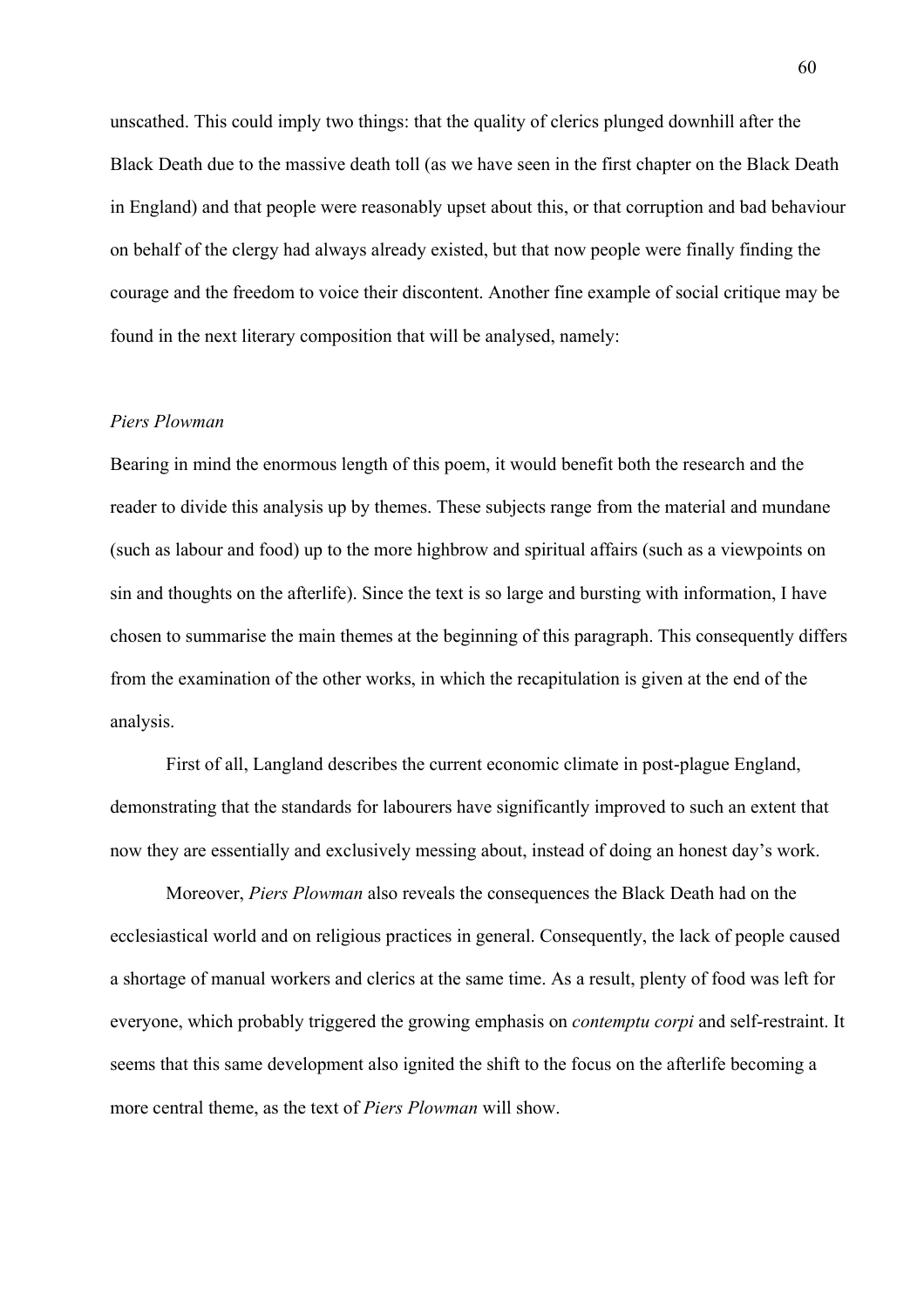unscathed. This could imply two things: that the quality of clerics plunged downhill after the Black Death due to the massive death toll (as we have seen in the first chapter on the Black Death in England) and that people were reasonably upset about this, or that corruption and bad behaviour on behalf of the clergy had always already existed, but that now people were finally finding the courage and the freedom to voice their discontent. Another fine example of social critique may be found in the next literary composition that will be analysed, namely:

### *Piers Plowman*

Bearing in mind the enormous length of this poem, it would benefit both the research and the reader to divide this analysis up by themes. These subjects range from the material and mundane (such as labour and food) up to the more highbrow and spiritual affairs (such as a viewpoints on sin and thoughts on the afterlife). Since the text is so large and bursting with information, I have chosen to summarise the main themes at the beginning of this paragraph. This consequently differs from the examination of the other works, in which the recapitulation is given at the end of the analysis.

First of all, Langland describes the current economic climate in post-plague England, demonstrating that the standards for labourers have significantly improved to such an extent that now they are essentially and exclusively messing about, instead of doing an honest day's work.

Moreover, *Piers Plowman* also reveals the consequences the Black Death had on the ecclesiastical world and on religious practices in general. Consequently, the lack of people caused a shortage of manual workers and clerics at the same time. As a result, plenty of food was left for everyone, which probably triggered the growing emphasis on *contemptu corpi* and self-restraint. It seems that this same development also ignited the shift to the focus on the afterlife becoming a more central theme, as the text of *Piers Plowman* will show.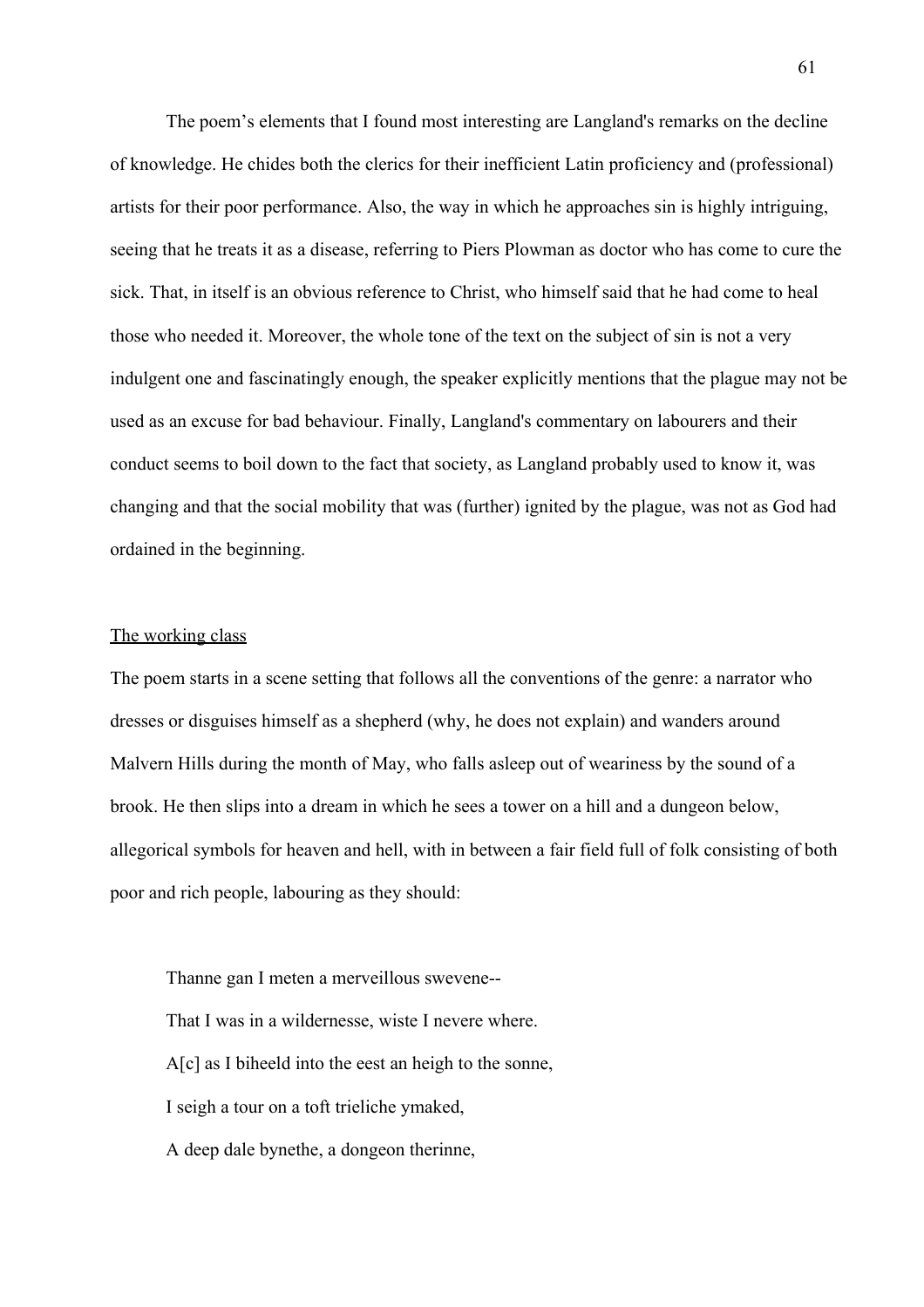The poem's elements that I found most interesting are Langland's remarks on the decline of knowledge. He chides both the clerics for their inefficient Latin proficiency and (professional) artists for their poor performance. Also, the way in which he approaches sin is highly intriguing, seeing that he treats it as a disease, referring to Piers Plowman as doctor who has come to cure the sick. That, in itself is an obvious reference to Christ, who himself said that he had come to heal those who needed it. Moreover, the whole tone of the text on the subject of sin is not a very indulgent one and fascinatingly enough, the speaker explicitly mentions that the plague may not be used as an excuse for bad behaviour. Finally, Langland's commentary on labourers and their conduct seems to boil down to the fact that society, as Langland probably used to know it, was changing and that the social mobility that was (further) ignited by the plague, was not as God had ordained in the beginning.

<u>The working class</u>

The poem starts in a scene setting that follows all the conventions of the genre: a narrator who dresses or disguises himself as a shepherd (why, he does not explain) and wanders around Malvern Hills during the month of May, who falls asleep out of weariness by the sound of a brook. He then slips into a dream in which he sees a tower on a hill and a dungeon below, allegorical symbols for heaven and hell, with in between a fair field full of folk consisting of both poor and rich people, labouring as they should:

> Thanne gan I meten a merveillous swevene--
> That I was in a wildernesse, wiste I nevere where.
> A[c] as I biheeld into the eest an heigh to the sonne,
> I seigh a tour on a toft trieliche ymaked,
> A deep dale bynethe, a dongeon therinne,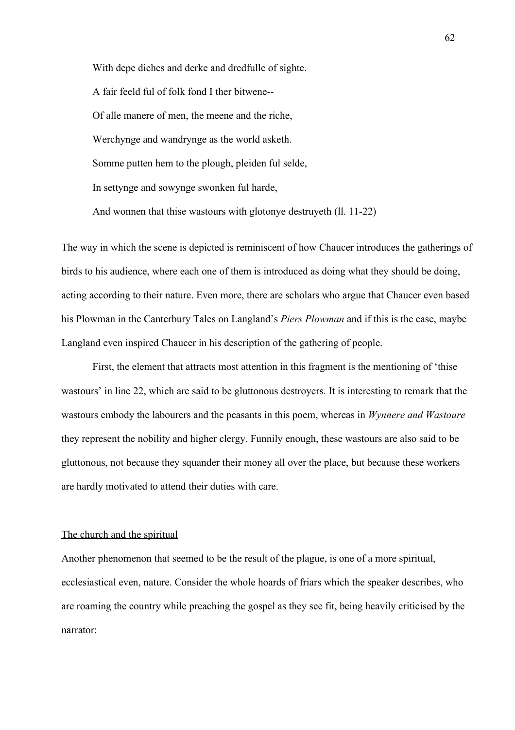With depe diches and derke and dredfulle of sighte.

A fair feeld ful of folk fond I ther bitwene--

Of alle manere of men, the meene and the riche,

Werchynge and wandrynge as the world asketh.

Somme putten hem to the plough, pleiden ful selde,

In settynge and sowynge swonken ful harde,

And wonnen that thise wastours with glotonye destruyeth (ll. 11-22)

The way in which the scene is depicted is reminiscent of how Chaucer introduces the gatherings of birds to his audience, where each one of them is introduced as doing what they should be doing, acting according to their nature. Even more, there are scholars who argue that Chaucer even based his Plowman in the Canterbury Tales on Langland's *Piers Plowman* and if this is the case, maybe Langland even inspired Chaucer in his description of the gathering of people.

First, the element that attracts most attention in this fragment is the mentioning of 'thise wastours' in line 22, which are said to be gluttonous destroyers. It is interesting to remark that the wastours embody the labourers and the peasants in this poem, whereas in *Wynnere and Wastoure* they represent the nobility and higher clergy. Funnily enough, these wastours are also said to be gluttonous, not because they squander their money all over the place, but because these workers are hardly motivated to attend their duties with care.

<u>The church and the spiritual</u>

Another phenomenon that seemed to be the result of the plague, is one of a more spiritual, ecclesiastical even, nature. Consider the whole hoards of friars which the speaker describes, who are roaming the country while preaching the gospel as they see fit, being heavily criticised by the narrator: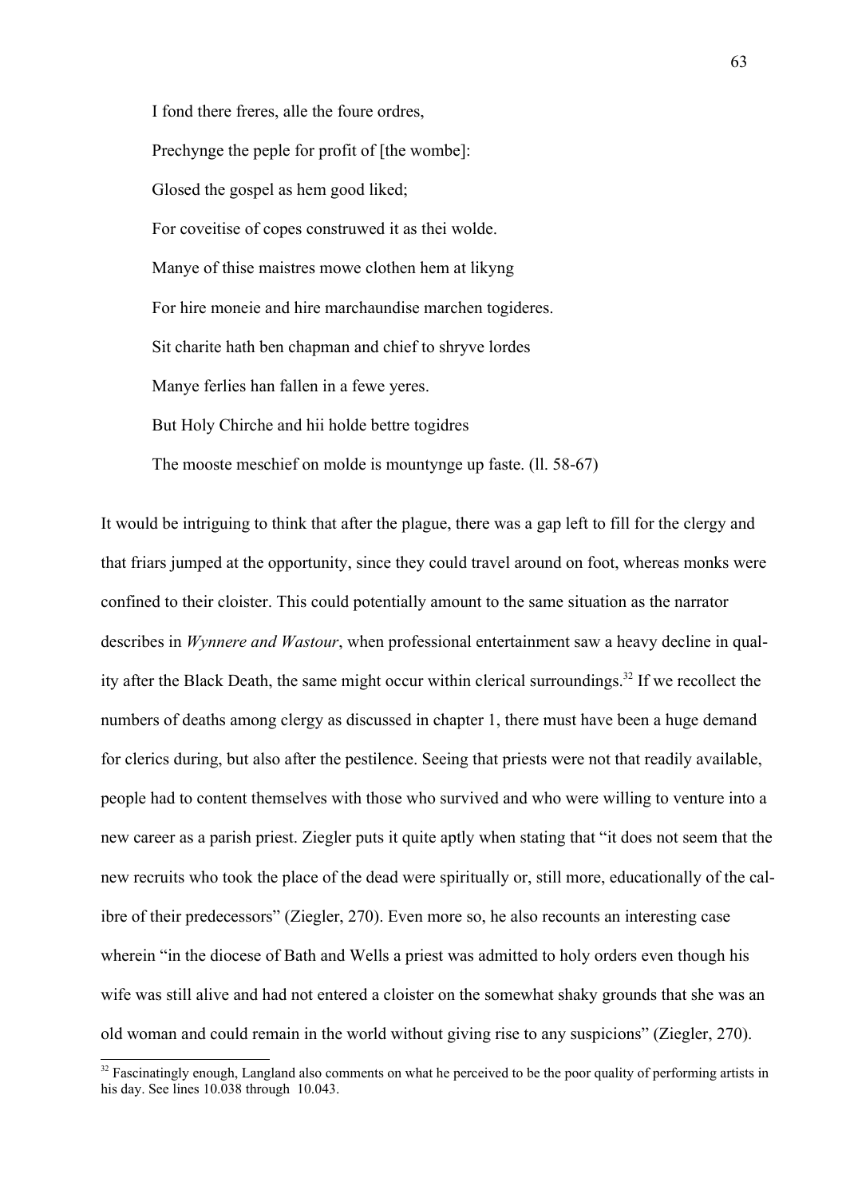> I fond there freres, alle the foure ordres,
>
> Prechynge the peple for profit of [the wombe]:
>
> Glosed the gospel as hem good liked;
>
> For coveitise of copes construwed it as thei wolde.
>
> Manye of thise maistres mowe clothen hem at likyng
>
> For hire moneie and hire marchaundise marchen togideres.
>
> Sit charite hath ben chapman and chief to shryve lordes
>
> Manye ferlies han fallen in a fewe yeres.
>
> But Holy Chirche and hii holde bettre togidres
>
> The mooste meschief on molde is mountynge up faste. (ll. 58-67)

It would be intriguing to think that after the plague, there was a gap left to fill for the clergy and that friars jumped at the opportunity, since they could travel around on foot, whereas monks were confined to their cloister. This could potentially amount to the same situation as the narrator describes in *Wynnere and Wastour*, when professional entertainment saw a heavy decline in quality after the Black Death, the same might occur within clerical surroundings.[32] If we recollect the numbers of deaths among clergy as discussed in chapter 1, there must have been a huge demand for clerics during, but also after the pestilence. Seeing that priests were not that readily available, people had to content themselves with those who survived and who were willing to venture into a new career as a parish priest. Ziegler puts it quite aptly when stating that "it does not seem that the new recruits who took the place of the dead were spiritually or, still more, educationally of the calibre of their predecessors" (Ziegler, 270). Even more so, he also recounts an interesting case wherein "in the diocese of Bath and Wells a priest was admitted to holy orders even though his wife was still alive and had not entered a cloister on the somewhat shaky grounds that she was an old woman and could remain in the world without giving rise to any suspicions" (Ziegler, 270).

[32] Fascinatingly enough, Langland also comments on what he perceived to be the poor quality of performing artists in his day. See lines 10.038 through 10.043.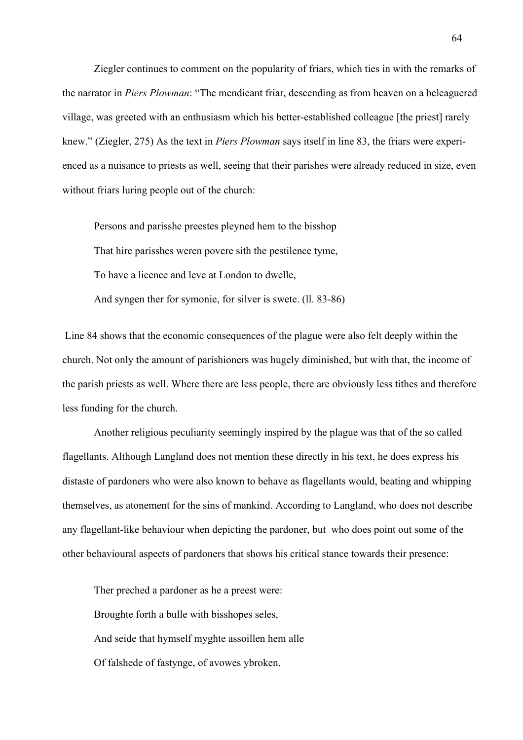Ziegler continues to comment on the popularity of friars, which ties in with the remarks of the narrator in *Piers Plowman*: “The mendicant friar, descending as from heaven on a beleaguered village, was greeted with an enthusiasm which his better-established colleague [the priest] rarely knew.” (Ziegler, 275) As the text in *Piers Plowman* says itself in line 83, the friars were experienced as a nuisance to priests as well, seeing that their parishes were already reduced in size, even without friars luring people out of the church:

> Persons and parisshe preestes pleyned hem to the bisshop
> That hire parisshes weren povere sith the pestilence tyme,
> To have a licence and leve at London to dwelle,
> And syngen ther for symonie, for silver is swete. (ll. 83-86)

Line 84 shows that the economic consequences of the plague were also felt deeply within the church. Not only the amount of parishioners was hugely diminished, but with that, the income of the parish priests as well. Where there are less people, there are obviously less tithes and therefore less funding for the church.

Another religious peculiarity seemingly inspired by the plague was that of the so called flagellants. Although Langland does not mention these directly in his text, he does express his distaste of pardoners who were also known to behave as flagellants would, beating and whipping themselves, as atonement for the sins of mankind. According to Langland, who does not describe any flagellant-like behaviour when depicting the pardoner, but who does point out some of the other behavioural aspects of pardoners that shows his critical stance towards their presence:

> Ther preched a pardoner as he a preest were:
> Broughte forth a bulle with bisshopes seles,
> And seide that hymself myghte assoillen hem alle
> Of falshede of fastynge, of avowes ybroken.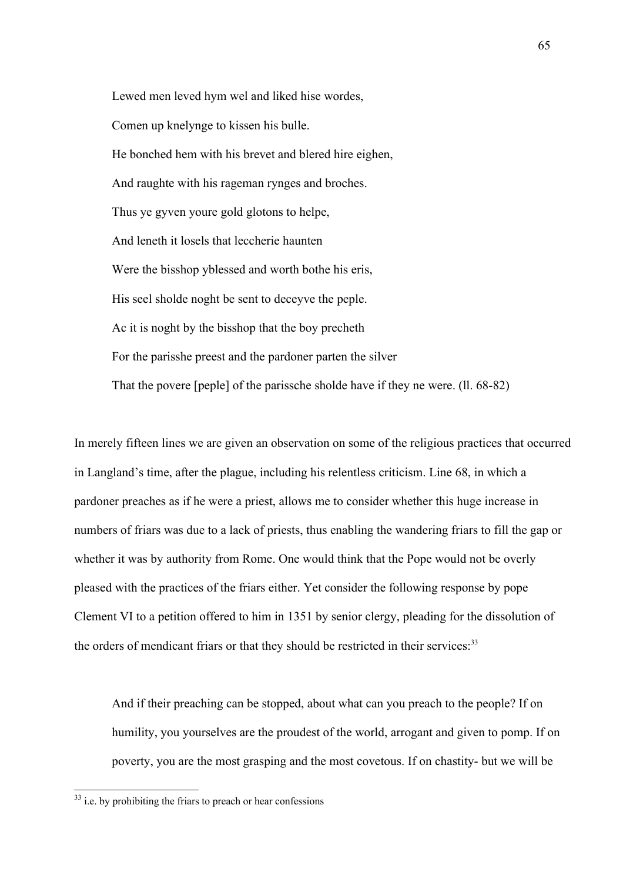> Lewed men leved hym wel and liked hise wordes,
>
> Comen up knelynge to kissen his bulle.
>
> He bonched hem with his brevet and blered hire eighen,
>
> And raughte with his rageman rynges and broches.
>
> Thus ye gyven youre gold glotons to helpe,
>
> And leneth it losels that leccherie haunten
>
> Were the bisshop yblessed and worth bothe his eris,
>
> His seel sholde noght be sent to deceyve the peple.
>
> Ac it is noght by the bisshop that the boy precheth
>
> For the parisshe preest and the pardoner parten the silver
>
> That the povere [peple] of the parissche sholde have if they ne were. (ll. 68-82)

In merely fifteen lines we are given an observation on some of the religious practices that occurred in Langland's time, after the plague, including his relentless criticism. Line 68, in which a pardoner preaches as if he were a priest, allows me to consider whether this huge increase in numbers of friars was due to a lack of priests, thus enabling the wandering friars to fill the gap or whether it was by authority from Rome. One would think that the Pope would not be overly pleased with the practices of the friars either. Yet consider the following response by pope Clement VI to a petition offered to him in 1351 by senior clergy, pleading for the dissolution of the orders of mendicant friars or that they should be restricted in their services:[33]

> And if their preaching can be stopped, about what can you preach to the people? If on humility, you yourselves are the proudest of the world, arrogant and given to pomp. If on poverty, you are the most grasping and the most covetous. If on chastity- but we will be

[33] i.e. by prohibiting the friars to preach or hear confessions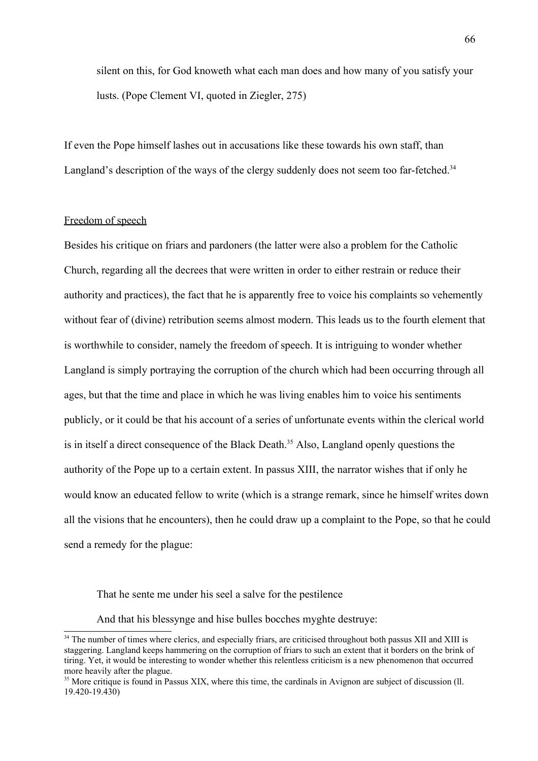> silent on this, for God knoweth what each man does and how many of you satisfy your lusts. (Pope Clement VI, quoted in Ziegler, 275)

If even the Pope himself lashes out in accusations like these towards his own staff, than Langland's description of the ways of the clergy suddenly does not seem too far-fetched.[34]

<u>Freedom of speech</u>

Besides his critique on friars and pardoners (the latter were also a problem for the Catholic Church, regarding all the decrees that were written in order to either restrain or reduce their authority and practices), the fact that he is apparently free to voice his complaints so vehemently without fear of (divine) retribution seems almost modern. This leads us to the fourth element that is worthwhile to consider, namely the freedom of speech. It is intriguing to wonder whether Langland is simply portraying the corruption of the church which had been occurring through all ages, but that the time and place in which he was living enables him to voice his sentiments publicly, or it could be that his account of a series of unfortunate events within the clerical world is in itself a direct consequence of the Black Death.[35] Also, Langland openly questions the authority of the Pope up to a certain extent. In passus XIII, the narrator wishes that if only he would know an educated fellow to write (which is a strange remark, since he himself writes down all the visions that he encounters), then he could draw up a complaint to the Pope, so that he could send a remedy for the plague:

> That he sente me under his seel a salve for the pestilence
>
> And that his blessynge and hise bulles bocches myghte destruye:

---

[34] The number of times where clerics, and especially friars, are criticised throughout both passus XII and XIII is staggering. Langland keeps hammering on the corruption of friars to such an extent that it borders on the brink of tiring. Yet, it would be interesting to wonder whether this relentless criticism is a new phenomenon that occurred more heavily after the plague.

[35] More critique is found in Passus XIX, where this time, the cardinals in Avignon are subject of discussion (ll. 19.420-19.430)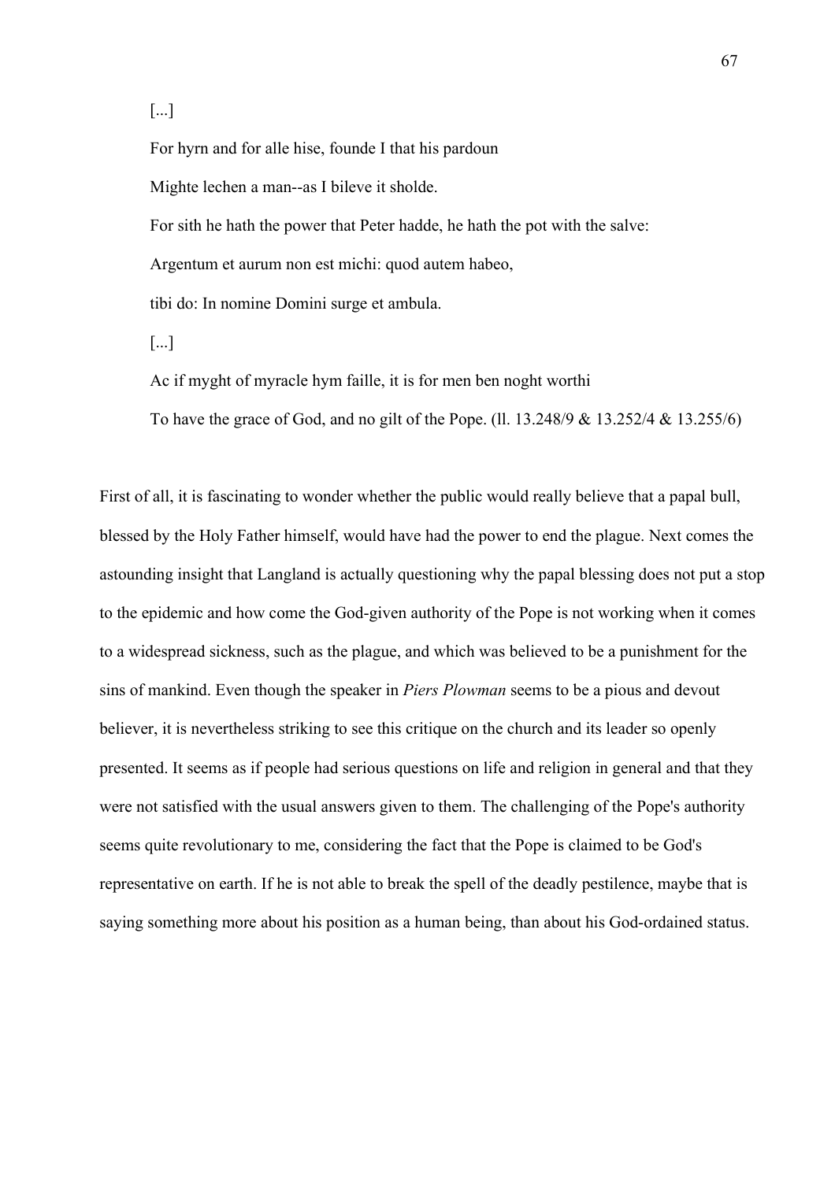> [...]
>
> For hyrn and for alle hise, founde I that his pardoun
>
> Mighte lechen a man--as I bileve it sholde.
>
> For sith he hath the power that Peter hadde, he hath the pot with the salve:
>
> Argentum et aurum non est michi: quod autem habeo,
>
> tibi do: In nomine Domini surge et ambula.
>
> [...]
>
> Ac if myght of myracle hym faille, it is for men ben noght worthi
>
> To have the grace of God, and no gilt of the Pope. (ll. 13.248/9 & 13.252/4 & 13.255/6)

First of all, it is fascinating to wonder whether the public would really believe that a papal bull, blessed by the Holy Father himself, would have had the power to end the plague. Next comes the astounding insight that Langland is actually questioning why the papal blessing does not put a stop to the epidemic and how come the God-given authority of the Pope is not working when it comes to a widespread sickness, such as the plague, and which was believed to be a punishment for the sins of mankind. Even though the speaker in *Piers Plowman* seems to be a pious and devout believer, it is nevertheless striking to see this critique on the church and its leader so openly presented. It seems as if people had serious questions on life and religion in general and that they were not satisfied with the usual answers given to them. The challenging of the Pope's authority seems quite revolutionary to me, considering the fact that the Pope is claimed to be God's representative on earth. If he is not able to break the spell of the deadly pestilence, maybe that is saying something more about his position as a human being, than about his God-ordained status.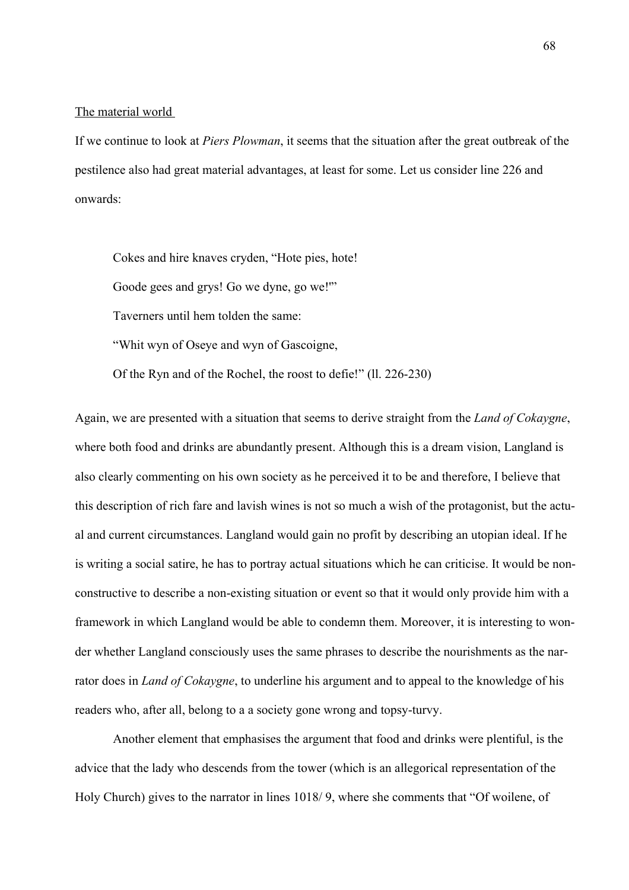<u>The material world</u>

If we continue to look at *Piers Plowman*, it seems that the situation after the great outbreak of the pestilence also had great material advantages, at least for some. Let us consider line 226 and onwards:

> Cokes and hire knaves cryden, "Hote pies, hote!
>
> Goode gees and grys! Go we dyne, go we!"'
>
> Taverners until hem tolden the same:
>
> "Whit wyn of Oseye and wyn of Gascoigne,
>
> Of the Ryn and of the Rochel, the roost to defie!" (ll. 226-230)

Again, we are presented with a situation that seems to derive straight from the *Land of Cokaygne*, where both food and drinks are abundantly present. Although this is a dream vision, Langland is also clearly commenting on his own society as he perceived it to be and therefore, I believe that this description of rich fare and lavish wines is not so much a wish of the protagonist, but the actual and current circumstances. Langland would gain no profit by describing an utopian ideal. If he is writing a social satire, he has to portray actual situations which he can criticise. It would be non-constructive to describe a non-existing situation or event so that it would only provide him with a framework in which Langland would be able to condemn them. Moreover, it is interesting to wonder whether Langland consciously uses the same phrases to describe the nourishments as the narrator does in *Land of Cokaygne*, to underline his argument and to appeal to the knowledge of his readers who, after all, belong to a a society gone wrong and topsy-turvy.

Another element that emphasises the argument that food and drinks were plentiful, is the advice that the lady who descends from the tower (which is an allegorical representation of the Holy Church) gives to the narrator in lines 1018/ 9, where she comments that "Of woilene, of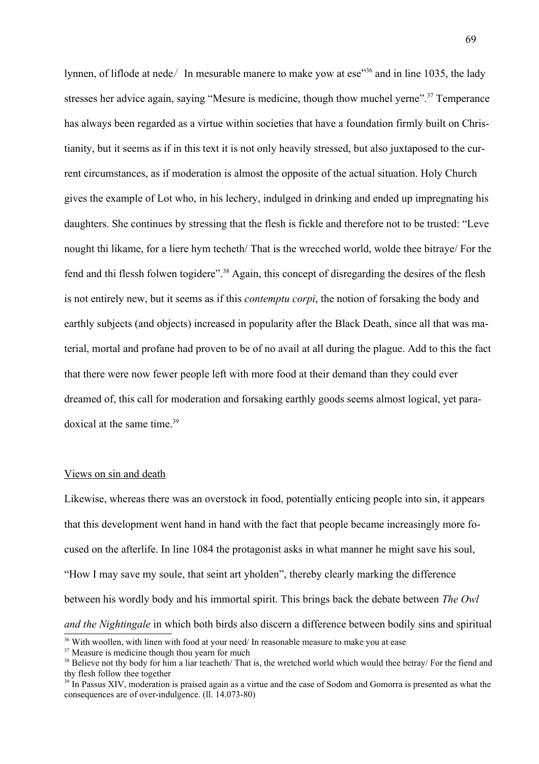lynnen, of liflode at nede/ In mesurable manere to make yow at ese"[36] and in line 1035, the lady stresses her advice again, saying "Mesure is medicine, though thow muchel yerne".[37] Temperance has always been regarded as a virtue within societies that have a foundation firmly built on Christianity, but it seems as if in this text it is not only heavily stressed, but also juxtaposed to the current circumstances, as if moderation is almost the opposite of the actual situation. Holy Church gives the example of Lot who, in his lechery, indulged in drinking and ended up impregnating his daughters. She continues by stressing that the flesh is fickle and therefore not to be trusted: "Leve nought thi likame, for a liere hym techeth/ That is the wrecched world, wolde thee bitraye/ For the fend and thi flessh folwen togidere".[38] Again, this concept of disregarding the desires of the flesh is not entirely new, but it seems as if this *contemptu corpi*, the notion of forsaking the body and earthly subjects (and objects) increased in popularity after the Black Death, since all that was material, mortal and profane had proven to be of no avail at all during the plague. Add to this the fact that there were now fewer people left with more food at their demand than they could ever dreamed of, this call for moderation and forsaking earthly goods seems almost logical, yet paradoxical at the same time.[39]

<u>Views on sin and death</u>

Likewise, whereas there was an overstock in food, potentially enticing people into sin, it appears that this development went hand in hand with the fact that people became increasingly more focused on the afterlife. In line 1084 the protagonist asks in what manner he might save his soul, "How I may save my soule, that seint art yholden", thereby clearly marking the difference between his wordly body and his immortal spirit. This brings back the debate between *The Owl and the Nightingale* in which both birds also discern a difference between bodily sins and spiritual

---

[36] With woollen, with linen with food at your need/ In reasonable measure to make you at ease

[37] Measure is medicine though thou yearn for much

[38] Believe not thy body for him a liar teacheth/ That is, the wretched world which would thee betray/ For the fiend and thy flesh follow thee together

[39] In Passus XIV, moderation is praised again as a virtue and the case of Sodom and Gomorra is presented as what the consequences are of over-indulgence. (ll. 14.073-80)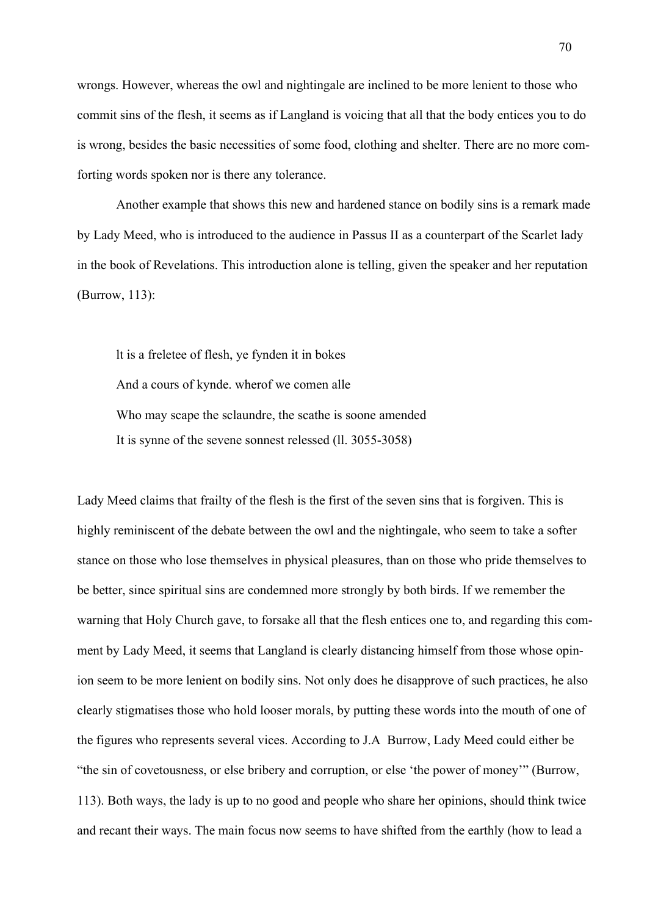wrongs. However, whereas the owl and nightingale are inclined to be more lenient to those who commit sins of the flesh, it seems as if Langland is voicing that all that the body entices you to do is wrong, besides the basic necessities of some food, clothing and shelter. There are no more comforting words spoken nor is there any tolerance.

Another example that shows this new and hardened stance on bodily sins is a remark made by Lady Meed, who is introduced to the audience in Passus II as a counterpart of the Scarlet lady in the book of Revelations. This introduction alone is telling, given the speaker and her reputation (Burrow, 113):

> lt is a freletee of flesh, ye fynden it in bokes
> And a cours of kynde. wherof we comen alle
> Who may scape the sclaundre, the scathe is soone amended
> It is synne of the sevene sonnest relessed (ll. 3055-3058)

Lady Meed claims that frailty of the flesh is the first of the seven sins that is forgiven. This is highly reminiscent of the debate between the owl and the nightingale, who seem to take a softer stance on those who lose themselves in physical pleasures, than on those who pride themselves to be better, since spiritual sins are condemned more strongly by both birds. If we remember the warning that Holy Church gave, to forsake all that the flesh entices one to, and regarding this comment by Lady Meed, it seems that Langland is clearly distancing himself from those whose opinion seem to be more lenient on bodily sins. Not only does he disapprove of such practices, he also clearly stigmatises those who hold looser morals, by putting these words into the mouth of one of the figures who represents several vices. According to J.A Burrow, Lady Meed could either be "the sin of covetousness, or else bribery and corruption, or else 'the power of money'" (Burrow, 113). Both ways, the lady is up to no good and people who share her opinions, should think twice and recant their ways. The main focus now seems to have shifted from the earthly (how to lead a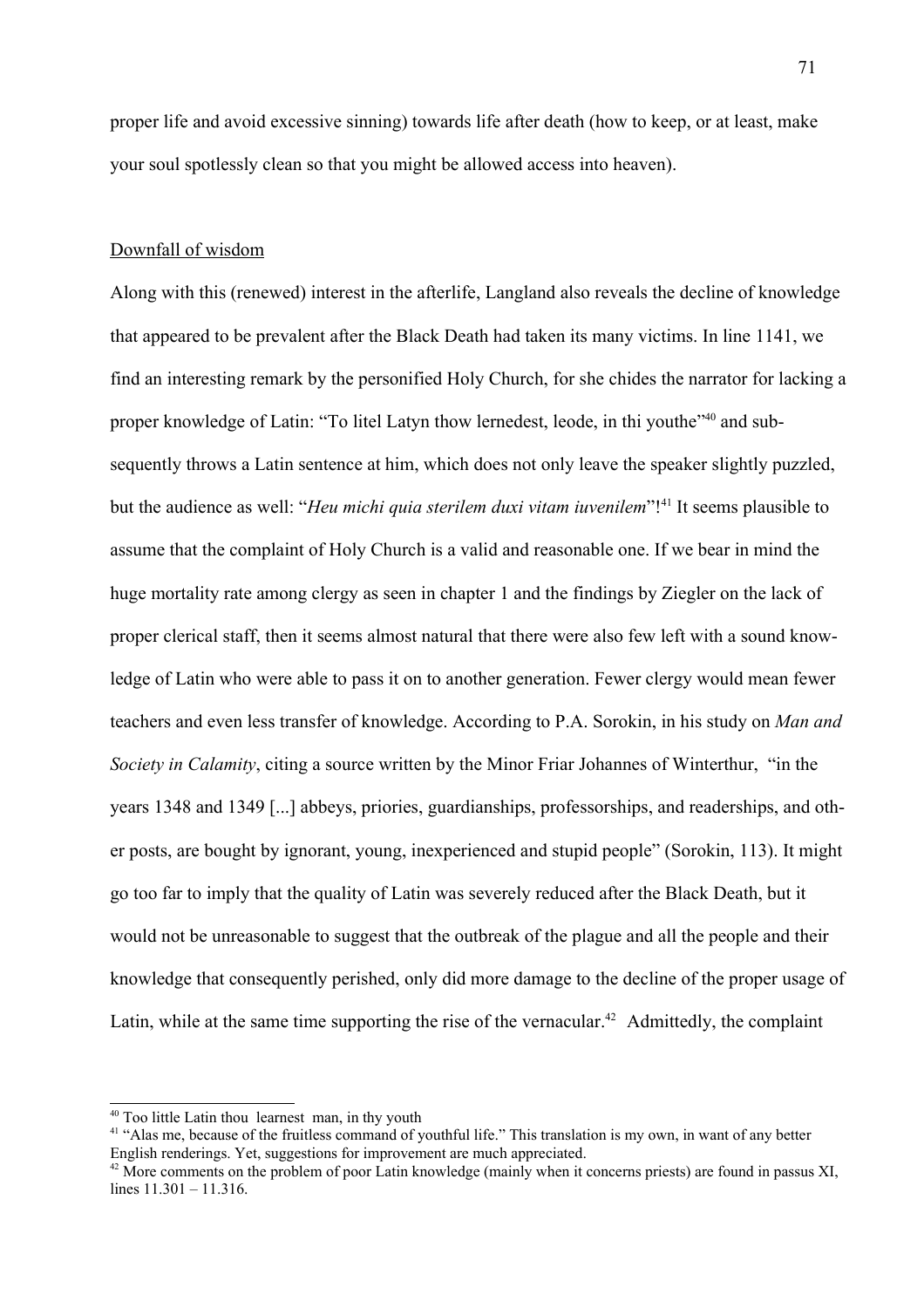proper life and avoid excessive sinning) towards life after death (how to keep, or at least, make your soul spotlessly clean so that you might be allowed access into heaven).

<u>Downfall of wisdom</u>

Along with this (renewed) interest in the afterlife, Langland also reveals the decline of knowledge that appeared to be prevalent after the Black Death had taken its many victims. In line 1141, we find an interesting remark by the personified Holy Church, for she chides the narrator for lacking a proper knowledge of Latin: "To litel Latyn thow lernedest, leode, in thi youthe"[40] and subsequently throws a Latin sentence at him, which does not only leave the speaker slightly puzzled, but the audience as well: "*Heu michi quia sterilem duxi vitam iuvenilem*"![41] It seems plausible to assume that the complaint of Holy Church is a valid and reasonable one. If we bear in mind the huge mortality rate among clergy as seen in chapter 1 and the findings by Ziegler on the lack of proper clerical staff, then it seems almost natural that there were also few left with a sound knowledge of Latin who were able to pass it on to another generation. Fewer clergy would mean fewer teachers and even less transfer of knowledge. According to P.A. Sorokin, in his study on *Man and Society in Calamity*, citing a source written by the Minor Friar Johannes of Winterthur, "in the years 1348 and 1349 [...] abbeys, priories, guardianships, professorships, and readerships, and other posts, are bought by ignorant, young, inexperienced and stupid people" (Sorokin, 113). It might go too far to imply that the quality of Latin was severely reduced after the Black Death, but it would not be unreasonable to suggest that the outbreak of the plague and all the people and their knowledge that consequently perished, only did more damage to the decline of the proper usage of Latin, while at the same time supporting the rise of the vernacular.[42] Admittedly, the complaint

---

[40] Too little Latin thou learnest man, in thy youth

[41] "Alas me, because of the fruitless command of youthful life." This translation is my own, in want of any better English renderings. Yet, suggestions for improvement are much appreciated.

[42] More comments on the problem of poor Latin knowledge (mainly when it concerns priests) are found in passus XI, lines 11.301 – 11.316.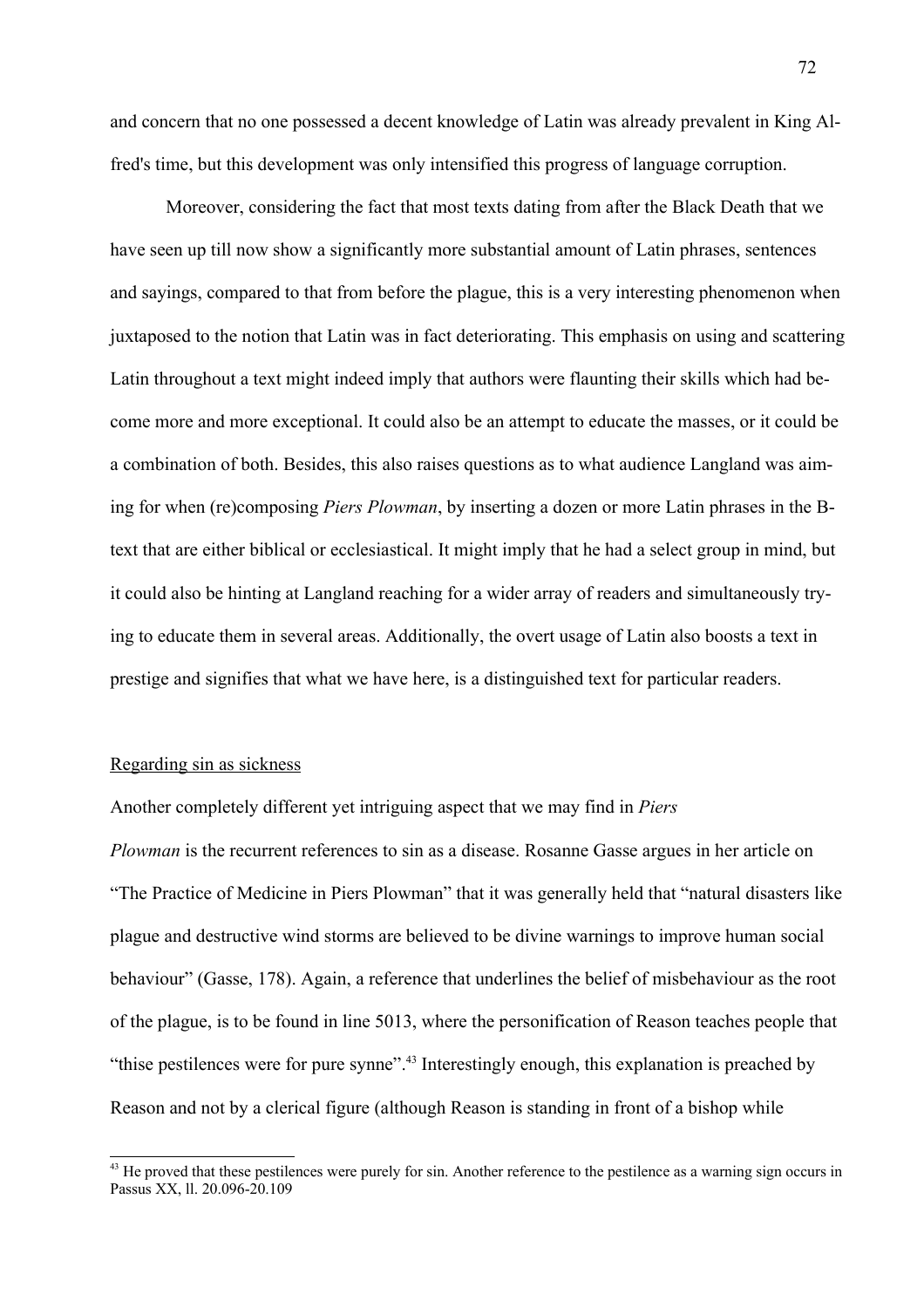and concern that no one possessed a decent knowledge of Latin was already prevalent in King Alfred's time, but this development was only intensified this progress of language corruption.

Moreover, considering the fact that most texts dating from after the Black Death that we have seen up till now show a significantly more substantial amount of Latin phrases, sentences and sayings, compared to that from before the plague, this is a very interesting phenomenon when juxtaposed to the notion that Latin was in fact deteriorating. This emphasis on using and scattering Latin throughout a text might indeed imply that authors were flaunting their skills which had become more and more exceptional. It could also be an attempt to educate the masses, or it could be a combination of both. Besides, this also raises questions as to what audience Langland was aiming for when (re)composing *Piers Plowman*, by inserting a dozen or more Latin phrases in the B-text that are either biblical or ecclesiastical. It might imply that he had a select group in mind, but it could also be hinting at Langland reaching for a wider array of readers and simultaneously trying to educate them in several areas. Additionally, the overt usage of Latin also boosts a text in prestige and signifies that what we have here, is a distinguished text for particular readers.

<u>Regarding sin as sickness</u>

Another completely different yet intriguing aspect that we may find in *Piers Plowman* is the recurrent references to sin as a disease. Rosanne Gasse argues in her article on "The Practice of Medicine in Piers Plowman" that it was generally held that "natural disasters like plague and destructive wind storms are believed to be divine warnings to improve human social behaviour" (Gasse, 178). Again, a reference that underlines the belief of misbehaviour as the root of the plague, is to be found in line 5013, where the personification of Reason teaches people that "thise pestilences were for pure synne".[43] Interestingly enough, this explanation is preached by Reason and not by a clerical figure (although Reason is standing in front of a bishop while

[43] He proved that these pestilences were purely for sin. Another reference to the pestilence as a warning sign occurs in Passus XX, ll. 20.096-20.109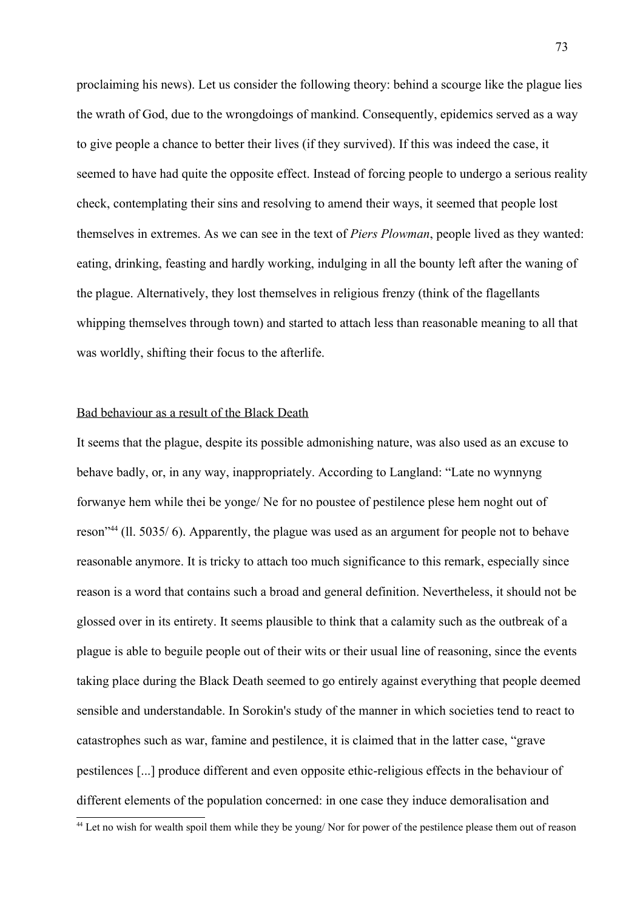proclaiming his news). Let us consider the following theory: behind a scourge like the plague lies the wrath of God, due to the wrongdoings of mankind. Consequently, epidemics served as a way to give people a chance to better their lives (if they survived). If this was indeed the case, it seemed to have had quite the opposite effect. Instead of forcing people to undergo a serious reality check, contemplating their sins and resolving to amend their ways, it seemed that people lost themselves in extremes. As we can see in the text of *Piers Plowman*, people lived as they wanted: eating, drinking, feasting and hardly working, indulging in all the bounty left after the waning of the plague. Alternatively, they lost themselves in religious frenzy (think of the flagellants whipping themselves through town) and started to attach less than reasonable meaning to all that was worldly, shifting their focus to the afterlife.

<u>Bad behaviour as a result of the Black Death</u>

It seems that the plague, despite its possible admonishing nature, was also used as an excuse to behave badly, or, in any way, inappropriately. According to Langland: "Late no wynnyng forwanye hem while thei be yonge/ Ne for no poustee of pestilence plese hem noght out of reson"[44] (ll. 5035/ 6). Apparently, the plague was used as an argument for people not to behave reasonable anymore. It is tricky to attach too much significance to this remark, especially since reason is a word that contains such a broad and general definition. Nevertheless, it should not be glossed over in its entirety. It seems plausible to think that a calamity such as the outbreak of a plague is able to beguile people out of their wits or their usual line of reasoning, since the events taking place during the Black Death seemed to go entirely against everything that people deemed sensible and understandable. In Sorokin's study of the manner in which societies tend to react to catastrophes such as war, famine and pestilence, it is claimed that in the latter case, "grave pestilences [...] produce different and even opposite ethic-religious effects in the behaviour of different elements of the population concerned: in one case they induce demoralisation and

---

[44] Let no wish for wealth spoil them while they be young/ Nor for power of the pestilence please them out of reason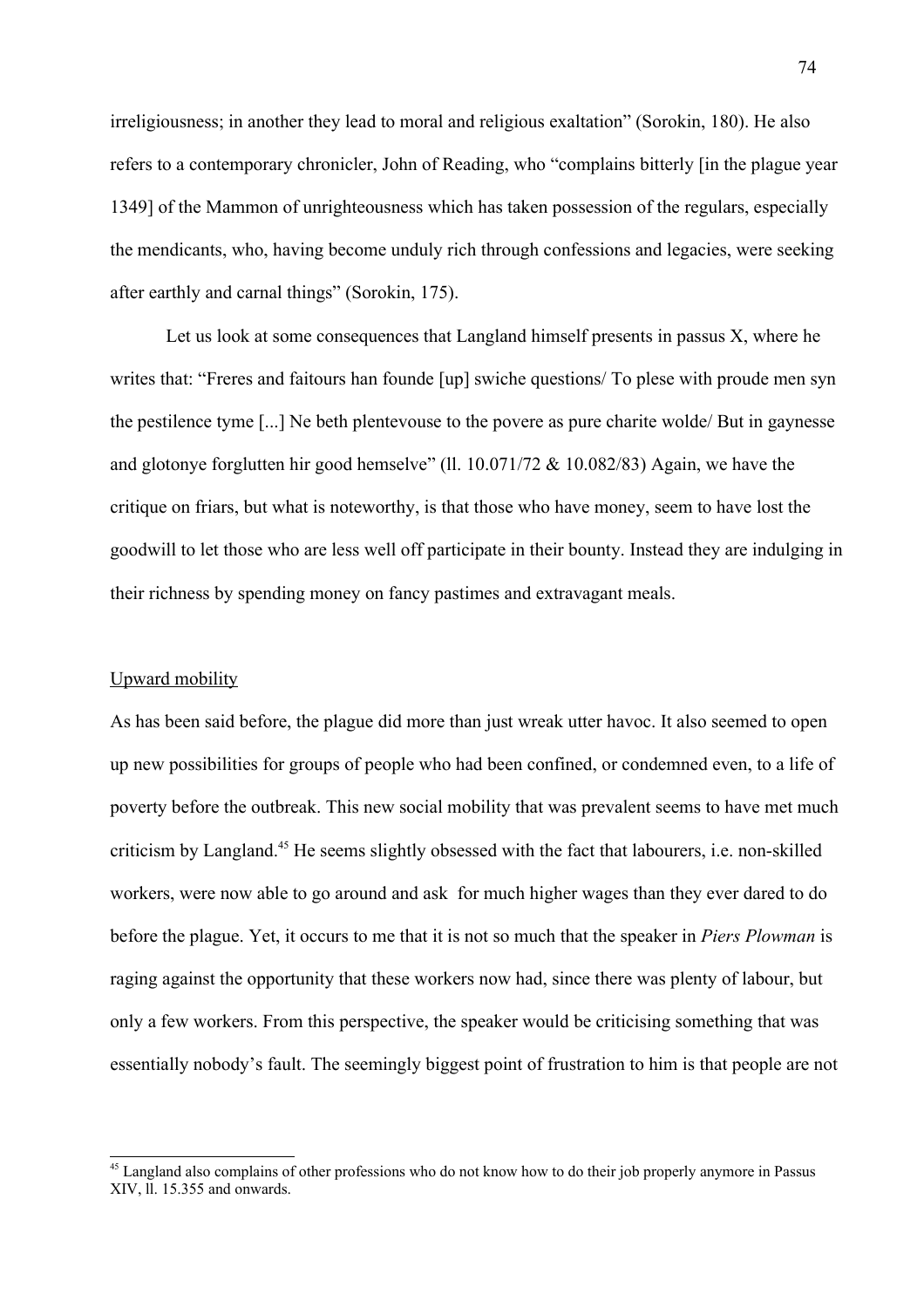irreligiousness; in another they lead to moral and religious exaltation" (Sorokin, 180). He also refers to a contemporary chronicler, John of Reading, who "complains bitterly [in the plague year 1349] of the Mammon of unrighteousness which has taken possession of the regulars, especially the mendicants, who, having become unduly rich through confessions and legacies, were seeking after earthly and carnal things" (Sorokin, 175).

Let us look at some consequences that Langland himself presents in passus X, where he writes that: "Freres and faitours han founde [up] swiche questions/ To plese with proude men syn the pestilence tyme [...] Ne beth plentevouse to the povere as pure charite wolde/ But in gaynesse and glotonye forglutten hir good hemselve" (ll. 10.071/72 & 10.082/83) Again, we have the critique on friars, but what is noteworthy, is that those who have money, seem to have lost the goodwill to let those who are less well off participate in their bounty. Instead they are indulging in their richness by spending money on fancy pastimes and extravagant meals.

<u>Upward mobility</u>

As has been said before, the plague did more than just wreak utter havoc. It also seemed to open up new possibilities for groups of people who had been confined, or condemned even, to a life of poverty before the outbreak. This new social mobility that was prevalent seems to have met much criticism by Langland.[45] He seems slightly obsessed with the fact that labourers, i.e. non-skilled workers, were now able to go around and ask for much higher wages than they ever dared to do before the plague. Yet, it occurs to me that it is not so much that the speaker in *Piers Plowman* is raging against the opportunity that these workers now had, since there was plenty of labour, but only a few workers. From this perspective, the speaker would be criticising something that was essentially nobody's fault. The seemingly biggest point of frustration to him is that people are not

[45] Langland also complains of other professions who do not know how to do their job properly anymore in Passus XIV, ll. 15.355 and onwards.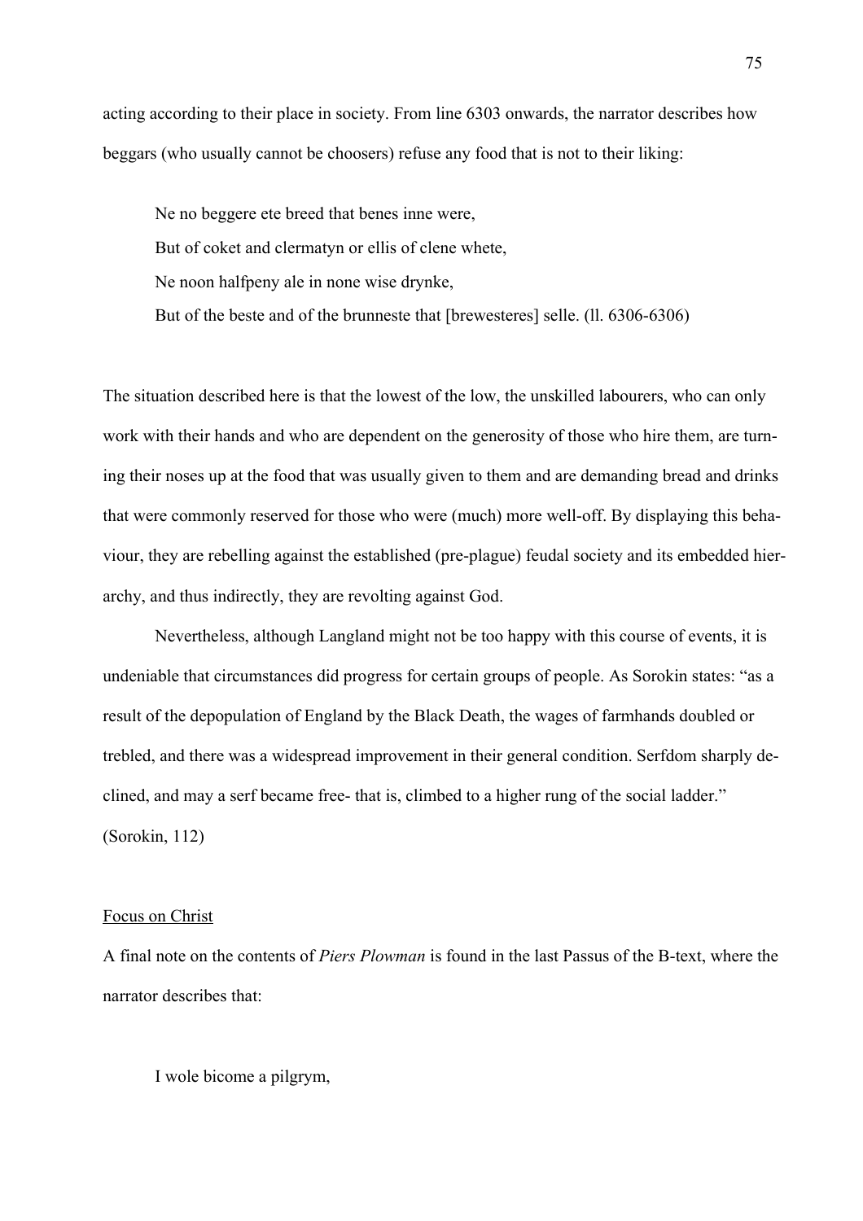acting according to their place in society. From line 6303 onwards, the narrator describes how beggars (who usually cannot be choosers) refuse any food that is not to their liking:

> Ne no beggere ete breed that benes inne were,
> But of coket and clermatyn or ellis of clene whete,
> Ne noon halfpeny ale in none wise drynke,
> But of the beste and of the brunneste that [brewesteres] selle. (ll. 6306-6306)

The situation described here is that the lowest of the low, the unskilled labourers, who can only work with their hands and who are dependent on the generosity of those who hire them, are turning their noses up at the food that was usually given to them and are demanding bread and drinks that were commonly reserved for those who were (much) more well-off. By displaying this behaviour, they are rebelling against the established (pre-plague) feudal society and its embedded hierarchy, and thus indirectly, they are revolting against God.

Nevertheless, although Langland might not be too happy with this course of events, it is undeniable that circumstances did progress for certain groups of people. As Sorokin states: "as a result of the depopulation of England by the Black Death, the wages of farmhands doubled or trebled, and there was a widespread improvement in their general condition. Serfdom sharply declined, and may a serf became free- that is, climbed to a higher rung of the social ladder." (Sorokin, 112)

<u>Focus on Christ</u>

A final note on the contents of *Piers Plowman* is found in the last Passus of the B-text, where the narrator describes that:

> I wole bicome a pilgrym,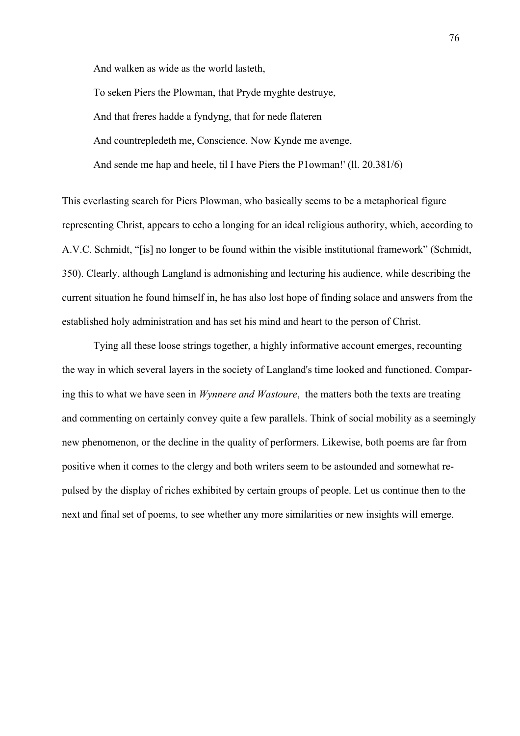And walken as wide as the world lasteth,

To seken Piers the Plowman, that Pryde myghte destruye,

And that freres hadde a fyndyng, that for nede flateren

And countrepledeth me, Conscience. Now Kynde me avenge,

And sende me hap and heele, til I have Piers the P1owman!' (ll. 20.381/6)

This everlasting search for Piers Plowman, who basically seems to be a metaphorical figure representing Christ, appears to echo a longing for an ideal religious authority, which, according to A.V.C. Schmidt, "[is] no longer to be found within the visible institutional framework" (Schmidt, 350). Clearly, although Langland is admonishing and lecturing his audience, while describing the current situation he found himself in, he has also lost hope of finding solace and answers from the established holy administration and has set his mind and heart to the person of Christ.

Tying all these loose strings together, a highly informative account emerges, recounting the way in which several layers in the society of Langland's time looked and functioned. Comparing this to what we have seen in *Wynnere and Wastoure*, the matters both the texts are treating and commenting on certainly convey quite a few parallels. Think of social mobility as a seemingly new phenomenon, or the decline in the quality of performers. Likewise, both poems are far from positive when it comes to the clergy and both writers seem to be astounded and somewhat repulsed by the display of riches exhibited by certain groups of people. Let us continue then to the next and final set of poems, to see whether any more similarities or new insights will emerge.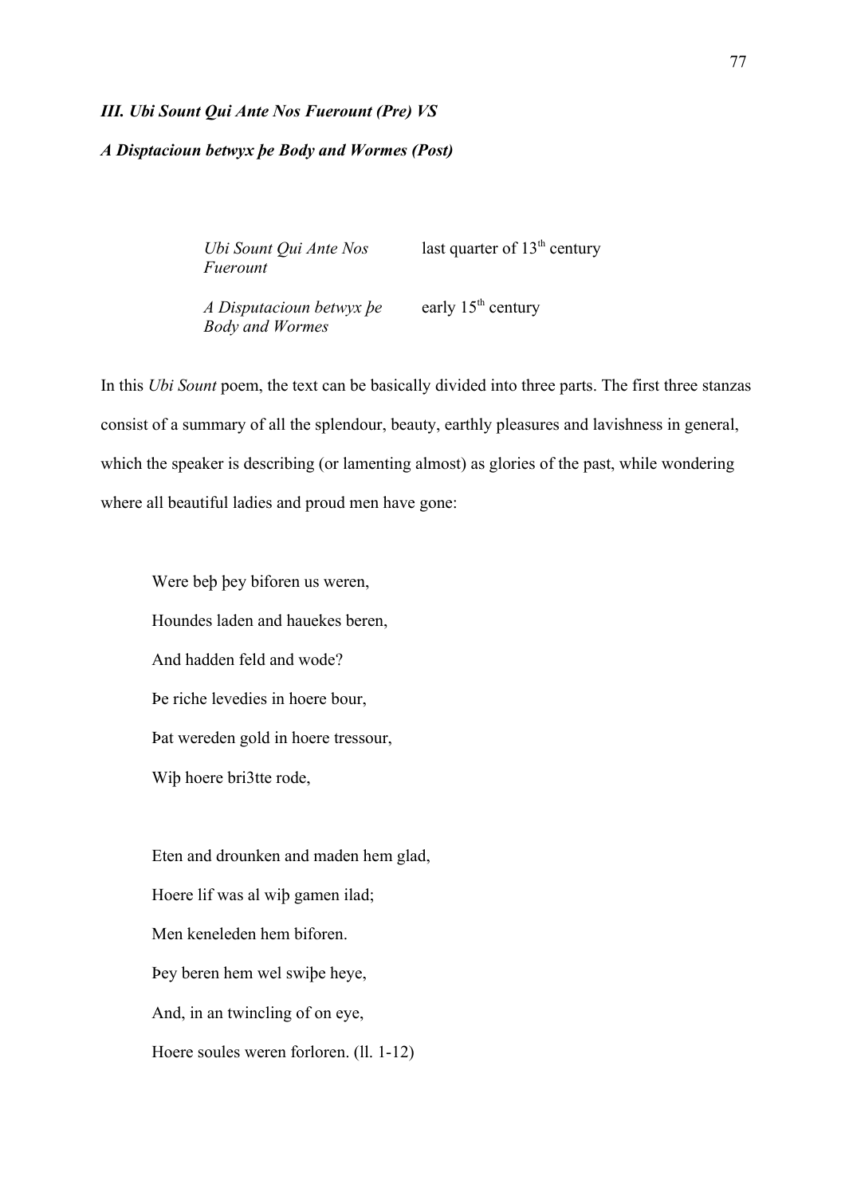### *III. Ubi Sount Qui Ante Nos Fuerount (Pre) VS*

### *A Disptacioun betwyx þe Body and Wormes (Post)*

| | |
|---|---|
| *Ubi Sount Qui Ante Nos Fuerount* | last quarter of 13th century |
| *A Disputacioun betwyx þe Body and Wormes* | early 15th century |

In this *Ubi Sount* poem, the text can be basically divided into three parts. The first three stanzas consist of a summary of all the splendour, beauty, earthly pleasures and lavishness in general, which the speaker is describing (or lamenting almost) as glories of the past, while wondering where all beautiful ladies and proud men have gone:

> Were beþ þey biforen us weren,
> Houndes laden and hauekes beren,
> And hadden feld and wode?
> Þe riche levedies in hoere bour,
> Þat wereden gold in hoere tressour,
> Wiþ hoere bri3tte rode,
>
> Eten and drounken and maden hem glad,
> Hoere lif was al wiþ gamen ilad;
> Men keneleden hem biforen.
> Þey beren hem wel swiþe heye,
> And, in an twincling of on eye,
> Hoere soules weren forloren. (ll. 1-12)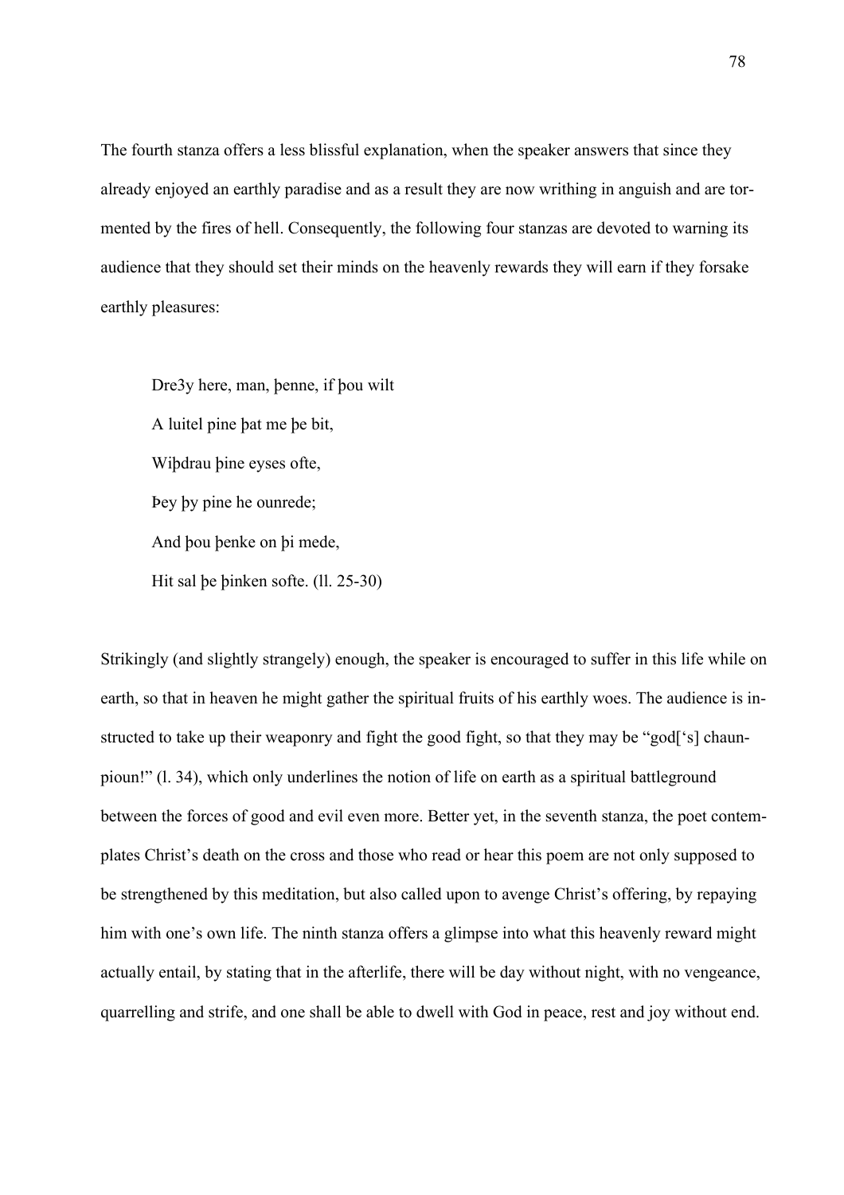The fourth stanza offers a less blissful explanation, when the speaker answers that since they already enjoyed an earthly paradise and as a result they are now writhing in anguish and are tormented by the fires of hell. Consequently, the following four stanzas are devoted to warning its audience that they should set their minds on the heavenly rewards they will earn if they forsake earthly pleasures:

> Dre3y here, man, þenne, if þou wilt
> A luitel pine þat me þe bit,
> Wiþdrau þine eyses ofte,
> Þey þy pine he ounrede;
> And þou þenke on þi mede,
> Hit sal þe þinken softe. (ll. 25-30)

Strikingly (and slightly strangely) enough, the speaker is encouraged to suffer in this life while on earth, so that in heaven he might gather the spiritual fruits of his earthly woes. The audience is instructed to take up their weaponry and fight the good fight, so that they may be "god['s] chaunpioun!" (l. 34), which only underlines the notion of life on earth as a spiritual battleground between the forces of good and evil even more. Better yet, in the seventh stanza, the poet contemplates Christ's death on the cross and those who read or hear this poem are not only supposed to be strengthened by this meditation, but also called upon to avenge Christ's offering, by repaying him with one's own life. The ninth stanza offers a glimpse into what this heavenly reward might actually entail, by stating that in the afterlife, there will be day without night, with no vengeance, quarrelling and strife, and one shall be able to dwell with God in peace, rest and joy without end.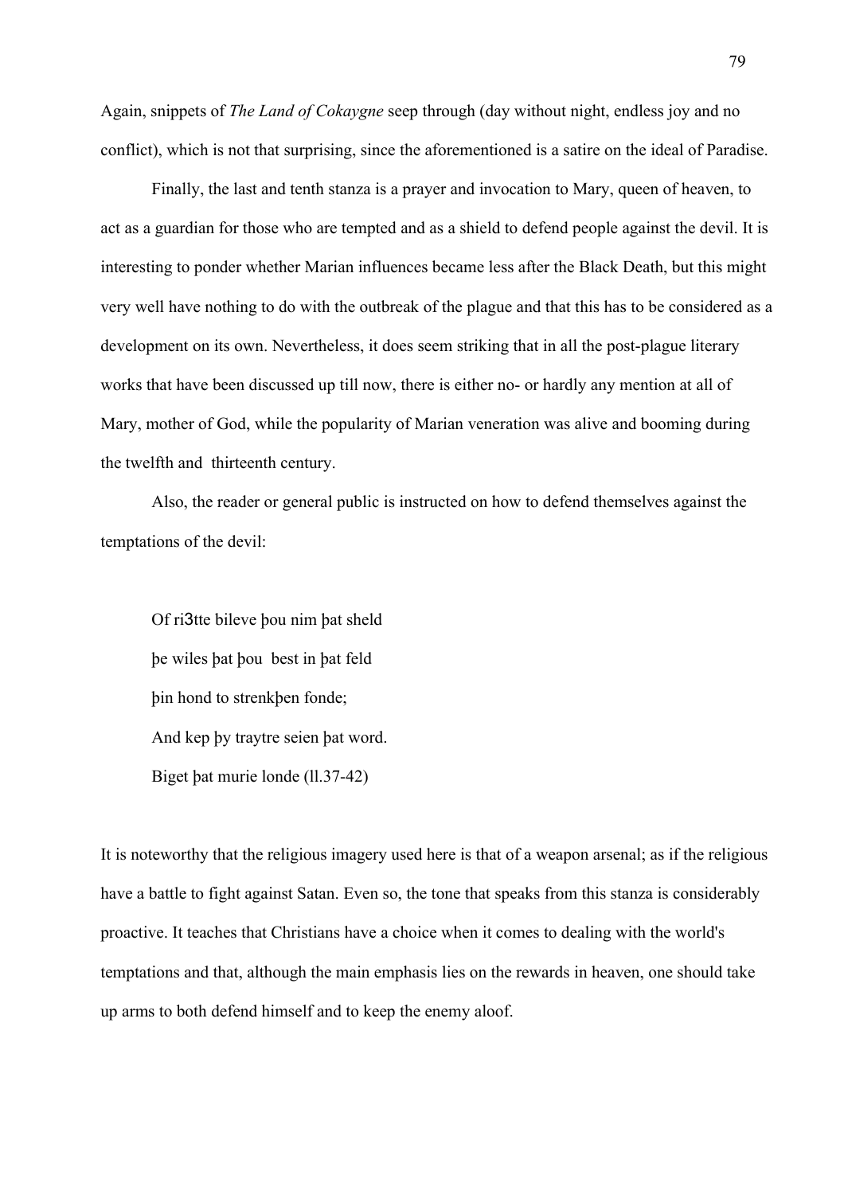Again, snippets of *The Land of Cokaygne* seep through (day without night, endless joy and no conflict), which is not that surprising, since the aforementioned is a satire on the ideal of Paradise.

Finally, the last and tenth stanza is a prayer and invocation to Mary, queen of heaven, to act as a guardian for those who are tempted and as a shield to defend people against the devil. It is interesting to ponder whether Marian influences became less after the Black Death, but this might very well have nothing to do with the outbreak of the plague and that this has to be considered as a development on its own. Nevertheless, it does seem striking that in all the post-plague literary works that have been discussed up till now, there is either no- or hardly any mention at all of Mary, mother of God, while the popularity of Marian veneration was alive and booming during the twelfth and thirteenth century.

Also, the reader or general public is instructed on how to defend themselves against the temptations of the devil:

> Of riȝtte bileve þou nim þat sheld
> þe wiles þat þou best in þat feld
> þin hond to strenkþen fonde;
> And kep þy traytre seien þat word.
> Biget þat murie londe (ll.37-42)

It is noteworthy that the religious imagery used here is that of a weapon arsenal; as if the religious have a battle to fight against Satan. Even so, the tone that speaks from this stanza is considerably proactive. It teaches that Christians have a choice when it comes to dealing with the world's temptations and that, although the main emphasis lies on the rewards in heaven, one should take up arms to both defend himself and to keep the enemy aloof.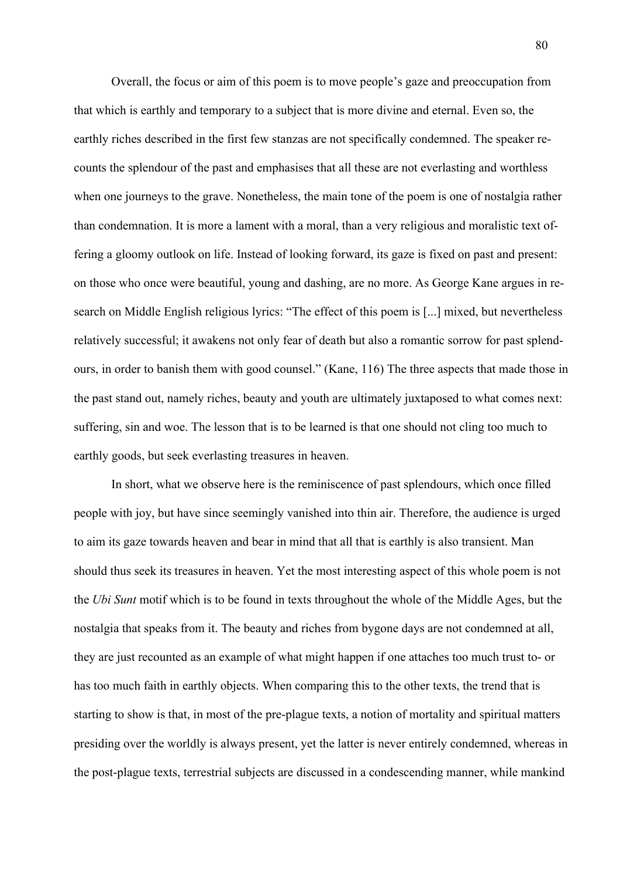Overall, the focus or aim of this poem is to move people's gaze and preoccupation from that which is earthly and temporary to a subject that is more divine and eternal. Even so, the earthly riches described in the first few stanzas are not specifically condemned. The speaker recounts the splendour of the past and emphasises that all these are not everlasting and worthless when one journeys to the grave. Nonetheless, the main tone of the poem is one of nostalgia rather than condemnation. It is more a lament with a moral, than a very religious and moralistic text offering a gloomy outlook on life. Instead of looking forward, its gaze is fixed on past and present: on those who once were beautiful, young and dashing, are no more. As George Kane argues in research on Middle English religious lyrics: "The effect of this poem is [...] mixed, but nevertheless relatively successful; it awakens not only fear of death but also a romantic sorrow for past splendours, in order to banish them with good counsel." (Kane, 116) The three aspects that made those in the past stand out, namely riches, beauty and youth are ultimately juxtaposed to what comes next: suffering, sin and woe. The lesson that is to be learned is that one should not cling too much to earthly goods, but seek everlasting treasures in heaven.

In short, what we observe here is the reminiscence of past splendours, which once filled people with joy, but have since seemingly vanished into thin air. Therefore, the audience is urged to aim its gaze towards heaven and bear in mind that all that is earthly is also transient. Man should thus seek its treasures in heaven. Yet the most interesting aspect of this whole poem is not the *Ubi Sunt* motif which is to be found in texts throughout the whole of the Middle Ages, but the nostalgia that speaks from it. The beauty and riches from bygone days are not condemned at all, they are just recounted as an example of what might happen if one attaches too much trust to- or has too much faith in earthly objects. When comparing this to the other texts, the trend that is starting to show is that, in most of the pre-plague texts, a notion of mortality and spiritual matters presiding over the worldly is always present, yet the latter is never entirely condemned, whereas in the post-plague texts, terrestrial subjects are discussed in a condescending manner, while mankind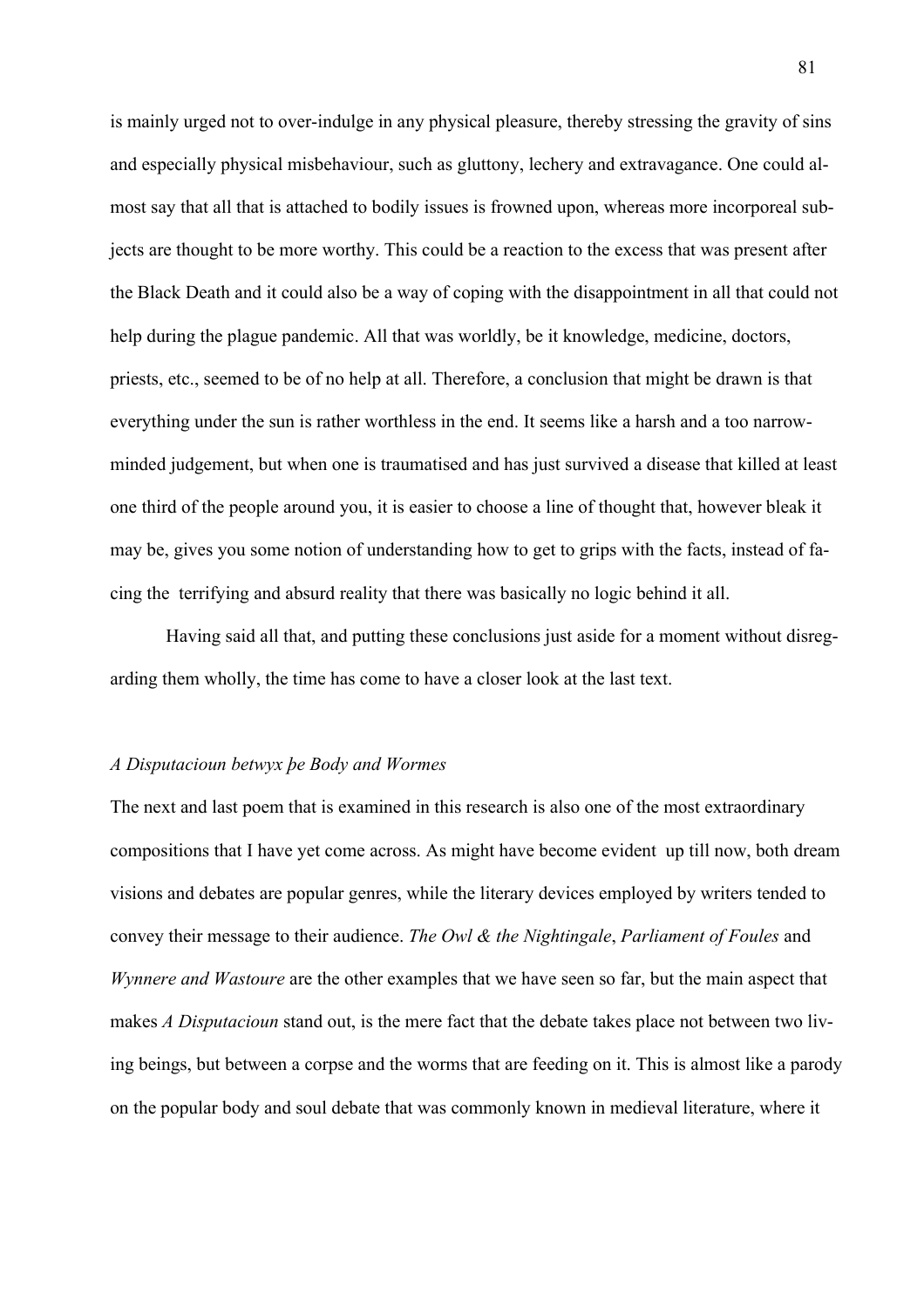is mainly urged not to over-indulge in any physical pleasure, thereby stressing the gravity of sins and especially physical misbehaviour, such as gluttony, lechery and extravagance. One could almost say that all that is attached to bodily issues is frowned upon, whereas more incorporeal subjects are thought to be more worthy. This could be a reaction to the excess that was present after the Black Death and it could also be a way of coping with the disappointment in all that could not help during the plague pandemic. All that was worldly, be it knowledge, medicine, doctors, priests, etc., seemed to be of no help at all. Therefore, a conclusion that might be drawn is that everything under the sun is rather worthless in the end. It seems like a harsh and a too narrow-minded judgement, but when one is traumatised and has just survived a disease that killed at least one third of the people around you, it is easier to choose a line of thought that, however bleak it may be, gives you some notion of understanding how to get to grips with the facts, instead of facing the terrifying and absurd reality that there was basically no logic behind it all.

Having said all that, and putting these conclusions just aside for a moment without disregarding them wholly, the time has come to have a closer look at the last text.

### *A Disputacioun betwyx þe Body and Wormes*

The next and last poem that is examined in this research is also one of the most extraordinary compositions that I have yet come across. As might have become evident up till now, both dream visions and debates are popular genres, while the literary devices employed by writers tended to convey their message to their audience. *The Owl & the Nightingale*, *Parliament of Foules* and *Wynnere and Wastoure* are the other examples that we have seen so far, but the main aspect that makes *A Disputacioun* stand out, is the mere fact that the debate takes place not between two living beings, but between a corpse and the worms that are feeding on it. This is almost like a parody on the popular body and soul debate that was commonly known in medieval literature, where it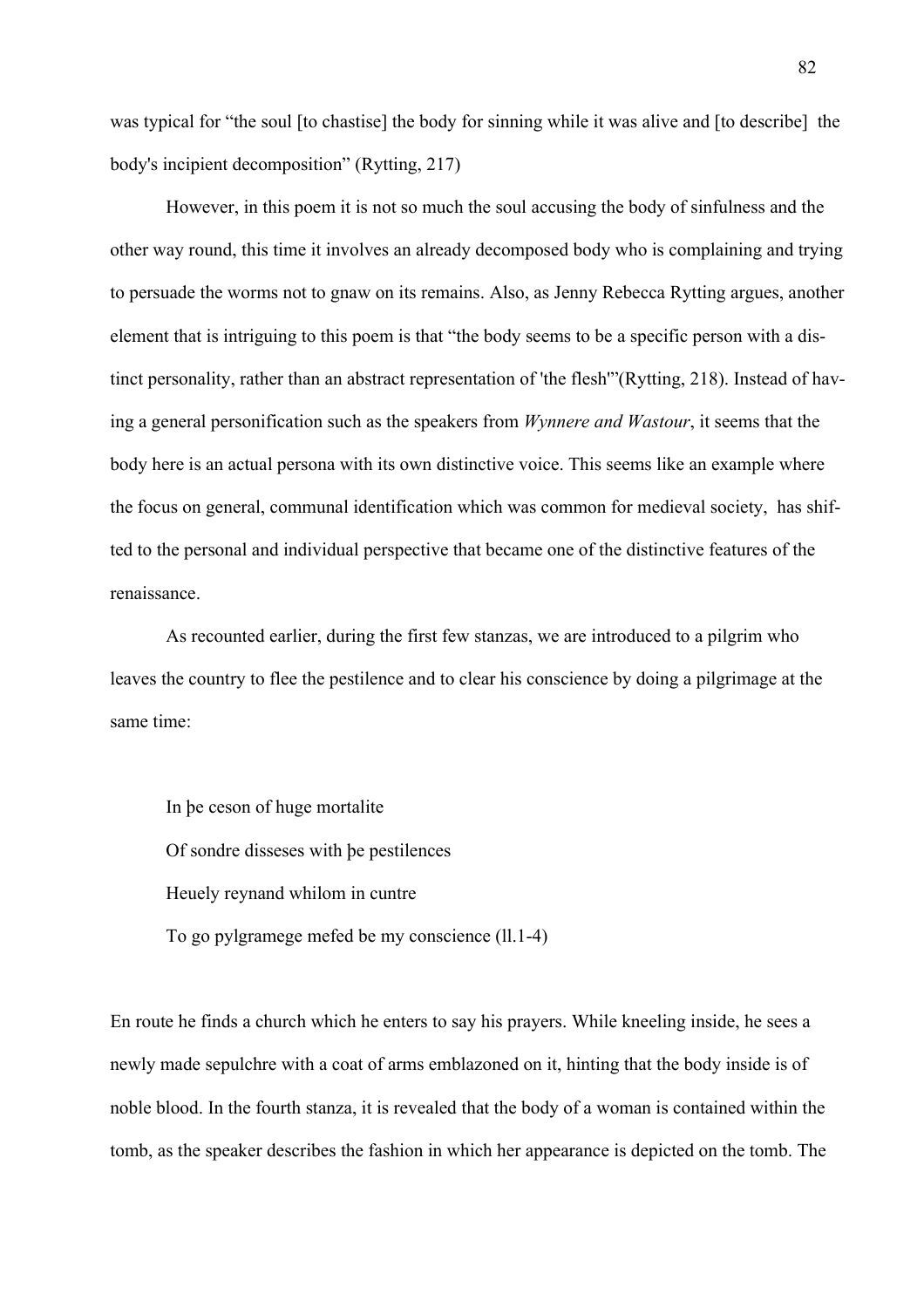was typical for "the soul [to chastise] the body for sinning while it was alive and [to describe]  the body's incipient decomposition" (Rytting, 217)

However, in this poem it is not so much the soul accusing the body of sinfulness and the other way round, this time it involves an already decomposed body who is complaining and trying to persuade the worms not to gnaw on its remains. Also, as Jenny Rebecca Rytting argues, another element that is intriguing to this poem is that "the body seems to be a specific person with a distinct personality, rather than an abstract representation of 'the flesh'"(Rytting, 218). Instead of having a general personification such as the speakers from *Wynnere and Wastour*, it seems that the body here is an actual persona with its own distinctive voice. This seems like an example where the focus on general, communal identification which was common for medieval society,  has shifted to the personal and individual perspective that became one of the distinctive features of the renaissance.

As recounted earlier, during the first few stanzas, we are introduced to a pilgrim who leaves the country to flee the pestilence and to clear his conscience by doing a pilgrimage at the same time:

> In þe ceson of huge mortalite
> Of sondre disseses with þe pestilences
> Heuely reynand whilom in cuntre
> To go pylgramege mefed be my conscience (ll.1-4)

En route he finds a church which he enters to say his prayers. While kneeling inside, he sees a newly made sepulchre with a coat of arms emblazoned on it, hinting that the body inside is of noble blood. In the fourth stanza, it is revealed that the body of a woman is contained within the tomb, as the speaker describes the fashion in which her appearance is depicted on the tomb. The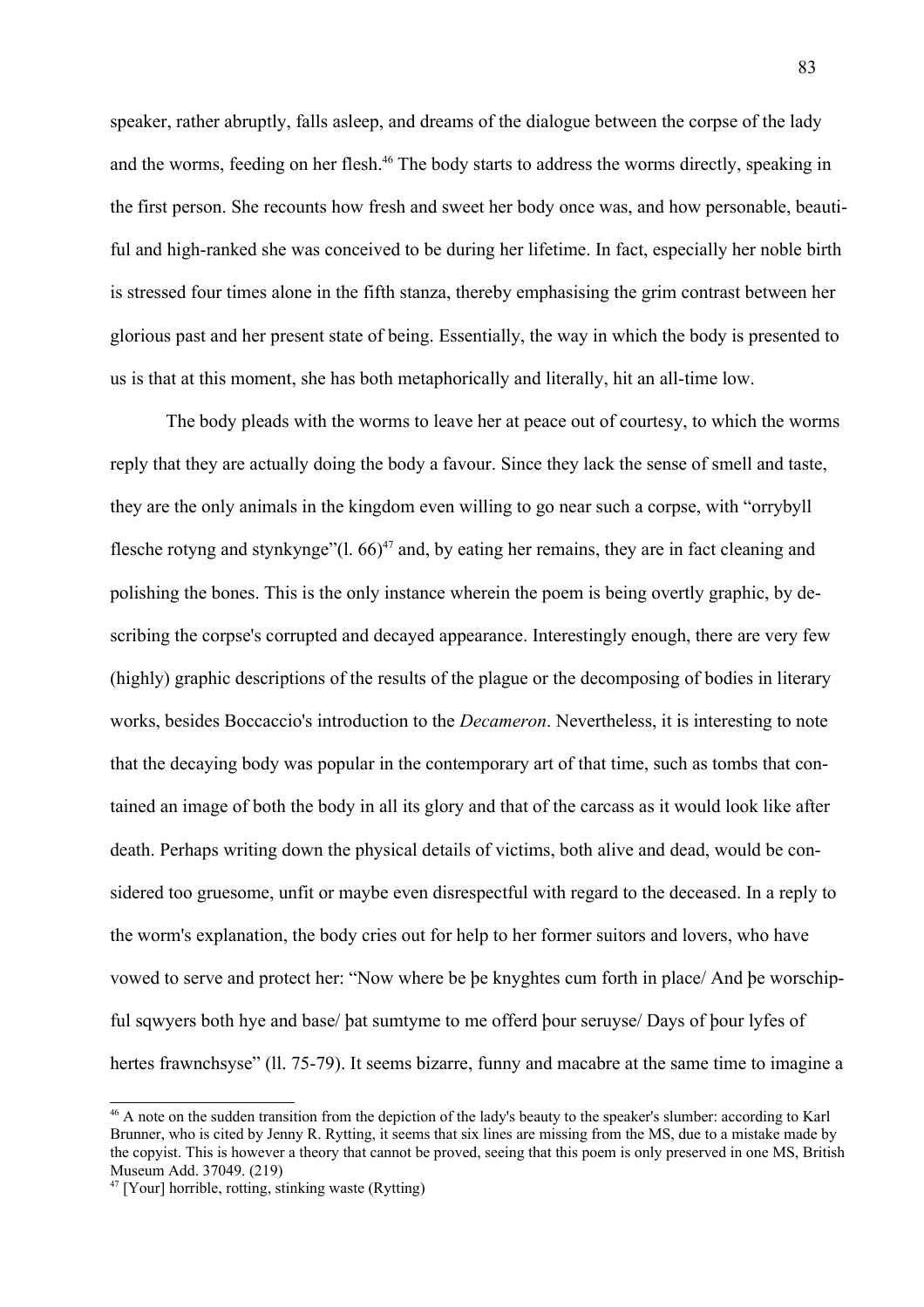speaker, rather abruptly, falls asleep, and dreams of the dialogue between the corpse of the lady and the worms, feeding on her flesh.[46] The body starts to address the worms directly, speaking in the first person. She recounts how fresh and sweet her body once was, and how personable, beautiful and high-ranked she was conceived to be during her lifetime. In fact, especially her noble birth is stressed four times alone in the fifth stanza, thereby emphasising the grim contrast between her glorious past and her present state of being. Essentially, the way in which the body is presented to us is that at this moment, she has both metaphorically and literally, hit an all-time low.

The body pleads with the worms to leave her at peace out of courtesy, to which the worms reply that they are actually doing the body a favour. Since they lack the sense of smell and taste, they are the only animals in the kingdom even willing to go near such a corpse, with "orrybyll flesche rotyng and stynkynge"(l. 66)[47] and, by eating her remains, they are in fact cleaning and polishing the bones. This is the only instance wherein the poem is being overtly graphic, by describing the corpse's corrupted and decayed appearance. Interestingly enough, there are very few (highly) graphic descriptions of the results of the plague or the decomposing of bodies in literary works, besides Boccaccio's introduction to the *Decameron*. Nevertheless, it is interesting to note that the decaying body was popular in the contemporary art of that time, such as tombs that contained an image of both the body in all its glory and that of the carcass as it would look like after death. Perhaps writing down the physical details of victims, both alive and dead, would be considered too gruesome, unfit or maybe even disrespectful with regard to the deceased. In a reply to the worm's explanation, the body cries out for help to her former suitors and lovers, who have vowed to serve and protect her: "Now where be þe knyghtes cum forth in place/ And þe worschipful sqwyers both hye and base/ þat sumtyme to me offerd þour seruyse/ Days of þour lyfes of hertes frawnchsyse" (ll. 75-79). It seems bizarre, funny and macabre at the same time to imagine a

[46] A note on the sudden transition from the depiction of the lady's beauty to the speaker's slumber: according to Karl Brunner, who is cited by Jenny R. Rytting, it seems that six lines are missing from the MS, due to a mistake made by the copyist. This is however a theory that cannot be proved, seeing that this poem is only preserved in one MS, British Museum Add. 37049. (219)

[47] [Your] horrible, rotting, stinking waste (Rytting)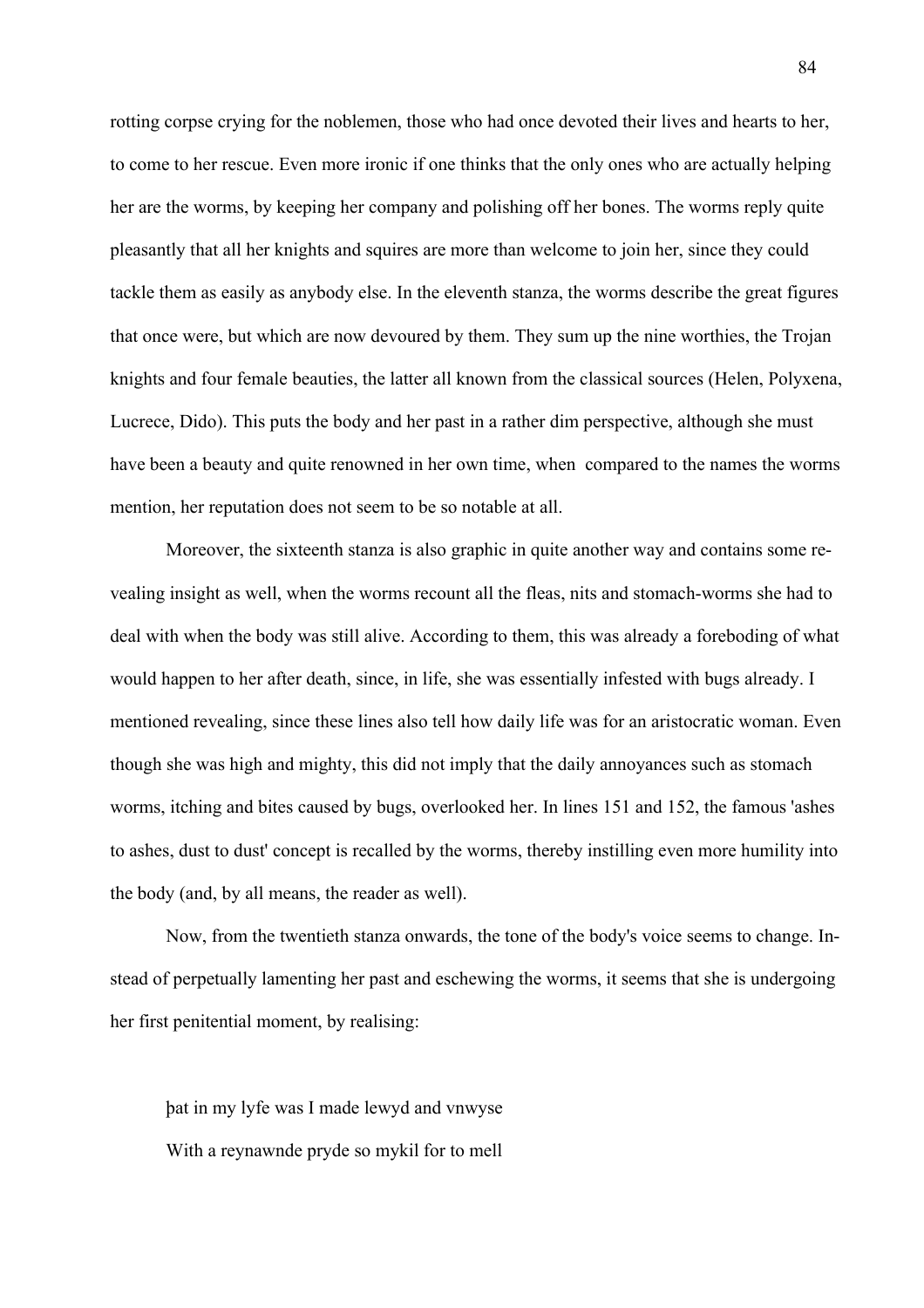rotting corpse crying for the noblemen, those who had once devoted their lives and hearts to her, to come to her rescue. Even more ironic if one thinks that the only ones who are actually helping her are the worms, by keeping her company and polishing off her bones. The worms reply quite pleasantly that all her knights and squires are more than welcome to join her, since they could tackle them as easily as anybody else. In the eleventh stanza, the worms describe the great figures that once were, but which are now devoured by them. They sum up the nine worthies, the Trojan knights and four female beauties, the latter all known from the classical sources (Helen, Polyxena, Lucrece, Dido). This puts the body and her past in a rather dim perspective, although she must have been a beauty and quite renowned in her own time, when compared to the names the worms mention, her reputation does not seem to be so notable at all.

Moreover, the sixteenth stanza is also graphic in quite another way and contains some revealing insight as well, when the worms recount all the fleas, nits and stomach-worms she had to deal with when the body was still alive. According to them, this was already a foreboding of what would happen to her after death, since, in life, she was essentially infested with bugs already. I mentioned revealing, since these lines also tell how daily life was for an aristocratic woman. Even though she was high and mighty, this did not imply that the daily annoyances such as stomach worms, itching and bites caused by bugs, overlooked her. In lines 151 and 152, the famous 'ashes to ashes, dust to dust' concept is recalled by the worms, thereby instilling even more humility into the body (and, by all means, the reader as well).

Now, from the twentieth stanza onwards, the tone of the body's voice seems to change. Instead of perpetually lamenting her past and eschewing the worms, it seems that she is undergoing her first penitential moment, by realising:

> þat in my lyfe was I made lewyd and vnwyse
>
> With a reynawnde pryde so mykil for to mell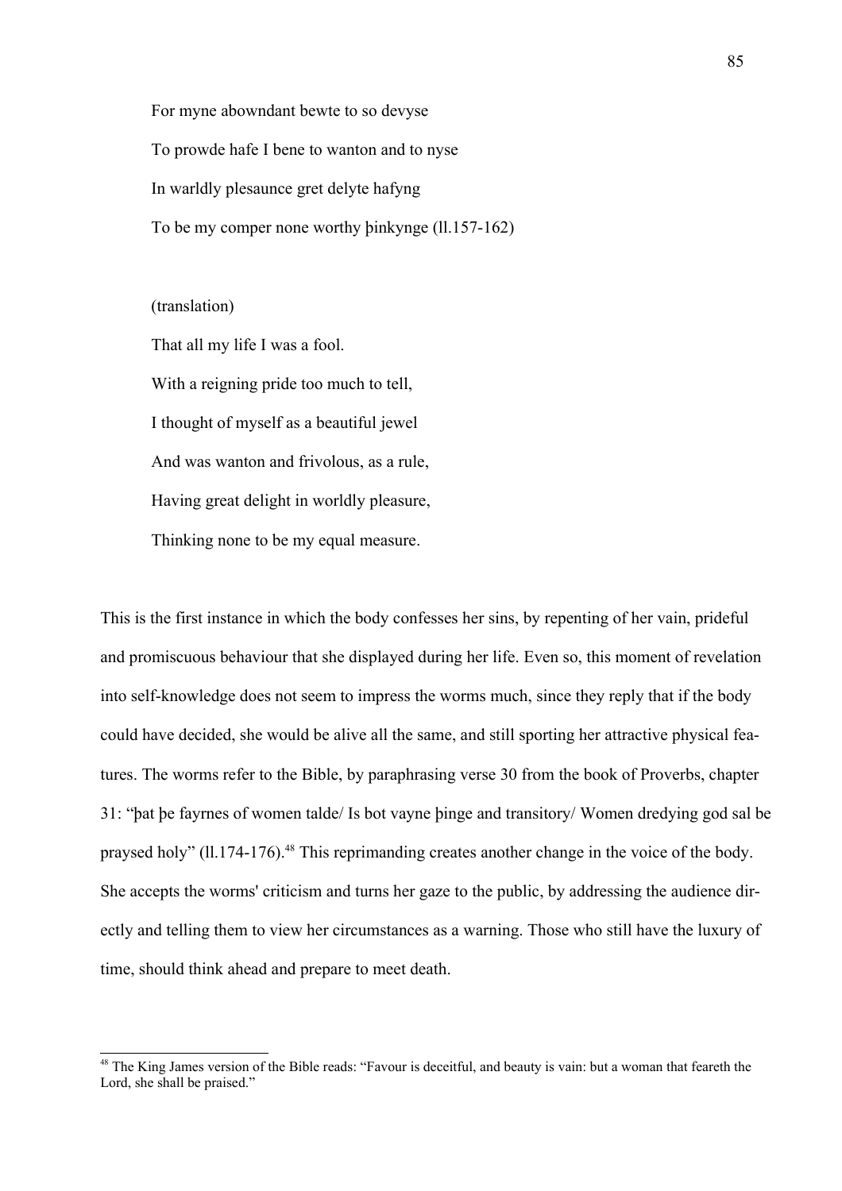For myne abowndant bewte to so devyse

To prowde hafe I bene to wanton and to nyse

In warldly plesaunce gret delyte hafyng

To be my comper none worthy þinkynge (ll.157-162)

(translation)

That all my life I was a fool.

With a reigning pride too much to tell,

I thought of myself as a beautiful jewel

And was wanton and frivolous, as a rule,

Having great delight in worldly pleasure,

Thinking none to be my equal measure.

This is the first instance in which the body confesses her sins, by repenting of her vain, prideful and promiscuous behaviour that she displayed during her life. Even so, this moment of revelation into self-knowledge does not seem to impress the worms much, since they reply that if the body could have decided, she would be alive all the same, and still sporting her attractive physical features. The worms refer to the Bible, by paraphrasing verse 30 from the book of Proverbs, chapter 31: "þat þe fayrnes of women talde/ Is bot vayne þinge and transitory/ Women dredying god sal be praysed holy" (ll.174-176).[48] This reprimanding creates another change in the voice of the body. She accepts the worms' criticism and turns her gaze to the public, by addressing the audience directly and telling them to view her circumstances as a warning. Those who still have the luxury of time, should think ahead and prepare to meet death.

[48] The King James version of the Bible reads: "Favour is deceitful, and beauty is vain: but a woman that feareth the Lord, she shall be praised."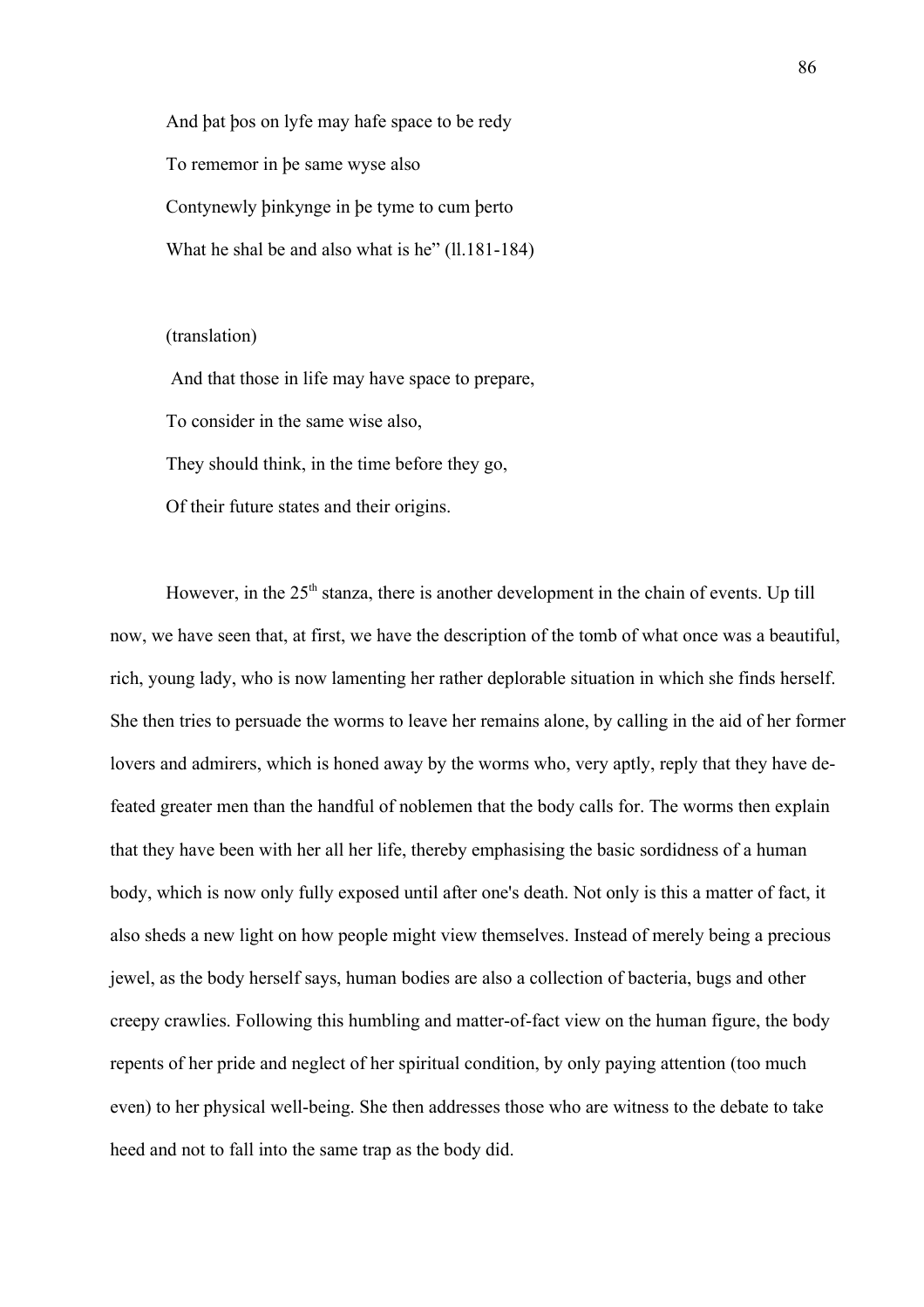And þat þos on lyfe may hafe space to be redy

To rememor in þe same wyse also

Contynewly þinkynge in þe tyme to cum þerto

What he shal be and also what is he" (ll.181-184)

(translation)

And that those in life may have space to prepare,

To consider in the same wise also,

They should think, in the time before they go,

Of their future states and their origins.

However, in the 25th stanza, there is another development in the chain of events. Up till now, we have seen that, at first, we have the description of the tomb of what once was a beautiful, rich, young lady, who is now lamenting her rather deplorable situation in which she finds herself. She then tries to persuade the worms to leave her remains alone, by calling in the aid of her former lovers and admirers, which is honed away by the worms who, very aptly, reply that they have defeated greater men than the handful of noblemen that the body calls for. The worms then explain that they have been with her all her life, thereby emphasising the basic sordidness of a human body, which is now only fully exposed until after one's death. Not only is this a matter of fact, it also sheds a new light on how people might view themselves. Instead of merely being a precious jewel, as the body herself says, human bodies are also a collection of bacteria, bugs and other creepy crawlies. Following this humbling and matter-of-fact view on the human figure, the body repents of her pride and neglect of her spiritual condition, by only paying attention (too much even) to her physical well-being. She then addresses those who are witness to the debate to take heed and not to fall into the same trap as the body did.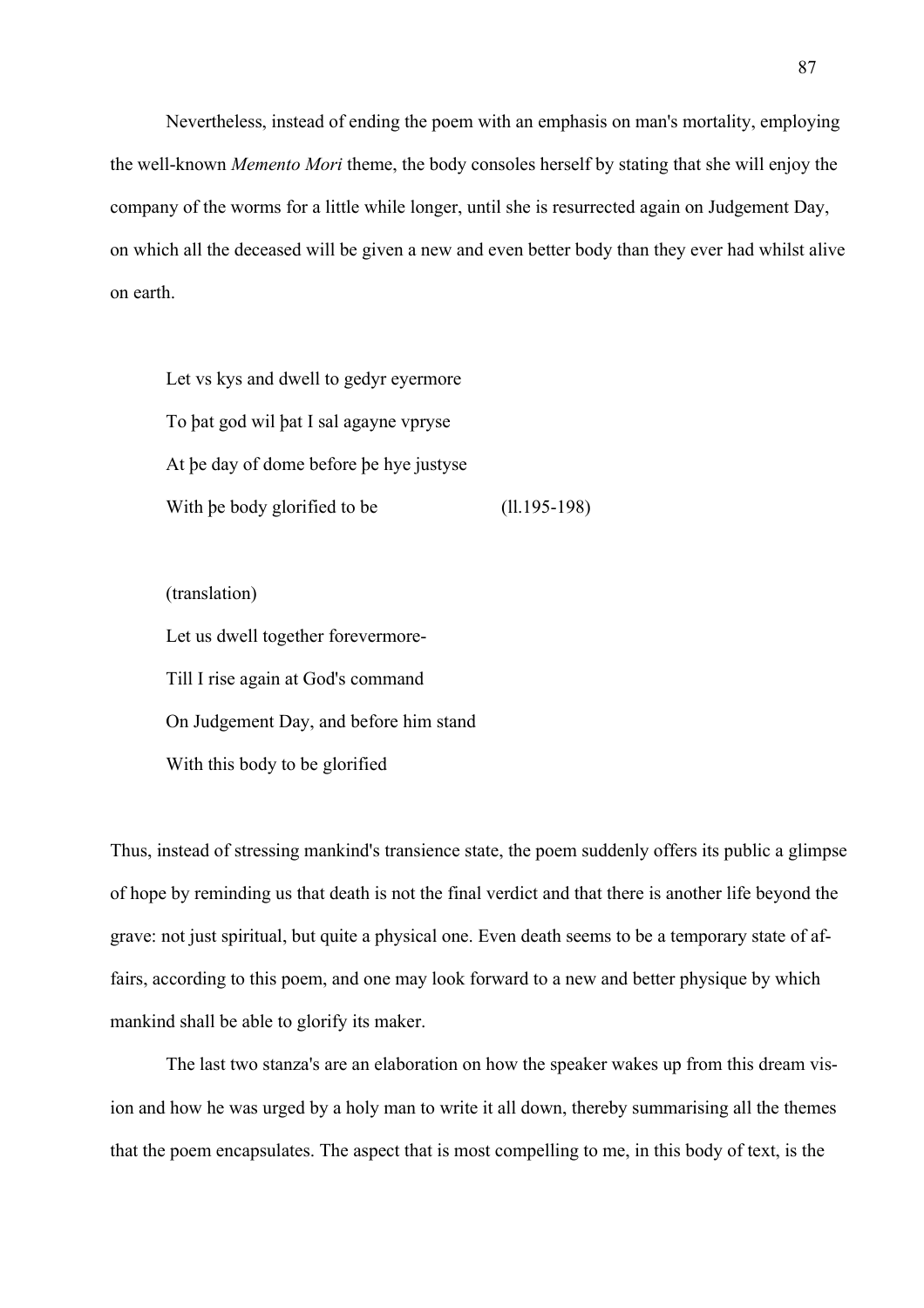Nevertheless, instead of ending the poem with an emphasis on man's mortality, employing the well-known *Memento Mori* theme, the body consoles herself by stating that she will enjoy the company of the worms for a little while longer, until she is resurrected again on Judgement Day, on which all the deceased will be given a new and even better body than they ever had whilst alive on earth.

> Let vs kys and dwell to gedyr eyermore
> To þat god wil þat I sal agayne vpryse
> At þe day of dome before þe hye justyse
> With þe body glorified to be (ll.195-198)

> (translation)
> Let us dwell together forevermore-
> Till I rise again at God's command
> On Judgement Day, and before him stand
> With this body to be glorified

Thus, instead of stressing mankind's transience state, the poem suddenly offers its public a glimpse of hope by reminding us that death is not the final verdict and that there is another life beyond the grave: not just spiritual, but quite a physical one. Even death seems to be a temporary state of affairs, according to this poem, and one may look forward to a new and better physique by which mankind shall be able to glorify its maker.

The last two stanza's are an elaboration on how the speaker wakes up from this dream vision and how he was urged by a holy man to write it all down, thereby summarising all the themes that the poem encapsulates. The aspect that is most compelling to me, in this body of text, is the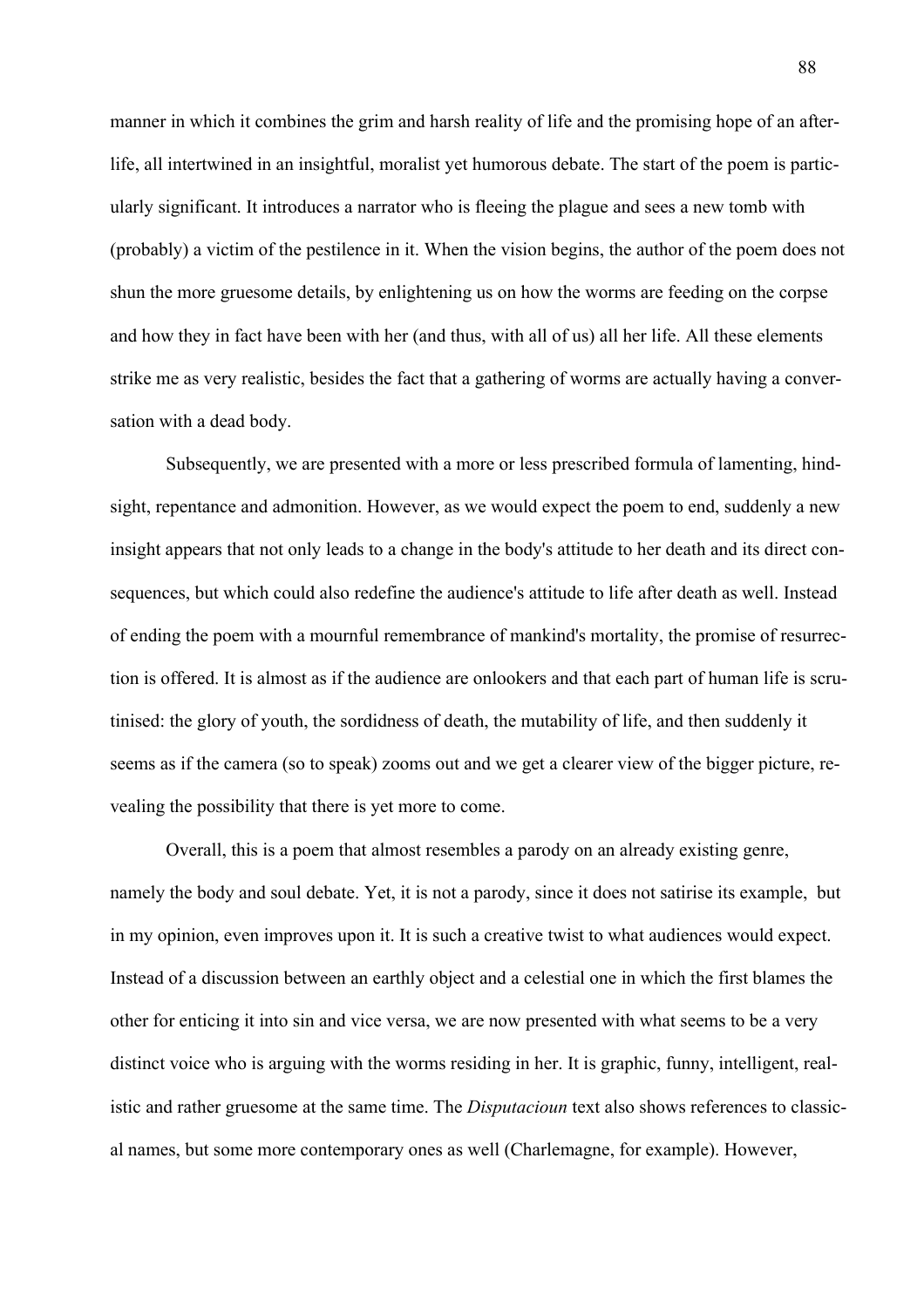manner in which it combines the grim and harsh reality of life and the promising hope of an afterlife, all intertwined in an insightful, moralist yet humorous debate. The start of the poem is particularly significant. It introduces a narrator who is fleeing the plague and sees a new tomb with (probably) a victim of the pestilence in it. When the vision begins, the author of the poem does not shun the more gruesome details, by enlightening us on how the worms are feeding on the corpse and how they in fact have been with her (and thus, with all of us) all her life. All these elements strike me as very realistic, besides the fact that a gathering of worms are actually having a conversation with a dead body.

Subsequently, we are presented with a more or less prescribed formula of lamenting, hindsight, repentance and admonition. However, as we would expect the poem to end, suddenly a new insight appears that not only leads to a change in the body's attitude to her death and its direct consequences, but which could also redefine the audience's attitude to life after death as well. Instead of ending the poem with a mournful remembrance of mankind's mortality, the promise of resurrection is offered. It is almost as if the audience are onlookers and that each part of human life is scrutinised: the glory of youth, the sordidness of death, the mutability of life, and then suddenly it seems as if the camera (so to speak) zooms out and we get a clearer view of the bigger picture, revealing the possibility that there is yet more to come.

Overall, this is a poem that almost resembles a parody on an already existing genre, namely the body and soul debate. Yet, it is not a parody, since it does not satirise its example, but in my opinion, even improves upon it. It is such a creative twist to what audiences would expect. Instead of a discussion between an earthly object and a celestial one in which the first blames the other for enticing it into sin and vice versa, we are now presented with what seems to be a very distinct voice who is arguing with the worms residing in her. It is graphic, funny, intelligent, realistic and rather gruesome at the same time. The *Disputacioun* text also shows references to classical names, but some more contemporary ones as well (Charlemagne, for example). However,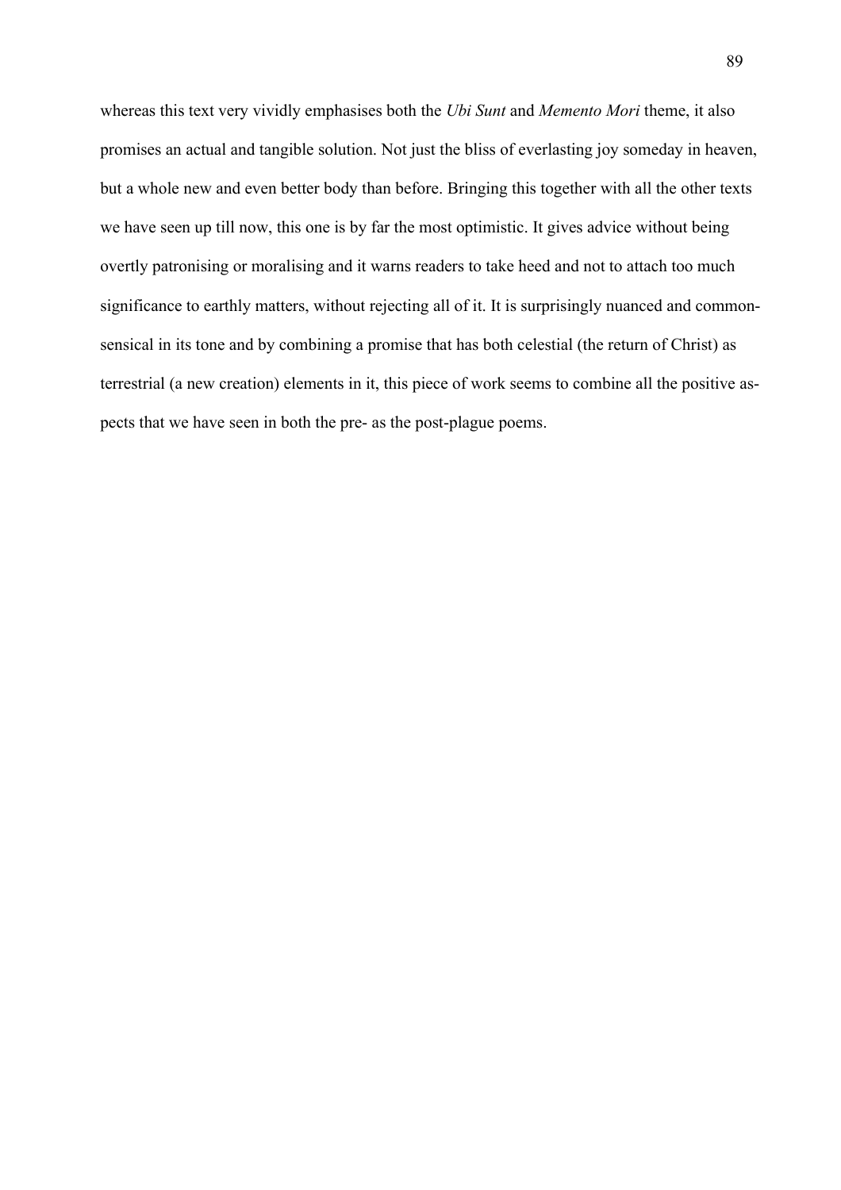whereas this text very vividly emphasises both the *Ubi Sunt* and *Memento Mori* theme, it also promises an actual and tangible solution. Not just the bliss of everlasting joy someday in heaven, but a whole new and even better body than before. Bringing this together with all the other texts we have seen up till now, this one is by far the most optimistic. It gives advice without being overtly patronising or moralising and it warns readers to take heed and not to attach too much significance to earthly matters, without rejecting all of it. It is surprisingly nuanced and common-sensical in its tone and by combining a promise that has both celestial (the return of Christ) as terrestrial (a new creation) elements in it, this piece of work seems to combine all the positive aspects that we have seen in both the pre- as the post-plague poems.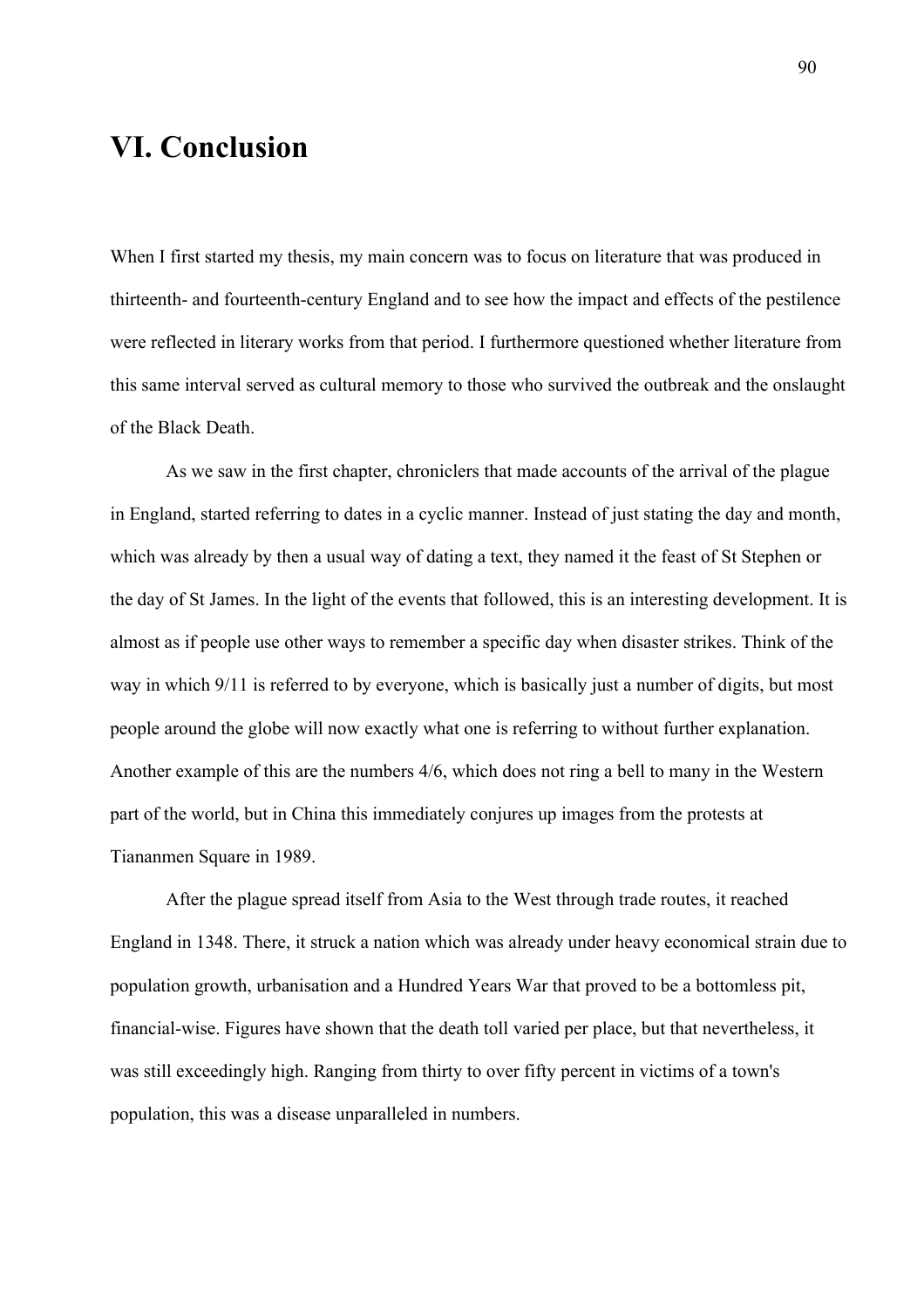# VI. Conclusion

When I first started my thesis, my main concern was to focus on literature that was produced in thirteenth- and fourteenth-century England and to see how the impact and effects of the pestilence were reflected in literary works from that period. I furthermore questioned whether literature from this same interval served as cultural memory to those who survived the outbreak and the onslaught of the Black Death.

As we saw in the first chapter, chroniclers that made accounts of the arrival of the plague in England, started referring to dates in a cyclic manner. Instead of just stating the day and month, which was already by then a usual way of dating a text, they named it the feast of St Stephen or the day of St James. In the light of the events that followed, this is an interesting development. It is almost as if people use other ways to remember a specific day when disaster strikes. Think of the way in which 9/11 is referred to by everyone, which is basically just a number of digits, but most people around the globe will now exactly what one is referring to without further explanation. Another example of this are the numbers 4/6, which does not ring a bell to many in the Western part of the world, but in China this immediately conjures up images from the protests at Tiananmen Square in 1989.

After the plague spread itself from Asia to the West through trade routes, it reached England in 1348. There, it struck a nation which was already under heavy economical strain due to population growth, urbanisation and a Hundred Years War that proved to be a bottomless pit, financial-wise. Figures have shown that the death toll varied per place, but that nevertheless, it was still exceedingly high. Ranging from thirty to over fifty percent in victims of a town's population, this was a disease unparalleled in numbers.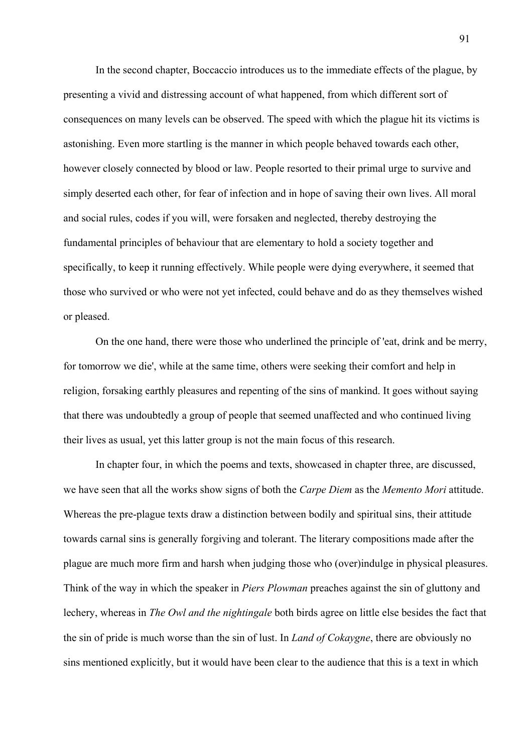In the second chapter, Boccaccio introduces us to the immediate effects of the plague, by presenting a vivid and distressing account of what happened, from which different sort of consequences on many levels can be observed. The speed with which the plague hit its victims is astonishing. Even more startling is the manner in which people behaved towards each other, however closely connected by blood or law. People resorted to their primal urge to survive and simply deserted each other, for fear of infection and in hope of saving their own lives. All moral and social rules, codes if you will, were forsaken and neglected, thereby destroying the fundamental principles of behaviour that are elementary to hold a society together and specifically, to keep it running effectively. While people were dying everywhere, it seemed that those who survived or who were not yet infected, could behave and do as they themselves wished or pleased.

On the one hand, there were those who underlined the principle of 'eat, drink and be merry, for tomorrow we die', while at the same time, others were seeking their comfort and help in religion, forsaking earthly pleasures and repenting of the sins of mankind. It goes without saying that there was undoubtedly a group of people that seemed unaffected and who continued living their lives as usual, yet this latter group is not the main focus of this research.

In chapter four, in which the poems and texts, showcased in chapter three, are discussed, we have seen that all the works show signs of both the *Carpe Diem* as the *Memento Mori* attitude. Whereas the pre-plague texts draw a distinction between bodily and spiritual sins, their attitude towards carnal sins is generally forgiving and tolerant. The literary compositions made after the plague are much more firm and harsh when judging those who (over)indulge in physical pleasures. Think of the way in which the speaker in *Piers Plowman* preaches against the sin of gluttony and lechery, whereas in *The Owl and the nightingale* both birds agree on little else besides the fact that the sin of pride is much worse than the sin of lust. In *Land of Cokaygne*, there are obviously no sins mentioned explicitly, but it would have been clear to the audience that this is a text in which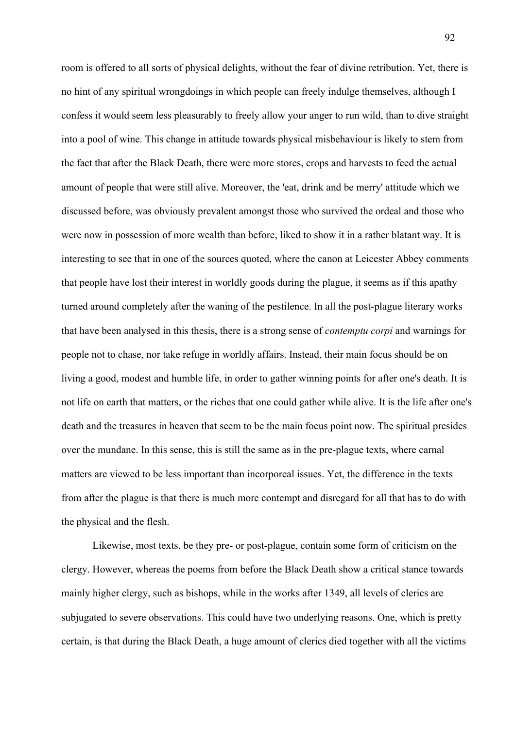room is offered to all sorts of physical delights, without the fear of divine retribution. Yet, there is no hint of any spiritual wrongdoings in which people can freely indulge themselves, although I confess it would seem less pleasurably to freely allow your anger to run wild, than to dive straight into a pool of wine. This change in attitude towards physical misbehaviour is likely to stem from the fact that after the Black Death, there were more stores, crops and harvests to feed the actual amount of people that were still alive. Moreover, the 'eat, drink and be merry' attitude which we discussed before, was obviously prevalent amongst those who survived the ordeal and those who were now in possession of more wealth than before, liked to show it in a rather blatant way. It is interesting to see that in one of the sources quoted, where the canon at Leicester Abbey comments that people have lost their interest in worldly goods during the plague, it seems as if this apathy turned around completely after the waning of the pestilence. In all the post-plague literary works that have been analysed in this thesis, there is a strong sense of *contemptu corpi* and warnings for people not to chase, nor take refuge in worldly affairs. Instead, their main focus should be on living a good, modest and humble life, in order to gather winning points for after one's death. It is not life on earth that matters, or the riches that one could gather while alive. It is the life after one's death and the treasures in heaven that seem to be the main focus point now. The spiritual presides over the mundane. In this sense, this is still the same as in the pre-plague texts, where carnal matters are viewed to be less important than incorporeal issues. Yet, the difference in the texts from after the plague is that there is much more contempt and disregard for all that has to do with the physical and the flesh.

Likewise, most texts, be they pre- or post-plague, contain some form of criticism on the clergy. However, whereas the poems from before the Black Death show a critical stance towards mainly higher clergy, such as bishops, while in the works after 1349, all levels of clerics are subjugated to severe observations. This could have two underlying reasons. One, which is pretty certain, is that during the Black Death, a huge amount of clerics died together with all the victims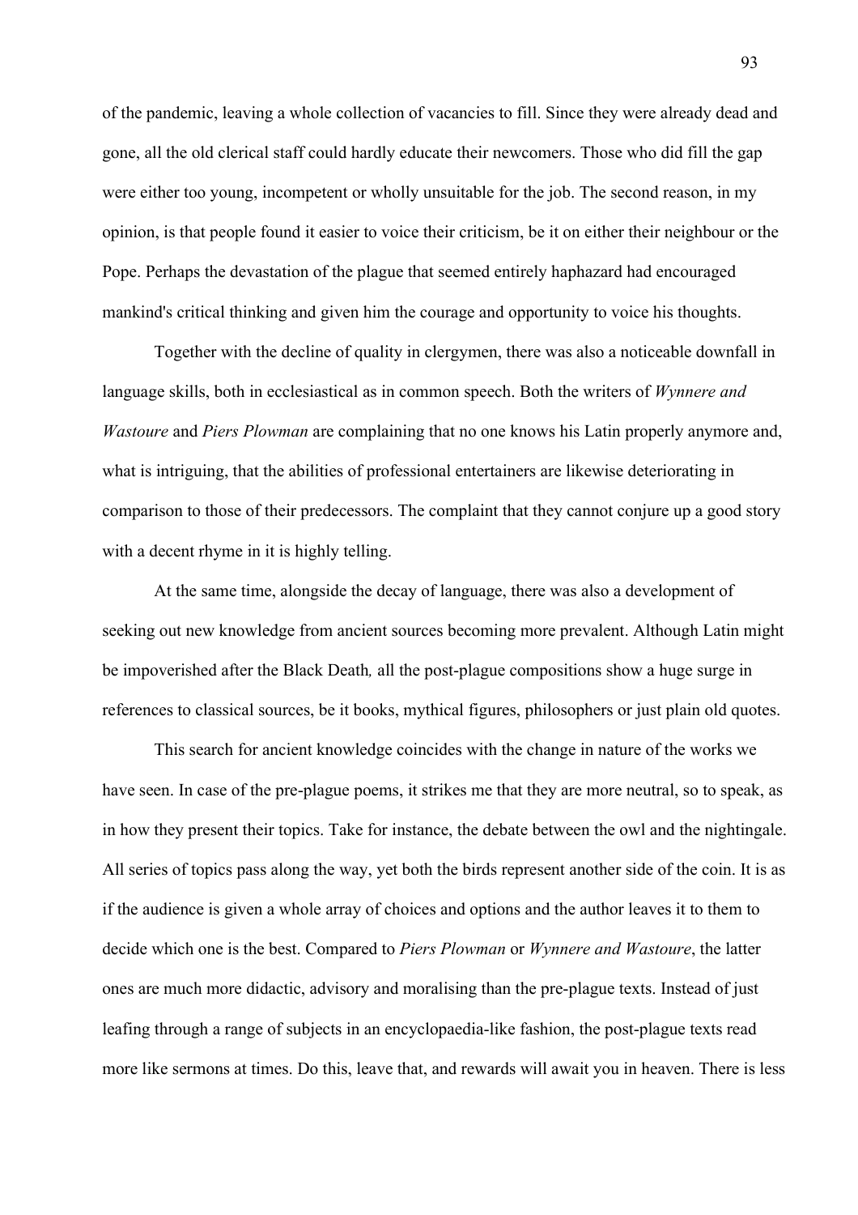of the pandemic, leaving a whole collection of vacancies to fill. Since they were already dead and gone, all the old clerical staff could hardly educate their newcomers. Those who did fill the gap were either too young, incompetent or wholly unsuitable for the job. The second reason, in my opinion, is that people found it easier to voice their criticism, be it on either their neighbour or the Pope. Perhaps the devastation of the plague that seemed entirely haphazard had encouraged mankind's critical thinking and given him the courage and opportunity to voice his thoughts.

Together with the decline of quality in clergymen, there was also a noticeable downfall in language skills, both in ecclesiastical as in common speech. Both the writers of *Wynnere and Wastoure* and *Piers Plowman* are complaining that no one knows his Latin properly anymore and, what is intriguing, that the abilities of professional entertainers are likewise deteriorating in comparison to those of their predecessors. The complaint that they cannot conjure up a good story with a decent rhyme in it is highly telling.

At the same time, alongside the decay of language, there was also a development of seeking out new knowledge from ancient sources becoming more prevalent. Although Latin might be impoverished after the Black Death*,* all the post-plague compositions show a huge surge in references to classical sources, be it books, mythical figures, philosophers or just plain old quotes.

This search for ancient knowledge coincides with the change in nature of the works we have seen. In case of the pre-plague poems, it strikes me that they are more neutral, so to speak, as in how they present their topics. Take for instance, the debate between the owl and the nightingale. All series of topics pass along the way, yet both the birds represent another side of the coin. It is as if the audience is given a whole array of choices and options and the author leaves it to them to decide which one is the best. Compared to *Piers Plowman* or *Wynnere and Wastoure*, the latter ones are much more didactic, advisory and moralising than the pre-plague texts. Instead of just leafing through a range of subjects in an encyclopaedia-like fashion, the post-plague texts read more like sermons at times. Do this, leave that, and rewards will await you in heaven. There is less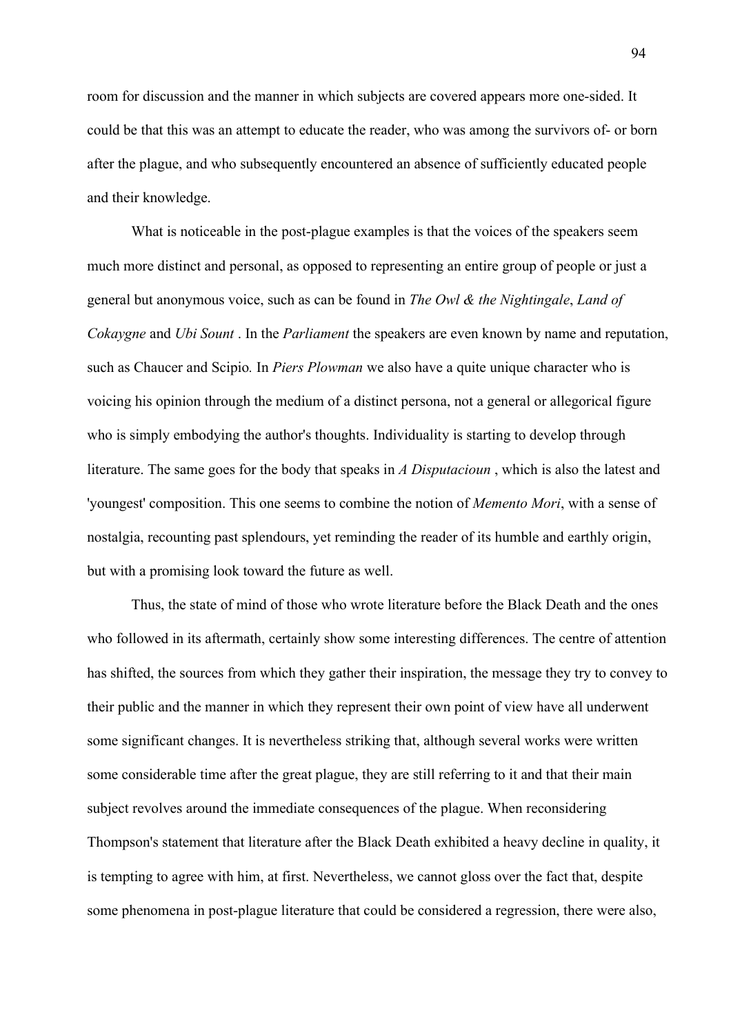room for discussion and the manner in which subjects are covered appears more one-sided. It could be that this was an attempt to educate the reader, who was among the survivors of- or born after the plague, and who subsequently encountered an absence of sufficiently educated people and their knowledge.

What is noticeable in the post-plague examples is that the voices of the speakers seem much more distinct and personal, as opposed to representing an entire group of people or just a general but anonymous voice, such as can be found in *The Owl & the Nightingale*, *Land of Cokaygne* and *Ubi Sount* . In the *Parliament* the speakers are even known by name and reputation, such as Chaucer and Scipio. In *Piers Plowman* we also have a quite unique character who is voicing his opinion through the medium of a distinct persona, not a general or allegorical figure who is simply embodying the author's thoughts. Individuality is starting to develop through literature. The same goes for the body that speaks in *A Disputacioun* , which is also the latest and 'youngest' composition. This one seems to combine the notion of *Memento Mori*, with a sense of nostalgia, recounting past splendours, yet reminding the reader of its humble and earthly origin, but with a promising look toward the future as well.

Thus, the state of mind of those who wrote literature before the Black Death and the ones who followed in its aftermath, certainly show some interesting differences. The centre of attention has shifted, the sources from which they gather their inspiration, the message they try to convey to their public and the manner in which they represent their own point of view have all underwent some significant changes. It is nevertheless striking that, although several works were written some considerable time after the great plague, they are still referring to it and that their main subject revolves around the immediate consequences of the plague. When reconsidering Thompson's statement that literature after the Black Death exhibited a heavy decline in quality, it is tempting to agree with him, at first. Nevertheless, we cannot gloss over the fact that, despite some phenomena in post-plague literature that could be considered a regression, there were also,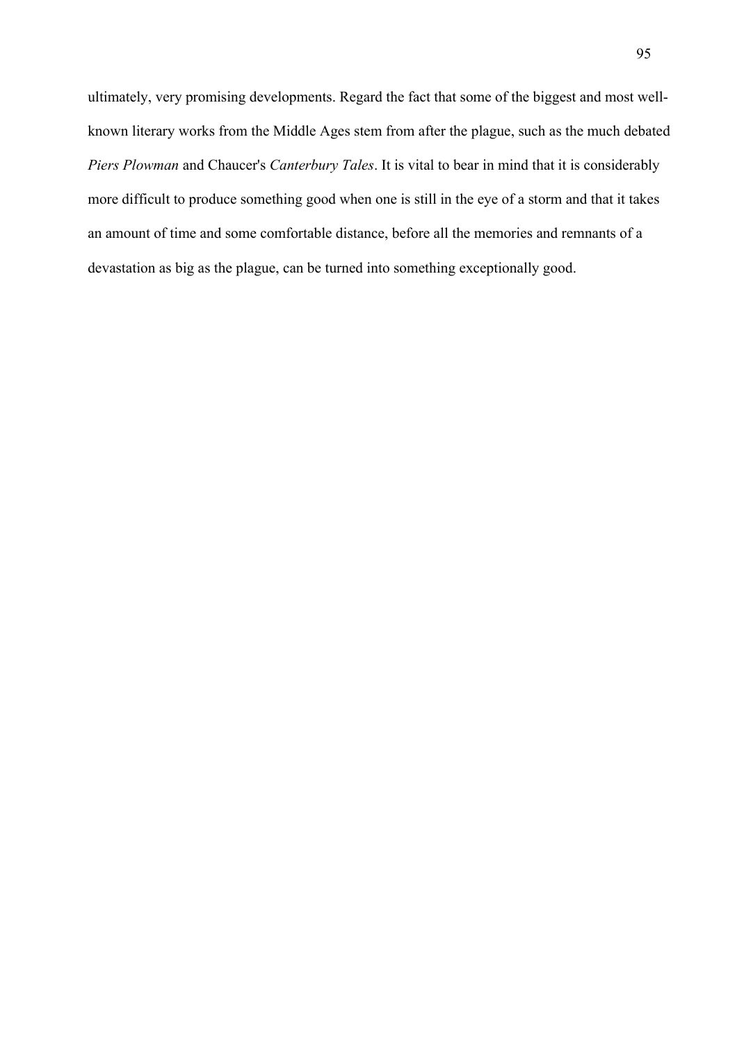ultimately, very promising developments. Regard the fact that some of the biggest and most well-known literary works from the Middle Ages stem from after the plague, such as the much debated *Piers Plowman* and Chaucer's *Canterbury Tales*. It is vital to bear in mind that it is considerably more difficult to produce something good when one is still in the eye of a storm and that it takes an amount of time and some comfortable distance, before all the memories and remnants of a devastation as big as the plague, can be turned into something exceptionally good.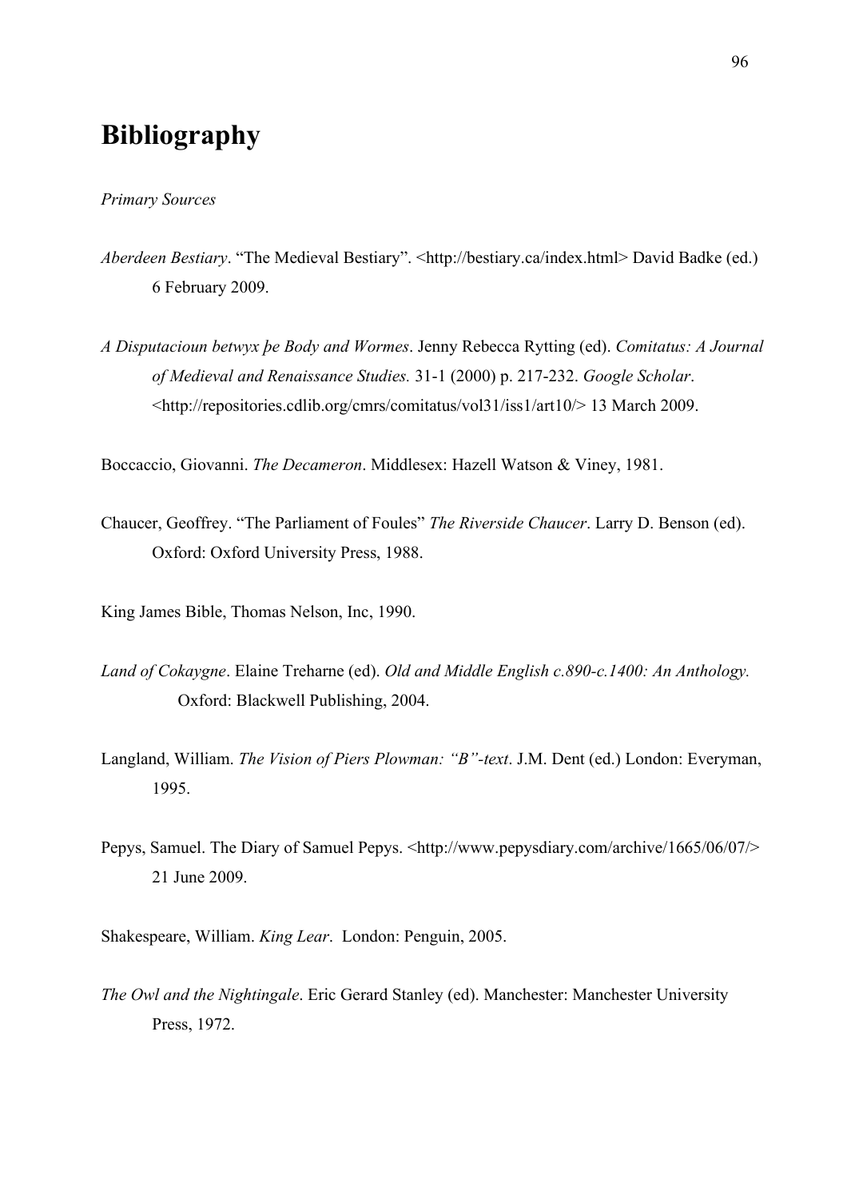# Bibliography

*Primary Sources*

*Aberdeen Bestiary*. “The Medieval Bestiary”. <http://bestiary.ca/index.html> David Badke (ed.) 6 February 2009.

*A Disputacioun betwyx þe Body and Wormes*. Jenny Rebecca Rytting (ed). *Comitatus: A Journal of Medieval and Renaissance Studies.* 31-1 (2000) p. 217-232. *Google Scholar*. <http://repositories.cdlib.org/cmrs/comitatus/vol31/iss1/art10/> 13 March 2009.

Boccaccio, Giovanni. *The Decameron*. Middlesex: Hazell Watson & Viney, 1981.

Chaucer, Geoffrey. “The Parliament of Foules” *The Riverside Chaucer*. Larry D. Benson (ed). Oxford: Oxford University Press, 1988.

King James Bible, Thomas Nelson, Inc, 1990.

*Land of Cokaygne*. Elaine Treharne (ed). *Old and Middle English c.890-c.1400: An Anthology.* Oxford: Blackwell Publishing, 2004.

Langland, William. *The Vision of Piers Plowman: “B”-text*. J.M. Dent (ed.) London: Everyman, 1995.

Pepys, Samuel. The Diary of Samuel Pepys. <http://www.pepysdiary.com/archive/1665/06/07/> 21 June 2009.

Shakespeare, William. *King Lear*. London: Penguin, 2005.

*The Owl and the Nightingale*. Eric Gerard Stanley (ed). Manchester: Manchester University Press, 1972.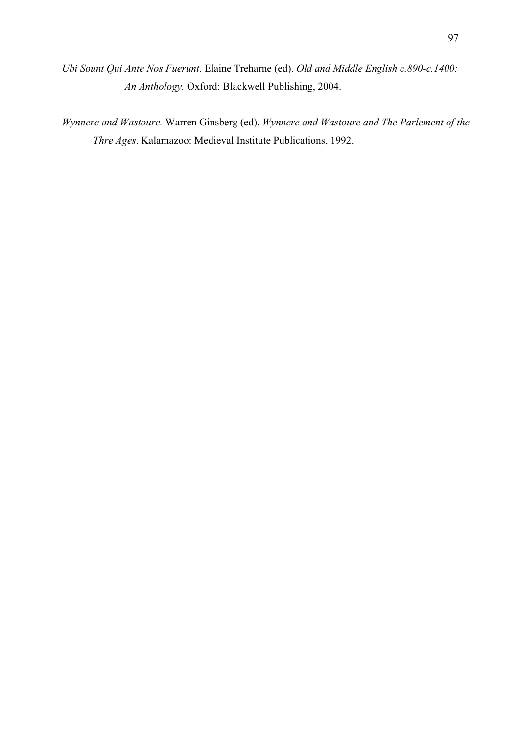*Ubi Sount Qui Ante Nos Fuerunt*. Elaine Treharne (ed). *Old and Middle English c.890-c.1400: An Anthology.* Oxford: Blackwell Publishing, 2004.

*Wynnere and Wastoure.* Warren Ginsberg (ed). *Wynnere and Wastoure and The Parlement of the Thre Ages*. Kalamazoo: Medieval Institute Publications, 1992.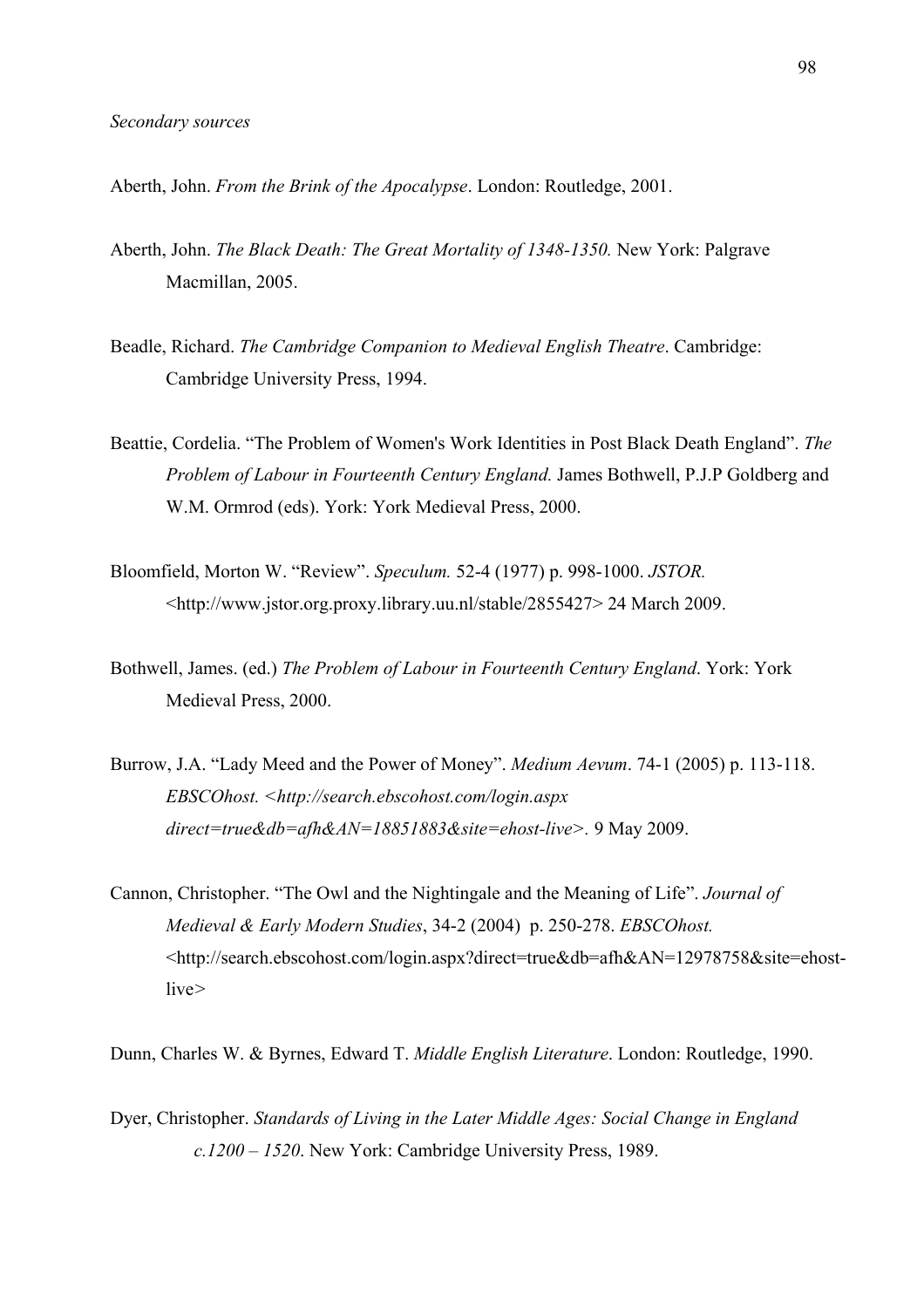*Secondary sources*

Aberth, John. *From the Brink of the Apocalypse*. London: Routledge, 2001.

Aberth, John. *The Black Death: The Great Mortality of 1348-1350.* New York: Palgrave Macmillan, 2005.

Beadle, Richard. *The Cambridge Companion to Medieval English Theatre*. Cambridge: Cambridge University Press, 1994.

Beattie, Cordelia. "The Problem of Women's Work Identities in Post Black Death England". *The Problem of Labour in Fourteenth Century England.* James Bothwell, P.J.P Goldberg and W.M. Ormrod (eds). York: York Medieval Press, 2000.

Bloomfield, Morton W. "Review". *Speculum.* 52-4 (1977) p. 998-1000. *JSTOR.* <http://www.jstor.org.proxy.library.uu.nl/stable/2855427> 24 March 2009.

Bothwell, James. (ed.) *The Problem of Labour in Fourteenth Century England*. York: York Medieval Press, 2000.

Burrow, J.A. "Lady Meed and the Power of Money". *Medium Aevum*. 74-1 (2005) p. 113-118. *EBSCOhost. <http://search.ebscohost.com/login.aspx direct=true&db=afh&AN=18851883&site=ehost-live>.* 9 May 2009.

Cannon, Christopher. "The Owl and the Nightingale and the Meaning of Life". *Journal of Medieval & Early Modern Studies*, 34-2 (2004) p. 250-278. *EBSCOhost.* <http://search.ebscohost.com/login.aspx?direct=true&db=afh&AN=12978758&site=ehost-live>

Dunn, Charles W. & Byrnes, Edward T. *Middle English Literature*. London: Routledge, 1990.

Dyer, Christopher. *Standards of Living in the Later Middle Ages: Social Change in England c.1200 – 1520*. New York: Cambridge University Press, 1989.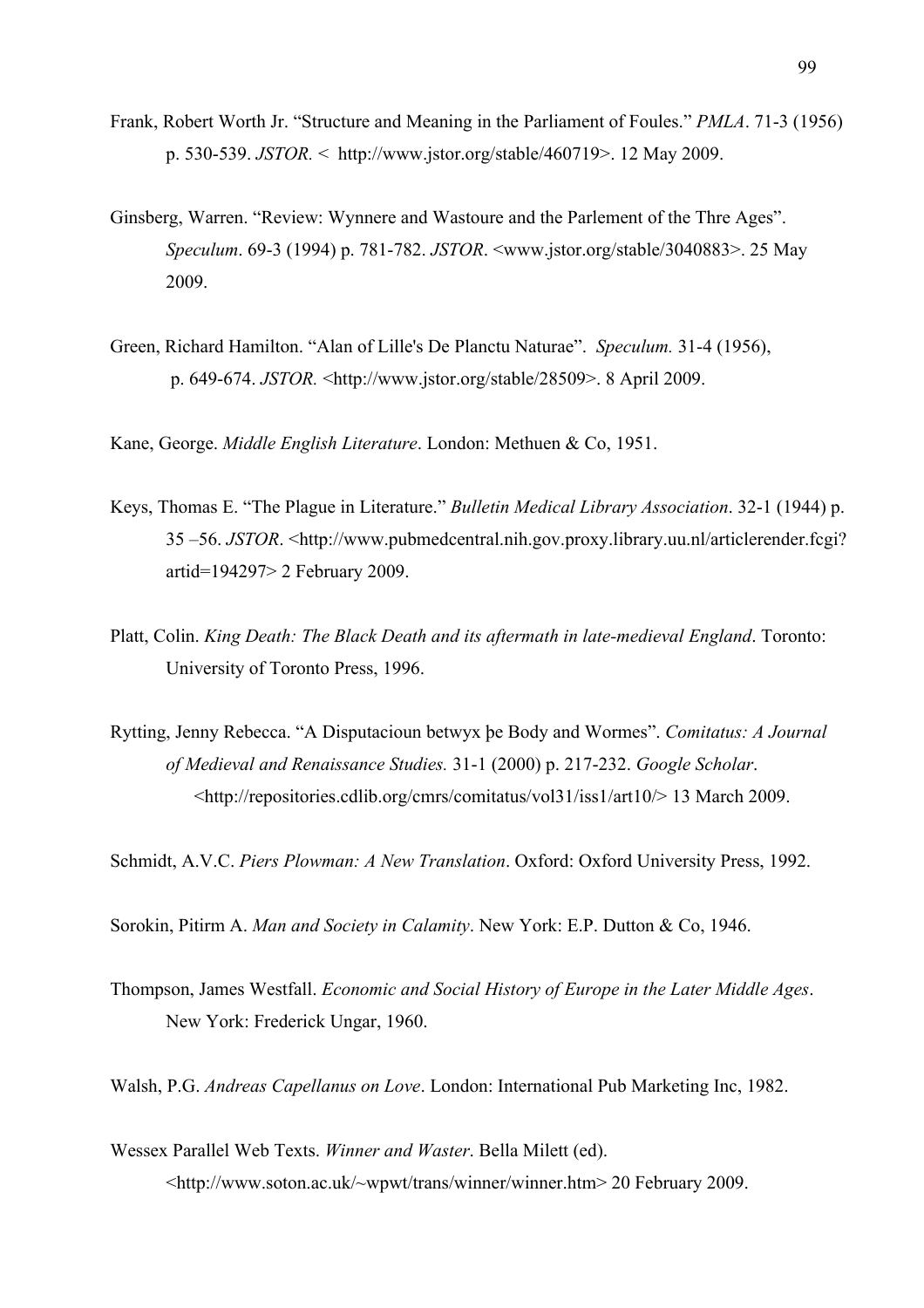Frank, Robert Worth Jr. "Structure and Meaning in the Parliament of Foules." *PMLA*. 71-3 (1956) p. 530-539. *JSTOR.* < http://www.jstor.org/stable/460719>. 12 May 2009.

Ginsberg, Warren. "Review: Wynnere and Wastoure and the Parlement of the Thre Ages". *Speculum*. 69-3 (1994) p. 781-782. *JSTOR*. <www.jstor.org/stable/3040883>. 25 May 2009.

Green, Richard Hamilton. "Alan of Lille's De Planctu Naturae". *Speculum.* 31-4 (1956), p. 649-674. *JSTOR.* <http://www.jstor.org/stable/28509>. 8 April 2009.

Kane, George. *Middle English Literature*. London: Methuen & Co, 1951.

Keys, Thomas E. "The Plague in Literature." *Bulletin Medical Library Association*. 32-1 (1944) p. 35 –56. *JSTOR*. <http://www.pubmedcentral.nih.gov.proxy.library.uu.nl/articlerender.fcgi?artid=194297> 2 February 2009.

Platt, Colin. *King Death: The Black Death and its aftermath in late-medieval England*. Toronto: University of Toronto Press, 1996.

Rytting, Jenny Rebecca. "A Disputacioun betwyx þe Body and Wormes". *Comitatus: A Journal of Medieval and Renaissance Studies.* 31-1 (2000) p. 217-232. *Google Scholar*. <http://repositories.cdlib.org/cmrs/comitatus/vol31/iss1/art10/> 13 March 2009.

Schmidt, A.V.C. *Piers Plowman: A New Translation*. Oxford: Oxford University Press, 1992.

Sorokin, Pitirm A. *Man and Society in Calamity*. New York: E.P. Dutton & Co, 1946.

Thompson, James Westfall. *Economic and Social History of Europe in the Later Middle Ages*. New York: Frederick Ungar, 1960.

Walsh, P.G. *Andreas Capellanus on Love*. London: International Pub Marketing Inc, 1982.

Wessex Parallel Web Texts. *Winner and Waster*. Bella Milett (ed). <http://www.soton.ac.uk/~wpwt/trans/winner/winner.htm> 20 February 2009.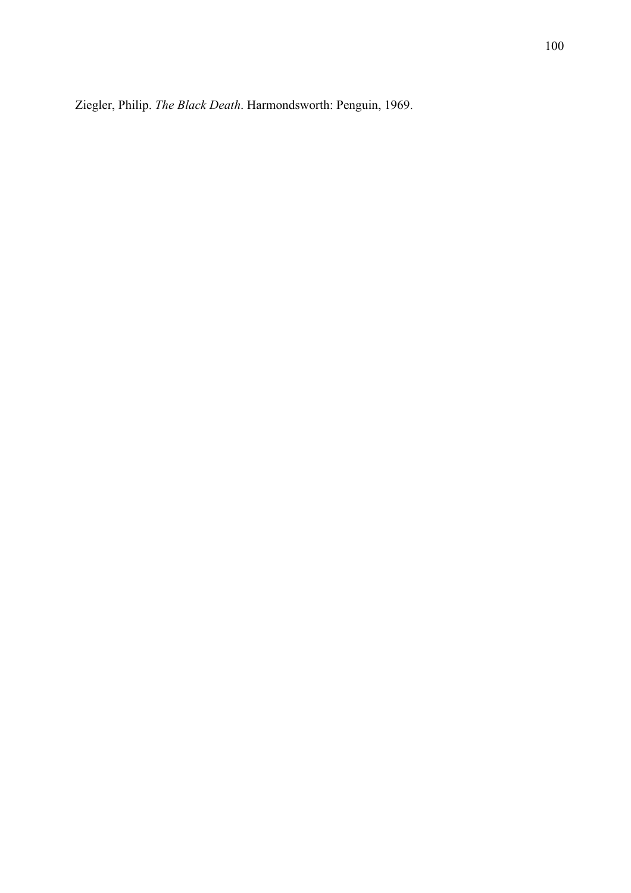Ziegler, Philip. *The Black Death*. Harmondsworth: Penguin, 1969.